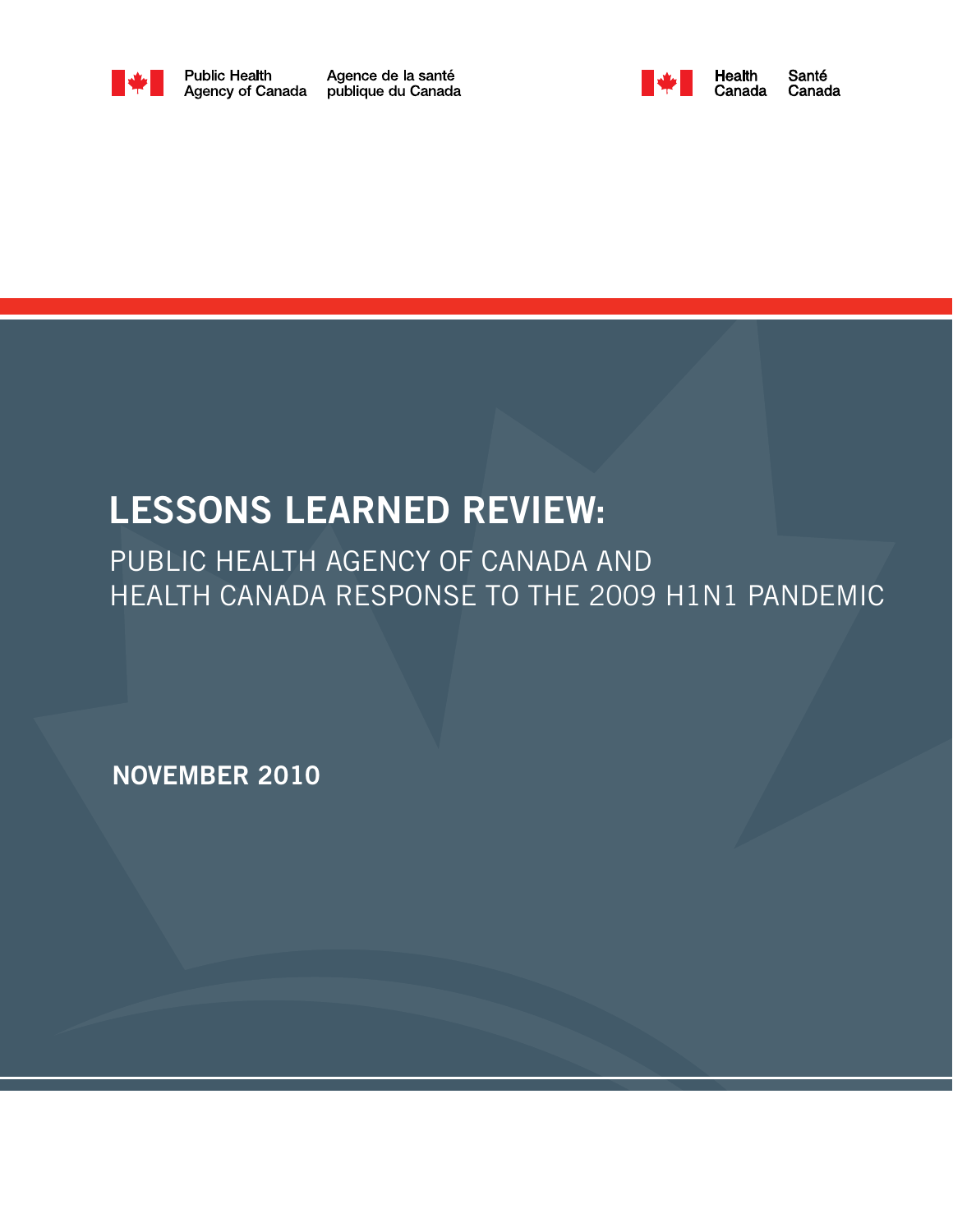Public Health Agency of Canada | Agence de la santé publique du Canada

Health Canada | Santé Canada

# LESSONS LEARNED REVIEW:

## PUBLIC HEALTH AGENCY OF CANADA AND HEALTH CANADA RESPONSE TO THE 2009 H1N1 PANDEMIC

**NOVEMBER 2010**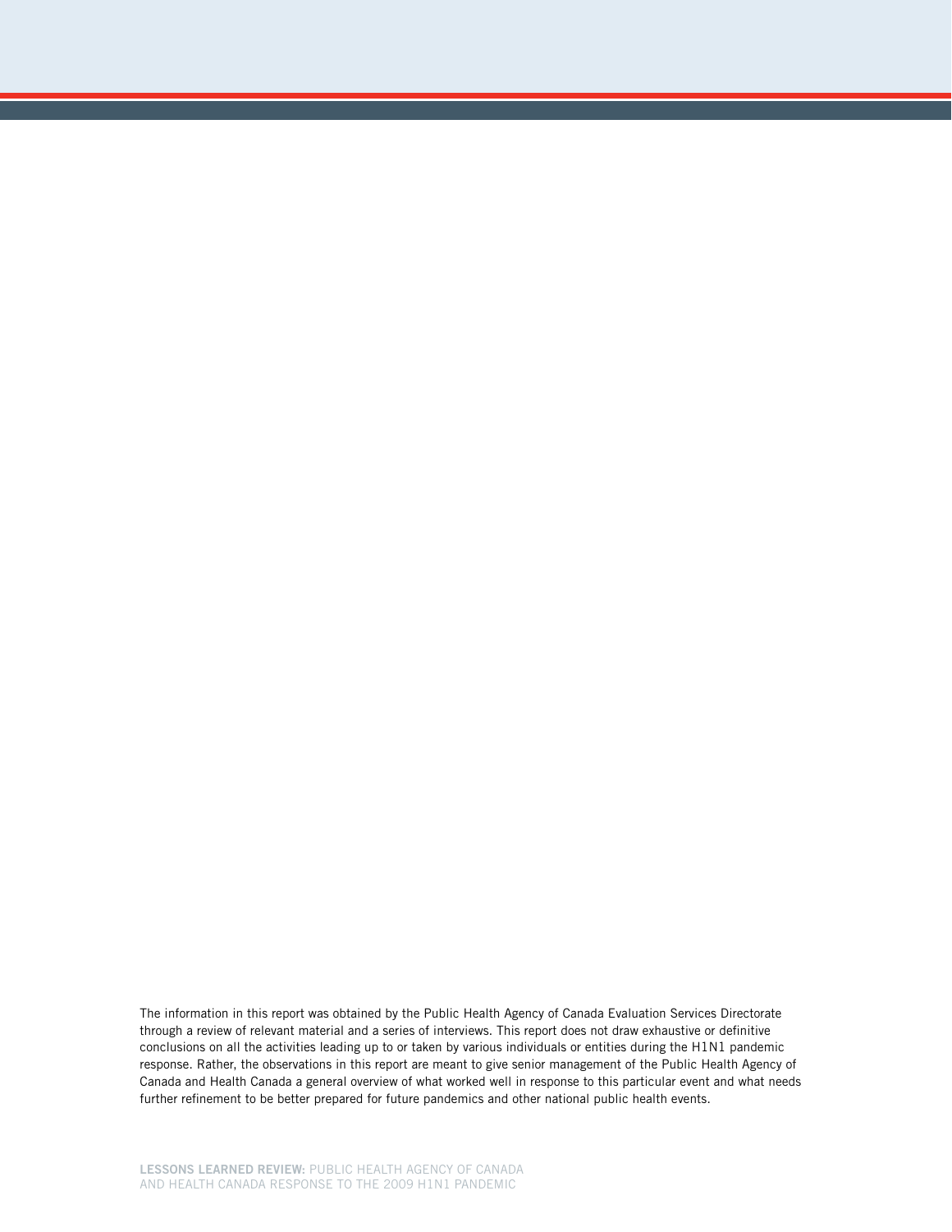The information in this report was obtained by the Public Health Agency of Canada Evaluation Services Directorate through a review of relevant material and a series of interviews. This report does not draw exhaustive or definitive conclusions on all the activities leading up to or taken by various individuals or entities during the H1N1 pandemic response. Rather, the observations in this report are meant to give senior management of the Public Health Agency of Canada and Health Canada a general overview of what worked well in response to this particular event and what needs further refinement to be better prepared for future pandemics and other national public health events.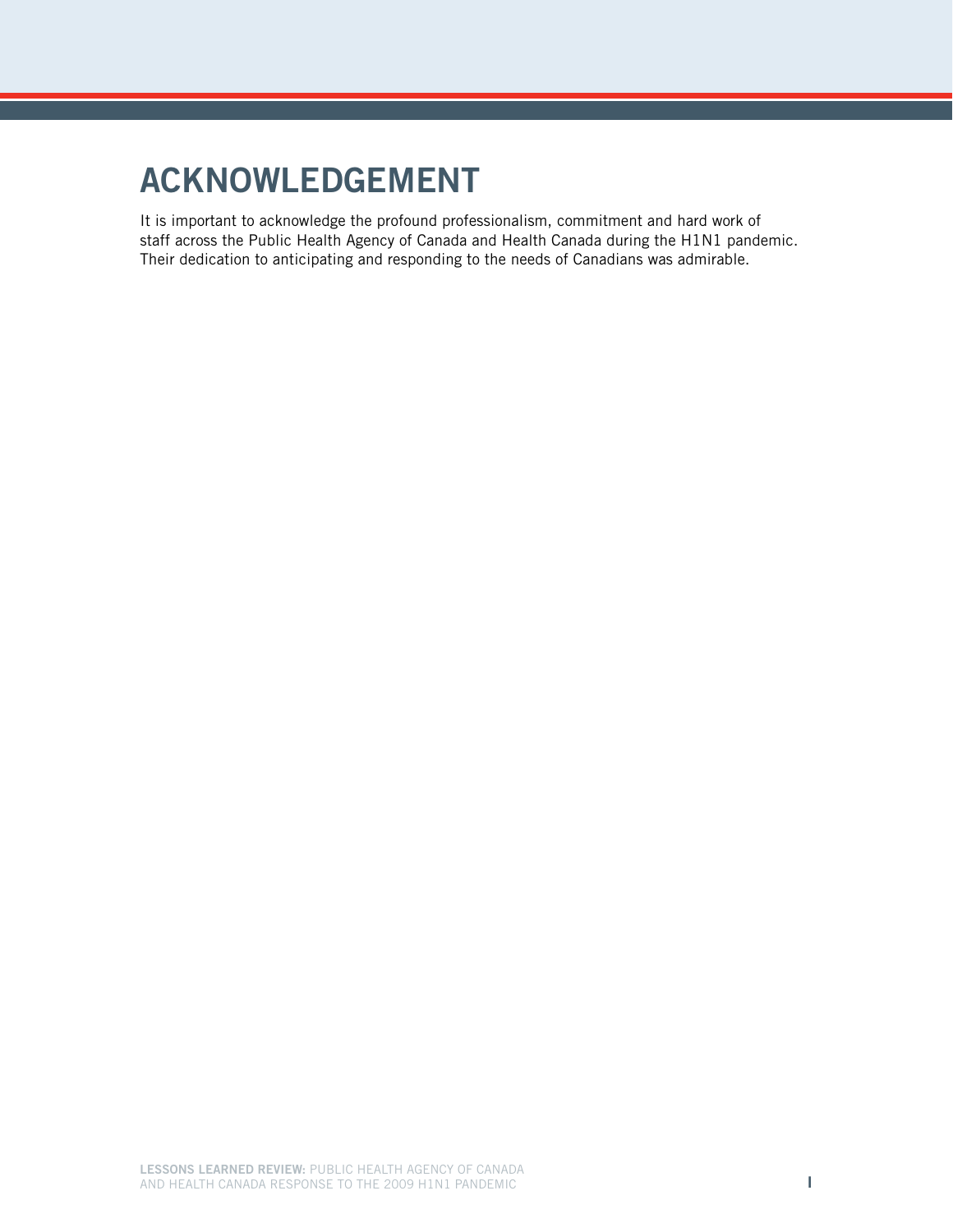# ACKNOWLEDGEMENT

It is important to acknowledge the profound professionalism, commitment and hard work of staff across the Public Health Agency of Canada and Health Canada during the H1N1 pandemic. Their dedication to anticipating and responding to the needs of Canadians was admirable.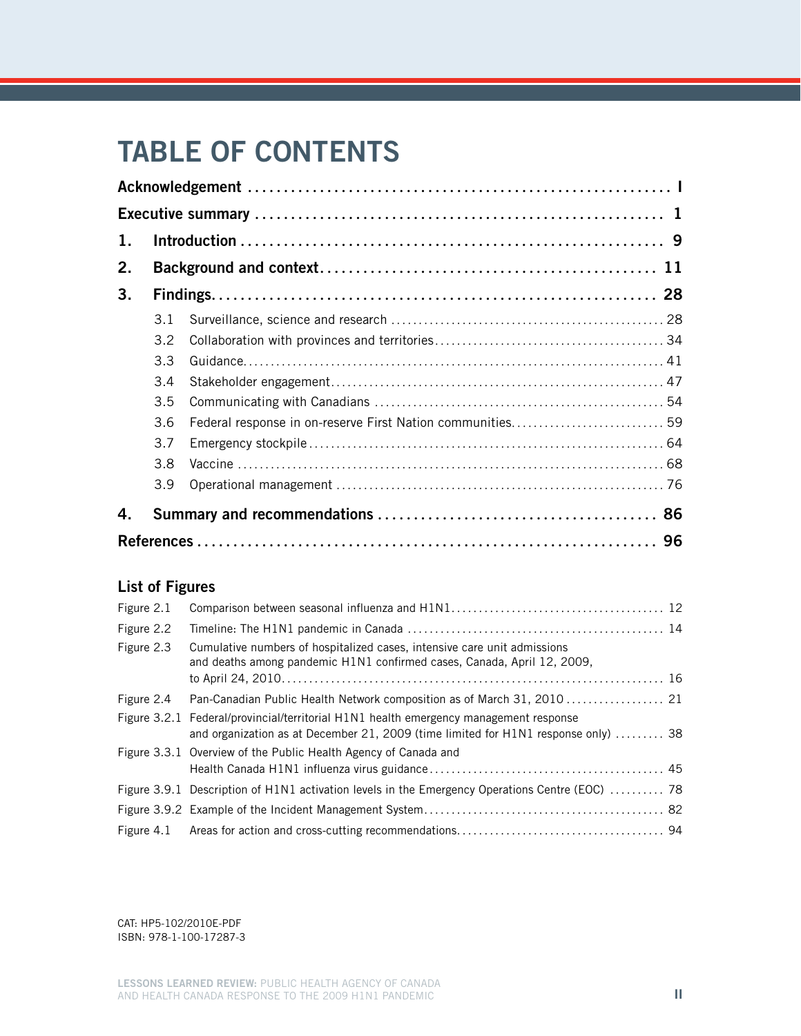# TABLE OF CONTENTS

**Acknowledgement** ........ I

**Executive summary** ........ 1

**1. Introduction** ........ 9

**2. Background and context** ........ 11

**3. Findings** ........ 28

- 3.1 Surveillance, science and research ........ 28
- 3.2 Collaboration with provinces and territories ........ 34
- 3.3 Guidance ........ 41
- 3.4 Stakeholder engagement ........ 47
- 3.5 Communicating with Canadians ........ 54
- 3.6 Federal response in on-reserve First Nation communities ........ 59
- 3.7 Emergency stockpile ........ 64
- 3.8 Vaccine ........ 68
- 3.9 Operational management ........ 76

**4. Summary and recommendations** ........ 86

**References** ........ 96

## List of Figures

- Figure 2.1 Comparison between seasonal influenza and H1N1 ........ 12
- Figure 2.2 Timeline: The H1N1 pandemic in Canada ........ 14
- Figure 2.3 Cumulative numbers of hospitalized cases, intensive care unit admissions and deaths among pandemic H1N1 confirmed cases, Canada, April 12, 2009, to April 24, 2010 ........ 16
- Figure 2.4 Pan-Canadian Public Health Network composition as of March 31, 2010 ........ 21
- Figure 3.2.1 Federal/provincial/territorial H1N1 health emergency management response and organization as at December 21, 2009 (time limited for H1N1 response only) ........ 38
- Figure 3.3.1 Overview of the Public Health Agency of Canada and Health Canada H1N1 influenza virus guidance ........ 45
- Figure 3.9.1 Description of H1N1 activation levels in the Emergency Operations Centre (EOC) ........ 78
- Figure 3.9.2 Example of the Incident Management System ........ 82
- Figure 4.1 Areas for action and cross-cutting recommendations ........ 94

CAT: HP5-102/2010E-PDF
ISBN: 978-1-100-17287-3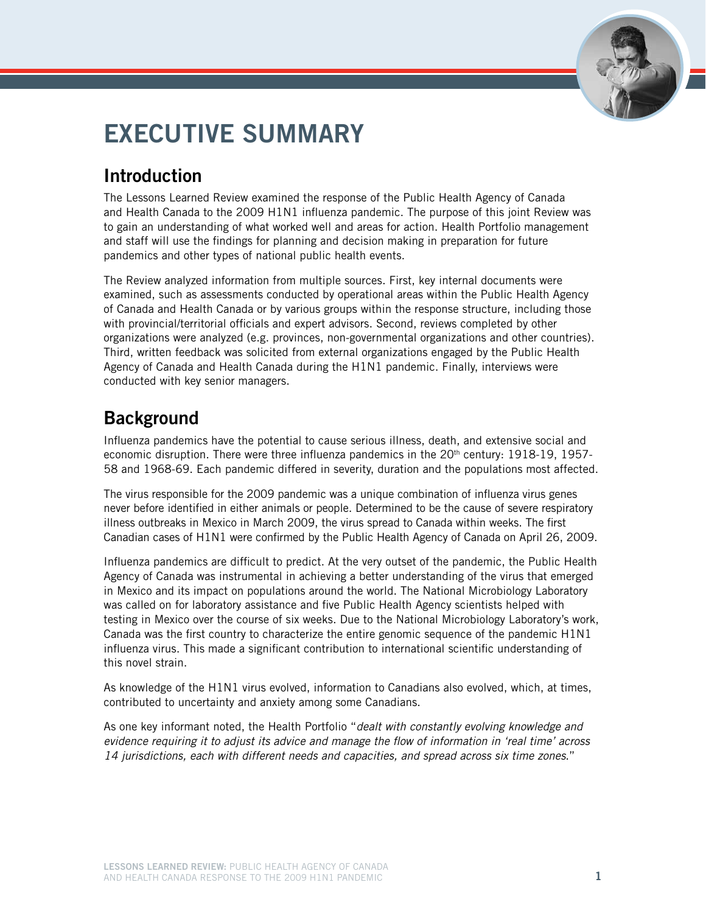# EXECUTIVE SUMMARY

## Introduction

The Lessons Learned Review examined the response of the Public Health Agency of Canada and Health Canada to the 2009 H1N1 influenza pandemic. The purpose of this joint Review was to gain an understanding of what worked well and areas for action. Health Portfolio management and staff will use the findings for planning and decision making in preparation for future pandemics and other types of national public health events.

The Review analyzed information from multiple sources. First, key internal documents were examined, such as assessments conducted by operational areas within the Public Health Agency of Canada and Health Canada or by various groups within the response structure, including those with provincial/territorial officials and expert advisors. Second, reviews completed by other organizations were analyzed (e.g. provinces, non-governmental organizations and other countries). Third, written feedback was solicited from external organizations engaged by the Public Health Agency of Canada and Health Canada during the H1N1 pandemic. Finally, interviews were conducted with key senior managers.

## Background

Influenza pandemics have the potential to cause serious illness, death, and extensive social and economic disruption. There were three influenza pandemics in the 20th century: 1918-19, 1957-58 and 1968-69. Each pandemic differed in severity, duration and the populations most affected.

The virus responsible for the 2009 pandemic was a unique combination of influenza virus genes never before identified in either animals or people. Determined to be the cause of severe respiratory illness outbreaks in Mexico in March 2009, the virus spread to Canada within weeks. The first Canadian cases of H1N1 were confirmed by the Public Health Agency of Canada on April 26, 2009.

Influenza pandemics are difficult to predict. At the very outset of the pandemic, the Public Health Agency of Canada was instrumental in achieving a better understanding of the virus that emerged in Mexico and its impact on populations around the world. The National Microbiology Laboratory was called on for laboratory assistance and five Public Health Agency scientists helped with testing in Mexico over the course of six weeks. Due to the National Microbiology Laboratory's work, Canada was the first country to characterize the entire genomic sequence of the pandemic H1N1 influenza virus. This made a significant contribution to international scientific understanding of this novel strain.

As knowledge of the H1N1 virus evolved, information to Canadians also evolved, which, at times, contributed to uncertainty and anxiety among some Canadians.

As one key informant noted, the Health Portfolio "*dealt with constantly evolving knowledge and evidence requiring it to adjust its advice and manage the flow of information in 'real time' across 14 jurisdictions, each with different needs and capacities, and spread across six time zones*."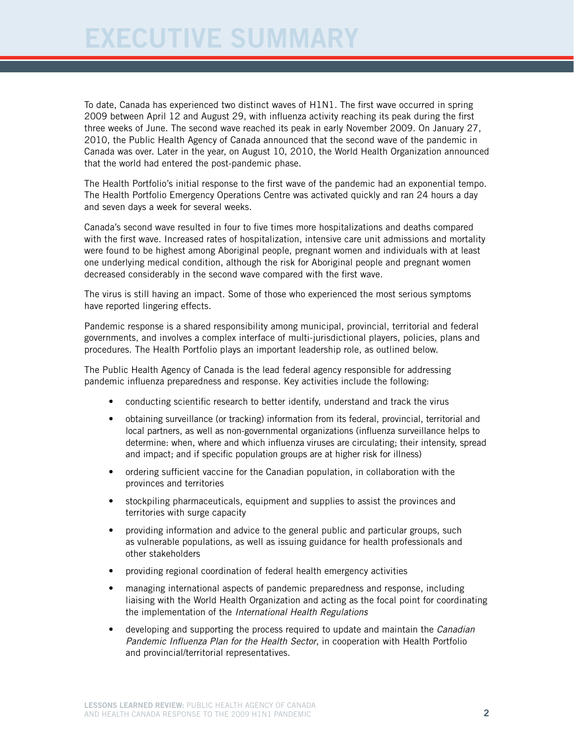# EXECUTIVE SUMMARY

To date, Canada has experienced two distinct waves of H1N1. The first wave occurred in spring 2009 between April 12 and August 29, with influenza activity reaching its peak during the first three weeks of June. The second wave reached its peak in early November 2009. On January 27, 2010, the Public Health Agency of Canada announced that the second wave of the pandemic in Canada was over. Later in the year, on August 10, 2010, the World Health Organization announced that the world had entered the post-pandemic phase.

The Health Portfolio's initial response to the first wave of the pandemic had an exponential tempo. The Health Portfolio Emergency Operations Centre was activated quickly and ran 24 hours a day and seven days a week for several weeks.

Canada's second wave resulted in four to five times more hospitalizations and deaths compared with the first wave. Increased rates of hospitalization, intensive care unit admissions and mortality were found to be highest among Aboriginal people, pregnant women and individuals with at least one underlying medical condition, although the risk for Aboriginal people and pregnant women decreased considerably in the second wave compared with the first wave.

The virus is still having an impact. Some of those who experienced the most serious symptoms have reported lingering effects.

Pandemic response is a shared responsibility among municipal, provincial, territorial and federal governments, and involves a complex interface of multi-jurisdictional players, policies, plans and procedures. The Health Portfolio plays an important leadership role, as outlined below.

The Public Health Agency of Canada is the lead federal agency responsible for addressing pandemic influenza preparedness and response. Key activities include the following:

- conducting scientific research to better identify, understand and track the virus
- obtaining surveillance (or tracking) information from its federal, provincial, territorial and local partners, as well as non-governmental organizations (influenza surveillance helps to determine: when, where and which influenza viruses are circulating; their intensity, spread and impact; and if specific population groups are at higher risk for illness)
- ordering sufficient vaccine for the Canadian population, in collaboration with the provinces and territories
- stockpiling pharmaceuticals, equipment and supplies to assist the provinces and territories with surge capacity
- providing information and advice to the general public and particular groups, such as vulnerable populations, as well as issuing guidance for health professionals and other stakeholders
- providing regional coordination of federal health emergency activities
- managing international aspects of pandemic preparedness and response, including liaising with the World Health Organization and acting as the focal point for coordinating the implementation of the *International Health Regulations*
- developing and supporting the process required to update and maintain the *Canadian Pandemic Influenza Plan for the Health Sector*, in cooperation with Health Portfolio and provincial/territorial representatives.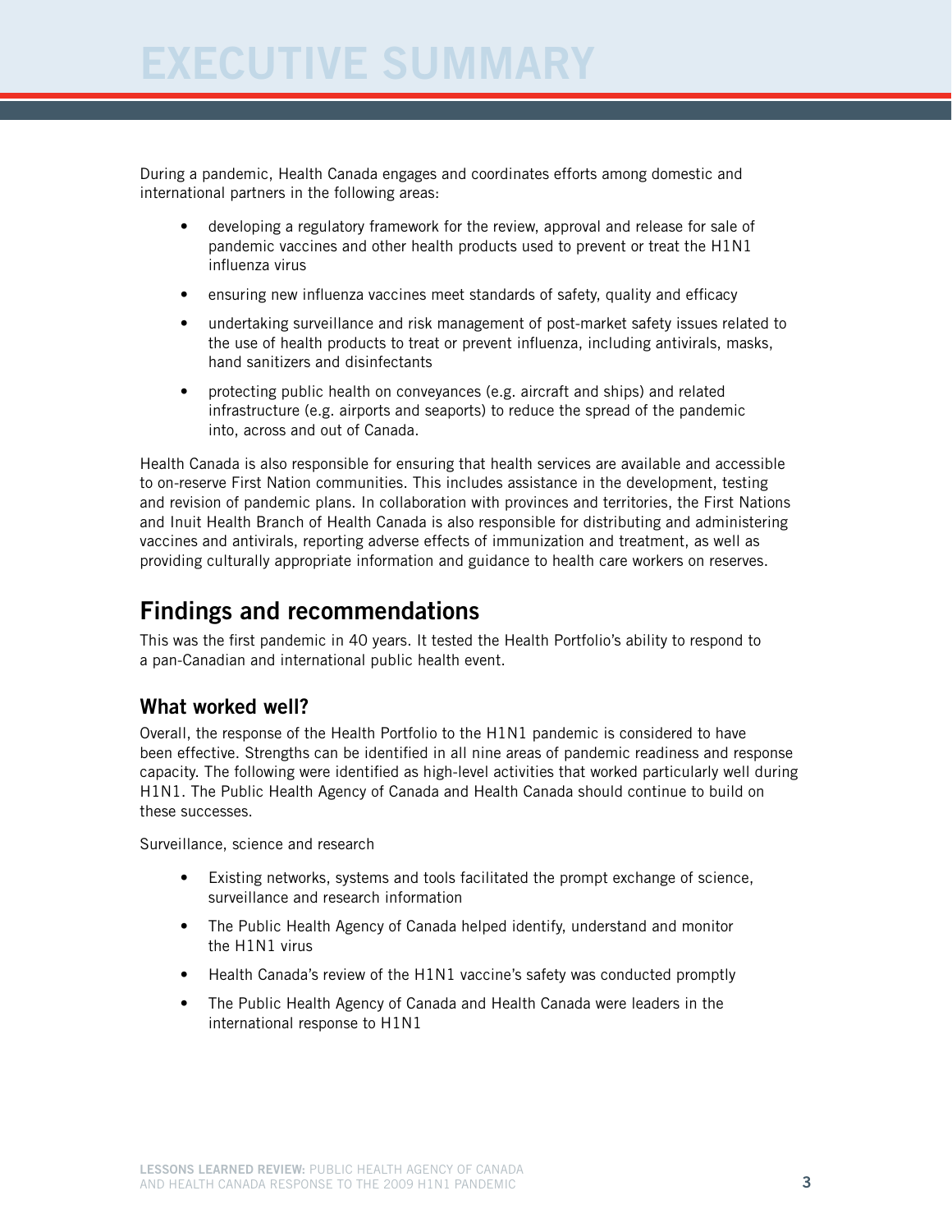# EXECUTIVE SUMMARY

During a pandemic, Health Canada engages and coordinates efforts among domestic and international partners in the following areas:

- developing a regulatory framework for the review, approval and release for sale of pandemic vaccines and other health products used to prevent or treat the H1N1 influenza virus
- ensuring new influenza vaccines meet standards of safety, quality and efficacy
- undertaking surveillance and risk management of post-market safety issues related to the use of health products to treat or prevent influenza, including antivirals, masks, hand sanitizers and disinfectants
- protecting public health on conveyances (e.g. aircraft and ships) and related infrastructure (e.g. airports and seaports) to reduce the spread of the pandemic into, across and out of Canada.

Health Canada is also responsible for ensuring that health services are available and accessible to on-reserve First Nation communities. This includes assistance in the development, testing and revision of pandemic plans. In collaboration with provinces and territories, the First Nations and Inuit Health Branch of Health Canada is also responsible for distributing and administering vaccines and antivirals, reporting adverse effects of immunization and treatment, as well as providing culturally appropriate information and guidance to health care workers on reserves.

## Findings and recommendations

This was the first pandemic in 40 years. It tested the Health Portfolio's ability to respond to a pan-Canadian and international public health event.

### What worked well?

Overall, the response of the Health Portfolio to the H1N1 pandemic is considered to have been effective. Strengths can be identified in all nine areas of pandemic readiness and response capacity. The following were identified as high-level activities that worked particularly well during H1N1. The Public Health Agency of Canada and Health Canada should continue to build on these successes.

Surveillance, science and research

- Existing networks, systems and tools facilitated the prompt exchange of science, surveillance and research information
- The Public Health Agency of Canada helped identify, understand and monitor the H1N1 virus
- Health Canada's review of the H1N1 vaccine's safety was conducted promptly
- The Public Health Agency of Canada and Health Canada were leaders in the international response to H1N1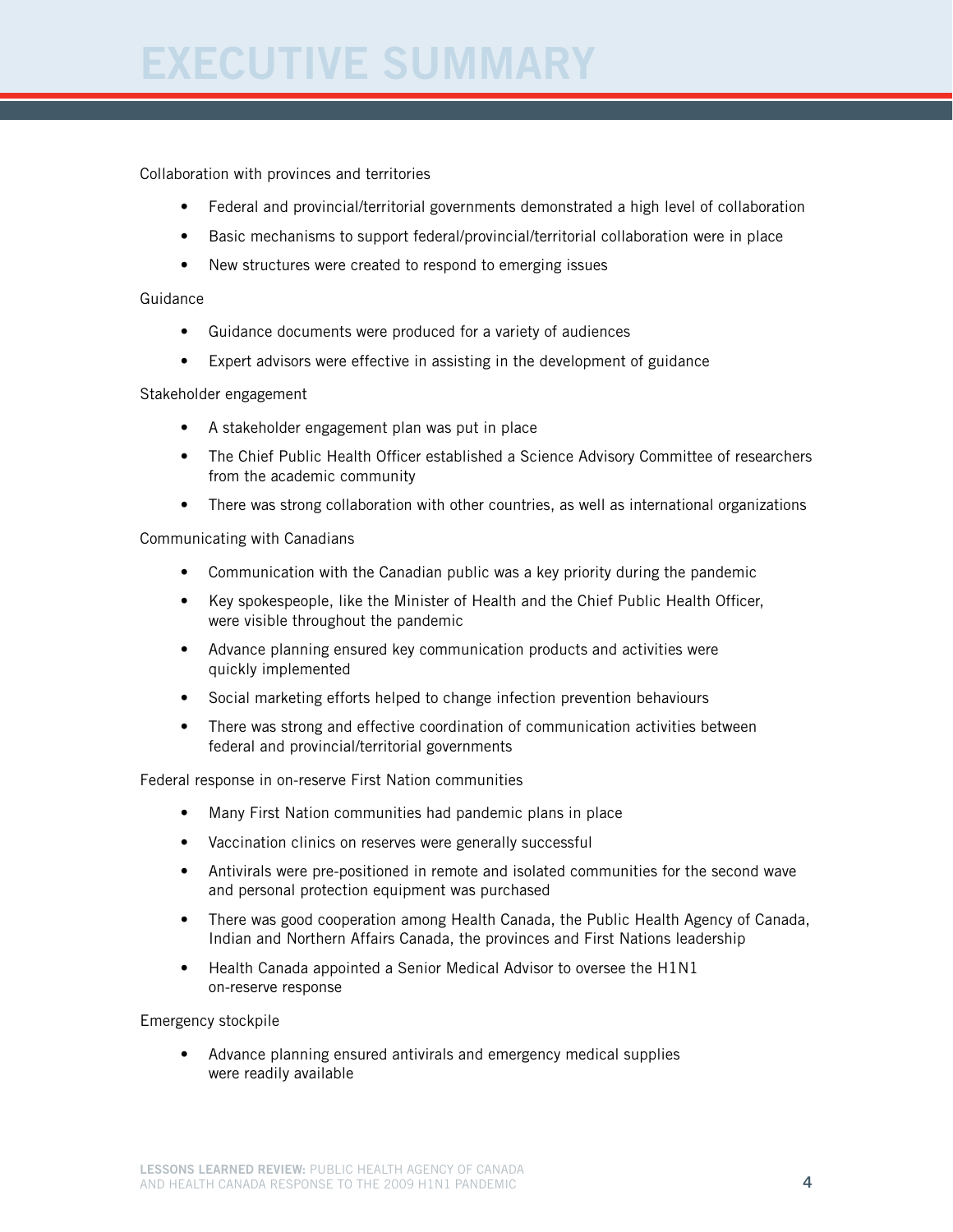# EXECUTIVE SUMMARY

Collaboration with provinces and territories

- Federal and provincial/territorial governments demonstrated a high level of collaboration
- Basic mechanisms to support federal/provincial/territorial collaboration were in place
- New structures were created to respond to emerging issues

Guidance

- Guidance documents were produced for a variety of audiences
- Expert advisors were effective in assisting in the development of guidance

Stakeholder engagement

- A stakeholder engagement plan was put in place
- The Chief Public Health Officer established a Science Advisory Committee of researchers from the academic community
- There was strong collaboration with other countries, as well as international organizations

Communicating with Canadians

- Communication with the Canadian public was a key priority during the pandemic
- Key spokespeople, like the Minister of Health and the Chief Public Health Officer, were visible throughout the pandemic
- Advance planning ensured key communication products and activities were quickly implemented
- Social marketing efforts helped to change infection prevention behaviours
- There was strong and effective coordination of communication activities between federal and provincial/territorial governments

Federal response in on-reserve First Nation communities

- Many First Nation communities had pandemic plans in place
- Vaccination clinics on reserves were generally successful
- Antivirals were pre-positioned in remote and isolated communities for the second wave and personal protection equipment was purchased
- There was good cooperation among Health Canada, the Public Health Agency of Canada, Indian and Northern Affairs Canada, the provinces and First Nations leadership
- Health Canada appointed a Senior Medical Advisor to oversee the H1N1 on-reserve response

Emergency stockpile

- Advance planning ensured antivirals and emergency medical supplies were readily available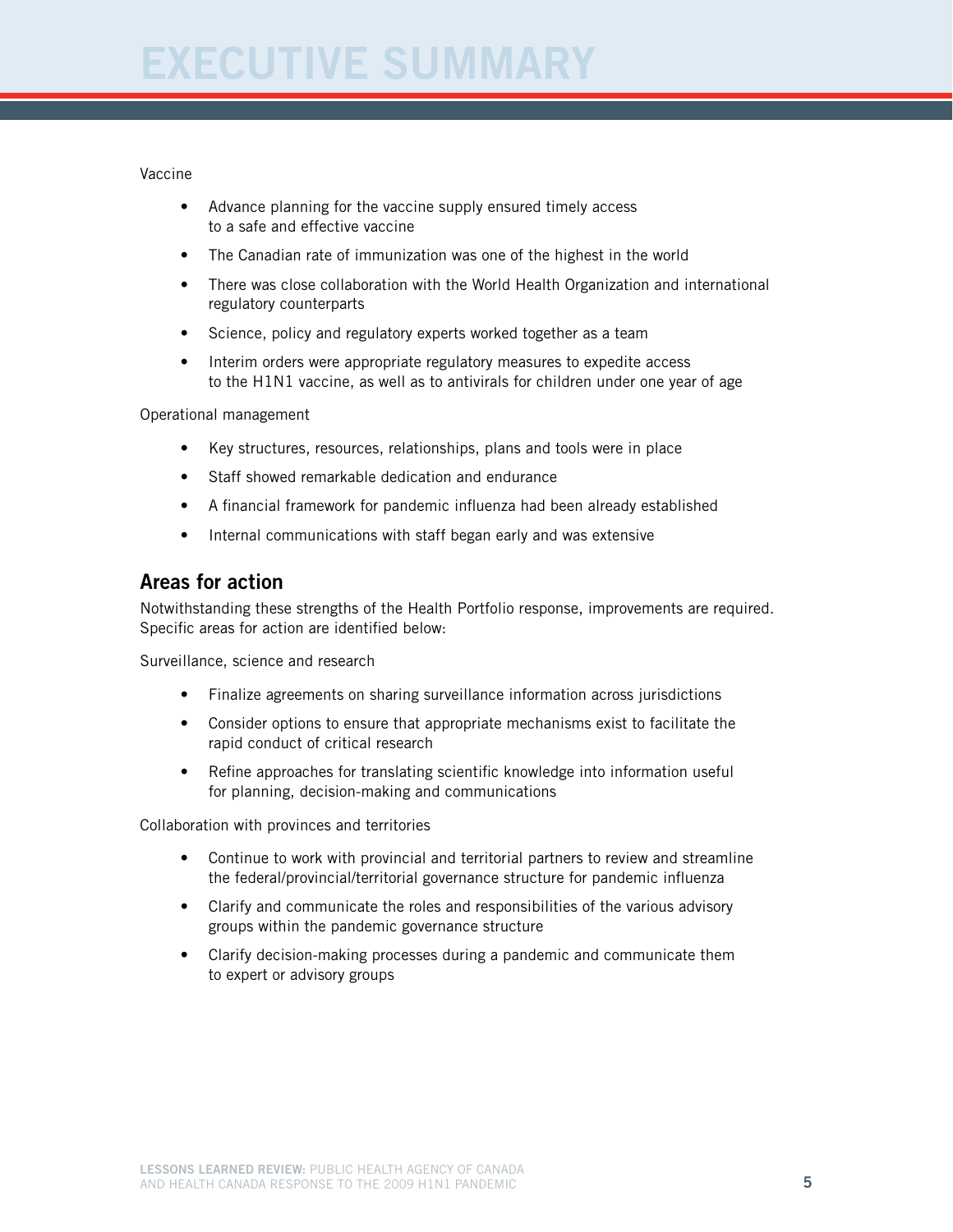# EXECUTIVE SUMMARY

Vaccine

- Advance planning for the vaccine supply ensured timely access to a safe and effective vaccine
- The Canadian rate of immunization was one of the highest in the world
- There was close collaboration with the World Health Organization and international regulatory counterparts
- Science, policy and regulatory experts worked together as a team
- Interim orders were appropriate regulatory measures to expedite access to the H1N1 vaccine, as well as to antivirals for children under one year of age

Operational management

- Key structures, resources, relationships, plans and tools were in place
- Staff showed remarkable dedication and endurance
- A financial framework for pandemic influenza had been already established
- Internal communications with staff began early and was extensive

## Areas for action

Notwithstanding these strengths of the Health Portfolio response, improvements are required. Specific areas for action are identified below:

Surveillance, science and research

- Finalize agreements on sharing surveillance information across jurisdictions
- Consider options to ensure that appropriate mechanisms exist to facilitate the rapid conduct of critical research
- Refine approaches for translating scientific knowledge into information useful for planning, decision-making and communications

Collaboration with provinces and territories

- Continue to work with provincial and territorial partners to review and streamline the federal/provincial/territorial governance structure for pandemic influenza
- Clarify and communicate the roles and responsibilities of the various advisory groups within the pandemic governance structure
- Clarify decision-making processes during a pandemic and communicate them to expert or advisory groups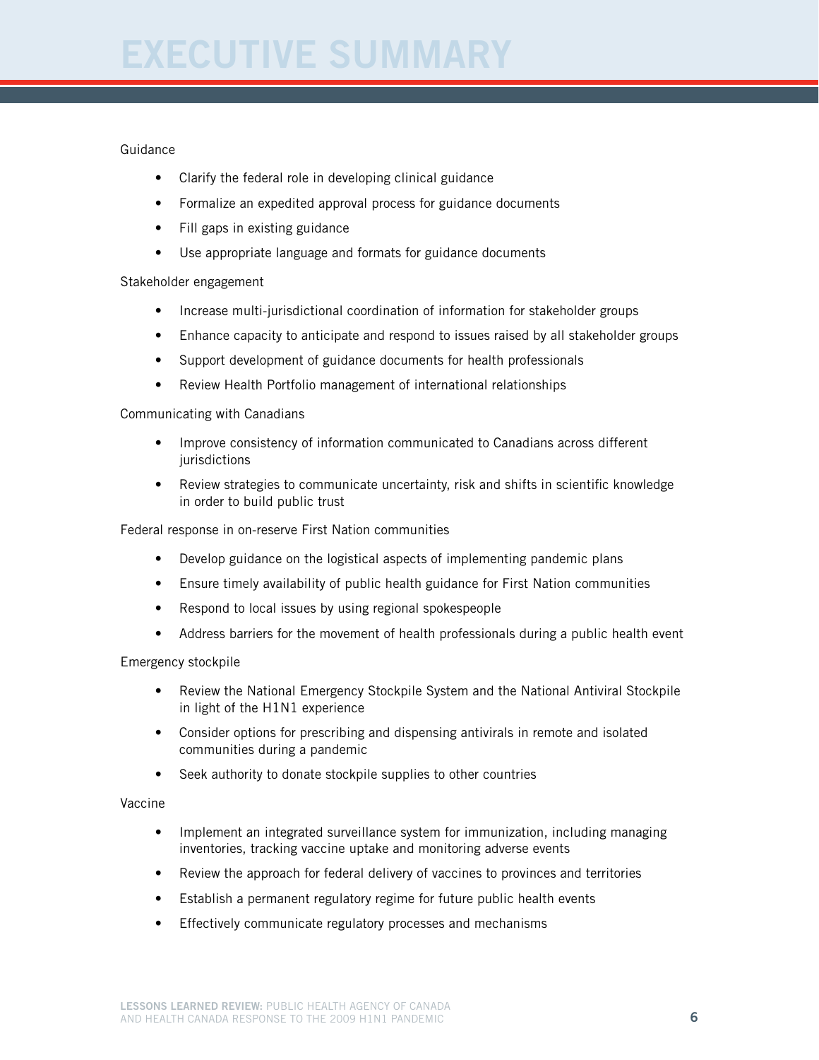# EXECUTIVE SUMMARY

Guidance

- Clarify the federal role in developing clinical guidance
- Formalize an expedited approval process for guidance documents
- Fill gaps in existing guidance
- Use appropriate language and formats for guidance documents

Stakeholder engagement

- Increase multi-jurisdictional coordination of information for stakeholder groups
- Enhance capacity to anticipate and respond to issues raised by all stakeholder groups
- Support development of guidance documents for health professionals
- Review Health Portfolio management of international relationships

Communicating with Canadians

- Improve consistency of information communicated to Canadians across different jurisdictions
- Review strategies to communicate uncertainty, risk and shifts in scientific knowledge in order to build public trust

Federal response in on-reserve First Nation communities

- Develop guidance on the logistical aspects of implementing pandemic plans
- Ensure timely availability of public health guidance for First Nation communities
- Respond to local issues by using regional spokespeople
- Address barriers for the movement of health professionals during a public health event

Emergency stockpile

- Review the National Emergency Stockpile System and the National Antiviral Stockpile in light of the H1N1 experience
- Consider options for prescribing and dispensing antivirals in remote and isolated communities during a pandemic
- Seek authority to donate stockpile supplies to other countries

Vaccine

- Implement an integrated surveillance system for immunization, including managing inventories, tracking vaccine uptake and monitoring adverse events
- Review the approach for federal delivery of vaccines to provinces and territories
- Establish a permanent regulatory regime for future public health events
- Effectively communicate regulatory processes and mechanisms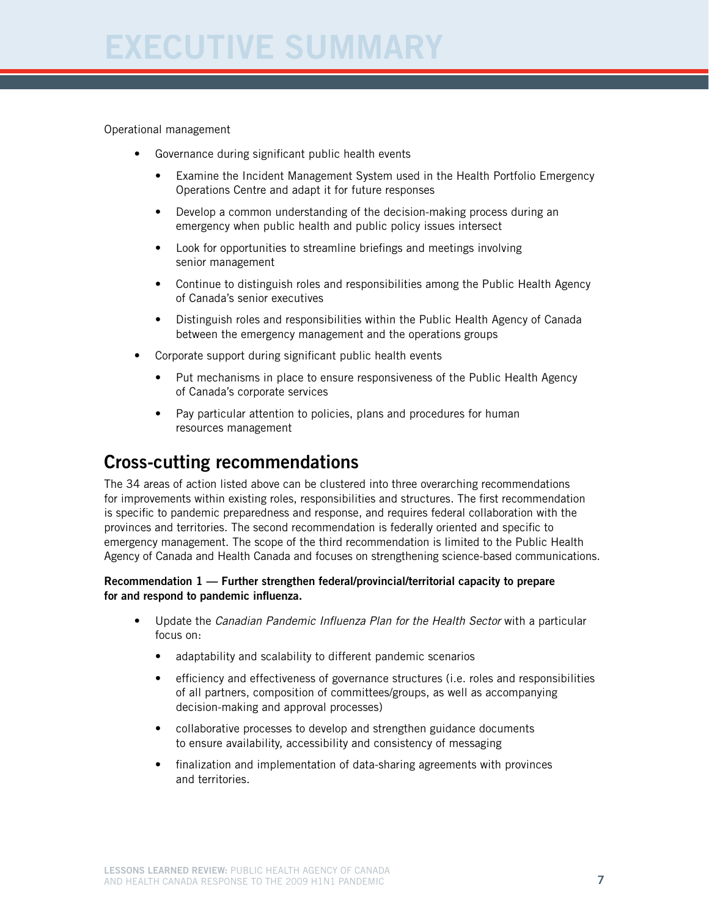Operational management

- Governance during significant public health events
  - Examine the Incident Management System used in the Health Portfolio Emergency Operations Centre and adapt it for future responses
  - Develop a common understanding of the decision-making process during an emergency when public health and public policy issues intersect
  - Look for opportunities to streamline briefings and meetings involving senior management
  - Continue to distinguish roles and responsibilities among the Public Health Agency of Canada's senior executives
  - Distinguish roles and responsibilities within the Public Health Agency of Canada between the emergency management and the operations groups
- Corporate support during significant public health events
  - Put mechanisms in place to ensure responsiveness of the Public Health Agency of Canada's corporate services
  - Pay particular attention to policies, plans and procedures for human resources management

## Cross-cutting recommendations

The 34 areas of action listed above can be clustered into three overarching recommendations for improvements within existing roles, responsibilities and structures. The first recommendation is specific to pandemic preparedness and response, and requires federal collaboration with the provinces and territories. The second recommendation is federally oriented and specific to emergency management. The scope of the third recommendation is limited to the Public Health Agency of Canada and Health Canada and focuses on strengthening science-based communications.

**Recommendation 1 — Further strengthen federal/provincial/territorial capacity to prepare for and respond to pandemic influenza.**

- Update the *Canadian Pandemic Influenza Plan for the Health Sector* with a particular focus on:
  - adaptability and scalability to different pandemic scenarios
  - efficiency and effectiveness of governance structures (i.e. roles and responsibilities of all partners, composition of committees/groups, as well as accompanying decision-making and approval processes)
  - collaborative processes to develop and strengthen guidance documents to ensure availability, accessibility and consistency of messaging
  - finalization and implementation of data-sharing agreements with provinces and territories.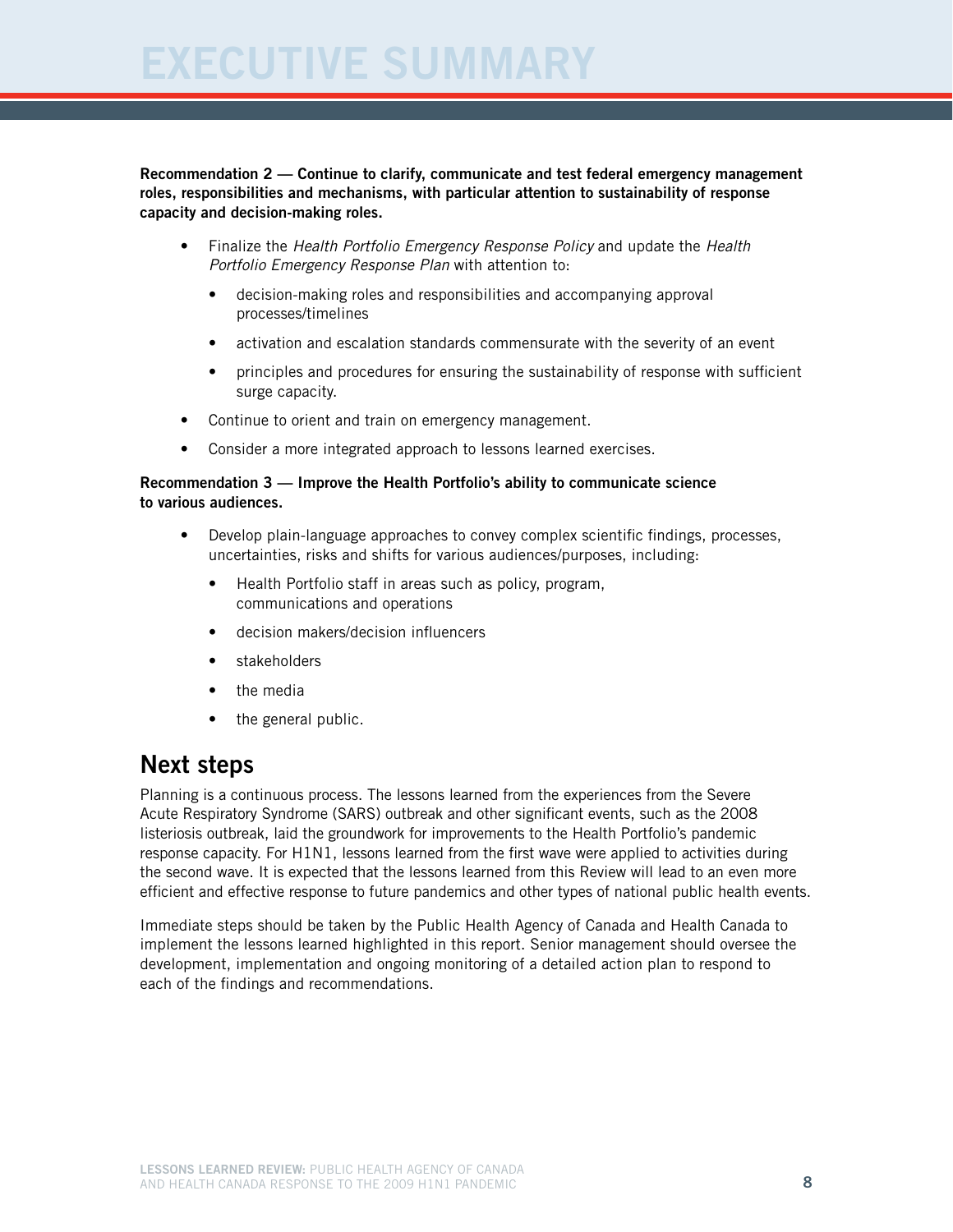**Recommendation 2 — Continue to clarify, communicate and test federal emergency management roles, responsibilities and mechanisms, with particular attention to sustainability of response capacity and decision-making roles.**

- Finalize the *Health Portfolio Emergency Response Policy* and update the *Health Portfolio Emergency Response Plan* with attention to:
  - decision-making roles and responsibilities and accompanying approval processes/timelines
  - activation and escalation standards commensurate with the severity of an event
  - principles and procedures for ensuring the sustainability of response with sufficient surge capacity.
- Continue to orient and train on emergency management.
- Consider a more integrated approach to lessons learned exercises.

**Recommendation 3 — Improve the Health Portfolio's ability to communicate science to various audiences.**

- Develop plain-language approaches to convey complex scientific findings, processes, uncertainties, risks and shifts for various audiences/purposes, including:
  - Health Portfolio staff in areas such as policy, program, communications and operations
  - decision makers/decision influencers
  - stakeholders
  - the media
  - the general public.

## Next steps

Planning is a continuous process. The lessons learned from the experiences from the Severe Acute Respiratory Syndrome (SARS) outbreak and other significant events, such as the 2008 listeriosis outbreak, laid the groundwork for improvements to the Health Portfolio's pandemic response capacity. For H1N1, lessons learned from the first wave were applied to activities during the second wave. It is expected that the lessons learned from this Review will lead to an even more efficient and effective response to future pandemics and other types of national public health events.

Immediate steps should be taken by the Public Health Agency of Canada and Health Canada to implement the lessons learned highlighted in this report. Senior management should oversee the development, implementation and ongoing monitoring of a detailed action plan to respond to each of the findings and recommendations.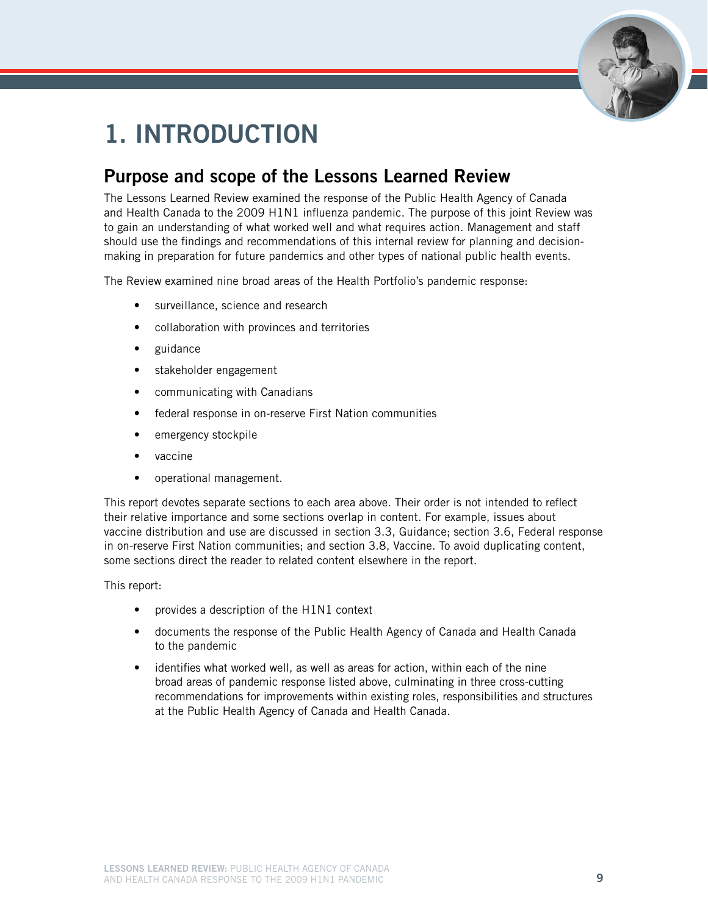# 1. INTRODUCTION

## Purpose and scope of the Lessons Learned Review

The Lessons Learned Review examined the response of the Public Health Agency of Canada and Health Canada to the 2009 H1N1 influenza pandemic. The purpose of this joint Review was to gain an understanding of what worked well and what requires action. Management and staff should use the findings and recommendations of this internal review for planning and decision-making in preparation for future pandemics and other types of national public health events.

The Review examined nine broad areas of the Health Portfolio's pandemic response:

- surveillance, science and research
- collaboration with provinces and territories
- guidance
- stakeholder engagement
- communicating with Canadians
- federal response in on-reserve First Nation communities
- emergency stockpile
- vaccine
- operational management.

This report devotes separate sections to each area above. Their order is not intended to reflect their relative importance and some sections overlap in content. For example, issues about vaccine distribution and use are discussed in section 3.3, Guidance; section 3.6, Federal response in on-reserve First Nation communities; and section 3.8, Vaccine. To avoid duplicating content, some sections direct the reader to related content elsewhere in the report.

This report:

- provides a description of the H1N1 context
- documents the response of the Public Health Agency of Canada and Health Canada to the pandemic
- identifies what worked well, as well as areas for action, within each of the nine broad areas of pandemic response listed above, culminating in three cross-cutting recommendations for improvements within existing roles, responsibilities and structures at the Public Health Agency of Canada and Health Canada.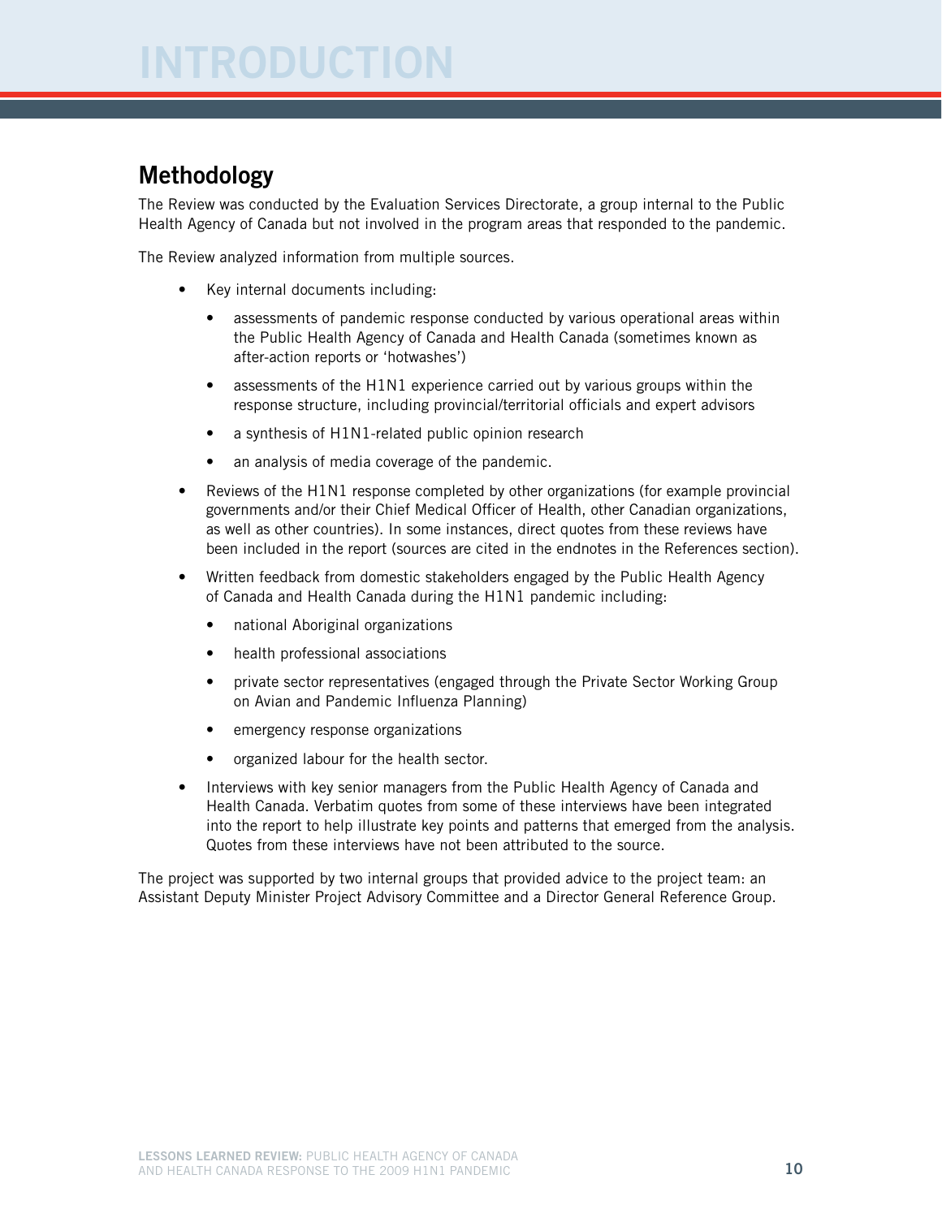# INTRODUCTION

## Methodology

The Review was conducted by the Evaluation Services Directorate, a group internal to the Public Health Agency of Canada but not involved in the program areas that responded to the pandemic.

The Review analyzed information from multiple sources.

- Key internal documents including:
  - assessments of pandemic response conducted by various operational areas within the Public Health Agency of Canada and Health Canada (sometimes known as after-action reports or 'hotwashes')
  - assessments of the H1N1 experience carried out by various groups within the response structure, including provincial/territorial officials and expert advisors
  - a synthesis of H1N1-related public opinion research
  - an analysis of media coverage of the pandemic.
- Reviews of the H1N1 response completed by other organizations (for example provincial governments and/or their Chief Medical Officer of Health, other Canadian organizations, as well as other countries). In some instances, direct quotes from these reviews have been included in the report (sources are cited in the endnotes in the References section).
- Written feedback from domestic stakeholders engaged by the Public Health Agency of Canada and Health Canada during the H1N1 pandemic including:
  - national Aboriginal organizations
  - health professional associations
  - private sector representatives (engaged through the Private Sector Working Group on Avian and Pandemic Influenza Planning)
  - emergency response organizations
  - organized labour for the health sector.
- Interviews with key senior managers from the Public Health Agency of Canada and Health Canada. Verbatim quotes from some of these interviews have been integrated into the report to help illustrate key points and patterns that emerged from the analysis. Quotes from these interviews have not been attributed to the source.

The project was supported by two internal groups that provided advice to the project team: an Assistant Deputy Minister Project Advisory Committee and a Director General Reference Group.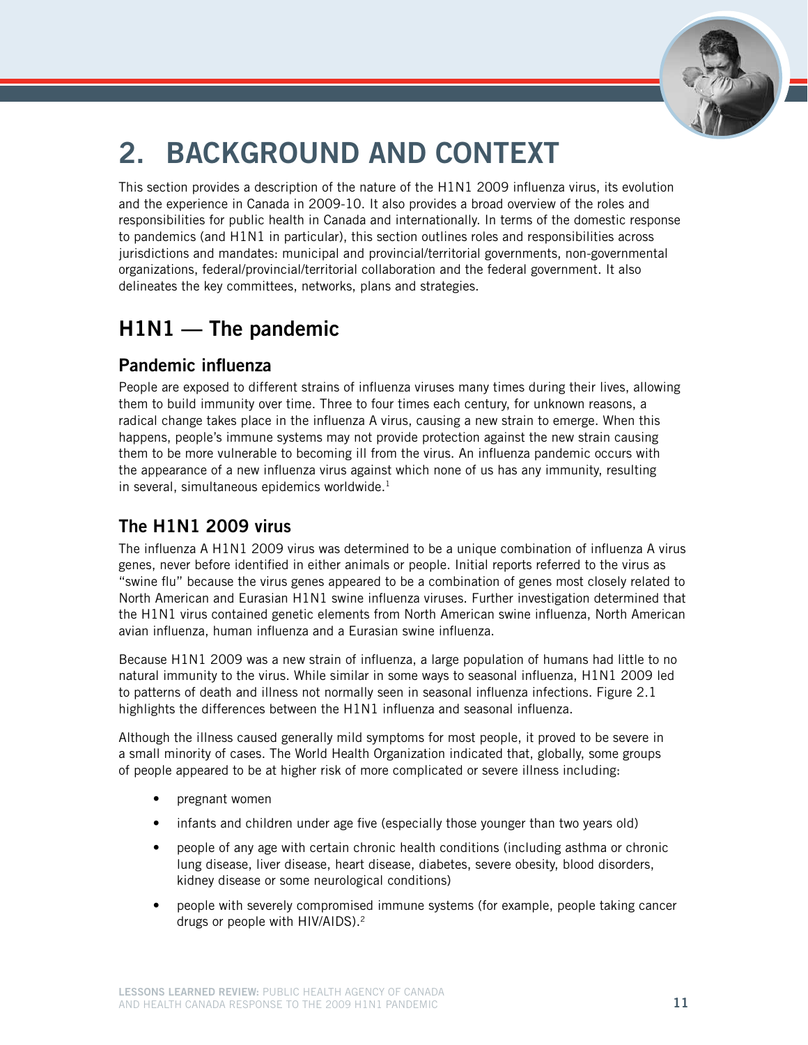# 2. BACKGROUND AND CONTEXT

This section provides a description of the nature of the H1N1 2009 influenza virus, its evolution and the experience in Canada in 2009-10. It also provides a broad overview of the roles and responsibilities for public health in Canada and internationally. In terms of the domestic response to pandemics (and H1N1 in particular), this section outlines roles and responsibilities across jurisdictions and mandates: municipal and provincial/territorial governments, non-governmental organizations, federal/provincial/territorial collaboration and the federal government. It also delineates the key committees, networks, plans and strategies.

## H1N1 — The pandemic

### Pandemic influenza

People are exposed to different strains of influenza viruses many times during their lives, allowing them to build immunity over time. Three to four times each century, for unknown reasons, a radical change takes place in the influenza A virus, causing a new strain to emerge. When this happens, people's immune systems may not provide protection against the new strain causing them to be more vulnerable to becoming ill from the virus. An influenza pandemic occurs with the appearance of a new influenza virus against which none of us has any immunity, resulting in several, simultaneous epidemics worldwide.[1]

### The H1N1 2009 virus

The influenza A H1N1 2009 virus was determined to be a unique combination of influenza A virus genes, never before identified in either animals or people. Initial reports referred to the virus as "swine flu" because the virus genes appeared to be a combination of genes most closely related to North American and Eurasian H1N1 swine influenza viruses. Further investigation determined that the H1N1 virus contained genetic elements from North American swine influenza, North American avian influenza, human influenza and a Eurasian swine influenza.

Because H1N1 2009 was a new strain of influenza, a large population of humans had little to no natural immunity to the virus. While similar in some ways to seasonal influenza, H1N1 2009 led to patterns of death and illness not normally seen in seasonal influenza infections. Figure 2.1 highlights the differences between the H1N1 influenza and seasonal influenza.

Although the illness caused generally mild symptoms for most people, it proved to be severe in a small minority of cases. The World Health Organization indicated that, globally, some groups of people appeared to be at higher risk of more complicated or severe illness including:

- pregnant women
- infants and children under age five (especially those younger than two years old)
- people of any age with certain chronic health conditions (including asthma or chronic lung disease, liver disease, heart disease, diabetes, severe obesity, blood disorders, kidney disease or some neurological conditions)
- people with severely compromised immune systems (for example, people taking cancer drugs or people with HIV/AIDS).[2]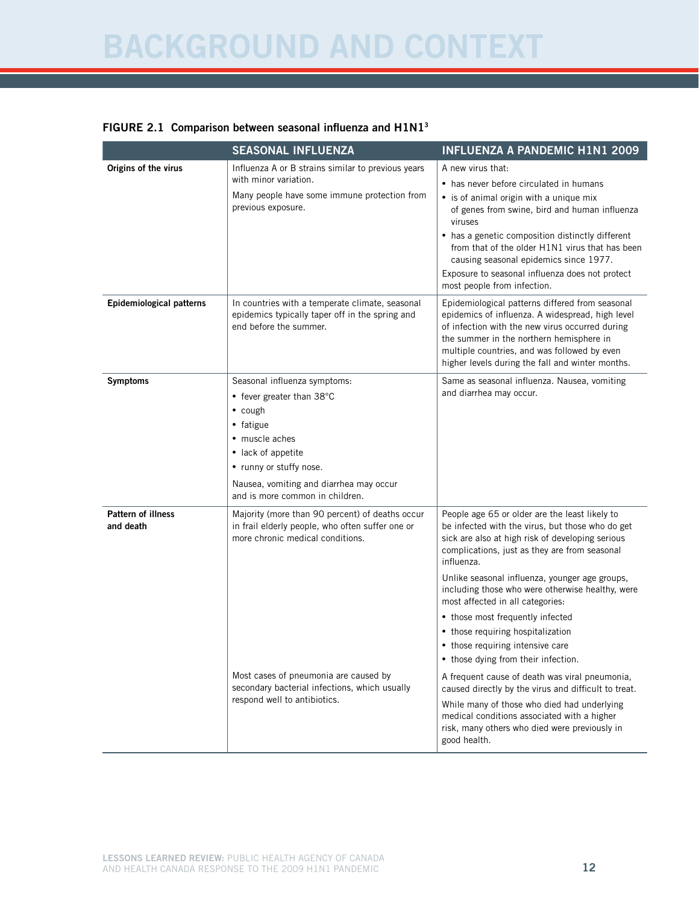# BACKGROUND AND CONTEXT

**FIGURE 2.1 Comparison between seasonal influenza and H1N1**[3]

| | SEASONAL INFLUENZA | INFLUENZA A PANDEMIC H1N1 2009 |
|---|---|---|
| **Origins of the virus** | Influenza A or B strains similar to previous years with minor variation.<br><br>Many people have some immune protection from previous exposure. | A new virus that:<br>• has never before circulated in humans<br>• is of animal origin with a unique mix of genes from swine, bird and human influenza viruses<br>• has a genetic composition distinctly different from that of the older H1N1 virus that has been causing seasonal epidemics since 1977.<br><br>Exposure to seasonal influenza does not protect most people from infection. |
| **Epidemiological patterns** | In countries with a temperate climate, seasonal epidemics typically taper off in the spring and end before the summer. | Epidemiological patterns differed from seasonal epidemics of influenza. A widespread, high level of infection with the new virus occurred during the summer in the northern hemisphere in multiple countries, and was followed by even higher levels during the fall and winter months. |
| **Symptoms** | Seasonal influenza symptoms:<br>• fever greater than 38°C<br>• cough<br>• fatigue<br>• muscle aches<br>• lack of appetite<br>• runny or stuffy nose.<br><br>Nausea, vomiting and diarrhea may occur and is more common in children. | Same as seasonal influenza. Nausea, vomiting and diarrhea may occur. |
| **Pattern of illness and death** | Majority (more than 90 percent) of deaths occur in frail elderly people, who often suffer one or more chronic medical conditions.<br><br>Most cases of pneumonia are caused by secondary bacterial infections, which usually respond well to antibiotics. | People age 65 or older are the least likely to be infected with the virus, but those who do get sick are also at high risk of developing serious complications, just as they are from seasonal influenza.<br><br>Unlike seasonal influenza, younger age groups, including those who were otherwise healthy, were most affected in all categories:<br>• those most frequently infected<br>• those requiring hospitalization<br>• those requiring intensive care<br>• those dying from their infection.<br><br>A frequent cause of death was viral pneumonia, caused directly by the virus and difficult to treat.<br><br>While many of those who died had underlying medical conditions associated with a higher risk, many others who died were previously in good health. |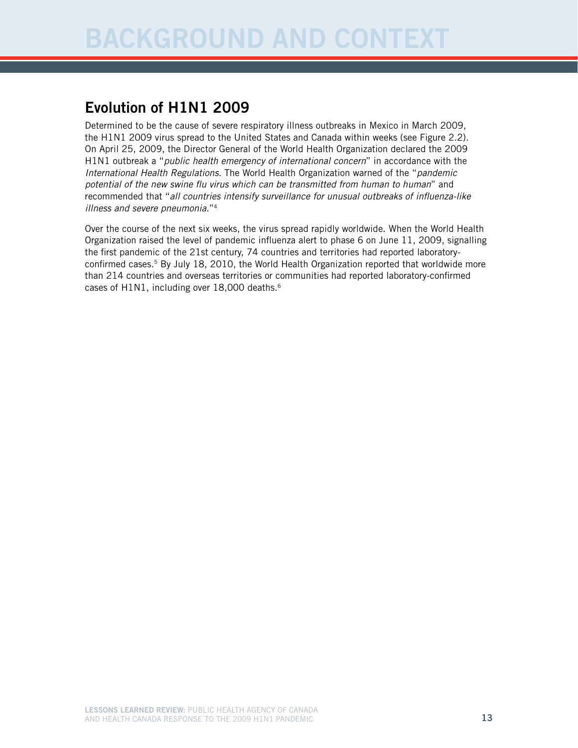# BACKGROUND AND CONTEXT

## Evolution of H1N1 2009

Determined to be the cause of severe respiratory illness outbreaks in Mexico in March 2009, the H1N1 2009 virus spread to the United States and Canada within weeks (see Figure 2.2). On April 25, 2009, the Director General of the World Health Organization declared the 2009 H1N1 outbreak a "*public health emergency of international concern*" in accordance with the *International Health Regulations*. The World Health Organization warned of the "*pandemic potential of the new swine flu virus which can be transmitted from human to human*" and recommended that "*all countries intensify surveillance for unusual outbreaks of influenza-like illness and severe pneumonia*."[4]

Over the course of the next six weeks, the virus spread rapidly worldwide. When the World Health Organization raised the level of pandemic influenza alert to phase 6 on June 11, 2009, signalling the first pandemic of the 21st century, 74 countries and territories had reported laboratory-confirmed cases.[5] By July 18, 2010, the World Health Organization reported that worldwide more than 214 countries and overseas territories or communities had reported laboratory-confirmed cases of H1N1, including over 18,000 deaths.[6]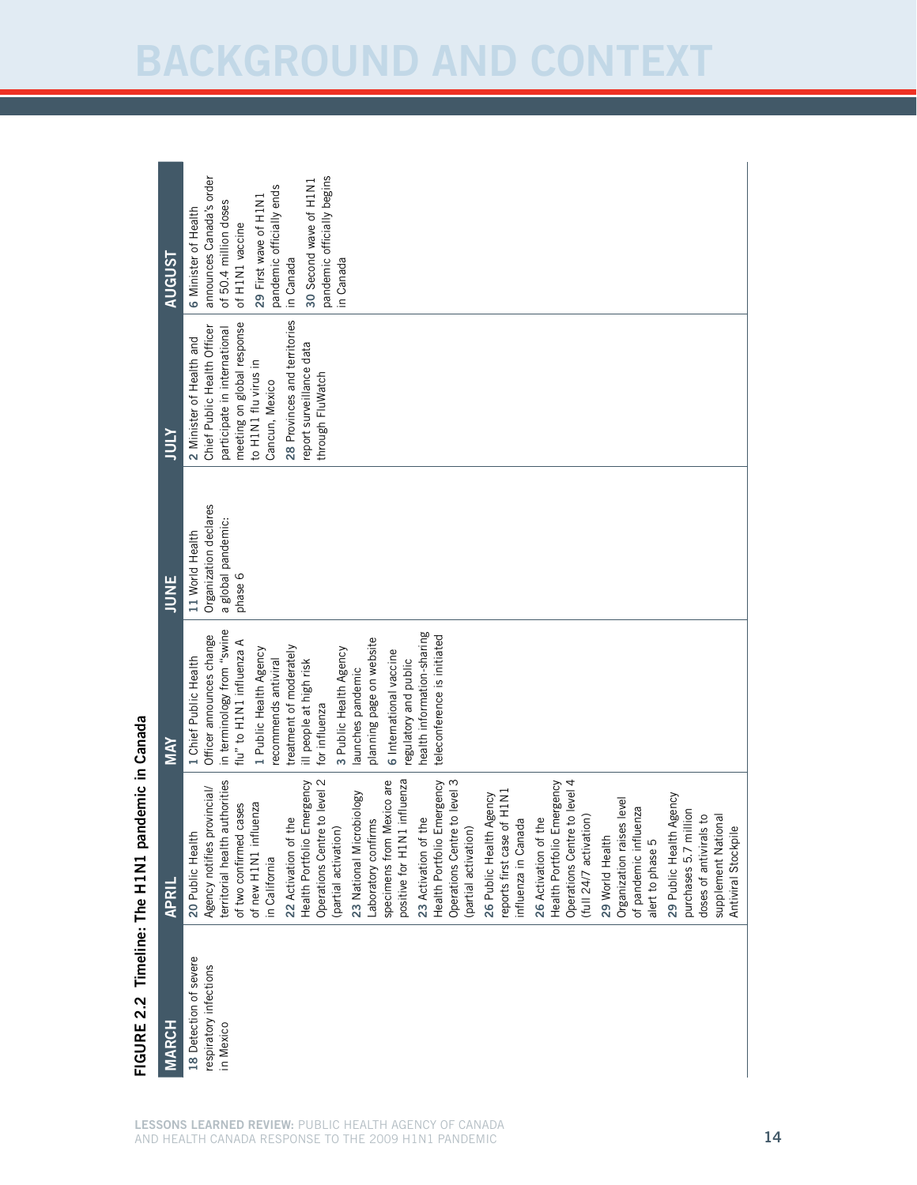**FIGURE 2.2 Timeline: The H1N1 pandemic in Canada**

| MARCH | APRIL | MAY | JUNE | JULY | AUGUST |
|---|---|---|---|---|---|
| **18** Detection of severe respiratory infections in Mexico | **20** Public Health Agency notifies provincial/territorial health authorities of two confirmed cases of new H1N1 influenza in California<br><br>**22** Activation of the Health Portfolio Emergency Operations Centre to level 2 (partial activation)<br><br>**23** National Microbiology Laboratory confirms specimens from Mexico are positive for H1N1 influenza<br><br>**23** Activation of the Health Portfolio Emergency Operations Centre to level 3 (partial activation)<br><br>**26** Public Health Agency reports first case of H1N1 influenza in Canada<br><br>**26** Activation of the Health Portfolio Emergency Operations Centre to level 4 (full 24/7 activation)<br><br>**29** World Health Organization raises level of pandemic influenza alert to phase 5<br><br>**29** Public Health Agency purchases 5.7 million doses of antivirals to supplement National Antiviral Stockpile | **1** Chief Public Health Officer announces change in terminology from "swine flu" to H1N1 influenza A<br><br>**1** Public Health Agency recommends antiviral treatment of moderately ill people at high risk for influenza<br><br>**3** Public Health Agency launches pandemic planning page on website<br><br>**6** International vaccine regulatory and public health information-sharing teleconference is initiated | **11** World Health Organization declares a global pandemic: phase 6 | **2** Minister of Health and Chief Public Health Officer participate in international meeting on global response to H1N1 flu virus in Cancun, Mexico<br><br>**28** Provinces and territories report surveillance data through FluWatch | **6** Minister of Health announces Canada's order of 50.4 million doses of H1N1 vaccine<br><br>**29** First wave of H1N1 pandemic officially ends in Canada<br><br>**30** Second wave of H1N1 pandemic officially begins in Canada |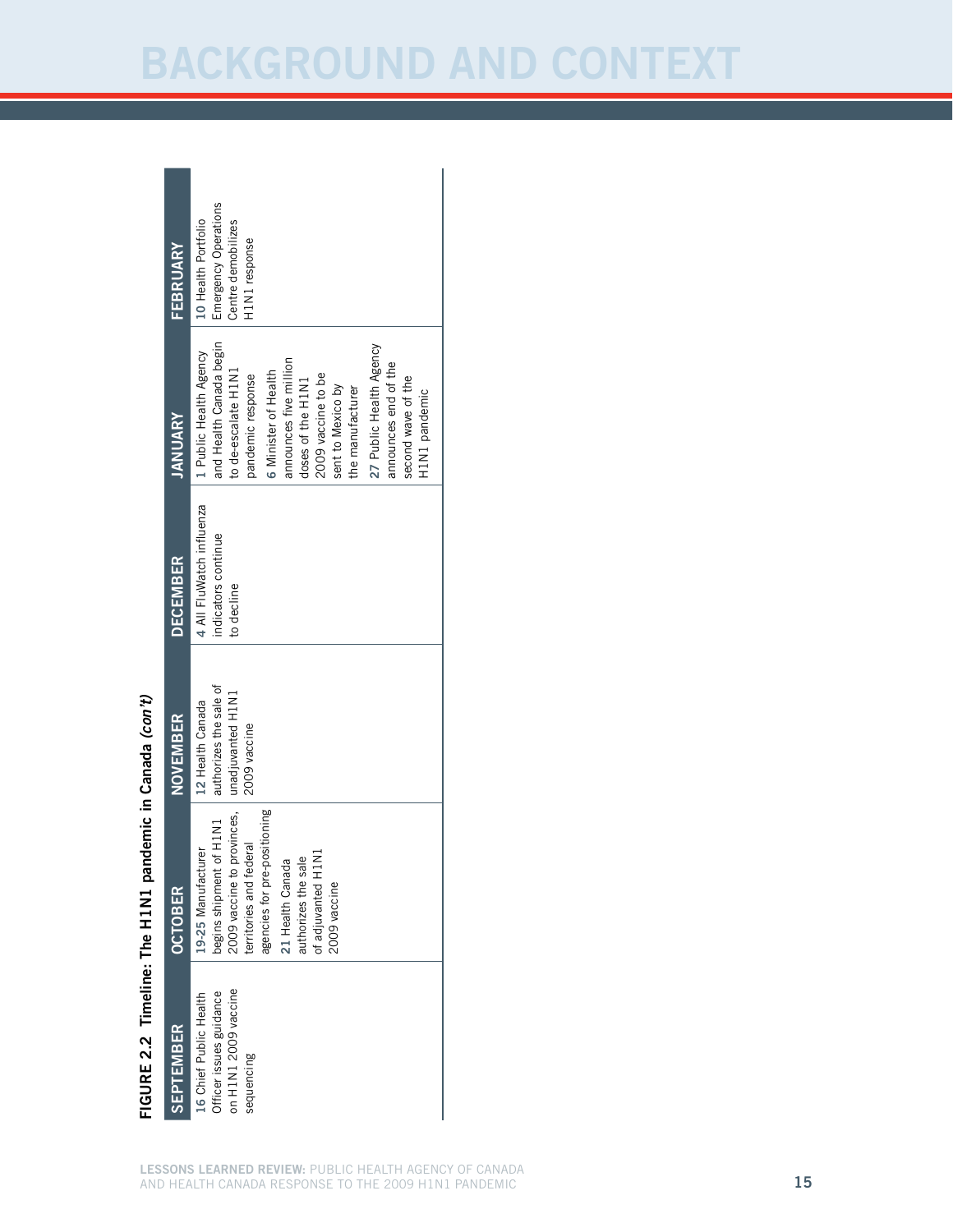# BACKGROUND AND CONTEXT

**FIGURE 2.2 Timeline: The H1N1 pandemic in Canada *(con't)***

| SEPTEMBER | OCTOBER | NOVEMBER | DECEMBER | JANUARY | FEBRUARY |
|---|---|---|---|---|---|
| **16** Chief Public Health Officer issues guidance on H1N1 2009 vaccine sequencing | **19-25** Manufacturer begins shipment of H1N1 2009 vaccine to provinces, territories and federal agencies for pre-positioning<br>**21** Health Canada authorizes the sale of adjuvanted H1N1 2009 vaccine | **12** Health Canada authorizes the sale of unadjuvanted H1N1 2009 vaccine | **4** All FluWatch influenza indicators continue to decline | **1** Public Health Agency and Health Canada begin to de-escalate H1N1 pandemic response<br>**6** Minister of Health announces five million doses of the H1N1 2009 vaccine to be sent to Mexico by the manufacturer<br>**27** Public Health Agency announces end of the second wave of the H1N1 pandemic | **10** Health Portfolio Emergency Operations Centre demobilizes H1N1 response |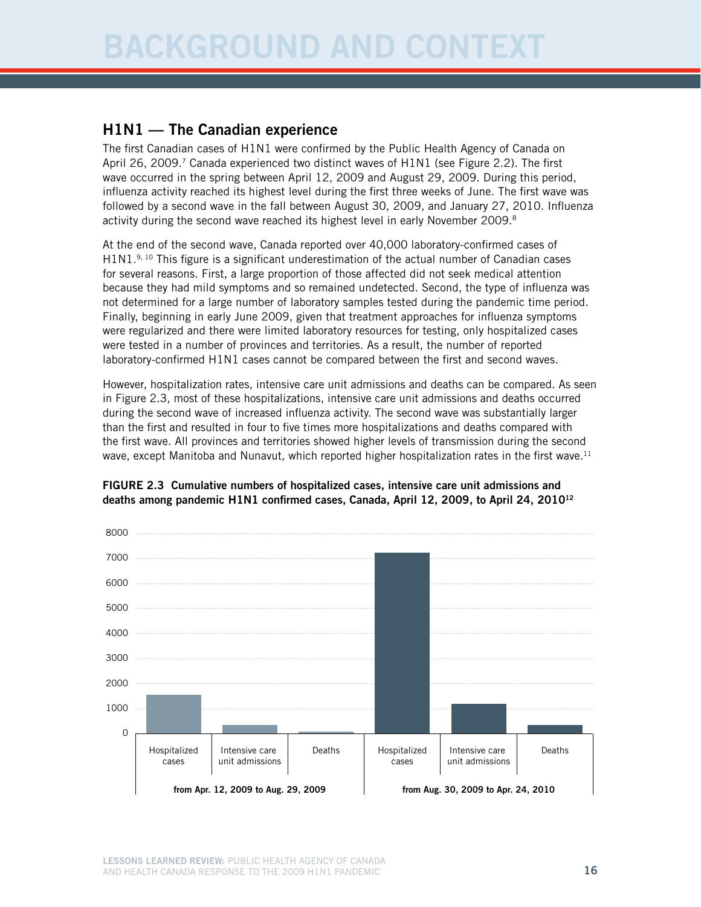## H1N1 — The Canadian experience

The first Canadian cases of H1N1 were confirmed by the Public Health Agency of Canada on April 26, 2009.[7] Canada experienced two distinct waves of H1N1 (see Figure 2.2). The first wave occurred in the spring between April 12, 2009 and August 29, 2009. During this period, influenza activity reached its highest level during the first three weeks of June. The first wave was followed by a second wave in the fall between August 30, 2009, and January 27, 2010. Influenza activity during the second wave reached its highest level in early November 2009.[8]

At the end of the second wave, Canada reported over 40,000 laboratory-confirmed cases of H1N1.[9, 10] This figure is a significant underestimation of the actual number of Canadian cases for several reasons. First, a large proportion of those affected did not seek medical attention because they had mild symptoms and so remained undetected. Second, the type of influenza was not determined for a large number of laboratory samples tested during the pandemic time period. Finally, beginning in early June 2009, given that treatment approaches for influenza symptoms were regularized and there were limited laboratory resources for testing, only hospitalized cases were tested in a number of provinces and territories. As a result, the number of reported laboratory-confirmed H1N1 cases cannot be compared between the first and second waves.

However, hospitalization rates, intensive care unit admissions and deaths can be compared. As seen in Figure 2.3, most of these hospitalizations, intensive care unit admissions and deaths occurred during the second wave of increased influenza activity. The second wave was substantially larger than the first and resulted in four to five times more hospitalizations and deaths compared with the first wave. All provinces and territories showed higher levels of transmission during the second wave, except Manitoba and Nunavut, which reported higher hospitalization rates in the first wave.[11]

**FIGURE 2.3 Cumulative numbers of hospitalized cases, intensive care unit admissions and deaths among pandemic H1N1 confirmed cases, Canada, April 12, 2009, to April 24, 2010[12]**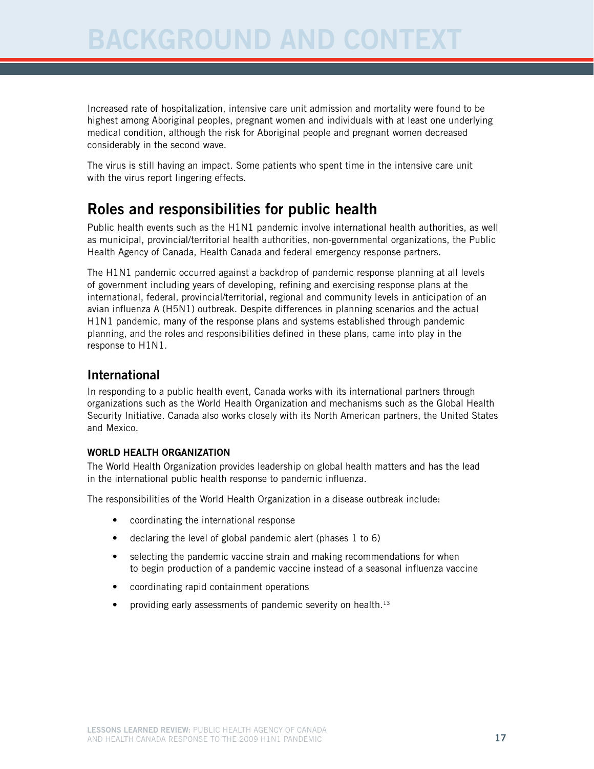# BACKGROUND AND CONTEXT

Increased rate of hospitalization, intensive care unit admission and mortality were found to be highest among Aboriginal peoples, pregnant women and individuals with at least one underlying medical condition, although the risk for Aboriginal people and pregnant women decreased considerably in the second wave.

The virus is still having an impact. Some patients who spent time in the intensive care unit with the virus report lingering effects.

## Roles and responsibilities for public health

Public health events such as the H1N1 pandemic involve international health authorities, as well as municipal, provincial/territorial health authorities, non-governmental organizations, the Public Health Agency of Canada, Health Canada and federal emergency response partners.

The H1N1 pandemic occurred against a backdrop of pandemic response planning at all levels of government including years of developing, refining and exercising response plans at the international, federal, provincial/territorial, regional and community levels in anticipation of an avian influenza A (H5N1) outbreak. Despite differences in planning scenarios and the actual H1N1 pandemic, many of the response plans and systems established through pandemic planning, and the roles and responsibilities defined in these plans, came into play in the response to H1N1.

### International

In responding to a public health event, Canada works with its international partners through organizations such as the World Health Organization and mechanisms such as the Global Health Security Initiative. Canada also works closely with its North American partners, the United States and Mexico.

#### WORLD HEALTH ORGANIZATION

The World Health Organization provides leadership on global health matters and has the lead in the international public health response to pandemic influenza.

The responsibilities of the World Health Organization in a disease outbreak include:

- coordinating the international response
- declaring the level of global pandemic alert (phases 1 to 6)
- selecting the pandemic vaccine strain and making recommendations for when to begin production of a pandemic vaccine instead of a seasonal influenza vaccine
- coordinating rapid containment operations
- providing early assessments of pandemic severity on health.[13]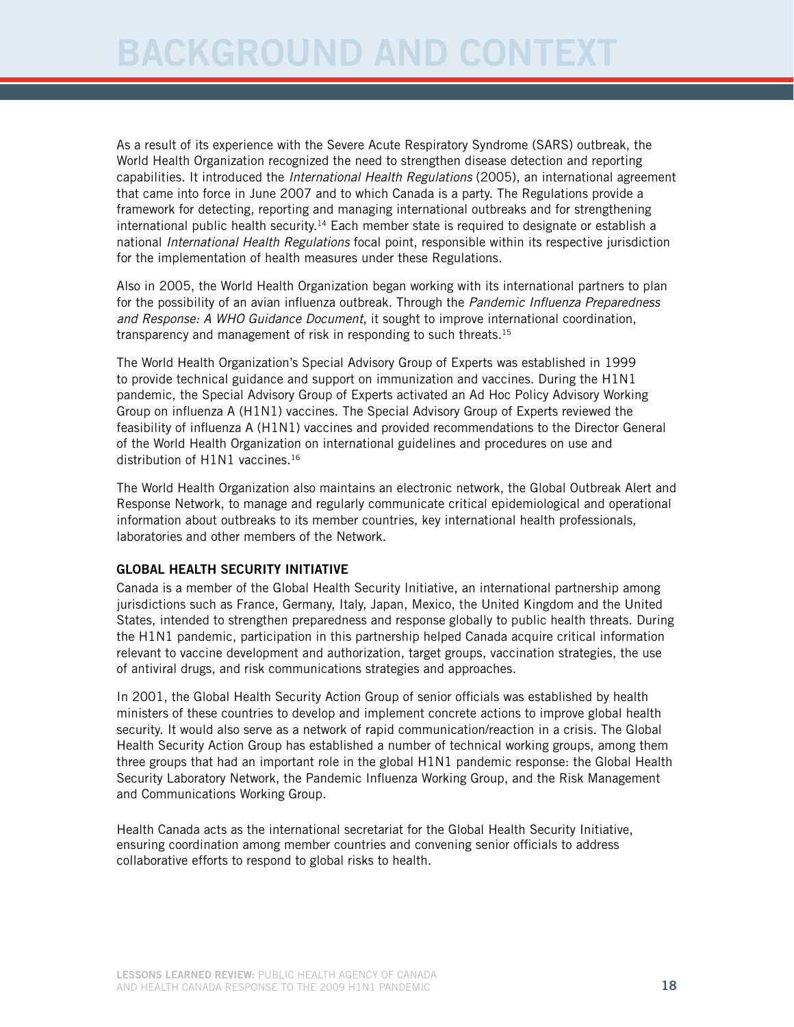# BACKGROUND AND CONTEXT

As a result of its experience with the Severe Acute Respiratory Syndrome (SARS) outbreak, the World Health Organization recognized the need to strengthen disease detection and reporting capabilities. It introduced the *International Health Regulations* (2005), an international agreement that came into force in June 2007 and to which Canada is a party. The Regulations provide a framework for detecting, reporting and managing international outbreaks and for strengthening international public health security.[14] Each member state is required to designate or establish a national *International Health Regulations* focal point, responsible within its respective jurisdiction for the implementation of health measures under these Regulations.

Also in 2005, the World Health Organization began working with its international partners to plan for the possibility of an avian influenza outbreak. Through the *Pandemic Influenza Preparedness and Response: A WHO Guidance Document*, it sought to improve international coordination, transparency and management of risk in responding to such threats.[15]

The World Health Organization's Special Advisory Group of Experts was established in 1999 to provide technical guidance and support on immunization and vaccines. During the H1N1 pandemic, the Special Advisory Group of Experts activated an Ad Hoc Policy Advisory Working Group on influenza A (H1N1) vaccines. The Special Advisory Group of Experts reviewed the feasibility of influenza A (H1N1) vaccines and provided recommendations to the Director General of the World Health Organization on international guidelines and procedures on use and distribution of H1N1 vaccines.[16]

The World Health Organization also maintains an electronic network, the Global Outbreak Alert and Response Network, to manage and regularly communicate critical epidemiological and operational information about outbreaks to its member countries, key international health professionals, laboratories and other members of the Network.

### GLOBAL HEALTH SECURITY INITIATIVE

Canada is a member of the Global Health Security Initiative, an international partnership among jurisdictions such as France, Germany, Italy, Japan, Mexico, the United Kingdom and the United States, intended to strengthen preparedness and response globally to public health threats. During the H1N1 pandemic, participation in this partnership helped Canada acquire critical information relevant to vaccine development and authorization, target groups, vaccination strategies, the use of antiviral drugs, and risk communications strategies and approaches.

In 2001, the Global Health Security Action Group of senior officials was established by health ministers of these countries to develop and implement concrete actions to improve global health security. It would also serve as a network of rapid communication/reaction in a crisis. The Global Health Security Action Group has established a number of technical working groups, among them three groups that had an important role in the global H1N1 pandemic response: the Global Health Security Laboratory Network, the Pandemic Influenza Working Group, and the Risk Management and Communications Working Group.

Health Canada acts as the international secretariat for the Global Health Security Initiative, ensuring coordination among member countries and convening senior officials to address collaborative efforts to respond to global risks to health.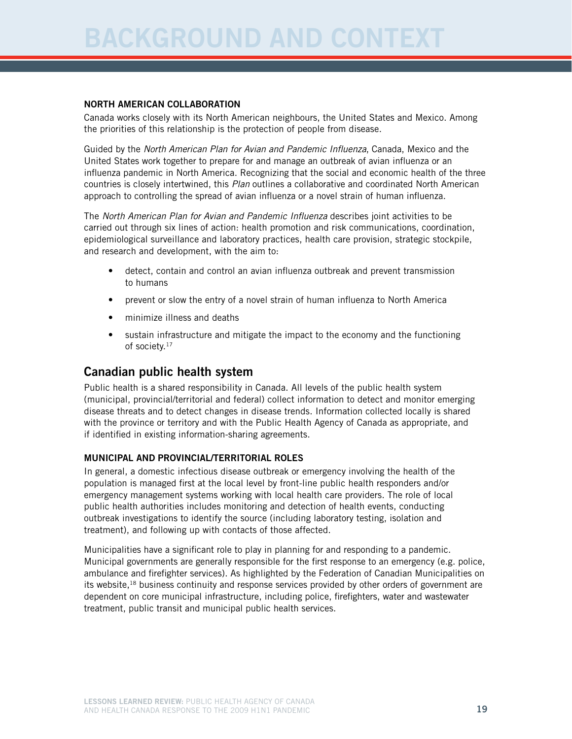# BACKGROUND AND CONTEXT

### NORTH AMERICAN COLLABORATION

Canada works closely with its North American neighbours, the United States and Mexico. Among the priorities of this relationship is the protection of people from disease.

Guided by the *North American Plan for Avian and Pandemic Influenza*, Canada, Mexico and the United States work together to prepare for and manage an outbreak of avian influenza or an influenza pandemic in North America. Recognizing that the social and economic health of the three countries is closely intertwined, this *Plan* outlines a collaborative and coordinated North American approach to controlling the spread of avian influenza or a novel strain of human influenza.

The *North American Plan for Avian and Pandemic Influenza* describes joint activities to be carried out through six lines of action: health promotion and risk communications, coordination, epidemiological surveillance and laboratory practices, health care provision, strategic stockpile, and research and development, with the aim to:

- detect, contain and control an avian influenza outbreak and prevent transmission to humans
- prevent or slow the entry of a novel strain of human influenza to North America
- minimize illness and deaths
- sustain infrastructure and mitigate the impact to the economy and the functioning of society.[17]

## Canadian public health system

Public health is a shared responsibility in Canada. All levels of the public health system (municipal, provincial/territorial and federal) collect information to detect and monitor emerging disease threats and to detect changes in disease trends. Information collected locally is shared with the province or territory and with the Public Health Agency of Canada as appropriate, and if identified in existing information-sharing agreements.

### MUNICIPAL AND PROVINCIAL/TERRITORIAL ROLES

In general, a domestic infectious disease outbreak or emergency involving the health of the population is managed first at the local level by front-line public health responders and/or emergency management systems working with local health care providers. The role of local public health authorities includes monitoring and detection of health events, conducting outbreak investigations to identify the source (including laboratory testing, isolation and treatment), and following up with contacts of those affected.

Municipalities have a significant role to play in planning for and responding to a pandemic. Municipal governments are generally responsible for the first response to an emergency (e.g. police, ambulance and firefighter services). As highlighted by the Federation of Canadian Municipalities on its website,[18] business continuity and response services provided by other orders of government are dependent on core municipal infrastructure, including police, firefighters, water and wastewater treatment, public transit and municipal public health services.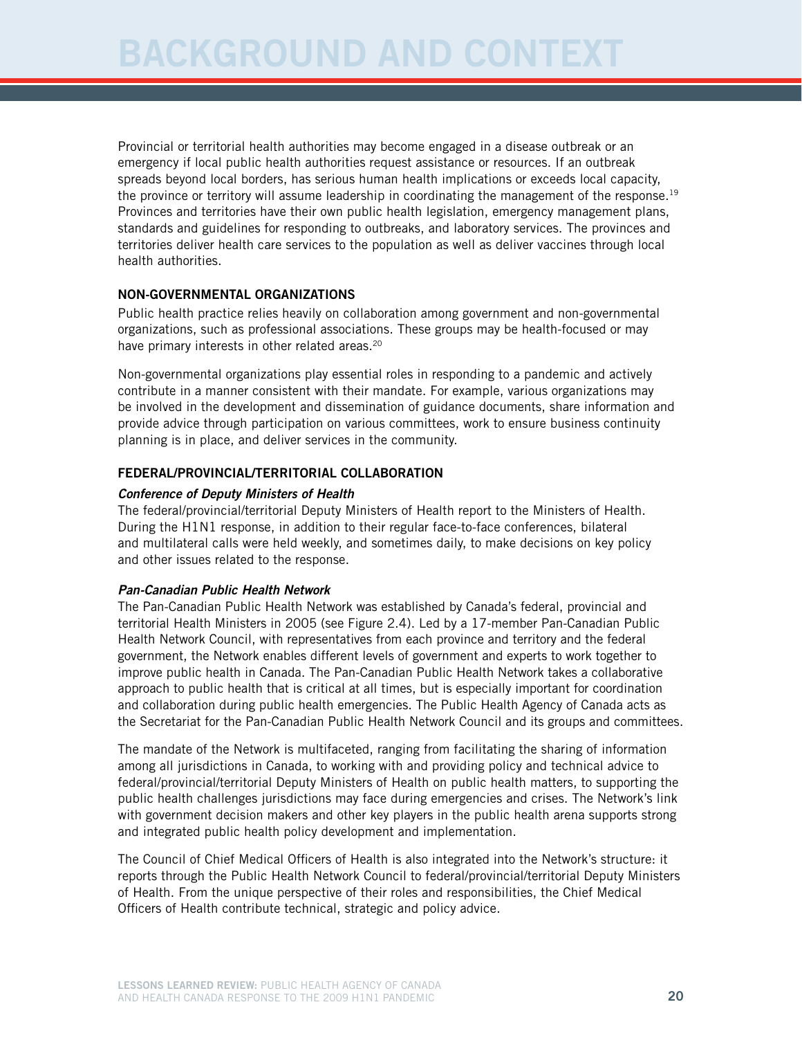Provincial or territorial health authorities may become engaged in a disease outbreak or an emergency if local public health authorities request assistance or resources. If an outbreak spreads beyond local borders, has serious human health implications or exceeds local capacity, the province or territory will assume leadership in coordinating the management of the response.[19] Provinces and territories have their own public health legislation, emergency management plans, standards and guidelines for responding to outbreaks, and laboratory services. The provinces and territories deliver health care services to the population as well as deliver vaccines through local health authorities.

### NON-GOVERNMENTAL ORGANIZATIONS

Public health practice relies heavily on collaboration among government and non-governmental organizations, such as professional associations. These groups may be health-focused or may have primary interests in other related areas.[20]

Non-governmental organizations play essential roles in responding to a pandemic and actively contribute in a manner consistent with their mandate. For example, various organizations may be involved in the development and dissemination of guidance documents, share information and provide advice through participation on various committees, work to ensure business continuity planning is in place, and deliver services in the community.

### FEDERAL/PROVINCIAL/TERRITORIAL COLLABORATION

#### *Conference of Deputy Ministers of Health*

The federal/provincial/territorial Deputy Ministers of Health report to the Ministers of Health. During the H1N1 response, in addition to their regular face-to-face conferences, bilateral and multilateral calls were held weekly, and sometimes daily, to make decisions on key policy and other issues related to the response.

#### *Pan-Canadian Public Health Network*

The Pan-Canadian Public Health Network was established by Canada's federal, provincial and territorial Health Ministers in 2005 (see Figure 2.4). Led by a 17-member Pan-Canadian Public Health Network Council, with representatives from each province and territory and the federal government, the Network enables different levels of government and experts to work together to improve public health in Canada. The Pan-Canadian Public Health Network takes a collaborative approach to public health that is critical at all times, but is especially important for coordination and collaboration during public health emergencies. The Public Health Agency of Canada acts as the Secretariat for the Pan-Canadian Public Health Network Council and its groups and committees.

The mandate of the Network is multifaceted, ranging from facilitating the sharing of information among all jurisdictions in Canada, to working with and providing policy and technical advice to federal/provincial/territorial Deputy Ministers of Health on public health matters, to supporting the public health challenges jurisdictions may face during emergencies and crises. The Network's link with government decision makers and other key players in the public health arena supports strong and integrated public health policy development and implementation.

The Council of Chief Medical Officers of Health is also integrated into the Network's structure: it reports through the Public Health Network Council to federal/provincial/territorial Deputy Ministers of Health. From the unique perspective of their roles and responsibilities, the Chief Medical Officers of Health contribute technical, strategic and policy advice.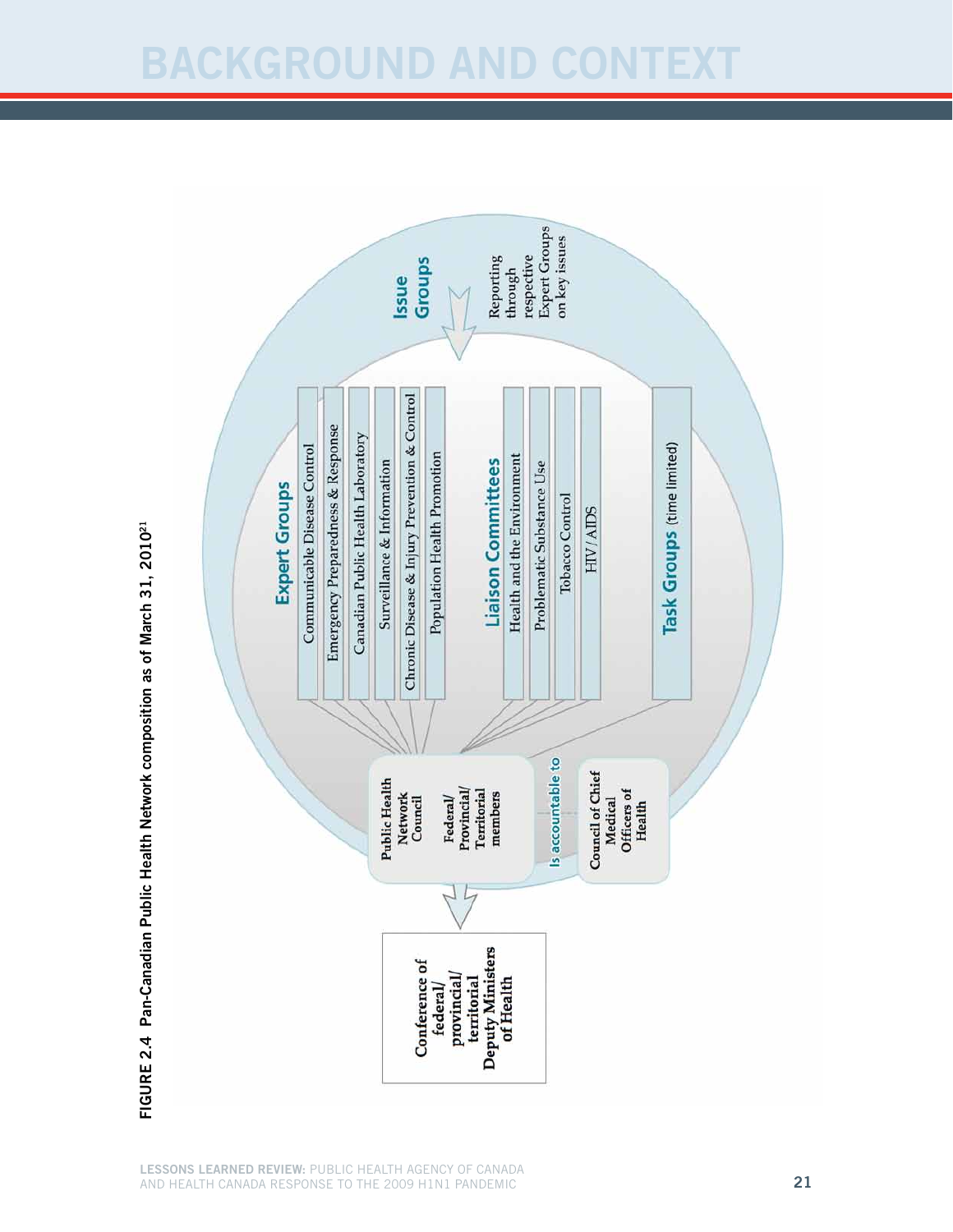# BACKGROUND AND CONTEXT

FIGURE 2.4 Pan-Canadian Public Health Network composition as of March 31, 2010[21]

**Expert Groups**

- Communicable Disease Control
- Emergency Preparedness & Response
- Canadian Public Health Laboratory
- Surveillance & Information
- Chronic Disease & Injury Prevention & Control
- Population Health Promotion

**Issue Groups**

Reporting through respective Expert Groups on key issues

**Liaison Committees**

- Health and the Environment
- Problematic Substance Use
- Tobacco Control
- HIV/AIDS

**Task Groups** (time limited)

Public Health Network Council

Federal/Provincial/Territorial members

Is accountable to

Council of Chief Medical Officers of Health

Conference of federal/provincial/territorial Deputy Ministers of Health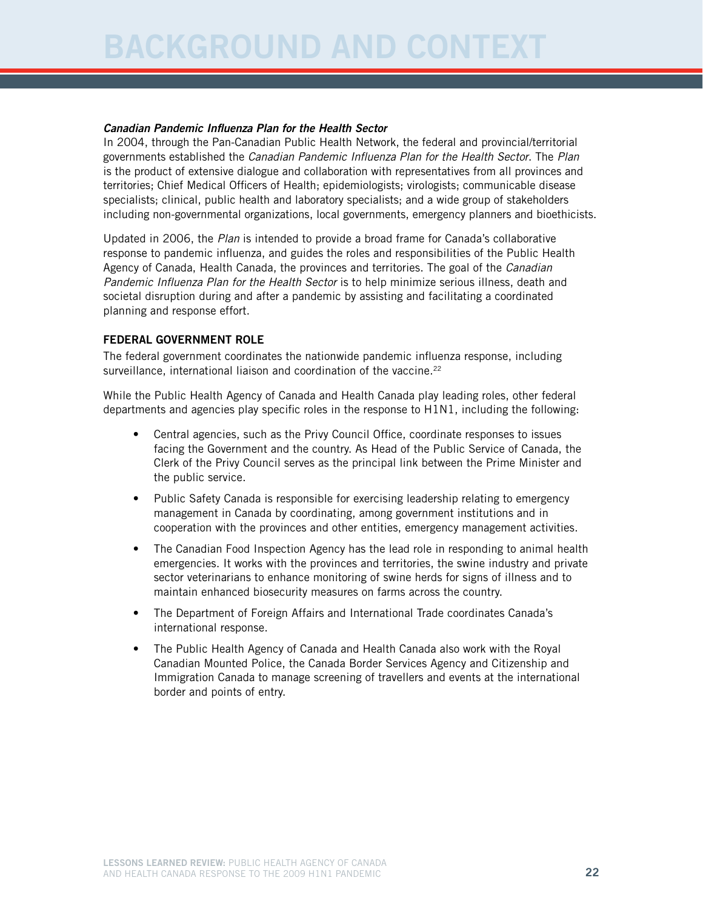### *Canadian Pandemic Influenza Plan for the Health Sector*

In 2004, through the Pan-Canadian Public Health Network, the federal and provincial/territorial governments established the *Canadian Pandemic Influenza Plan for the Health Sector*. The *Plan* is the product of extensive dialogue and collaboration with representatives from all provinces and territories; Chief Medical Officers of Health; epidemiologists; virologists; communicable disease specialists; clinical, public health and laboratory specialists; and a wide group of stakeholders including non-governmental organizations, local governments, emergency planners and bioethicists.

Updated in 2006, the *Plan* is intended to provide a broad frame for Canada's collaborative response to pandemic influenza, and guides the roles and responsibilities of the Public Health Agency of Canada, Health Canada, the provinces and territories. The goal of the *Canadian Pandemic Influenza Plan for the Health Sector* is to help minimize serious illness, death and societal disruption during and after a pandemic by assisting and facilitating a coordinated planning and response effort.

### FEDERAL GOVERNMENT ROLE

The federal government coordinates the nationwide pandemic influenza response, including surveillance, international liaison and coordination of the vaccine.[22]

While the Public Health Agency of Canada and Health Canada play leading roles, other federal departments and agencies play specific roles in the response to H1N1, including the following:

- Central agencies, such as the Privy Council Office, coordinate responses to issues facing the Government and the country. As Head of the Public Service of Canada, the Clerk of the Privy Council serves as the principal link between the Prime Minister and the public service.
- Public Safety Canada is responsible for exercising leadership relating to emergency management in Canada by coordinating, among government institutions and in cooperation with the provinces and other entities, emergency management activities.
- The Canadian Food Inspection Agency has the lead role in responding to animal health emergencies. It works with the provinces and territories, the swine industry and private sector veterinarians to enhance monitoring of swine herds for signs of illness and to maintain enhanced biosecurity measures on farms across the country.
- The Department of Foreign Affairs and International Trade coordinates Canada's international response.
- The Public Health Agency of Canada and Health Canada also work with the Royal Canadian Mounted Police, the Canada Border Services Agency and Citizenship and Immigration Canada to manage screening of travellers and events at the international border and points of entry.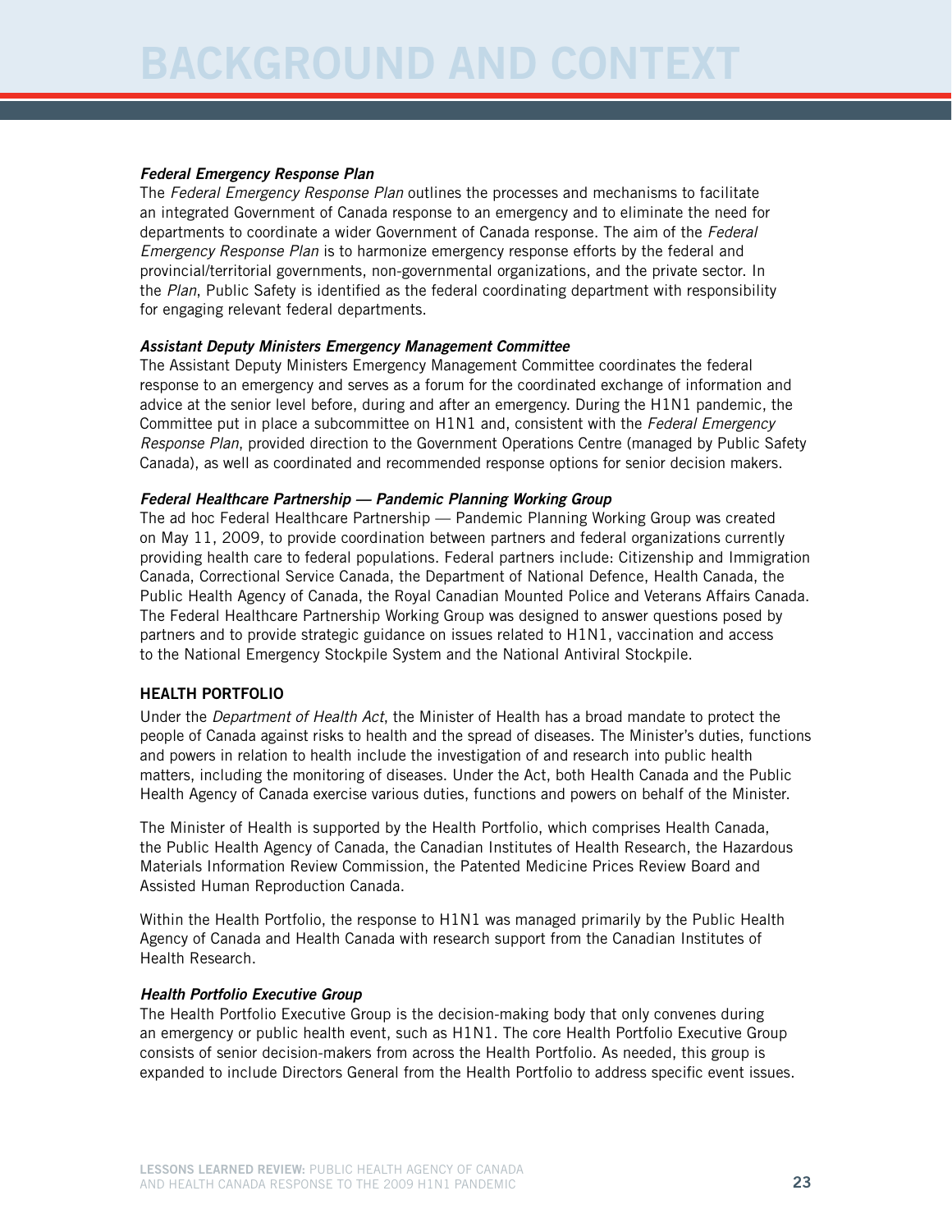# BACKGROUND AND CONTEXT

***Federal Emergency Response Plan***

The *Federal Emergency Response Plan* outlines the processes and mechanisms to facilitate an integrated Government of Canada response to an emergency and to eliminate the need for departments to coordinate a wider Government of Canada response. The aim of the *Federal Emergency Response Plan* is to harmonize emergency response efforts by the federal and provincial/territorial governments, non-governmental organizations, and the private sector. In the *Plan*, Public Safety is identified as the federal coordinating department with responsibility for engaging relevant federal departments.

***Assistant Deputy Ministers Emergency Management Committee***

The Assistant Deputy Ministers Emergency Management Committee coordinates the federal response to an emergency and serves as a forum for the coordinated exchange of information and advice at the senior level before, during and after an emergency. During the H1N1 pandemic, the Committee put in place a subcommittee on H1N1 and, consistent with the *Federal Emergency Response Plan*, provided direction to the Government Operations Centre (managed by Public Safety Canada), as well as coordinated and recommended response options for senior decision makers.

***Federal Healthcare Partnership — Pandemic Planning Working Group***

The ad hoc Federal Healthcare Partnership — Pandemic Planning Working Group was created on May 11, 2009, to provide coordination between partners and federal organizations currently providing health care to federal populations. Federal partners include: Citizenship and Immigration Canada, Correctional Service Canada, the Department of National Defence, Health Canada, the Public Health Agency of Canada, the Royal Canadian Mounted Police and Veterans Affairs Canada. The Federal Healthcare Partnership Working Group was designed to answer questions posed by partners and to provide strategic guidance on issues related to H1N1, vaccination and access to the National Emergency Stockpile System and the National Antiviral Stockpile.

**HEALTH PORTFOLIO**

Under the *Department of Health Act*, the Minister of Health has a broad mandate to protect the people of Canada against risks to health and the spread of diseases. The Minister's duties, functions and powers in relation to health include the investigation of and research into public health matters, including the monitoring of diseases. Under the Act, both Health Canada and the Public Health Agency of Canada exercise various duties, functions and powers on behalf of the Minister.

The Minister of Health is supported by the Health Portfolio, which comprises Health Canada, the Public Health Agency of Canada, the Canadian Institutes of Health Research, the Hazardous Materials Information Review Commission, the Patented Medicine Prices Review Board and Assisted Human Reproduction Canada.

Within the Health Portfolio, the response to H1N1 was managed primarily by the Public Health Agency of Canada and Health Canada with research support from the Canadian Institutes of Health Research.

***Health Portfolio Executive Group***

The Health Portfolio Executive Group is the decision-making body that only convenes during an emergency or public health event, such as H1N1. The core Health Portfolio Executive Group consists of senior decision-makers from across the Health Portfolio. As needed, this group is expanded to include Directors General from the Health Portfolio to address specific event issues.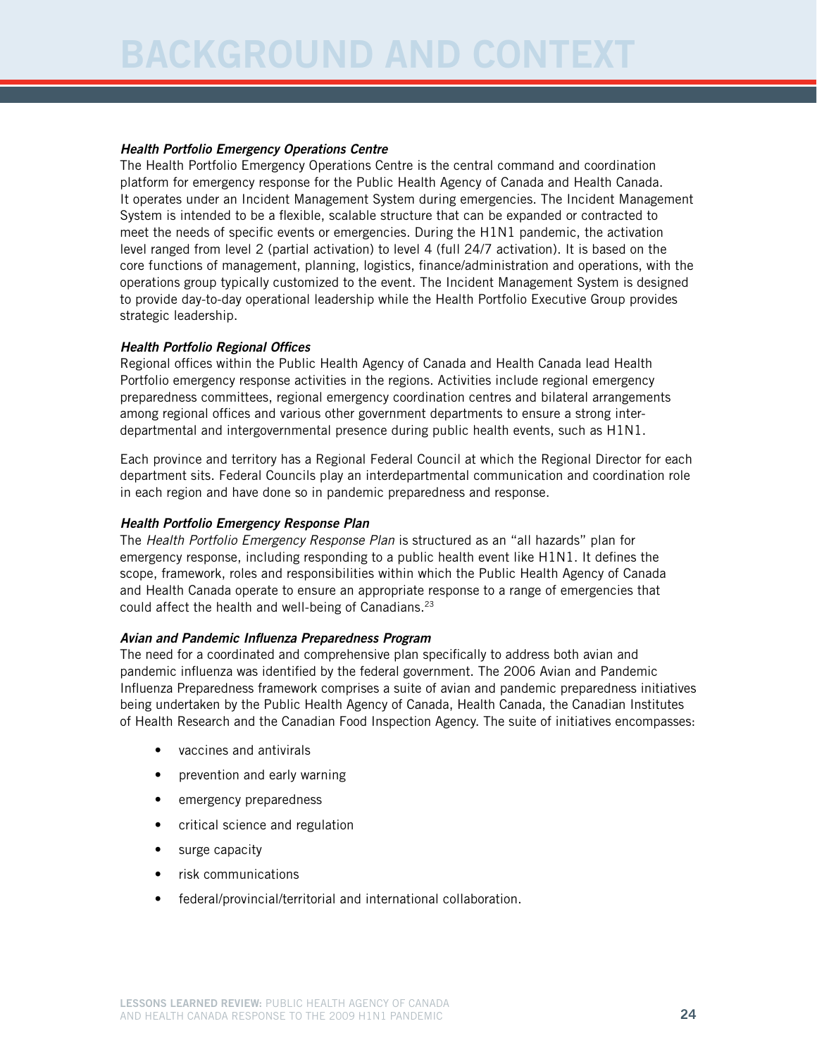# BACKGROUND AND CONTEXT

***Health Portfolio Emergency Operations Centre***

The Health Portfolio Emergency Operations Centre is the central command and coordination platform for emergency response for the Public Health Agency of Canada and Health Canada. It operates under an Incident Management System during emergencies. The Incident Management System is intended to be a flexible, scalable structure that can be expanded or contracted to meet the needs of specific events or emergencies. During the H1N1 pandemic, the activation level ranged from level 2 (partial activation) to level 4 (full 24/7 activation). It is based on the core functions of management, planning, logistics, finance/administration and operations, with the operations group typically customized to the event. The Incident Management System is designed to provide day-to-day operational leadership while the Health Portfolio Executive Group provides strategic leadership.

***Health Portfolio Regional Offices***

Regional offices within the Public Health Agency of Canada and Health Canada lead Health Portfolio emergency response activities in the regions. Activities include regional emergency preparedness committees, regional emergency coordination centres and bilateral arrangements among regional offices and various other government departments to ensure a strong inter-departmental and intergovernmental presence during public health events, such as H1N1.

Each province and territory has a Regional Federal Council at which the Regional Director for each department sits. Federal Councils play an interdepartmental communication and coordination role in each region and have done so in pandemic preparedness and response.

***Health Portfolio Emergency Response Plan***

The *Health Portfolio Emergency Response Plan* is structured as an "all hazards" plan for emergency response, including responding to a public health event like H1N1. It defines the scope, framework, roles and responsibilities within which the Public Health Agency of Canada and Health Canada operate to ensure an appropriate response to a range of emergencies that could affect the health and well-being of Canadians.[23]

***Avian and Pandemic Influenza Preparedness Program***

The need for a coordinated and comprehensive plan specifically to address both avian and pandemic influenza was identified by the federal government. The 2006 Avian and Pandemic Influenza Preparedness framework comprises a suite of avian and pandemic preparedness initiatives being undertaken by the Public Health Agency of Canada, Health Canada, the Canadian Institutes of Health Research and the Canadian Food Inspection Agency. The suite of initiatives encompasses:

- vaccines and antivirals
- prevention and early warning
- emergency preparedness
- critical science and regulation
- surge capacity
- risk communications
- federal/provincial/territorial and international collaboration.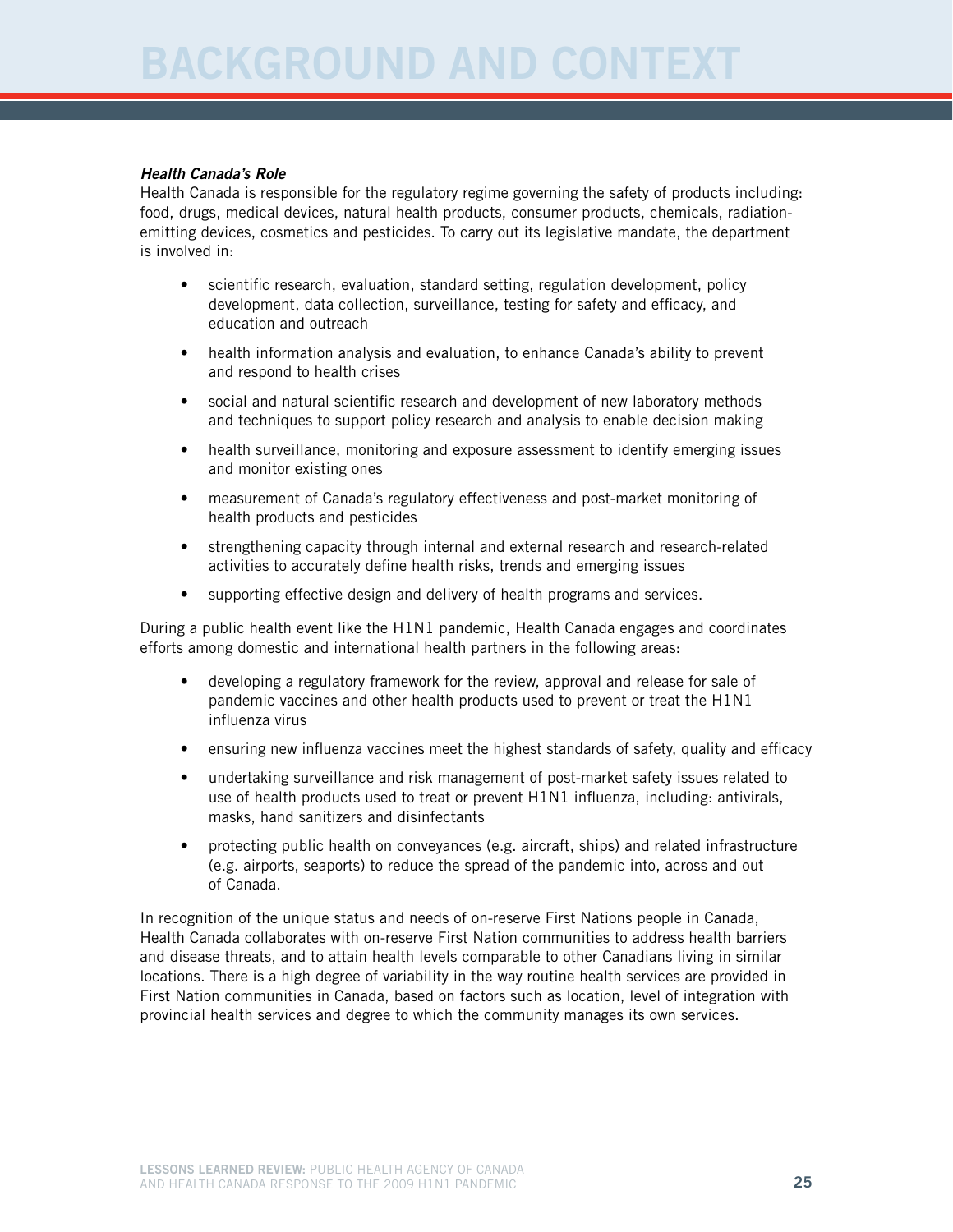# BACKGROUND AND CONTEXT

***Health Canada's Role***

Health Canada is responsible for the regulatory regime governing the safety of products including: food, drugs, medical devices, natural health products, consumer products, chemicals, radiation-emitting devices, cosmetics and pesticides. To carry out its legislative mandate, the department is involved in:

- scientific research, evaluation, standard setting, regulation development, policy development, data collection, surveillance, testing for safety and efficacy, and education and outreach
- health information analysis and evaluation, to enhance Canada's ability to prevent and respond to health crises
- social and natural scientific research and development of new laboratory methods and techniques to support policy research and analysis to enable decision making
- health surveillance, monitoring and exposure assessment to identify emerging issues and monitor existing ones
- measurement of Canada's regulatory effectiveness and post-market monitoring of health products and pesticides
- strengthening capacity through internal and external research and research-related activities to accurately define health risks, trends and emerging issues
- supporting effective design and delivery of health programs and services.

During a public health event like the H1N1 pandemic, Health Canada engages and coordinates efforts among domestic and international health partners in the following areas:

- developing a regulatory framework for the review, approval and release for sale of pandemic vaccines and other health products used to prevent or treat the H1N1 influenza virus
- ensuring new influenza vaccines meet the highest standards of safety, quality and efficacy
- undertaking surveillance and risk management of post-market safety issues related to use of health products used to treat or prevent H1N1 influenza, including: antivirals, masks, hand sanitizers and disinfectants
- protecting public health on conveyances (e.g. aircraft, ships) and related infrastructure (e.g. airports, seaports) to reduce the spread of the pandemic into, across and out of Canada.

In recognition of the unique status and needs of on-reserve First Nations people in Canada, Health Canada collaborates with on-reserve First Nation communities to address health barriers and disease threats, and to attain health levels comparable to other Canadians living in similar locations. There is a high degree of variability in the way routine health services are provided in First Nation communities in Canada, based on factors such as location, level of integration with provincial health services and degree to which the community manages its own services.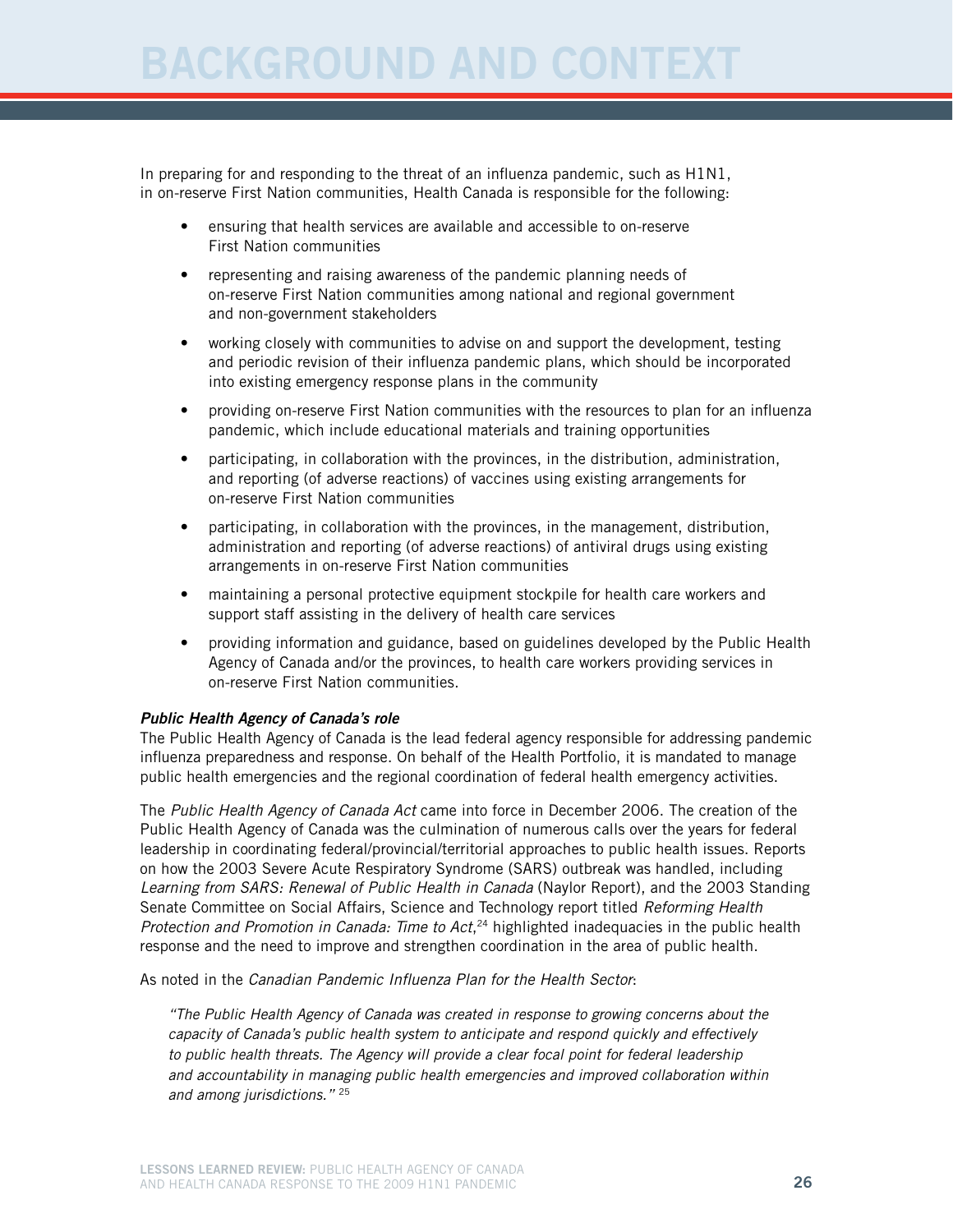# BACKGROUND AND CONTEXT

In preparing for and responding to the threat of an influenza pandemic, such as H1N1, in on-reserve First Nation communities, Health Canada is responsible for the following:

- ensuring that health services are available and accessible to on-reserve First Nation communities
- representing and raising awareness of the pandemic planning needs of on-reserve First Nation communities among national and regional government and non-government stakeholders
- working closely with communities to advise on and support the development, testing and periodic revision of their influenza pandemic plans, which should be incorporated into existing emergency response plans in the community
- providing on-reserve First Nation communities with the resources to plan for an influenza pandemic, which include educational materials and training opportunities
- participating, in collaboration with the provinces, in the distribution, administration, and reporting (of adverse reactions) of vaccines using existing arrangements for on-reserve First Nation communities
- participating, in collaboration with the provinces, in the management, distribution, administration and reporting (of adverse reactions) of antiviral drugs using existing arrangements in on-reserve First Nation communities
- maintaining a personal protective equipment stockpile for health care workers and support staff assisting in the delivery of health care services
- providing information and guidance, based on guidelines developed by the Public Health Agency of Canada and/or the provinces, to health care workers providing services in on-reserve First Nation communities.

***Public Health Agency of Canada's role***

The Public Health Agency of Canada is the lead federal agency responsible for addressing pandemic influenza preparedness and response. On behalf of the Health Portfolio, it is mandated to manage public health emergencies and the regional coordination of federal health emergency activities.

The *Public Health Agency of Canada Act* came into force in December 2006. The creation of the Public Health Agency of Canada was the culmination of numerous calls over the years for federal leadership in coordinating federal/provincial/territorial approaches to public health issues. Reports on how the 2003 Severe Acute Respiratory Syndrome (SARS) outbreak was handled, including *Learning from SARS: Renewal of Public Health in Canada* (Naylor Report), and the 2003 Standing Senate Committee on Social Affairs, Science and Technology report titled *Reforming Health Protection and Promotion in Canada: Time to Act*,[24] highlighted inadequacies in the public health response and the need to improve and strengthen coordination in the area of public health.

As noted in the *Canadian Pandemic Influenza Plan for the Health Sector*:

> *"The Public Health Agency of Canada was created in response to growing concerns about the capacity of Canada's public health system to anticipate and respond quickly and effectively to public health threats. The Agency will provide a clear focal point for federal leadership and accountability in managing public health emergencies and improved collaboration within and among jurisdictions."* [25]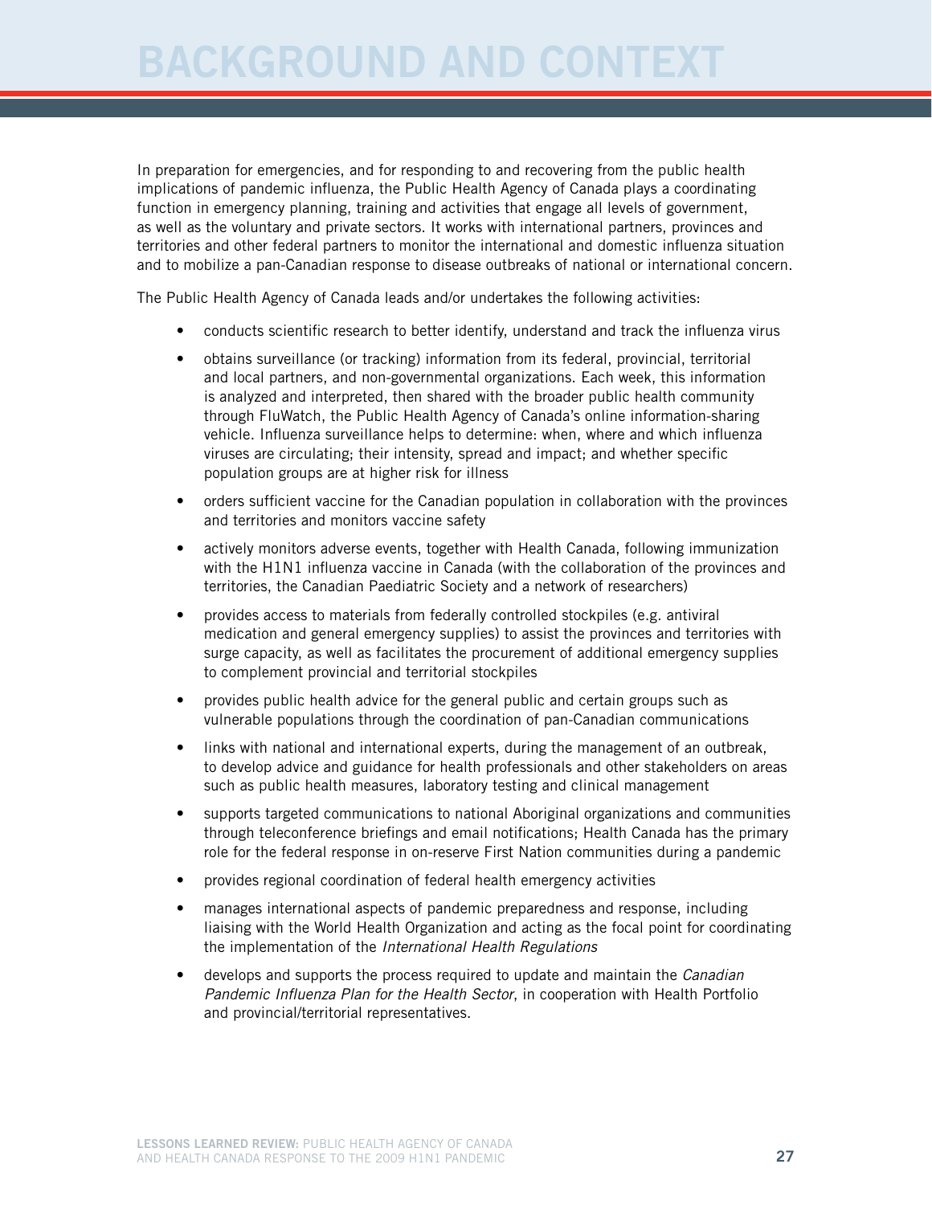# BACKGROUND AND CONTEXT

In preparation for emergencies, and for responding to and recovering from the public health implications of pandemic influenza, the Public Health Agency of Canada plays a coordinating function in emergency planning, training and activities that engage all levels of government, as well as the voluntary and private sectors. It works with international partners, provinces and territories and other federal partners to monitor the international and domestic influenza situation and to mobilize a pan-Canadian response to disease outbreaks of national or international concern.

The Public Health Agency of Canada leads and/or undertakes the following activities:

- conducts scientific research to better identify, understand and track the influenza virus
- obtains surveillance (or tracking) information from its federal, provincial, territorial and local partners, and non-governmental organizations. Each week, this information is analyzed and interpreted, then shared with the broader public health community through FluWatch, the Public Health Agency of Canada's online information-sharing vehicle. Influenza surveillance helps to determine: when, where and which influenza viruses are circulating; their intensity, spread and impact; and whether specific population groups are at higher risk for illness
- orders sufficient vaccine for the Canadian population in collaboration with the provinces and territories and monitors vaccine safety
- actively monitors adverse events, together with Health Canada, following immunization with the H1N1 influenza vaccine in Canada (with the collaboration of the provinces and territories, the Canadian Paediatric Society and a network of researchers)
- provides access to materials from federally controlled stockpiles (e.g. antiviral medication and general emergency supplies) to assist the provinces and territories with surge capacity, as well as facilitates the procurement of additional emergency supplies to complement provincial and territorial stockpiles
- provides public health advice for the general public and certain groups such as vulnerable populations through the coordination of pan-Canadian communications
- links with national and international experts, during the management of an outbreak, to develop advice and guidance for health professionals and other stakeholders on areas such as public health measures, laboratory testing and clinical management
- supports targeted communications to national Aboriginal organizations and communities through teleconference briefings and email notifications; Health Canada has the primary role for the federal response in on-reserve First Nation communities during a pandemic
- provides regional coordination of federal health emergency activities
- manages international aspects of pandemic preparedness and response, including liaising with the World Health Organization and acting as the focal point for coordinating the implementation of the *International Health Regulations*
- develops and supports the process required to update and maintain the *Canadian Pandemic Influenza Plan for the Health Sector*, in cooperation with Health Portfolio and provincial/territorial representatives.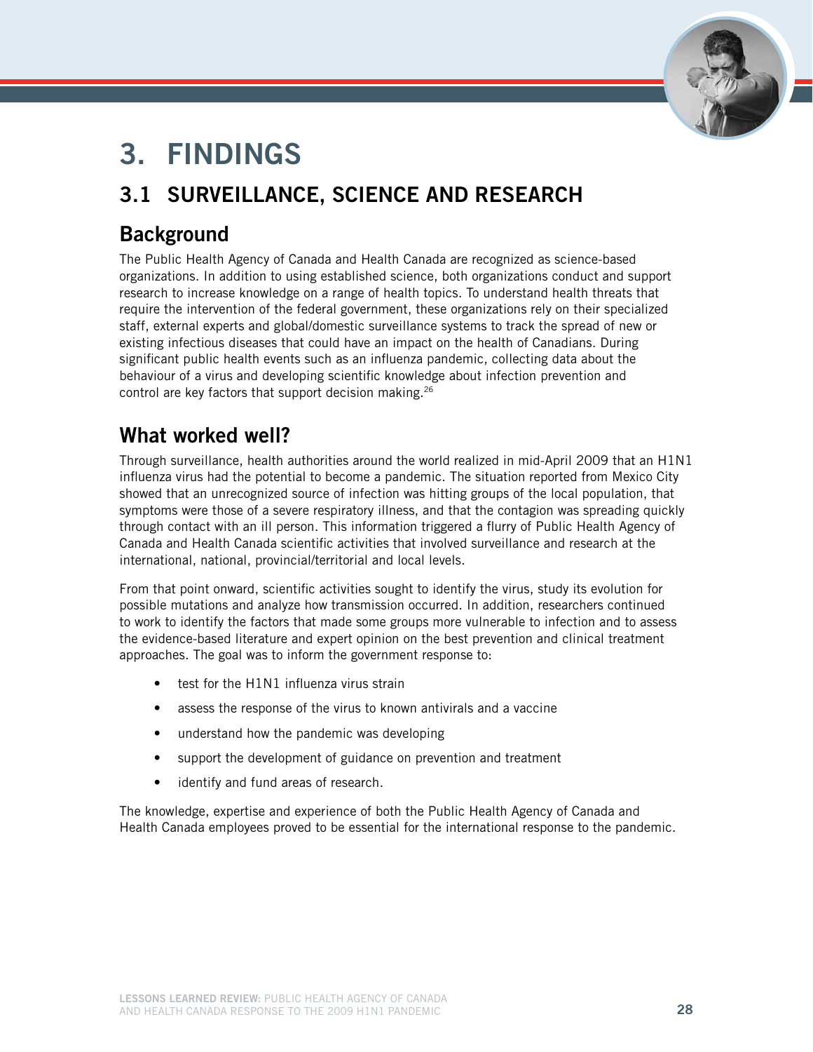# 3. FINDINGS

## 3.1 SURVEILLANCE, SCIENCE AND RESEARCH

### Background

The Public Health Agency of Canada and Health Canada are recognized as science-based organizations. In addition to using established science, both organizations conduct and support research to increase knowledge on a range of health topics. To understand health threats that require the intervention of the federal government, these organizations rely on their specialized staff, external experts and global/domestic surveillance systems to track the spread of new or existing infectious diseases that could have an impact on the health of Canadians. During significant public health events such as an influenza pandemic, collecting data about the behaviour of a virus and developing scientific knowledge about infection prevention and control are key factors that support decision making.[26]

### What worked well?

Through surveillance, health authorities around the world realized in mid-April 2009 that an H1N1 influenza virus had the potential to become a pandemic. The situation reported from Mexico City showed that an unrecognized source of infection was hitting groups of the local population, that symptoms were those of a severe respiratory illness, and that the contagion was spreading quickly through contact with an ill person. This information triggered a flurry of Public Health Agency of Canada and Health Canada scientific activities that involved surveillance and research at the international, national, provincial/territorial and local levels.

From that point onward, scientific activities sought to identify the virus, study its evolution for possible mutations and analyze how transmission occurred. In addition, researchers continued to work to identify the factors that made some groups more vulnerable to infection and to assess the evidence-based literature and expert opinion on the best prevention and clinical treatment approaches. The goal was to inform the government response to:

- test for the H1N1 influenza virus strain
- assess the response of the virus to known antivirals and a vaccine
- understand how the pandemic was developing
- support the development of guidance on prevention and treatment
- identify and fund areas of research.

The knowledge, expertise and experience of both the Public Health Agency of Canada and Health Canada employees proved to be essential for the international response to the pandemic.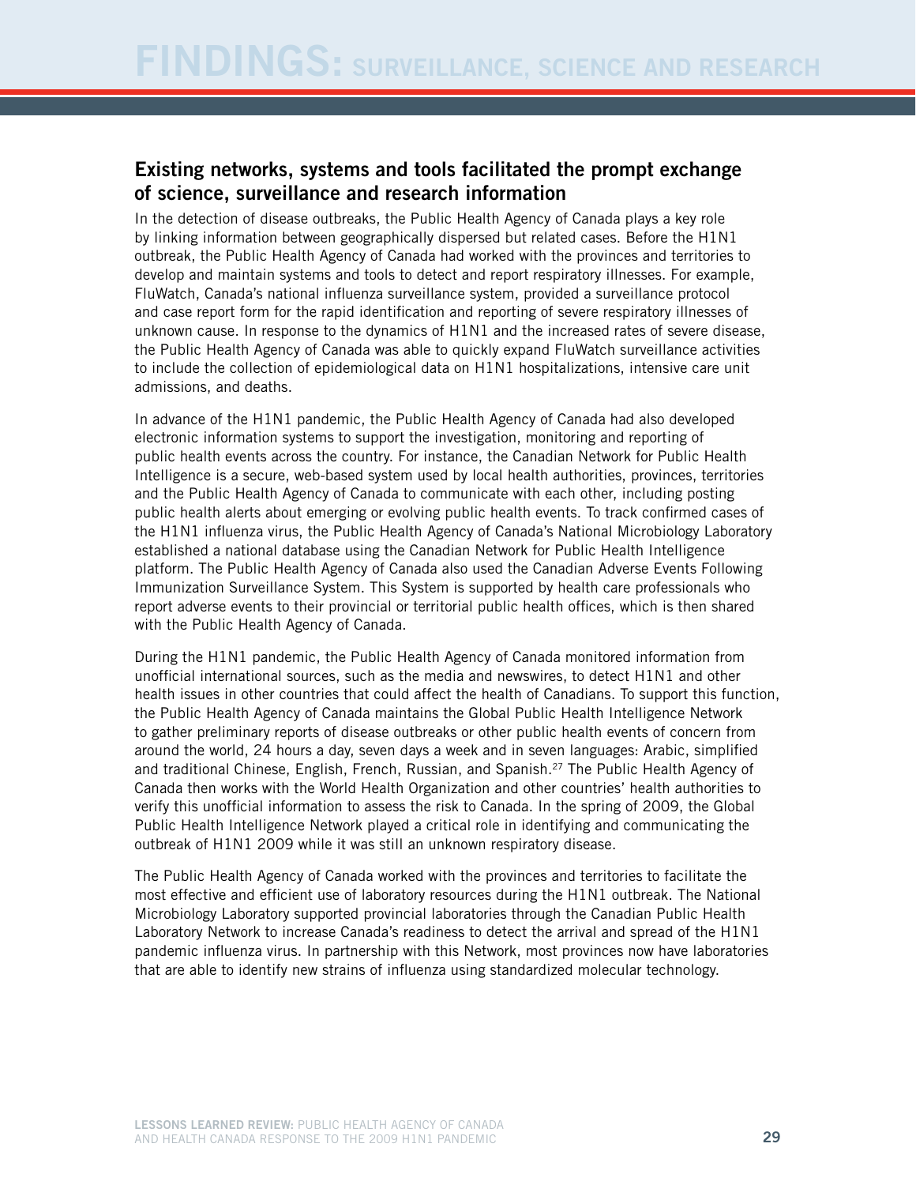# FINDINGS: SURVEILLANCE, SCIENCE AND RESEARCH

## Existing networks, systems and tools facilitated the prompt exchange of science, surveillance and research information

In the detection of disease outbreaks, the Public Health Agency of Canada plays a key role by linking information between geographically dispersed but related cases. Before the H1N1 outbreak, the Public Health Agency of Canada had worked with the provinces and territories to develop and maintain systems and tools to detect and report respiratory illnesses. For example, FluWatch, Canada's national influenza surveillance system, provided a surveillance protocol and case report form for the rapid identification and reporting of severe respiratory illnesses of unknown cause. In response to the dynamics of H1N1 and the increased rates of severe disease, the Public Health Agency of Canada was able to quickly expand FluWatch surveillance activities to include the collection of epidemiological data on H1N1 hospitalizations, intensive care unit admissions, and deaths.

In advance of the H1N1 pandemic, the Public Health Agency of Canada had also developed electronic information systems to support the investigation, monitoring and reporting of public health events across the country. For instance, the Canadian Network for Public Health Intelligence is a secure, web-based system used by local health authorities, provinces, territories and the Public Health Agency of Canada to communicate with each other, including posting public health alerts about emerging or evolving public health events. To track confirmed cases of the H1N1 influenza virus, the Public Health Agency of Canada's National Microbiology Laboratory established a national database using the Canadian Network for Public Health Intelligence platform. The Public Health Agency of Canada also used the Canadian Adverse Events Following Immunization Surveillance System. This System is supported by health care professionals who report adverse events to their provincial or territorial public health offices, which is then shared with the Public Health Agency of Canada.

During the H1N1 pandemic, the Public Health Agency of Canada monitored information from unofficial international sources, such as the media and newswires, to detect H1N1 and other health issues in other countries that could affect the health of Canadians. To support this function, the Public Health Agency of Canada maintains the Global Public Health Intelligence Network to gather preliminary reports of disease outbreaks or other public health events of concern from around the world, 24 hours a day, seven days a week and in seven languages: Arabic, simplified and traditional Chinese, English, French, Russian, and Spanish.[27] The Public Health Agency of Canada then works with the World Health Organization and other countries' health authorities to verify this unofficial information to assess the risk to Canada. In the spring of 2009, the Global Public Health Intelligence Network played a critical role in identifying and communicating the outbreak of H1N1 2009 while it was still an unknown respiratory disease.

The Public Health Agency of Canada worked with the provinces and territories to facilitate the most effective and efficient use of laboratory resources during the H1N1 outbreak. The National Microbiology Laboratory supported provincial laboratories through the Canadian Public Health Laboratory Network to increase Canada's readiness to detect the arrival and spread of the H1N1 pandemic influenza virus. In partnership with this Network, most provinces now have laboratories that are able to identify new strains of influenza using standardized molecular technology.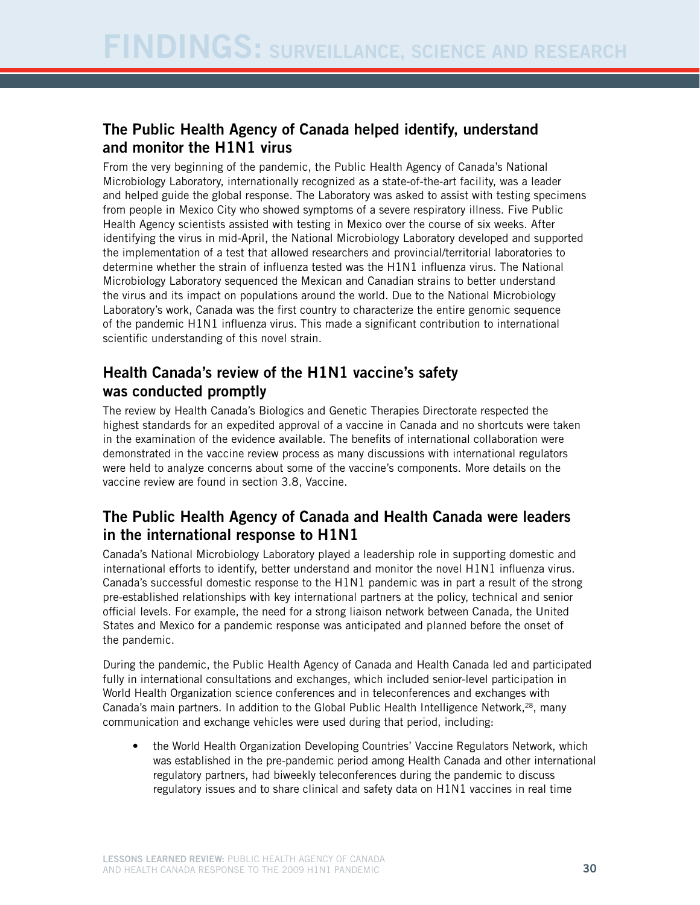# FINDINGS: SURVEILLANCE, SCIENCE AND RESEARCH

## The Public Health Agency of Canada helped identify, understand and monitor the H1N1 virus

From the very beginning of the pandemic, the Public Health Agency of Canada's National Microbiology Laboratory, internationally recognized as a state-of-the-art facility, was a leader and helped guide the global response. The Laboratory was asked to assist with testing specimens from people in Mexico City who showed symptoms of a severe respiratory illness. Five Public Health Agency scientists assisted with testing in Mexico over the course of six weeks. After identifying the virus in mid-April, the National Microbiology Laboratory developed and supported the implementation of a test that allowed researchers and provincial/territorial laboratories to determine whether the strain of influenza tested was the H1N1 influenza virus. The National Microbiology Laboratory sequenced the Mexican and Canadian strains to better understand the virus and its impact on populations around the world. Due to the National Microbiology Laboratory's work, Canada was the first country to characterize the entire genomic sequence of the pandemic H1N1 influenza virus. This made a significant contribution to international scientific understanding of this novel strain.

## Health Canada's review of the H1N1 vaccine's safety was conducted promptly

The review by Health Canada's Biologics and Genetic Therapies Directorate respected the highest standards for an expedited approval of a vaccine in Canada and no shortcuts were taken in the examination of the evidence available. The benefits of international collaboration were demonstrated in the vaccine review process as many discussions with international regulators were held to analyze concerns about some of the vaccine's components. More details on the vaccine review are found in section 3.8, Vaccine.

## The Public Health Agency of Canada and Health Canada were leaders in the international response to H1N1

Canada's National Microbiology Laboratory played a leadership role in supporting domestic and international efforts to identify, better understand and monitor the novel H1N1 influenza virus. Canada's successful domestic response to the H1N1 pandemic was in part a result of the strong pre-established relationships with key international partners at the policy, technical and senior official levels. For example, the need for a strong liaison network between Canada, the United States and Mexico for a pandemic response was anticipated and planned before the onset of the pandemic.

During the pandemic, the Public Health Agency of Canada and Health Canada led and participated fully in international consultations and exchanges, which included senior-level participation in World Health Organization science conferences and in teleconferences and exchanges with Canada's main partners. In addition to the Global Public Health Intelligence Network,[28], many communication and exchange vehicles were used during that period, including:

- the World Health Organization Developing Countries' Vaccine Regulators Network, which was established in the pre-pandemic period among Health Canada and other international regulatory partners, had biweekly teleconferences during the pandemic to discuss regulatory issues and to share clinical and safety data on H1N1 vaccines in real time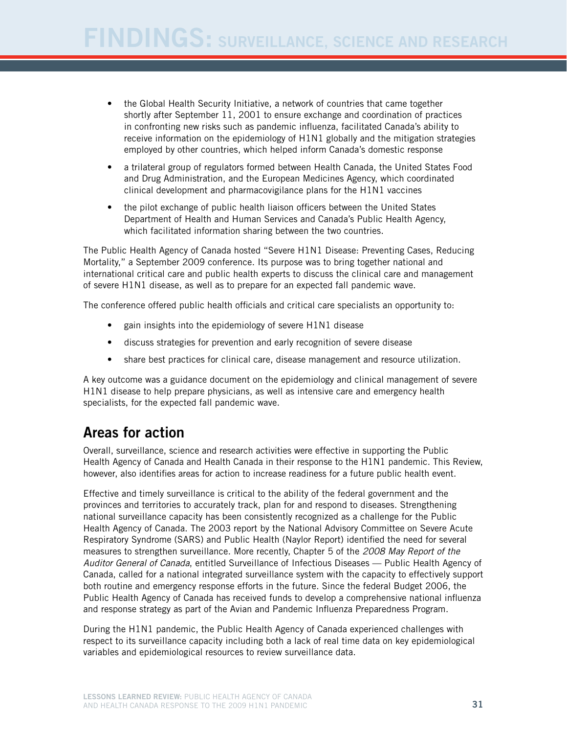- the Global Health Security Initiative, a network of countries that came together shortly after September 11, 2001 to ensure exchange and coordination of practices in confronting new risks such as pandemic influenza, facilitated Canada's ability to receive information on the epidemiology of H1N1 globally and the mitigation strategies employed by other countries, which helped inform Canada's domestic response
- a trilateral group of regulators formed between Health Canada, the United States Food and Drug Administration, and the European Medicines Agency, which coordinated clinical development and pharmacovigilance plans for the H1N1 vaccines
- the pilot exchange of public health liaison officers between the United States Department of Health and Human Services and Canada's Public Health Agency, which facilitated information sharing between the two countries.

The Public Health Agency of Canada hosted "Severe H1N1 Disease: Preventing Cases, Reducing Mortality," a September 2009 conference. Its purpose was to bring together national and international critical care and public health experts to discuss the clinical care and management of severe H1N1 disease, as well as to prepare for an expected fall pandemic wave.

The conference offered public health officials and critical care specialists an opportunity to:

- gain insights into the epidemiology of severe H1N1 disease
- discuss strategies for prevention and early recognition of severe disease
- share best practices for clinical care, disease management and resource utilization.

A key outcome was a guidance document on the epidemiology and clinical management of severe H1N1 disease to help prepare physicians, as well as intensive care and emergency health specialists, for the expected fall pandemic wave.

## Areas for action

Overall, surveillance, science and research activities were effective in supporting the Public Health Agency of Canada and Health Canada in their response to the H1N1 pandemic. This Review, however, also identifies areas for action to increase readiness for a future public health event.

Effective and timely surveillance is critical to the ability of the federal government and the provinces and territories to accurately track, plan for and respond to diseases. Strengthening national surveillance capacity has been consistently recognized as a challenge for the Public Health Agency of Canada. The 2003 report by the National Advisory Committee on Severe Acute Respiratory Syndrome (SARS) and Public Health (Naylor Report) identified the need for several measures to strengthen surveillance. More recently, Chapter 5 of the *2008 May Report of the Auditor General of Canada*, entitled Surveillance of Infectious Diseases — Public Health Agency of Canada, called for a national integrated surveillance system with the capacity to effectively support both routine and emergency response efforts in the future. Since the federal Budget 2006, the Public Health Agency of Canada has received funds to develop a comprehensive national influenza and response strategy as part of the Avian and Pandemic Influenza Preparedness Program.

During the H1N1 pandemic, the Public Health Agency of Canada experienced challenges with respect to its surveillance capacity including both a lack of real time data on key epidemiological variables and epidemiological resources to review surveillance data.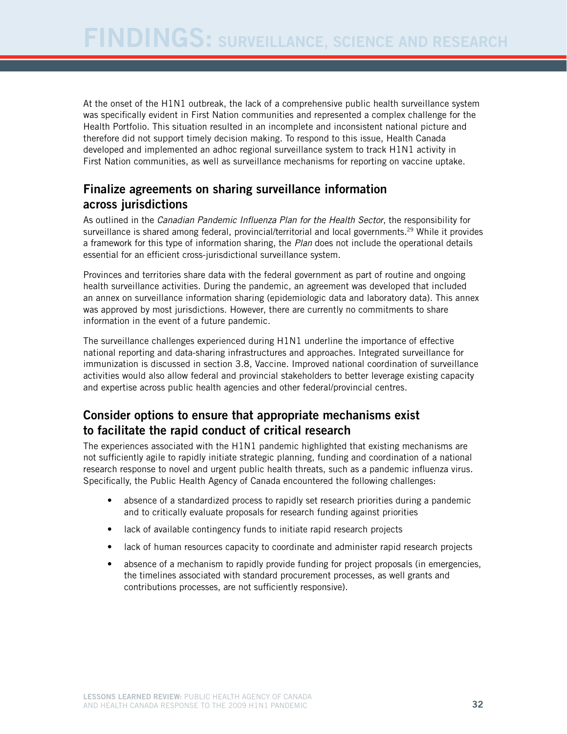At the onset of the H1N1 outbreak, the lack of a comprehensive public health surveillance system was specifically evident in First Nation communities and represented a complex challenge for the Health Portfolio. This situation resulted in an incomplete and inconsistent national picture and therefore did not support timely decision making. To respond to this issue, Health Canada developed and implemented an adhoc regional surveillance system to track H1N1 activity in First Nation communities, as well as surveillance mechanisms for reporting on vaccine uptake.

### Finalize agreements on sharing surveillance information across jurisdictions

As outlined in the *Canadian Pandemic Influenza Plan for the Health Sector*, the responsibility for surveillance is shared among federal, provincial/territorial and local governments.[29] While it provides a framework for this type of information sharing, the *Plan* does not include the operational details essential for an efficient cross-jurisdictional surveillance system.

Provinces and territories share data with the federal government as part of routine and ongoing health surveillance activities. During the pandemic, an agreement was developed that included an annex on surveillance information sharing (epidemiologic data and laboratory data). This annex was approved by most jurisdictions. However, there are currently no commitments to share information in the event of a future pandemic.

The surveillance challenges experienced during H1N1 underline the importance of effective national reporting and data-sharing infrastructures and approaches. Integrated surveillance for immunization is discussed in section 3.8, Vaccine. Improved national coordination of surveillance activities would also allow federal and provincial stakeholders to better leverage existing capacity and expertise across public health agencies and other federal/provincial centres.

### Consider options to ensure that appropriate mechanisms exist to facilitate the rapid conduct of critical research

The experiences associated with the H1N1 pandemic highlighted that existing mechanisms are not sufficiently agile to rapidly initiate strategic planning, funding and coordination of a national research response to novel and urgent public health threats, such as a pandemic influenza virus. Specifically, the Public Health Agency of Canada encountered the following challenges:

- absence of a standardized process to rapidly set research priorities during a pandemic and to critically evaluate proposals for research funding against priorities
- lack of available contingency funds to initiate rapid research projects
- lack of human resources capacity to coordinate and administer rapid research projects
- absence of a mechanism to rapidly provide funding for project proposals (in emergencies, the timelines associated with standard procurement processes, as well grants and contributions processes, are not sufficiently responsive).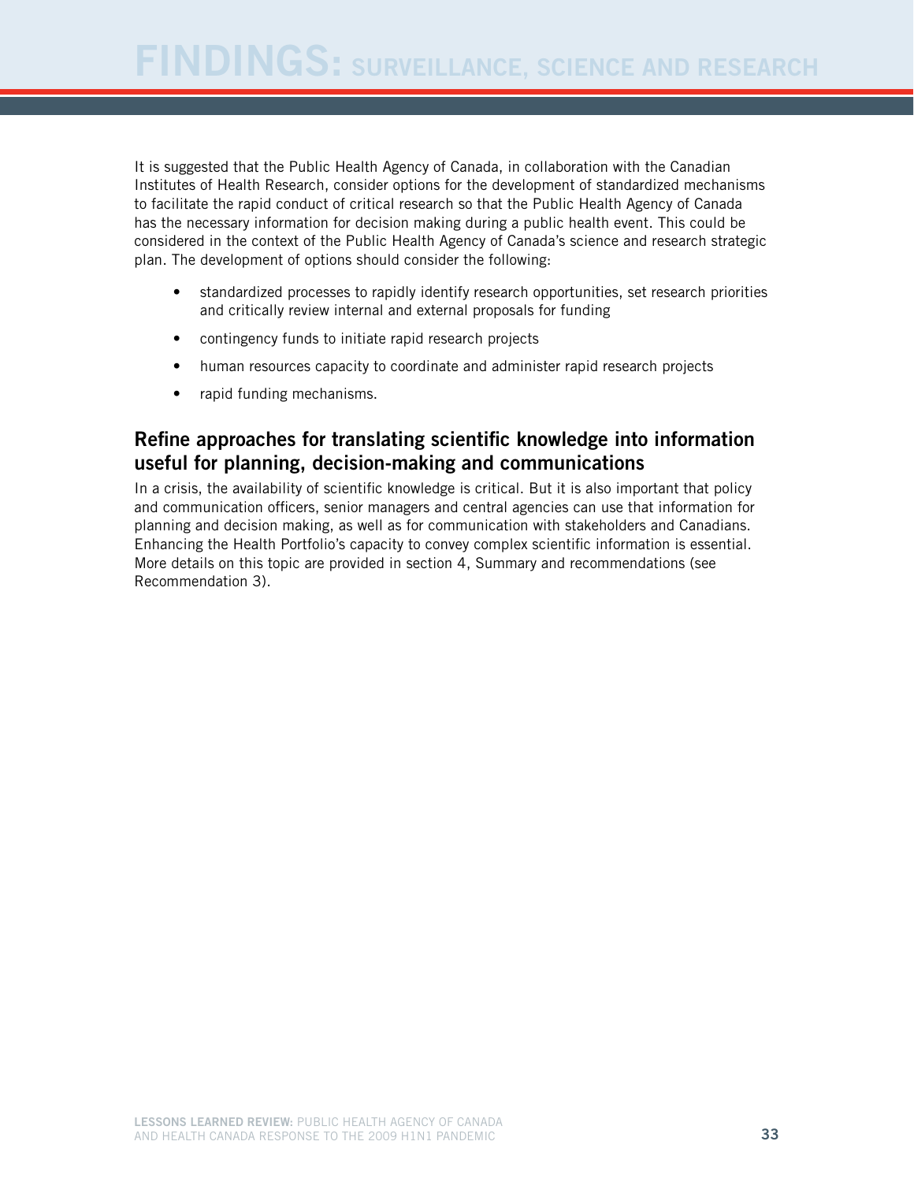It is suggested that the Public Health Agency of Canada, in collaboration with the Canadian Institutes of Health Research, consider options for the development of standardized mechanisms to facilitate the rapid conduct of critical research so that the Public Health Agency of Canada has the necessary information for decision making during a public health event. This could be considered in the context of the Public Health Agency of Canada's science and research strategic plan. The development of options should consider the following:

- standardized processes to rapidly identify research opportunities, set research priorities and critically review internal and external proposals for funding
- contingency funds to initiate rapid research projects
- human resources capacity to coordinate and administer rapid research projects
- rapid funding mechanisms.

## Refine approaches for translating scientific knowledge into information useful for planning, decision-making and communications

In a crisis, the availability of scientific knowledge is critical. But it is also important that policy and communication officers, senior managers and central agencies can use that information for planning and decision making, as well as for communication with stakeholders and Canadians. Enhancing the Health Portfolio's capacity to convey complex scientific information is essential. More details on this topic are provided in section 4, Summary and recommendations (see Recommendation 3).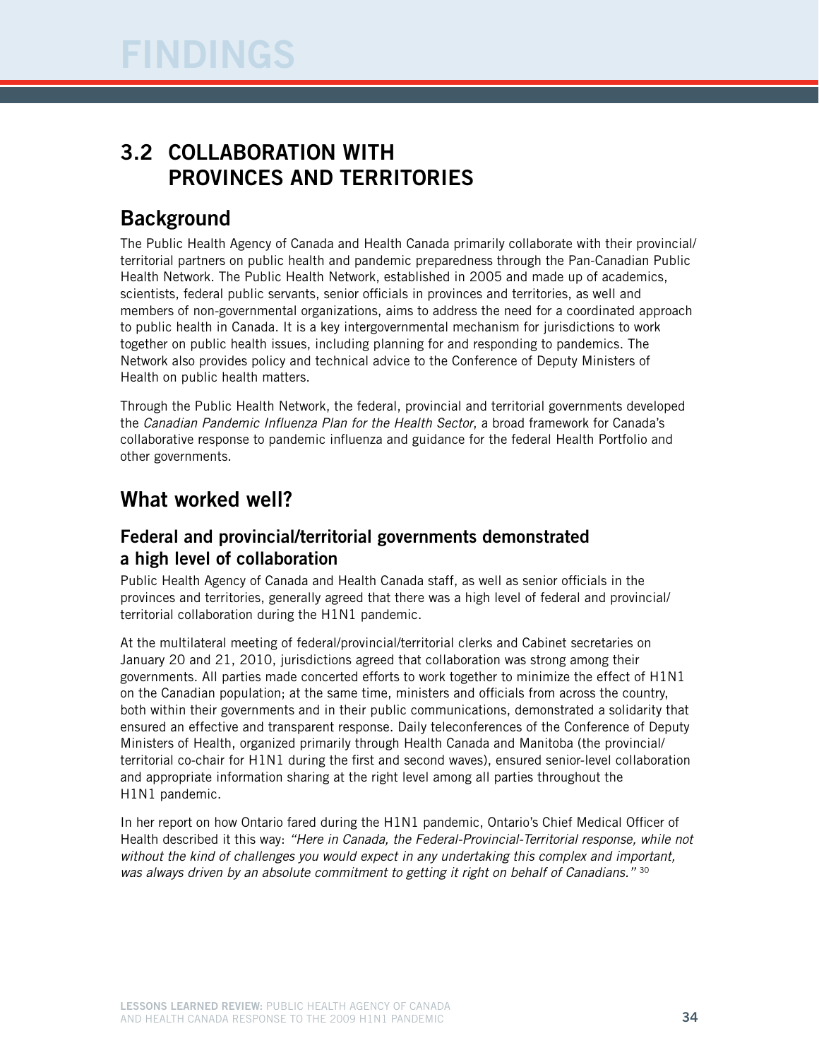# FINDINGS

## 3.2 COLLABORATION WITH PROVINCES AND TERRITORIES

### Background

The Public Health Agency of Canada and Health Canada primarily collaborate with their provincial/territorial partners on public health and pandemic preparedness through the Pan-Canadian Public Health Network. The Public Health Network, established in 2005 and made up of academics, scientists, federal public servants, senior officials in provinces and territories, as well and members of non-governmental organizations, aims to address the need for a coordinated approach to public health in Canada. It is a key intergovernmental mechanism for jurisdictions to work together on public health issues, including planning for and responding to pandemics. The Network also provides policy and technical advice to the Conference of Deputy Ministers of Health on public health matters.

Through the Public Health Network, the federal, provincial and territorial governments developed the *Canadian Pandemic Influenza Plan for the Health Sector*, a broad framework for Canada's collaborative response to pandemic influenza and guidance for the federal Health Portfolio and other governments.

### What worked well?

#### Federal and provincial/territorial governments demonstrated a high level of collaboration

Public Health Agency of Canada and Health Canada staff, as well as senior officials in the provinces and territories, generally agreed that there was a high level of federal and provincial/territorial collaboration during the H1N1 pandemic.

At the multilateral meeting of federal/provincial/territorial clerks and Cabinet secretaries on January 20 and 21, 2010, jurisdictions agreed that collaboration was strong among their governments. All parties made concerted efforts to work together to minimize the effect of H1N1 on the Canadian population; at the same time, ministers and officials from across the country, both within their governments and in their public communications, demonstrated a solidarity that ensured an effective and transparent response. Daily teleconferences of the Conference of Deputy Ministers of Health, organized primarily through Health Canada and Manitoba (the provincial/territorial co-chair for H1N1 during the first and second waves), ensured senior-level collaboration and appropriate information sharing at the right level among all parties throughout the H1N1 pandemic.

In her report on how Ontario fared during the H1N1 pandemic, Ontario's Chief Medical Officer of Health described it this way: *"Here in Canada, the Federal-Provincial-Territorial response, while not without the kind of challenges you would expect in any undertaking this complex and important, was always driven by an absolute commitment to getting it right on behalf of Canadians."* [30]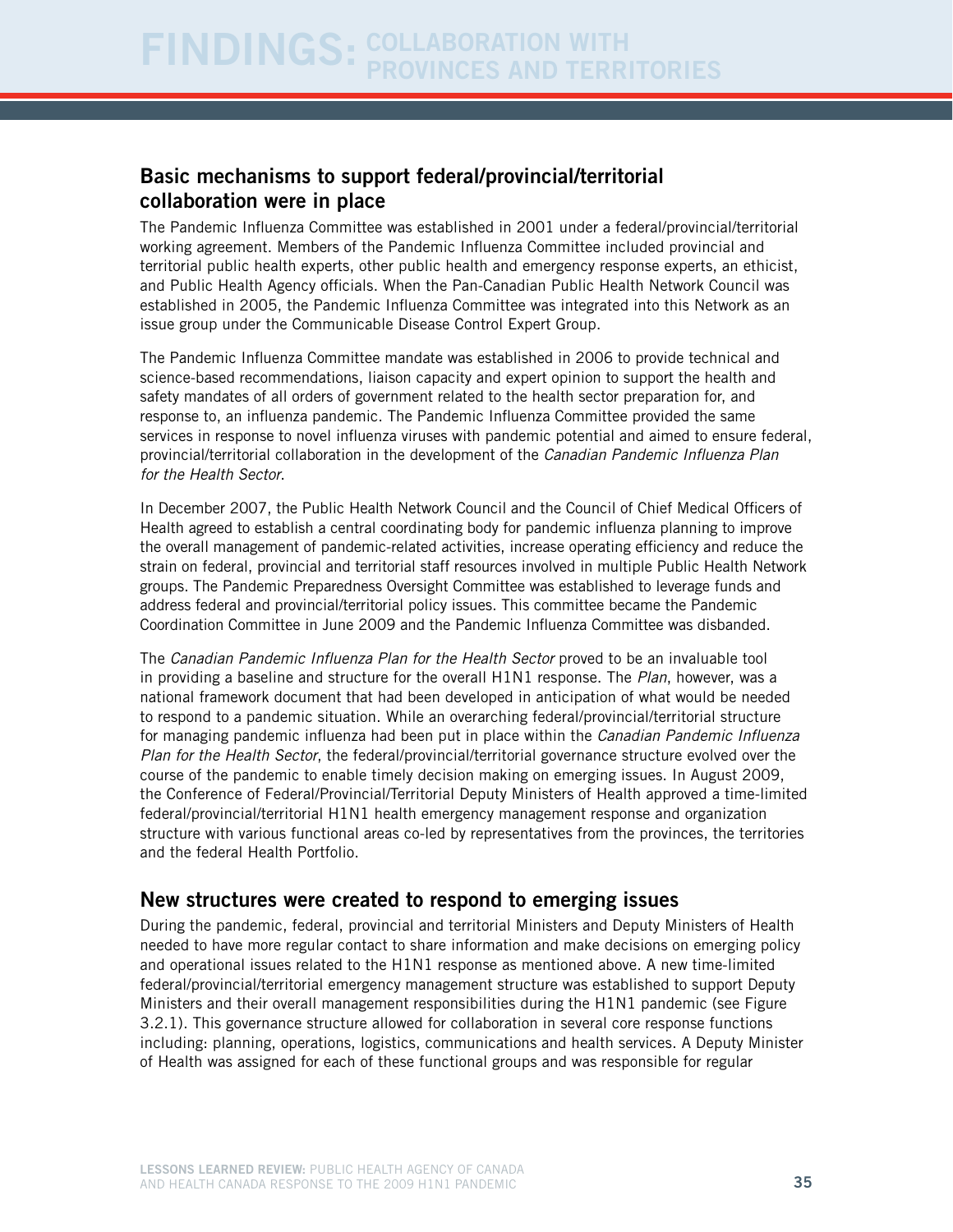# FINDINGS: COLLABORATION WITH PROVINCES AND TERRITORIES

## Basic mechanisms to support federal/provincial/territorial collaboration were in place

The Pandemic Influenza Committee was established in 2001 under a federal/provincial/territorial working agreement. Members of the Pandemic Influenza Committee included provincial and territorial public health experts, other public health and emergency response experts, an ethicist, and Public Health Agency officials. When the Pan-Canadian Public Health Network Council was established in 2005, the Pandemic Influenza Committee was integrated into this Network as an issue group under the Communicable Disease Control Expert Group.

The Pandemic Influenza Committee mandate was established in 2006 to provide technical and science-based recommendations, liaison capacity and expert opinion to support the health and safety mandates of all orders of government related to the health sector preparation for, and response to, an influenza pandemic. The Pandemic Influenza Committee provided the same services in response to novel influenza viruses with pandemic potential and aimed to ensure federal, provincial/territorial collaboration in the development of the *Canadian Pandemic Influenza Plan for the Health Sector*.

In December 2007, the Public Health Network Council and the Council of Chief Medical Officers of Health agreed to establish a central coordinating body for pandemic influenza planning to improve the overall management of pandemic-related activities, increase operating efficiency and reduce the strain on federal, provincial and territorial staff resources involved in multiple Public Health Network groups. The Pandemic Preparedness Oversight Committee was established to leverage funds and address federal and provincial/territorial policy issues. This committee became the Pandemic Coordination Committee in June 2009 and the Pandemic Influenza Committee was disbanded.

The *Canadian Pandemic Influenza Plan for the Health Sector* proved to be an invaluable tool in providing a baseline and structure for the overall H1N1 response. The *Plan*, however, was a national framework document that had been developed in anticipation of what would be needed to respond to a pandemic situation. While an overarching federal/provincial/territorial structure for managing pandemic influenza had been put in place within the *Canadian Pandemic Influenza Plan for the Health Sector*, the federal/provincial/territorial governance structure evolved over the course of the pandemic to enable timely decision making on emerging issues. In August 2009, the Conference of Federal/Provincial/Territorial Deputy Ministers of Health approved a time-limited federal/provincial/territorial H1N1 health emergency management response and organization structure with various functional areas co-led by representatives from the provinces, the territories and the federal Health Portfolio.

## New structures were created to respond to emerging issues

During the pandemic, federal, provincial and territorial Ministers and Deputy Ministers of Health needed to have more regular contact to share information and make decisions on emerging policy and operational issues related to the H1N1 response as mentioned above. A new time-limited federal/provincial/territorial emergency management structure was established to support Deputy Ministers and their overall management responsibilities during the H1N1 pandemic (see Figure 3.2.1). This governance structure allowed for collaboration in several core response functions including: planning, operations, logistics, communications and health services. A Deputy Minister of Health was assigned for each of these functional groups and was responsible for regular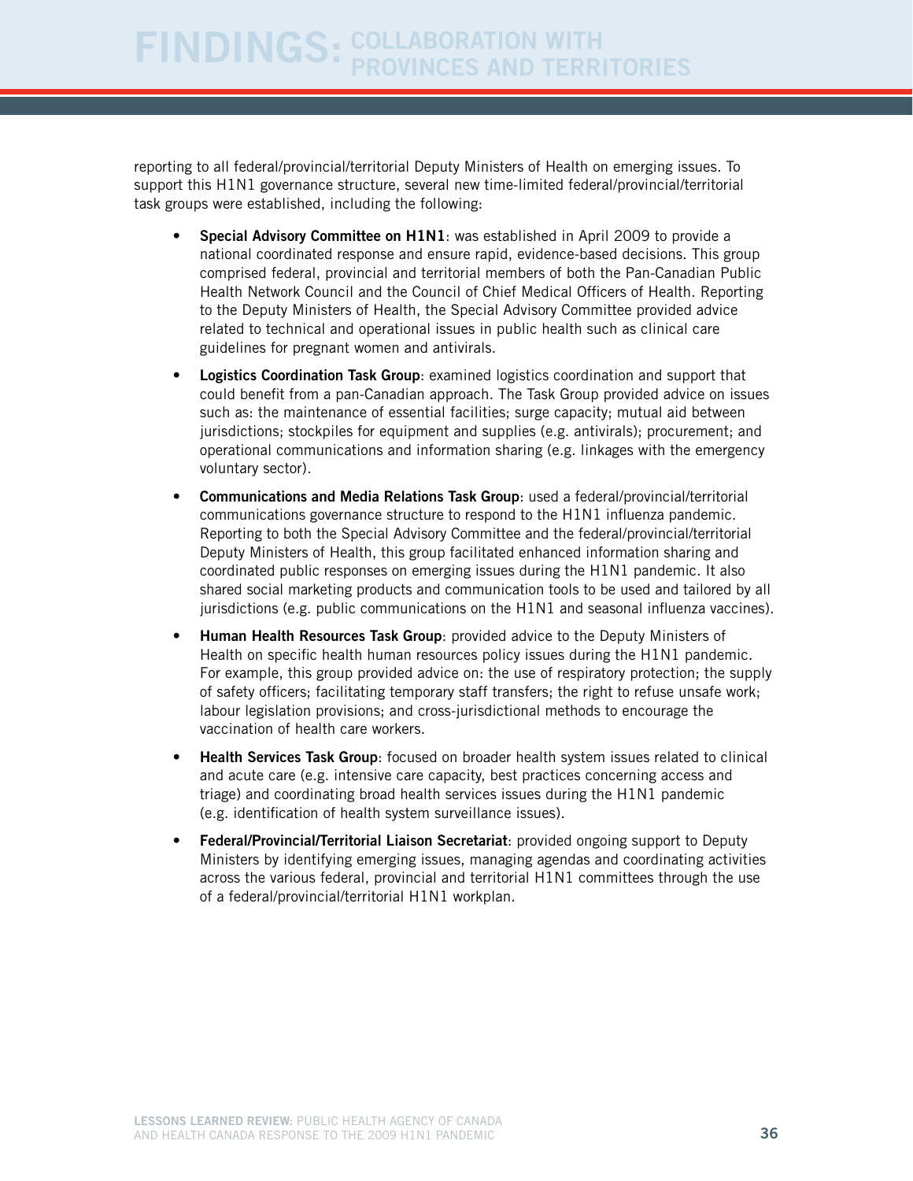reporting to all federal/provincial/territorial Deputy Ministers of Health on emerging issues. To support this H1N1 governance structure, several new time-limited federal/provincial/territorial task groups were established, including the following:

- **Special Advisory Committee on H1N1**: was established in April 2009 to provide a national coordinated response and ensure rapid, evidence-based decisions. This group comprised federal, provincial and territorial members of both the Pan-Canadian Public Health Network Council and the Council of Chief Medical Officers of Health. Reporting to the Deputy Ministers of Health, the Special Advisory Committee provided advice related to technical and operational issues in public health such as clinical care guidelines for pregnant women and antivirals.
- **Logistics Coordination Task Group**: examined logistics coordination and support that could benefit from a pan-Canadian approach. The Task Group provided advice on issues such as: the maintenance of essential facilities; surge capacity; mutual aid between jurisdictions; stockpiles for equipment and supplies (e.g. antivirals); procurement; and operational communications and information sharing (e.g. linkages with the emergency voluntary sector).
- **Communications and Media Relations Task Group**: used a federal/provincial/territorial communications governance structure to respond to the H1N1 influenza pandemic. Reporting to both the Special Advisory Committee and the federal/provincial/territorial Deputy Ministers of Health, this group facilitated enhanced information sharing and coordinated public responses on emerging issues during the H1N1 pandemic. It also shared social marketing products and communication tools to be used and tailored by all jurisdictions (e.g. public communications on the H1N1 and seasonal influenza vaccines).
- **Human Health Resources Task Group**: provided advice to the Deputy Ministers of Health on specific health human resources policy issues during the H1N1 pandemic. For example, this group provided advice on: the use of respiratory protection; the supply of safety officers; facilitating temporary staff transfers; the right to refuse unsafe work; labour legislation provisions; and cross-jurisdictional methods to encourage the vaccination of health care workers.
- **Health Services Task Group**: focused on broader health system issues related to clinical and acute care (e.g. intensive care capacity, best practices concerning access and triage) and coordinating broad health services issues during the H1N1 pandemic (e.g. identification of health system surveillance issues).
- **Federal/Provincial/Territorial Liaison Secretariat**: provided ongoing support to Deputy Ministers by identifying emerging issues, managing agendas and coordinating activities across the various federal, provincial and territorial H1N1 committees through the use of a federal/provincial/territorial H1N1 workplan.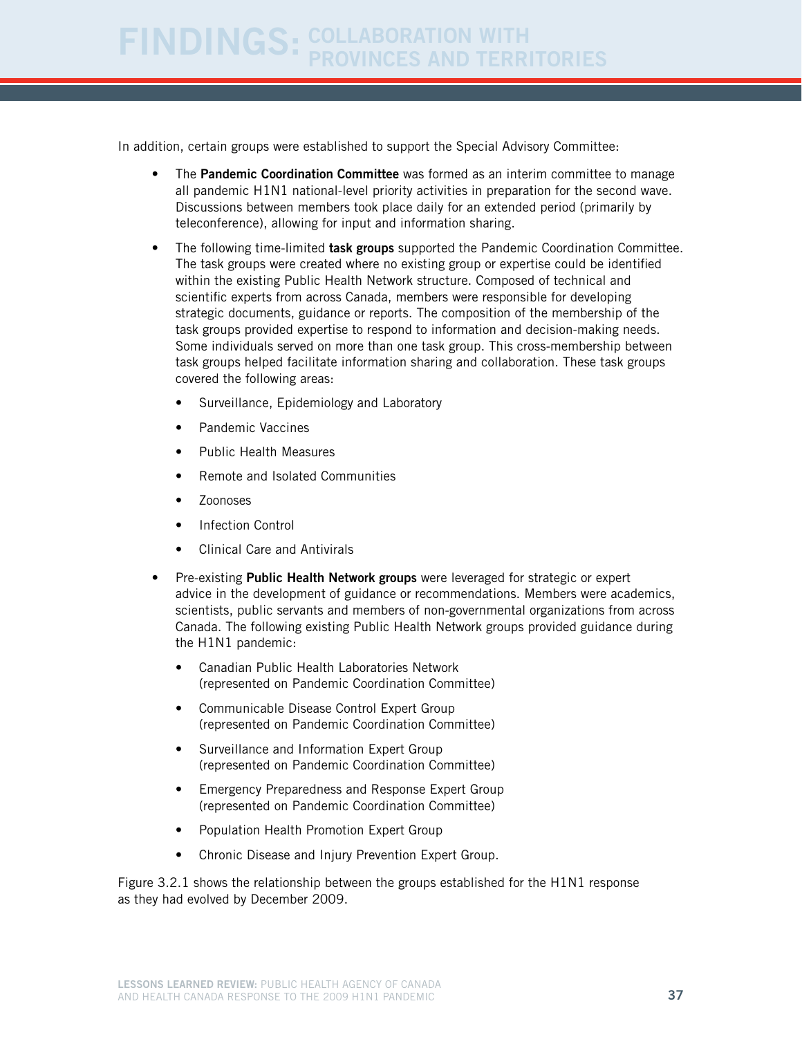In addition, certain groups were established to support the Special Advisory Committee:

- The **Pandemic Coordination Committee** was formed as an interim committee to manage all pandemic H1N1 national-level priority activities in preparation for the second wave. Discussions between members took place daily for an extended period (primarily by teleconference), allowing for input and information sharing.
- The following time-limited **task groups** supported the Pandemic Coordination Committee. The task groups were created where no existing group or expertise could be identified within the existing Public Health Network structure. Composed of technical and scientific experts from across Canada, members were responsible for developing strategic documents, guidance or reports. The composition of the membership of the task groups provided expertise to respond to information and decision-making needs. Some individuals served on more than one task group. This cross-membership between task groups helped facilitate information sharing and collaboration. These task groups covered the following areas:
  - Surveillance, Epidemiology and Laboratory
  - Pandemic Vaccines
  - Public Health Measures
  - Remote and Isolated Communities
  - Zoonoses
  - Infection Control
  - Clinical Care and Antivirals
- Pre-existing **Public Health Network groups** were leveraged for strategic or expert advice in the development of guidance or recommendations. Members were academics, scientists, public servants and members of non-governmental organizations from across Canada. The following existing Public Health Network groups provided guidance during the H1N1 pandemic:
  - Canadian Public Health Laboratories Network (represented on Pandemic Coordination Committee)
  - Communicable Disease Control Expert Group (represented on Pandemic Coordination Committee)
  - Surveillance and Information Expert Group (represented on Pandemic Coordination Committee)
  - Emergency Preparedness and Response Expert Group (represented on Pandemic Coordination Committee)
  - Population Health Promotion Expert Group
  - Chronic Disease and Injury Prevention Expert Group.

Figure 3.2.1 shows the relationship between the groups established for the H1N1 response as they had evolved by December 2009.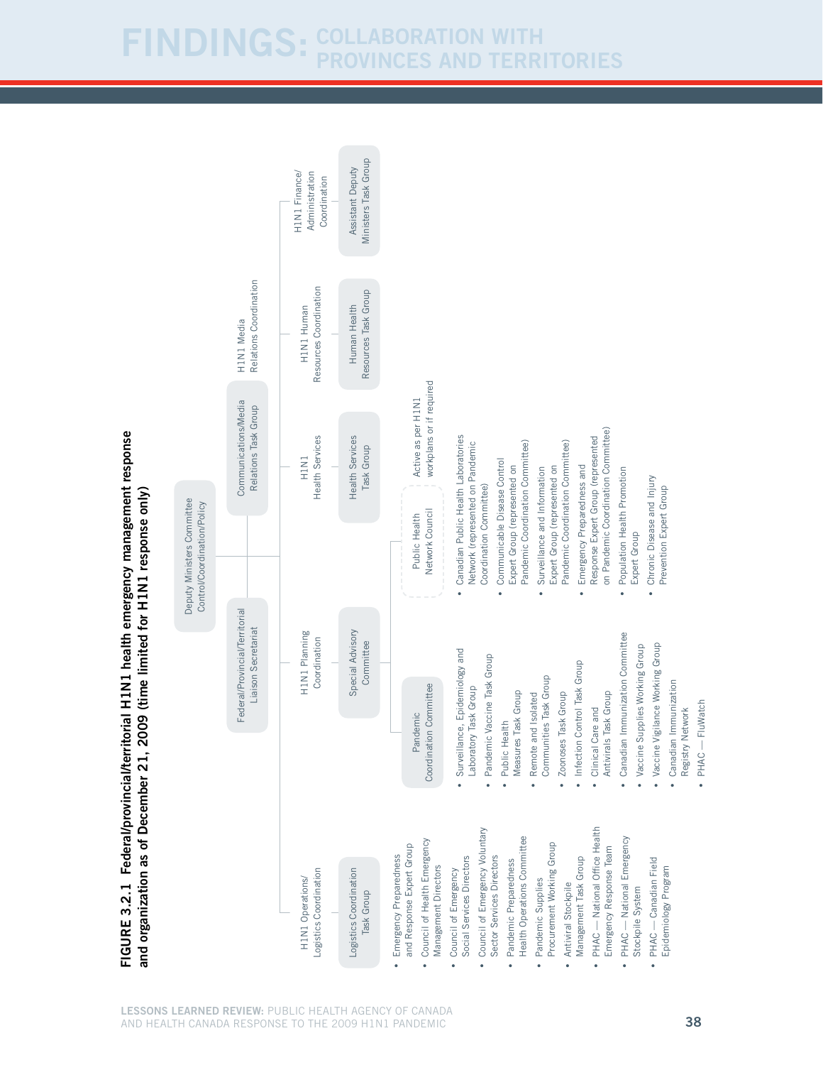# FINDINGS: COLLABORATION WITH PROVINCES AND TERRITORIES

**FIGURE 3.2.1 Federal/provincial/territorial H1N1 health emergency management response and organization as of December 21, 2009 (time limited for H1N1 response only)**

**Deputy Ministers Committee**
Control/Coordination/Policy

- Federal/Provincial/Territorial Liaison Secretariat
- Communications/Media Relations Task Group

**H1N1 Media Relations Coordination**

**H1N1 Operations/Logistics Coordination**
- Logistics Coordination Task Group
  - Emergency Preparedness and Response Expert Group
  - Council of Health Emergency Management Directors
  - Council of Emergency Social Services Directors
  - Council of Emergency Voluntary Sector Services Directors
  - Pandemic Preparedness Health Operations Committee
  - Pandemic Supplies Procurement Working Group
  - Antiviral Stockpile Management Task Group
  - PHAC — National Office Health Emergency Response Team
  - PHAC — National Emergency Stockpile System
  - PHAC — Canadian Field Epidemiology Program

**H1N1 Planning Coordination**
- Special Advisory Committee
  - Pandemic Coordination Committee
    - Surveillance, Epidemiology and Laboratory Task Group
    - Pandemic Vaccine Task Group
    - Public Health Measures Task Group
    - Remote and Isolated Communities Task Group
    - Zoonoses Task Group
    - Infection Control Task Group
    - Clinical Care and Antivirals Task Group
    - Canadian Immunization Committee
    - Vaccine Supplies Working Group
    - Vaccine Vigilance Working Group
    - Canadian Immunization Registry Network
    - PHAC — FluWatch
  - Public Health Network Council (Active as per H1N1 workplans or if required)
    - Canadian Public Health Laboratories Network (represented on Pandemic Coordination Committee)
    - Communicable Disease Control Expert Group (represented on Pandemic Coordination Committee)
    - Surveillance and Information Expert Group (represented on Pandemic Coordination Committee)
    - Emergency Preparedness and Response Expert Group (represented on Pandemic Coordination Committee)
    - Population Health Promotion Expert Group
    - Chronic Disease and Injury Prevention Expert Group

**H1N1 Health Services**
- Health Services Task Group

**H1N1 Human Resources Coordination**
- Human Health Resources Task Group

**H1N1 Finance/Administration Coordination**
- Assistant Deputy Ministers Task Group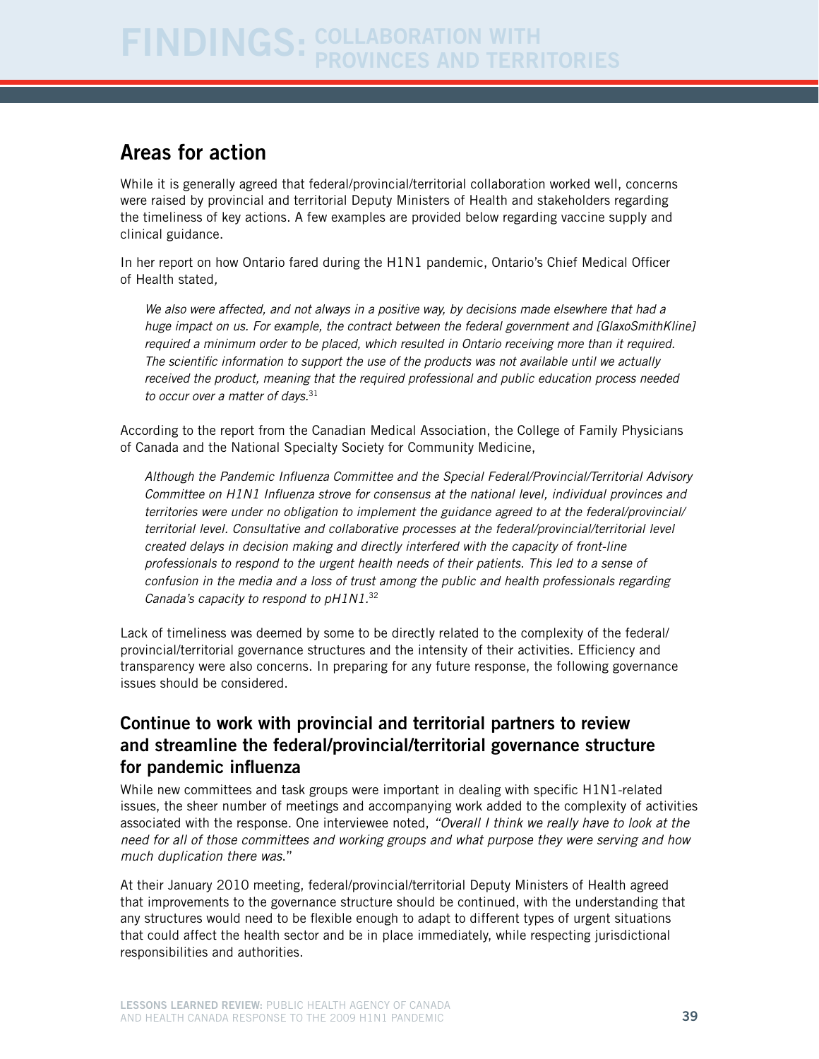## Areas for action

While it is generally agreed that federal/provincial/territorial collaboration worked well, concerns were raised by provincial and territorial Deputy Ministers of Health and stakeholders regarding the timeliness of key actions. A few examples are provided below regarding vaccine supply and clinical guidance.

In her report on how Ontario fared during the H1N1 pandemic, Ontario's Chief Medical Officer of Health stated,

> *We also were affected, and not always in a positive way, by decisions made elsewhere that had a huge impact on us. For example, the contract between the federal government and [GlaxoSmithKline] required a minimum order to be placed, which resulted in Ontario receiving more than it required. The scientific information to support the use of the products was not available until we actually received the product, meaning that the required professional and public education process needed to occur over a matter of days.*[31]

According to the report from the Canadian Medical Association, the College of Family Physicians of Canada and the National Specialty Society for Community Medicine,

> *Although the Pandemic Influenza Committee and the Special Federal/Provincial/Territorial Advisory Committee on H1N1 Influenza strove for consensus at the national level, individual provinces and territories were under no obligation to implement the guidance agreed to at the federal/provincial/territorial level. Consultative and collaborative processes at the federal/provincial/territorial level created delays in decision making and directly interfered with the capacity of front-line professionals to respond to the urgent health needs of their patients. This led to a sense of confusion in the media and a loss of trust among the public and health professionals regarding Canada's capacity to respond to pH1N1.*[32]

Lack of timeliness was deemed by some to be directly related to the complexity of the federal/provincial/territorial governance structures and the intensity of their activities. Efficiency and transparency were also concerns. In preparing for any future response, the following governance issues should be considered.

### Continue to work with provincial and territorial partners to review and streamline the federal/provincial/territorial governance structure for pandemic influenza

While new committees and task groups were important in dealing with specific H1N1-related issues, the sheer number of meetings and accompanying work added to the complexity of activities associated with the response. One interviewee noted, *"Overall I think we really have to look at the need for all of those committees and working groups and what purpose they were serving and how much duplication there was."*

At their January 2010 meeting, federal/provincial/territorial Deputy Ministers of Health agreed that improvements to the governance structure should be continued, with the understanding that any structures would need to be flexible enough to adapt to different types of urgent situations that could affect the health sector and be in place immediately, while respecting jurisdictional responsibilities and authorities.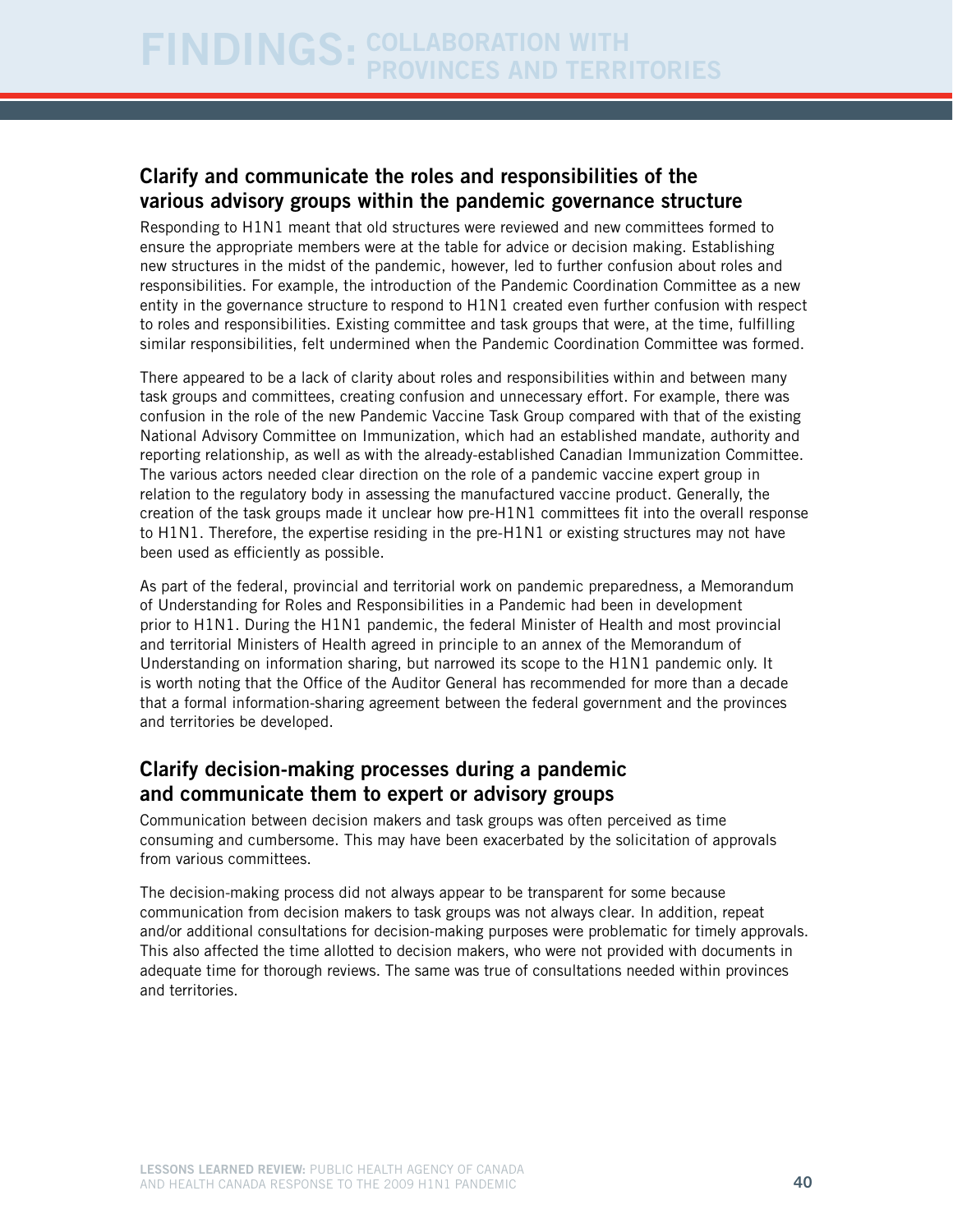# FINDINGS: COLLABORATION WITH PROVINCES AND TERRITORIES

## Clarify and communicate the roles and responsibilities of the various advisory groups within the pandemic governance structure

Responding to H1N1 meant that old structures were reviewed and new committees formed to ensure the appropriate members were at the table for advice or decision making. Establishing new structures in the midst of the pandemic, however, led to further confusion about roles and responsibilities. For example, the introduction of the Pandemic Coordination Committee as a new entity in the governance structure to respond to H1N1 created even further confusion with respect to roles and responsibilities. Existing committee and task groups that were, at the time, fulfilling similar responsibilities, felt undermined when the Pandemic Coordination Committee was formed.

There appeared to be a lack of clarity about roles and responsibilities within and between many task groups and committees, creating confusion and unnecessary effort. For example, there was confusion in the role of the new Pandemic Vaccine Task Group compared with that of the existing National Advisory Committee on Immunization, which had an established mandate, authority and reporting relationship, as well as with the already-established Canadian Immunization Committee. The various actors needed clear direction on the role of a pandemic vaccine expert group in relation to the regulatory body in assessing the manufactured vaccine product. Generally, the creation of the task groups made it unclear how pre-H1N1 committees fit into the overall response to H1N1. Therefore, the expertise residing in the pre-H1N1 or existing structures may not have been used as efficiently as possible.

As part of the federal, provincial and territorial work on pandemic preparedness, a Memorandum of Understanding for Roles and Responsibilities in a Pandemic had been in development prior to H1N1. During the H1N1 pandemic, the federal Minister of Health and most provincial and territorial Ministers of Health agreed in principle to an annex of the Memorandum of Understanding on information sharing, but narrowed its scope to the H1N1 pandemic only. It is worth noting that the Office of the Auditor General has recommended for more than a decade that a formal information-sharing agreement between the federal government and the provinces and territories be developed.

## Clarify decision-making processes during a pandemic and communicate them to expert or advisory groups

Communication between decision makers and task groups was often perceived as time consuming and cumbersome. This may have been exacerbated by the solicitation of approvals from various committees.

The decision-making process did not always appear to be transparent for some because communication from decision makers to task groups was not always clear. In addition, repeat and/or additional consultations for decision-making purposes were problematic for timely approvals. This also affected the time allotted to decision makers, who were not provided with documents in adequate time for thorough reviews. The same was true of consultations needed within provinces and territories.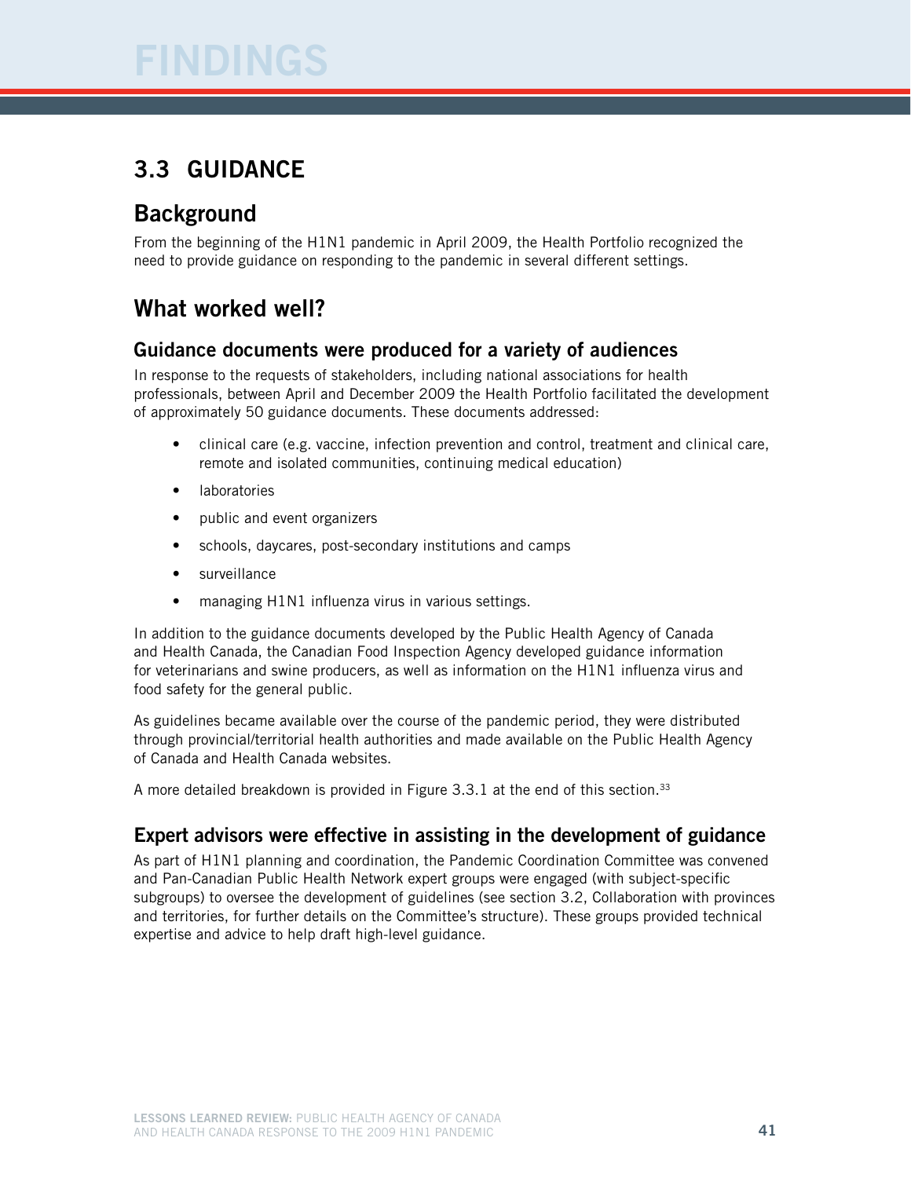# FINDINGS

## 3.3 GUIDANCE

### Background

From the beginning of the H1N1 pandemic in April 2009, the Health Portfolio recognized the need to provide guidance on responding to the pandemic in several different settings.

### What worked well?

#### Guidance documents were produced for a variety of audiences

In response to the requests of stakeholders, including national associations for health professionals, between April and December 2009 the Health Portfolio facilitated the development of approximately 50 guidance documents. These documents addressed:

- clinical care (e.g. vaccine, infection prevention and control, treatment and clinical care, remote and isolated communities, continuing medical education)
- laboratories
- public and event organizers
- schools, daycares, post-secondary institutions and camps
- surveillance
- managing H1N1 influenza virus in various settings.

In addition to the guidance documents developed by the Public Health Agency of Canada and Health Canada, the Canadian Food Inspection Agency developed guidance information for veterinarians and swine producers, as well as information on the H1N1 influenza virus and food safety for the general public.

As guidelines became available over the course of the pandemic period, they were distributed through provincial/territorial health authorities and made available on the Public Health Agency of Canada and Health Canada websites.

A more detailed breakdown is provided in Figure 3.3.1 at the end of this section.[33]

#### Expert advisors were effective in assisting in the development of guidance

As part of H1N1 planning and coordination, the Pandemic Coordination Committee was convened and Pan-Canadian Public Health Network expert groups were engaged (with subject-specific subgroups) to oversee the development of guidelines (see section 3.2, Collaboration with provinces and territories, for further details on the Committee's structure). These groups provided technical expertise and advice to help draft high-level guidance.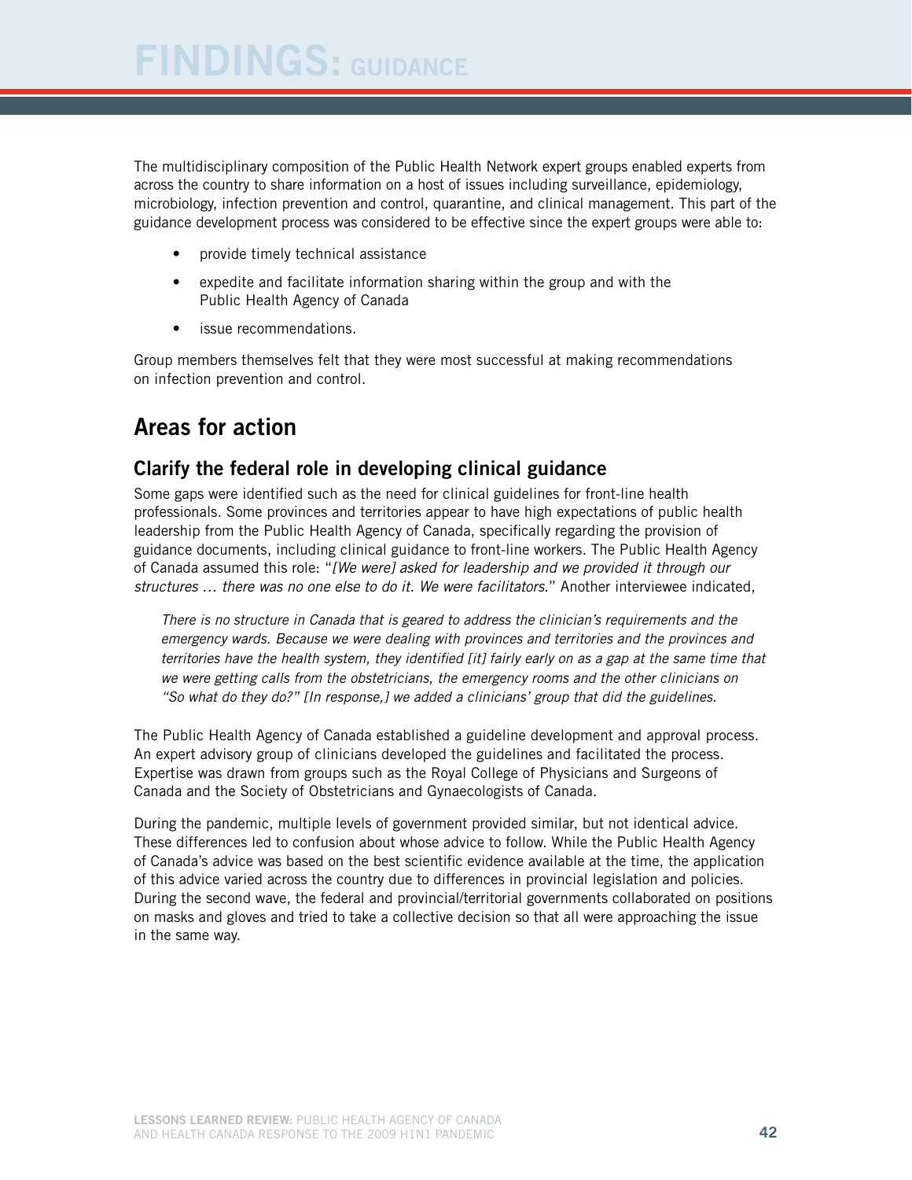The multidisciplinary composition of the Public Health Network expert groups enabled experts from across the country to share information on a host of issues including surveillance, epidemiology, microbiology, infection prevention and control, quarantine, and clinical management. This part of the guidance development process was considered to be effective since the expert groups were able to:

- provide timely technical assistance
- expedite and facilitate information sharing within the group and with the Public Health Agency of Canada
- issue recommendations.

Group members themselves felt that they were most successful at making recommendations on infection prevention and control.

## Areas for action

### Clarify the federal role in developing clinical guidance

Some gaps were identified such as the need for clinical guidelines for front-line health professionals. Some provinces and territories appear to have high expectations of public health leadership from the Public Health Agency of Canada, specifically regarding the provision of guidance documents, including clinical guidance to front-line workers. The Public Health Agency of Canada assumed this role: "*[We were] asked for leadership and we provided it through our structures … there was no one else to do it. We were facilitators.*" Another interviewee indicated,

> *There is no structure in Canada that is geared to address the clinician's requirements and the emergency wards. Because we were dealing with provinces and territories and the provinces and territories have the health system, they identified [it] fairly early on as a gap at the same time that we were getting calls from the obstetricians, the emergency rooms and the other clinicians on "So what do they do?" [In response,] we added a clinicians' group that did the guidelines.*

The Public Health Agency of Canada established a guideline development and approval process. An expert advisory group of clinicians developed the guidelines and facilitated the process. Expertise was drawn from groups such as the Royal College of Physicians and Surgeons of Canada and the Society of Obstetricians and Gynaecologists of Canada.

During the pandemic, multiple levels of government provided similar, but not identical advice. These differences led to confusion about whose advice to follow. While the Public Health Agency of Canada's advice was based on the best scientific evidence available at the time, the application of this advice varied across the country due to differences in provincial legislation and policies. During the second wave, the federal and provincial/territorial governments collaborated on positions on masks and gloves and tried to take a collective decision so that all were approaching the issue in the same way.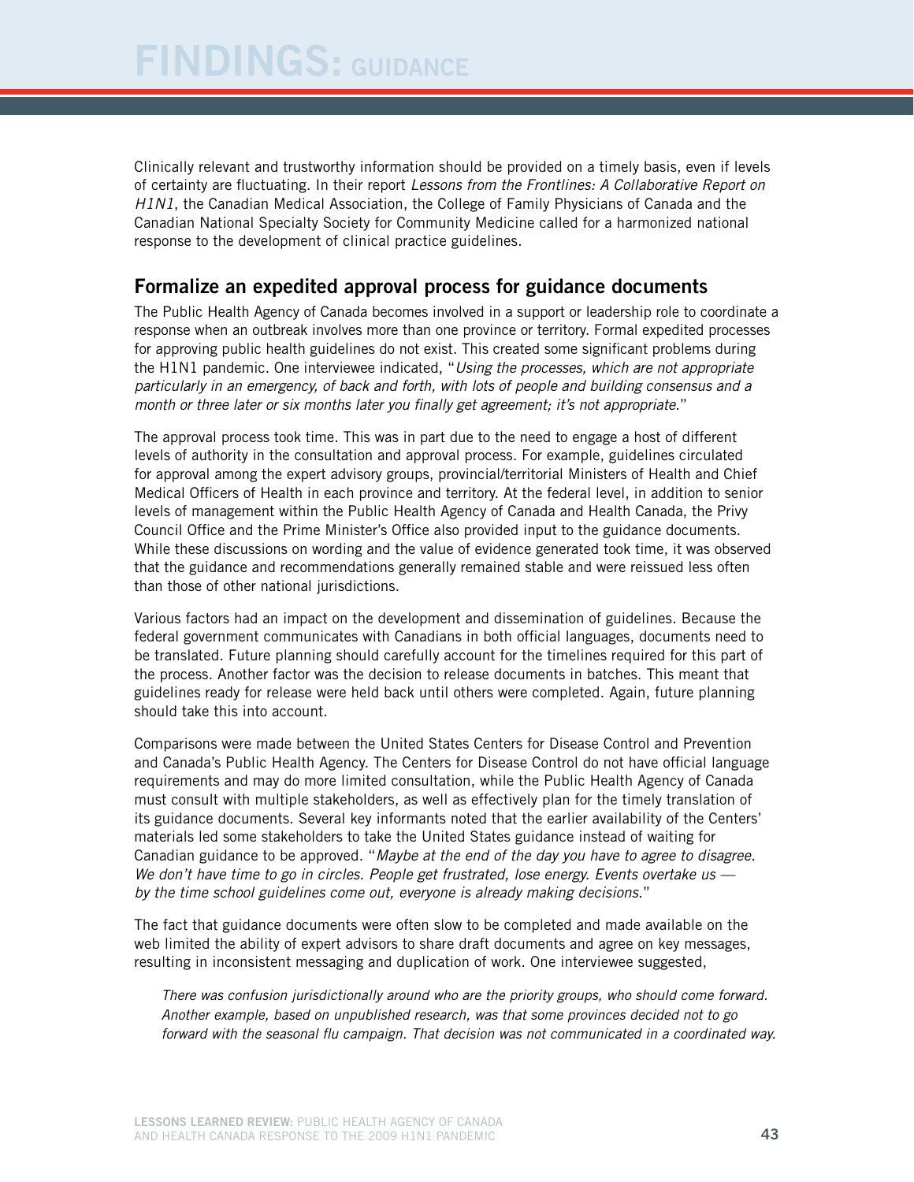# FINDINGS: GUIDANCE

Clinically relevant and trustworthy information should be provided on a timely basis, even if levels of certainty are fluctuating. In their report *Lessons from the Frontlines: A Collaborative Report on H1N1*, the Canadian Medical Association, the College of Family Physicians of Canada and the Canadian National Specialty Society for Community Medicine called for a harmonized national response to the development of clinical practice guidelines.

## Formalize an expedited approval process for guidance documents

The Public Health Agency of Canada becomes involved in a support or leadership role to coordinate a response when an outbreak involves more than one province or territory. Formal expedited processes for approving public health guidelines do not exist. This created some significant problems during the H1N1 pandemic. One interviewee indicated, "*Using the processes, which are not appropriate particularly in an emergency, of back and forth, with lots of people and building consensus and a month or three later or six months later you finally get agreement; it's not appropriate*."

The approval process took time. This was in part due to the need to engage a host of different levels of authority in the consultation and approval process. For example, guidelines circulated for approval among the expert advisory groups, provincial/territorial Ministers of Health and Chief Medical Officers of Health in each province and territory. At the federal level, in addition to senior levels of management within the Public Health Agency of Canada and Health Canada, the Privy Council Office and the Prime Minister's Office also provided input to the guidance documents. While these discussions on wording and the value of evidence generated took time, it was observed that the guidance and recommendations generally remained stable and were reissued less often than those of other national jurisdictions.

Various factors had an impact on the development and dissemination of guidelines. Because the federal government communicates with Canadians in both official languages, documents need to be translated. Future planning should carefully account for the timelines required for this part of the process. Another factor was the decision to release documents in batches. This meant that guidelines ready for release were held back until others were completed. Again, future planning should take this into account.

Comparisons were made between the United States Centers for Disease Control and Prevention and Canada's Public Health Agency. The Centers for Disease Control do not have official language requirements and may do more limited consultation, while the Public Health Agency of Canada must consult with multiple stakeholders, as well as effectively plan for the timely translation of its guidance documents. Several key informants noted that the earlier availability of the Centers' materials led some stakeholders to take the United States guidance instead of waiting for Canadian guidance to be approved. "*Maybe at the end of the day you have to agree to disagree. We don't have time to go in circles. People get frustrated, lose energy. Events overtake us — by the time school guidelines come out, everyone is already making decisions*."

The fact that guidance documents were often slow to be completed and made available on the web limited the ability of expert advisors to share draft documents and agree on key messages, resulting in inconsistent messaging and duplication of work. One interviewee suggested,

> *There was confusion jurisdictionally around who are the priority groups, who should come forward. Another example, based on unpublished research, was that some provinces decided not to go forward with the seasonal flu campaign. That decision was not communicated in a coordinated way.*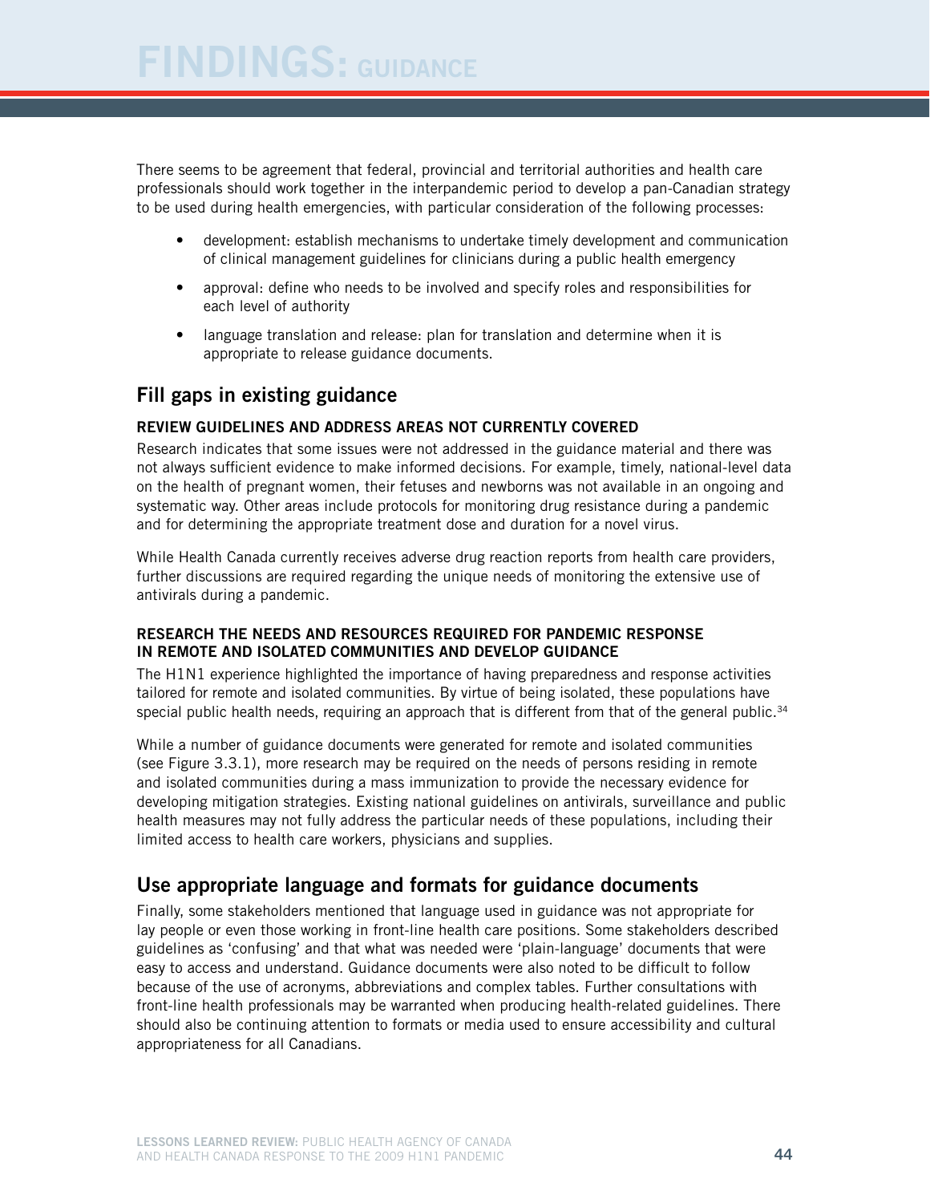There seems to be agreement that federal, provincial and territorial authorities and health care professionals should work together in the interpandemic period to develop a pan-Canadian strategy to be used during health emergencies, with particular consideration of the following processes:

- development: establish mechanisms to undertake timely development and communication of clinical management guidelines for clinicians during a public health emergency
- approval: define who needs to be involved and specify roles and responsibilities for each level of authority
- language translation and release: plan for translation and determine when it is appropriate to release guidance documents.

## Fill gaps in existing guidance

### REVIEW GUIDELINES AND ADDRESS AREAS NOT CURRENTLY COVERED

Research indicates that some issues were not addressed in the guidance material and there was not always sufficient evidence to make informed decisions. For example, timely, national-level data on the health of pregnant women, their fetuses and newborns was not available in an ongoing and systematic way. Other areas include protocols for monitoring drug resistance during a pandemic and for determining the appropriate treatment dose and duration for a novel virus.

While Health Canada currently receives adverse drug reaction reports from health care providers, further discussions are required regarding the unique needs of monitoring the extensive use of antivirals during a pandemic.

### RESEARCH THE NEEDS AND RESOURCES REQUIRED FOR PANDEMIC RESPONSE IN REMOTE AND ISOLATED COMMUNITIES AND DEVELOP GUIDANCE

The H1N1 experience highlighted the importance of having preparedness and response activities tailored for remote and isolated communities. By virtue of being isolated, these populations have special public health needs, requiring an approach that is different from that of the general public.[34]

While a number of guidance documents were generated for remote and isolated communities (see Figure 3.3.1), more research may be required on the needs of persons residing in remote and isolated communities during a mass immunization to provide the necessary evidence for developing mitigation strategies. Existing national guidelines on antivirals, surveillance and public health measures may not fully address the particular needs of these populations, including their limited access to health care workers, physicians and supplies.

## Use appropriate language and formats for guidance documents

Finally, some stakeholders mentioned that language used in guidance was not appropriate for lay people or even those working in front-line health care positions. Some stakeholders described guidelines as 'confusing' and that what was needed were 'plain-language' documents that were easy to access and understand. Guidance documents were also noted to be difficult to follow because of the use of acronyms, abbreviations and complex tables. Further consultations with front-line health professionals may be warranted when producing health-related guidelines. There should also be continuing attention to formats or media used to ensure accessibility and cultural appropriateness for all Canadians.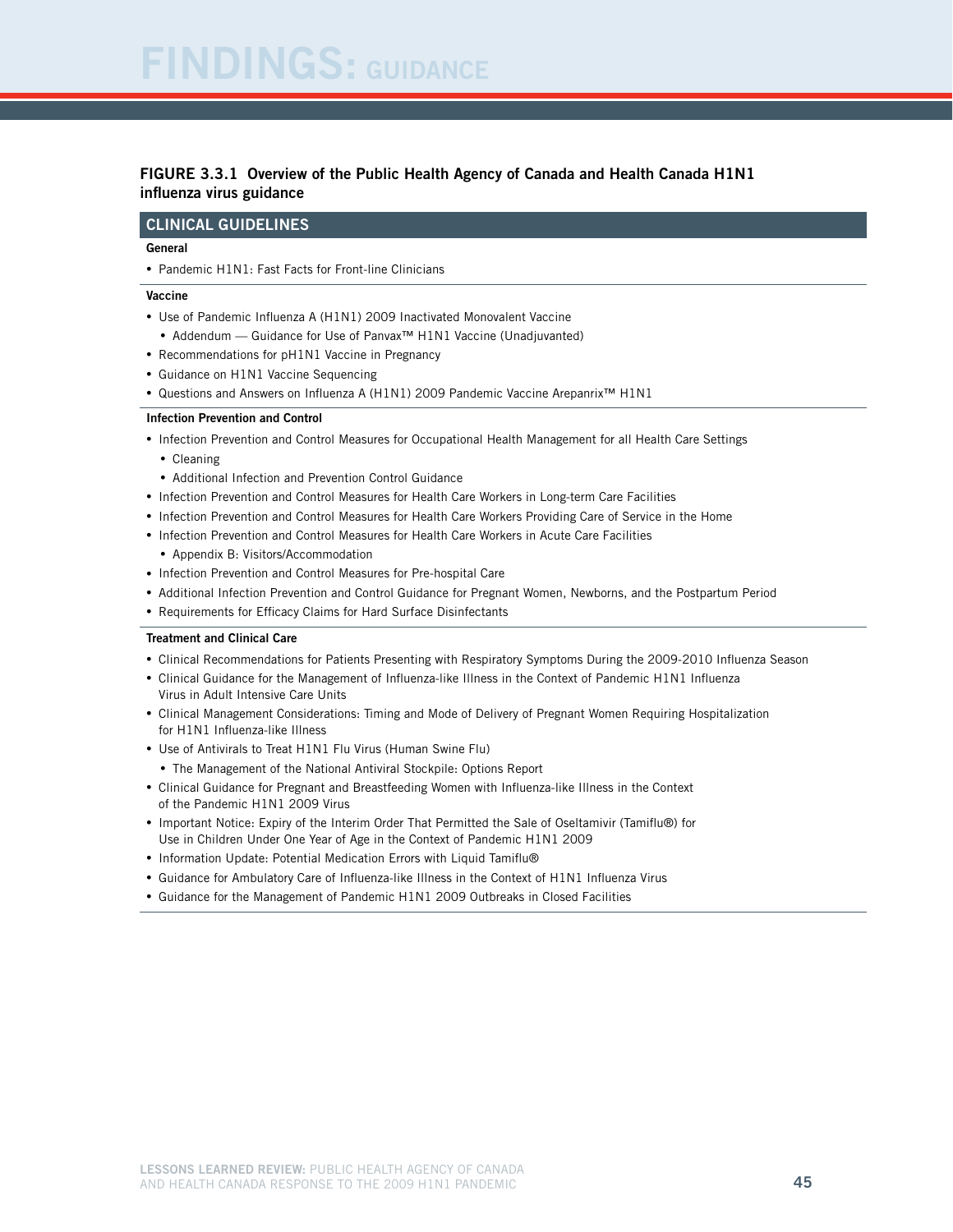**FIGURE 3.3.1 Overview of the Public Health Agency of Canada and Health Canada H1N1 influenza virus guidance**

## CLINICAL GUIDELINES

**General**

- Pandemic H1N1: Fast Facts for Front-line Clinicians

**Vaccine**

- Use of Pandemic Influenza A (H1N1) 2009 Inactivated Monovalent Vaccine
  - Addendum — Guidance for Use of Panvax™ H1N1 Vaccine (Unadjuvanted)
- Recommendations for pH1N1 Vaccine in Pregnancy
- Guidance on H1N1 Vaccine Sequencing
- Questions and Answers on Influenza A (H1N1) 2009 Pandemic Vaccine Arepanrix™ H1N1

**Infection Prevention and Control**

- Infection Prevention and Control Measures for Occupational Health Management for all Health Care Settings
  - Cleaning
  - Additional Infection and Prevention Control Guidance
- Infection Prevention and Control Measures for Health Care Workers in Long-term Care Facilities
- Infection Prevention and Control Measures for Health Care Workers Providing Care of Service in the Home
- Infection Prevention and Control Measures for Health Care Workers in Acute Care Facilities
  - Appendix B: Visitors/Accommodation
- Infection Prevention and Control Measures for Pre-hospital Care
- Additional Infection Prevention and Control Guidance for Pregnant Women, Newborns, and the Postpartum Period
- Requirements for Efficacy Claims for Hard Surface Disinfectants

**Treatment and Clinical Care**

- Clinical Recommendations for Patients Presenting with Respiratory Symptoms During the 2009-2010 Influenza Season
- Clinical Guidance for the Management of Influenza-like Illness in the Context of Pandemic H1N1 Influenza Virus in Adult Intensive Care Units
- Clinical Management Considerations: Timing and Mode of Delivery of Pregnant Women Requiring Hospitalization for H1N1 Influenza-like Illness
- Use of Antivirals to Treat H1N1 Flu Virus (Human Swine Flu)
  - The Management of the National Antiviral Stockpile: Options Report
- Clinical Guidance for Pregnant and Breastfeeding Women with Influenza-like Illness in the Context of the Pandemic H1N1 2009 Virus
- Important Notice: Expiry of the Interim Order That Permitted the Sale of Oseltamivir (Tamiflu®) for Use in Children Under One Year of Age in the Context of Pandemic H1N1 2009
- Information Update: Potential Medication Errors with Liquid Tamiflu®
- Guidance for Ambulatory Care of Influenza-like Illness in the Context of H1N1 Influenza Virus
- Guidance for the Management of Pandemic H1N1 2009 Outbreaks in Closed Facilities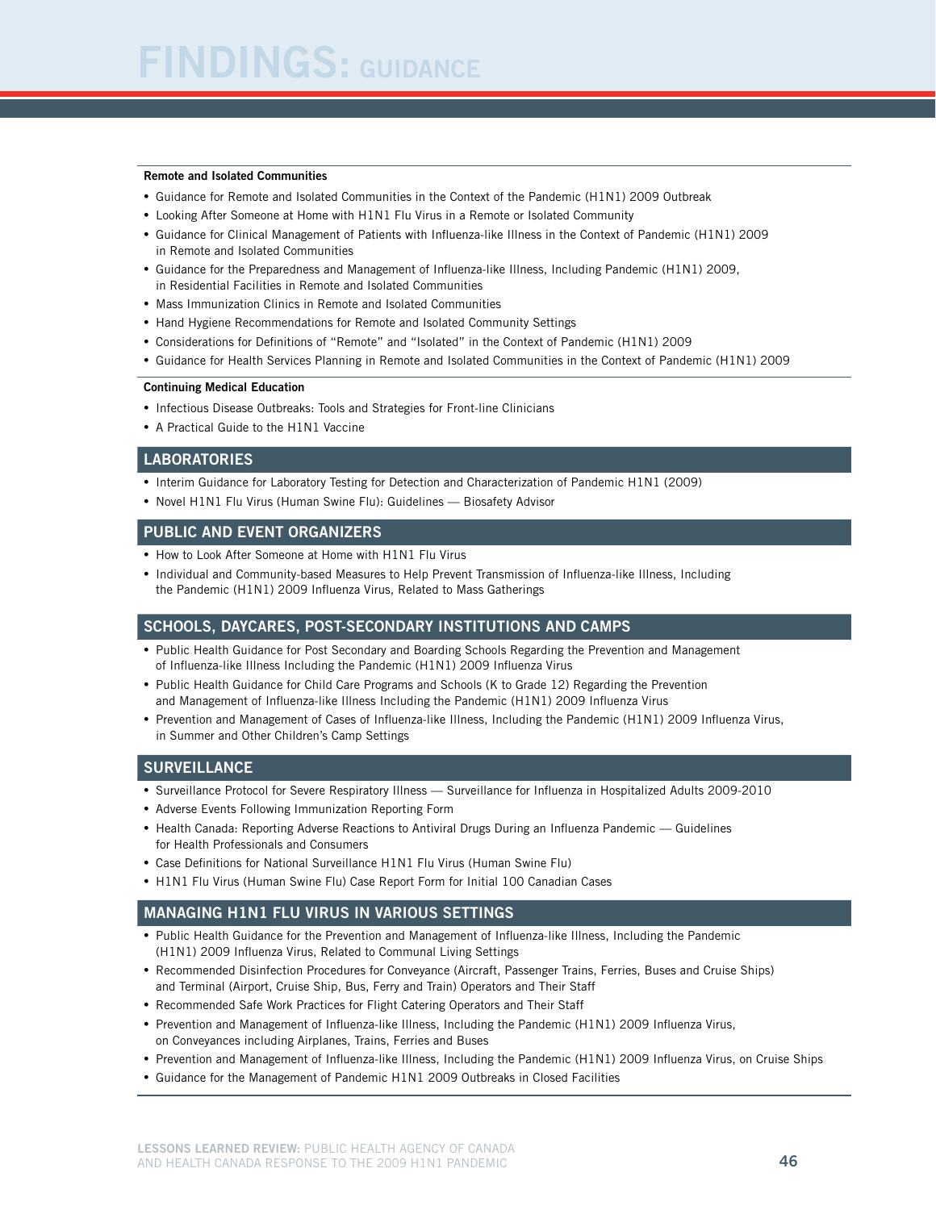**Remote and Isolated Communities**

- Guidance for Remote and Isolated Communities in the Context of the Pandemic (H1N1) 2009 Outbreak
- Looking After Someone at Home with H1N1 Flu Virus in a Remote or Isolated Community
- Guidance for Clinical Management of Patients with Influenza-like Illness in the Context of Pandemic (H1N1) 2009 in Remote and Isolated Communities
- Guidance for the Preparedness and Management of Influenza-like Illness, Including Pandemic (H1N1) 2009, in Residential Facilities in Remote and Isolated Communities
- Mass Immunization Clinics in Remote and Isolated Communities
- Hand Hygiene Recommendations for Remote and Isolated Community Settings
- Considerations for Definitions of "Remote" and "Isolated" in the Context of Pandemic (H1N1) 2009
- Guidance for Health Services Planning in Remote and Isolated Communities in the Context of Pandemic (H1N1) 2009

**Continuing Medical Education**

- Infectious Disease Outbreaks: Tools and Strategies for Front-line Clinicians
- A Practical Guide to the H1N1 Vaccine

## LABORATORIES

- Interim Guidance for Laboratory Testing for Detection and Characterization of Pandemic H1N1 (2009)
- Novel H1N1 Flu Virus (Human Swine Flu): Guidelines — Biosafety Advisor

## PUBLIC AND EVENT ORGANIZERS

- How to Look After Someone at Home with H1N1 Flu Virus
- Individual and Community-based Measures to Help Prevent Transmission of Influenza-like Illness, Including the Pandemic (H1N1) 2009 Influenza Virus, Related to Mass Gatherings

## SCHOOLS, DAYCARES, POST-SECONDARY INSTITUTIONS AND CAMPS

- Public Health Guidance for Post Secondary and Boarding Schools Regarding the Prevention and Management of Influenza-like Illness Including the Pandemic (H1N1) 2009 Influenza Virus
- Public Health Guidance for Child Care Programs and Schools (K to Grade 12) Regarding the Prevention and Management of Influenza-like Illness Including the Pandemic (H1N1) 2009 Influenza Virus
- Prevention and Management of Cases of Influenza-like Illness, Including the Pandemic (H1N1) 2009 Influenza Virus, in Summer and Other Children's Camp Settings

## SURVEILLANCE

- Surveillance Protocol for Severe Respiratory Illness — Surveillance for Influenza in Hospitalized Adults 2009-2010
- Adverse Events Following Immunization Reporting Form
- Health Canada: Reporting Adverse Reactions to Antiviral Drugs During an Influenza Pandemic — Guidelines for Health Professionals and Consumers
- Case Definitions for National Surveillance H1N1 Flu Virus (Human Swine Flu)
- H1N1 Flu Virus (Human Swine Flu) Case Report Form for Initial 100 Canadian Cases

## MANAGING H1N1 FLU VIRUS IN VARIOUS SETTINGS

- Public Health Guidance for the Prevention and Management of Influenza-like Illness, Including the Pandemic (H1N1) 2009 Influenza Virus, Related to Communal Living Settings
- Recommended Disinfection Procedures for Conveyance (Aircraft, Passenger Trains, Ferries, Buses and Cruise Ships) and Terminal (Airport, Cruise Ship, Bus, Ferry and Train) Operators and Their Staff
- Recommended Safe Work Practices for Flight Catering Operators and Their Staff
- Prevention and Management of Influenza-like Illness, Including the Pandemic (H1N1) 2009 Influenza Virus, on Conveyances including Airplanes, Trains, Ferries and Buses
- Prevention and Management of Influenza-like Illness, Including the Pandemic (H1N1) 2009 Influenza Virus, on Cruise Ships
- Guidance for the Management of Pandemic H1N1 2009 Outbreaks in Closed Facilities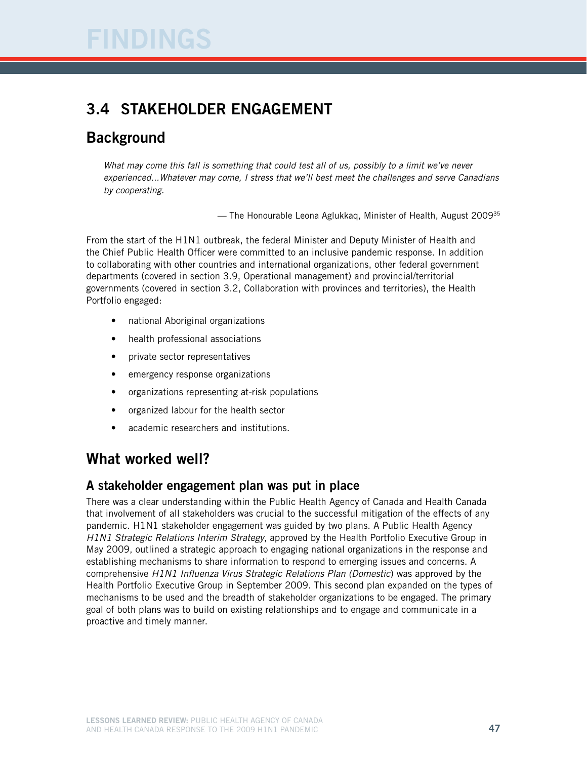# 3.4 STAKEHOLDER ENGAGEMENT

## Background

> *What may come this fall is something that could test all of us, possibly to a limit we've never experienced...Whatever may come, I stress that we'll best meet the challenges and serve Canadians by cooperating.*
>
> — The Honourable Leona Aglukkaq, Minister of Health, August 2009[35]

From the start of the H1N1 outbreak, the federal Minister and Deputy Minister of Health and the Chief Public Health Officer were committed to an inclusive pandemic response. In addition to collaborating with other countries and international organizations, other federal government departments (covered in section 3.9, Operational management) and provincial/territorial governments (covered in section 3.2, Collaboration with provinces and territories), the Health Portfolio engaged:

- national Aboriginal organizations
- health professional associations
- private sector representatives
- emergency response organizations
- organizations representing at-risk populations
- organized labour for the health sector
- academic researchers and institutions.

## What worked well?

### A stakeholder engagement plan was put in place

There was a clear understanding within the Public Health Agency of Canada and Health Canada that involvement of all stakeholders was crucial to the successful mitigation of the effects of any pandemic. H1N1 stakeholder engagement was guided by two plans. A Public Health Agency *H1N1 Strategic Relations Interim Strategy*, approved by the Health Portfolio Executive Group in May 2009, outlined a strategic approach to engaging national organizations in the response and establishing mechanisms to share information to respond to emerging issues and concerns. A comprehensive *H1N1 Influenza Virus Strategic Relations Plan (Domestic)* was approved by the Health Portfolio Executive Group in September 2009. This second plan expanded on the types of mechanisms to be used and the breadth of stakeholder organizations to be engaged. The primary goal of both plans was to build on existing relationships and to engage and communicate in a proactive and timely manner.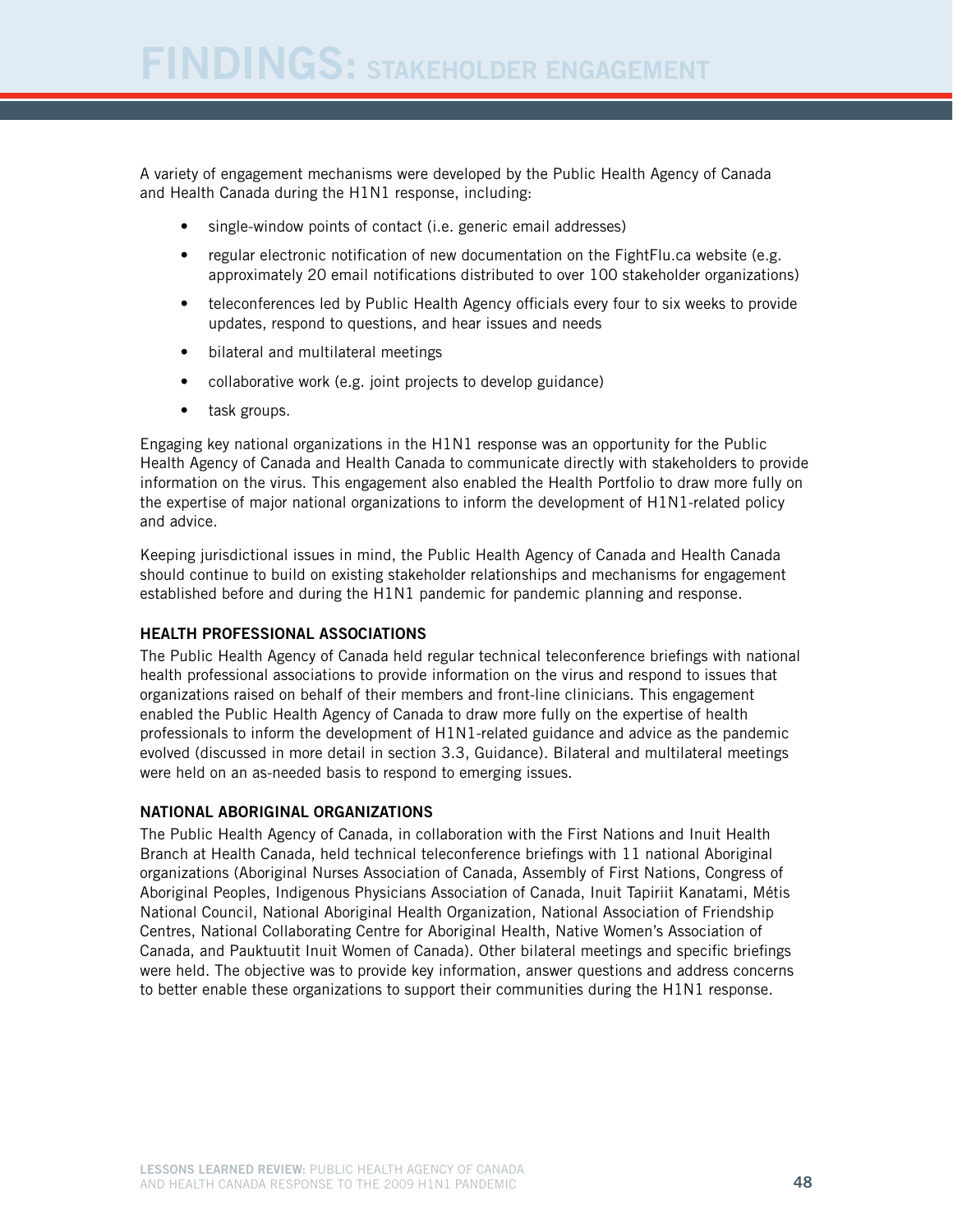# FINDINGS: STAKEHOLDER ENGAGEMENT

A variety of engagement mechanisms were developed by the Public Health Agency of Canada and Health Canada during the H1N1 response, including:

- single-window points of contact (i.e. generic email addresses)
- regular electronic notification of new documentation on the FightFlu.ca website (e.g. approximately 20 email notifications distributed to over 100 stakeholder organizations)
- teleconferences led by Public Health Agency officials every four to six weeks to provide updates, respond to questions, and hear issues and needs
- bilateral and multilateral meetings
- collaborative work (e.g. joint projects to develop guidance)
- task groups.

Engaging key national organizations in the H1N1 response was an opportunity for the Public Health Agency of Canada and Health Canada to communicate directly with stakeholders to provide information on the virus. This engagement also enabled the Health Portfolio to draw more fully on the expertise of major national organizations to inform the development of H1N1-related policy and advice.

Keeping jurisdictional issues in mind, the Public Health Agency of Canada and Health Canada should continue to build on existing stakeholder relationships and mechanisms for engagement established before and during the H1N1 pandemic for pandemic planning and response.

### HEALTH PROFESSIONAL ASSOCIATIONS

The Public Health Agency of Canada held regular technical teleconference briefings with national health professional associations to provide information on the virus and respond to issues that organizations raised on behalf of their members and front-line clinicians. This engagement enabled the Public Health Agency of Canada to draw more fully on the expertise of health professionals to inform the development of H1N1-related guidance and advice as the pandemic evolved (discussed in more detail in section 3.3, Guidance). Bilateral and multilateral meetings were held on an as-needed basis to respond to emerging issues.

### NATIONAL ABORIGINAL ORGANIZATIONS

The Public Health Agency of Canada, in collaboration with the First Nations and Inuit Health Branch at Health Canada, held technical teleconference briefings with 11 national Aboriginal organizations (Aboriginal Nurses Association of Canada, Assembly of First Nations, Congress of Aboriginal Peoples, Indigenous Physicians Association of Canada, Inuit Tapiriit Kanatami, Métis National Council, National Aboriginal Health Organization, National Association of Friendship Centres, National Collaborating Centre for Aboriginal Health, Native Women's Association of Canada, and Pauktuutit Inuit Women of Canada). Other bilateral meetings and specific briefings were held. The objective was to provide key information, answer questions and address concerns to better enable these organizations to support their communities during the H1N1 response.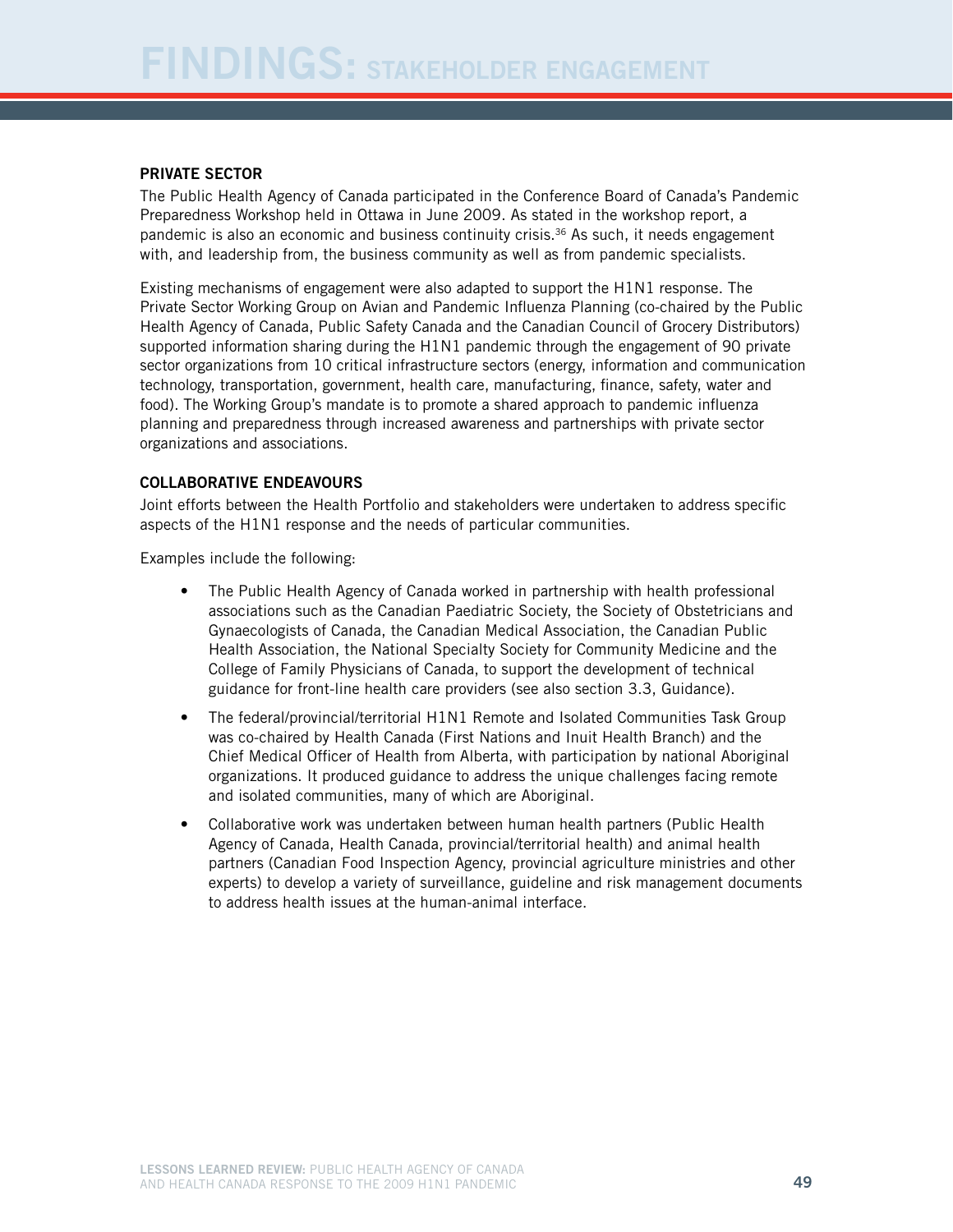## PRIVATE SECTOR

The Public Health Agency of Canada participated in the Conference Board of Canada's Pandemic Preparedness Workshop held in Ottawa in June 2009. As stated in the workshop report, a pandemic is also an economic and business continuity crisis.[36] As such, it needs engagement with, and leadership from, the business community as well as from pandemic specialists.

Existing mechanisms of engagement were also adapted to support the H1N1 response. The Private Sector Working Group on Avian and Pandemic Influenza Planning (co-chaired by the Public Health Agency of Canada, Public Safety Canada and the Canadian Council of Grocery Distributors) supported information sharing during the H1N1 pandemic through the engagement of 90 private sector organizations from 10 critical infrastructure sectors (energy, information and communication technology, transportation, government, health care, manufacturing, finance, safety, water and food). The Working Group's mandate is to promote a shared approach to pandemic influenza planning and preparedness through increased awareness and partnerships with private sector organizations and associations.

## COLLABORATIVE ENDEAVOURS

Joint efforts between the Health Portfolio and stakeholders were undertaken to address specific aspects of the H1N1 response and the needs of particular communities.

Examples include the following:

- The Public Health Agency of Canada worked in partnership with health professional associations such as the Canadian Paediatric Society, the Society of Obstetricians and Gynaecologists of Canada, the Canadian Medical Association, the Canadian Public Health Association, the National Specialty Society for Community Medicine and the College of Family Physicians of Canada, to support the development of technical guidance for front-line health care providers (see also section 3.3, Guidance).
- The federal/provincial/territorial H1N1 Remote and Isolated Communities Task Group was co-chaired by Health Canada (First Nations and Inuit Health Branch) and the Chief Medical Officer of Health from Alberta, with participation by national Aboriginal organizations. It produced guidance to address the unique challenges facing remote and isolated communities, many of which are Aboriginal.
- Collaborative work was undertaken between human health partners (Public Health Agency of Canada, Health Canada, provincial/territorial health) and animal health partners (Canadian Food Inspection Agency, provincial agriculture ministries and other experts) to develop a variety of surveillance, guideline and risk management documents to address health issues at the human-animal interface.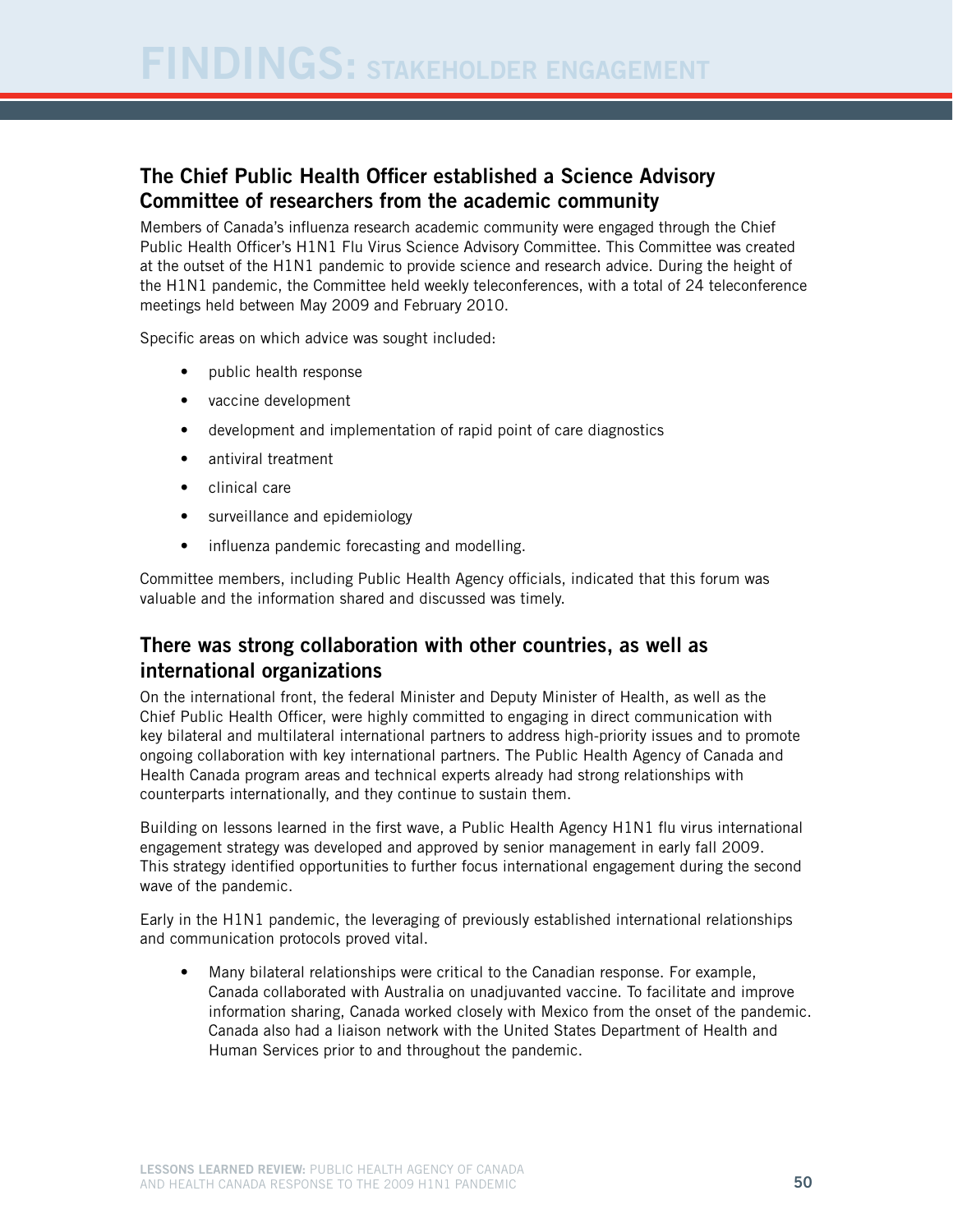# FINDINGS: STAKEHOLDER ENGAGEMENT

## The Chief Public Health Officer established a Science Advisory Committee of researchers from the academic community

Members of Canada's influenza research academic community were engaged through the Chief Public Health Officer's H1N1 Flu Virus Science Advisory Committee. This Committee was created at the outset of the H1N1 pandemic to provide science and research advice. During the height of the H1N1 pandemic, the Committee held weekly teleconferences, with a total of 24 teleconference meetings held between May 2009 and February 2010.

Specific areas on which advice was sought included:

- public health response
- vaccine development
- development and implementation of rapid point of care diagnostics
- antiviral treatment
- clinical care
- surveillance and epidemiology
- influenza pandemic forecasting and modelling.

Committee members, including Public Health Agency officials, indicated that this forum was valuable and the information shared and discussed was timely.

## There was strong collaboration with other countries, as well as international organizations

On the international front, the federal Minister and Deputy Minister of Health, as well as the Chief Public Health Officer, were highly committed to engaging in direct communication with key bilateral and multilateral international partners to address high-priority issues and to promote ongoing collaboration with key international partners. The Public Health Agency of Canada and Health Canada program areas and technical experts already had strong relationships with counterparts internationally, and they continue to sustain them.

Building on lessons learned in the first wave, a Public Health Agency H1N1 flu virus international engagement strategy was developed and approved by senior management in early fall 2009. This strategy identified opportunities to further focus international engagement during the second wave of the pandemic.

Early in the H1N1 pandemic, the leveraging of previously established international relationships and communication protocols proved vital.

- Many bilateral relationships were critical to the Canadian response. For example, Canada collaborated with Australia on unadjuvanted vaccine. To facilitate and improve information sharing, Canada worked closely with Mexico from the onset of the pandemic. Canada also had a liaison network with the United States Department of Health and Human Services prior to and throughout the pandemic.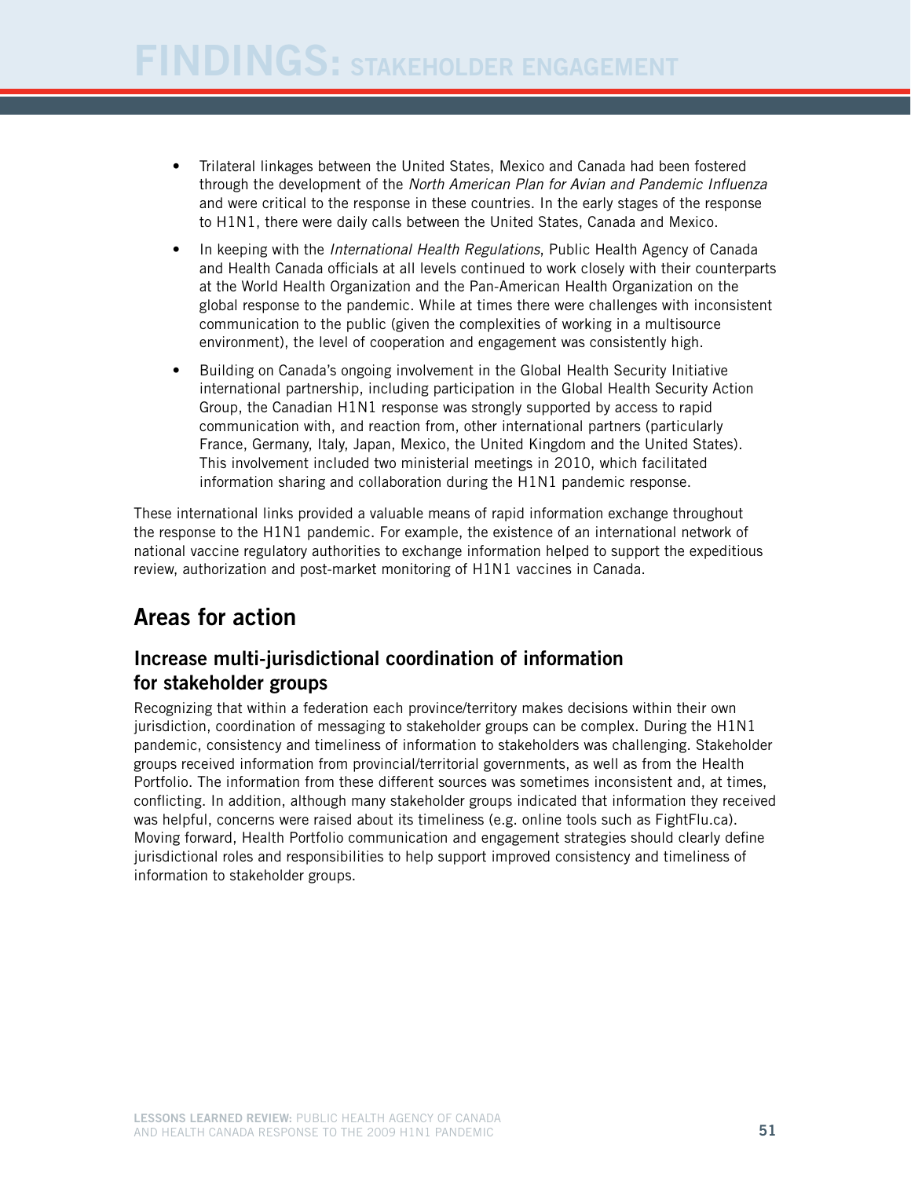- Trilateral linkages between the United States, Mexico and Canada had been fostered through the development of the *North American Plan for Avian and Pandemic Influenza* and were critical to the response in these countries. In the early stages of the response to H1N1, there were daily calls between the United States, Canada and Mexico.
- In keeping with the *International Health Regulations*, Public Health Agency of Canada and Health Canada officials at all levels continued to work closely with their counterparts at the World Health Organization and the Pan-American Health Organization on the global response to the pandemic. While at times there were challenges with inconsistent communication to the public (given the complexities of working in a multisource environment), the level of cooperation and engagement was consistently high.
- Building on Canada's ongoing involvement in the Global Health Security Initiative international partnership, including participation in the Global Health Security Action Group, the Canadian H1N1 response was strongly supported by access to rapid communication with, and reaction from, other international partners (particularly France, Germany, Italy, Japan, Mexico, the United Kingdom and the United States). This involvement included two ministerial meetings in 2010, which facilitated information sharing and collaboration during the H1N1 pandemic response.

These international links provided a valuable means of rapid information exchange throughout the response to the H1N1 pandemic. For example, the existence of an international network of national vaccine regulatory authorities to exchange information helped to support the expeditious review, authorization and post-market monitoring of H1N1 vaccines in Canada.

## Areas for action

### Increase multi-jurisdictional coordination of information for stakeholder groups

Recognizing that within a federation each province/territory makes decisions within their own jurisdiction, coordination of messaging to stakeholder groups can be complex. During the H1N1 pandemic, consistency and timeliness of information to stakeholders was challenging. Stakeholder groups received information from provincial/territorial governments, as well as from the Health Portfolio. The information from these different sources was sometimes inconsistent and, at times, conflicting. In addition, although many stakeholder groups indicated that information they received was helpful, concerns were raised about its timeliness (e.g. online tools such as FightFlu.ca). Moving forward, Health Portfolio communication and engagement strategies should clearly define jurisdictional roles and responsibilities to help support improved consistency and timeliness of information to stakeholder groups.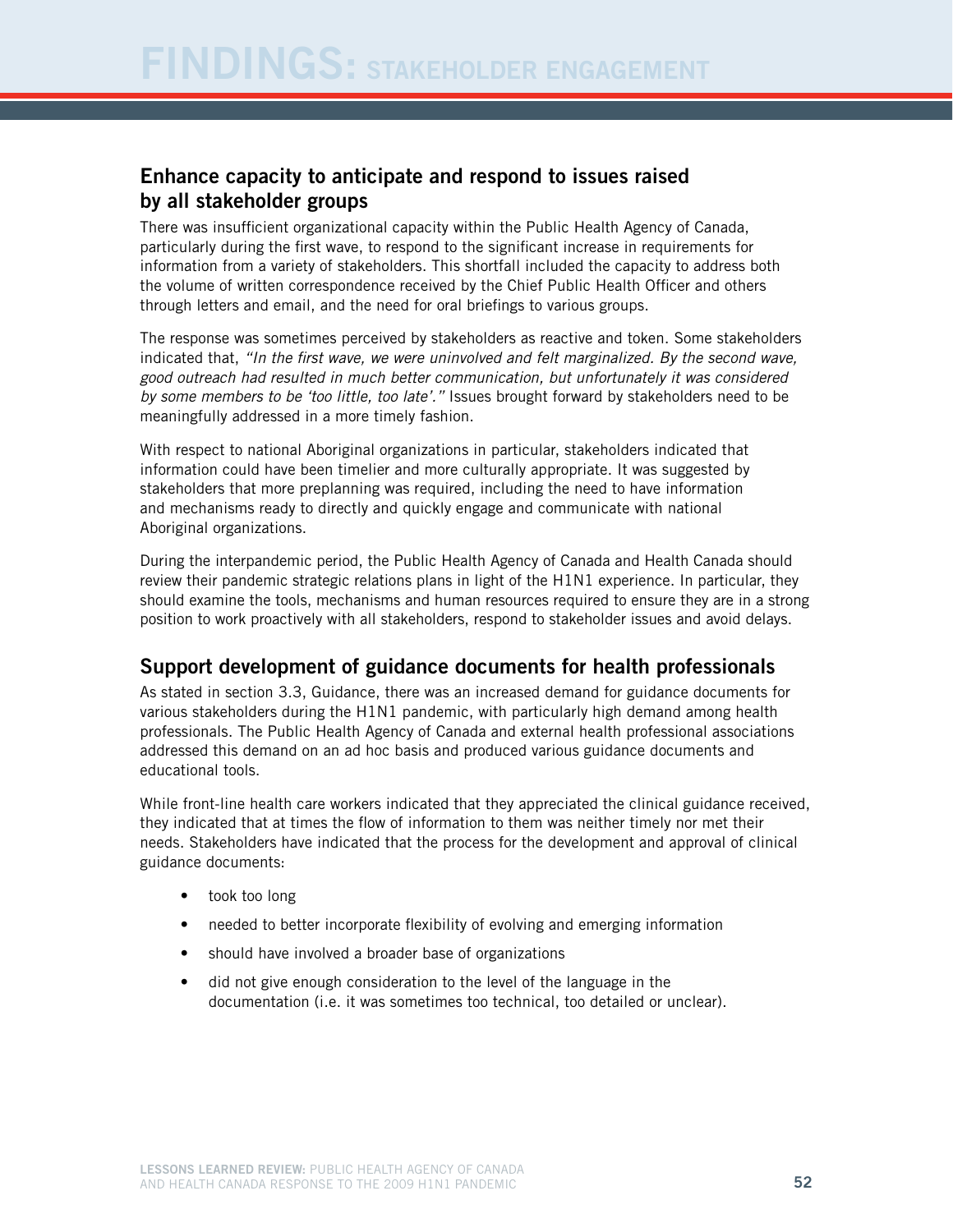# FINDINGS: STAKEHOLDER ENGAGEMENT

## Enhance capacity to anticipate and respond to issues raised by all stakeholder groups

There was insufficient organizational capacity within the Public Health Agency of Canada, particularly during the first wave, to respond to the significant increase in requirements for information from a variety of stakeholders. This shortfall included the capacity to address both the volume of written correspondence received by the Chief Public Health Officer and others through letters and email, and the need for oral briefings to various groups.

The response was sometimes perceived by stakeholders as reactive and token. Some stakeholders indicated that, *"In the first wave, we were uninvolved and felt marginalized. By the second wave, good outreach had resulted in much better communication, but unfortunately it was considered by some members to be 'too little, too late'."* Issues brought forward by stakeholders need to be meaningfully addressed in a more timely fashion.

With respect to national Aboriginal organizations in particular, stakeholders indicated that information could have been timelier and more culturally appropriate. It was suggested by stakeholders that more preplanning was required, including the need to have information and mechanisms ready to directly and quickly engage and communicate with national Aboriginal organizations.

During the interpandemic period, the Public Health Agency of Canada and Health Canada should review their pandemic strategic relations plans in light of the H1N1 experience. In particular, they should examine the tools, mechanisms and human resources required to ensure they are in a strong position to work proactively with all stakeholders, respond to stakeholder issues and avoid delays.

## Support development of guidance documents for health professionals

As stated in section 3.3, Guidance, there was an increased demand for guidance documents for various stakeholders during the H1N1 pandemic, with particularly high demand among health professionals. The Public Health Agency of Canada and external health professional associations addressed this demand on an ad hoc basis and produced various guidance documents and educational tools.

While front-line health care workers indicated that they appreciated the clinical guidance received, they indicated that at times the flow of information to them was neither timely nor met their needs. Stakeholders have indicated that the process for the development and approval of clinical guidance documents:

- took too long
- needed to better incorporate flexibility of evolving and emerging information
- should have involved a broader base of organizations
- did not give enough consideration to the level of the language in the documentation (i.e. it was sometimes too technical, too detailed or unclear).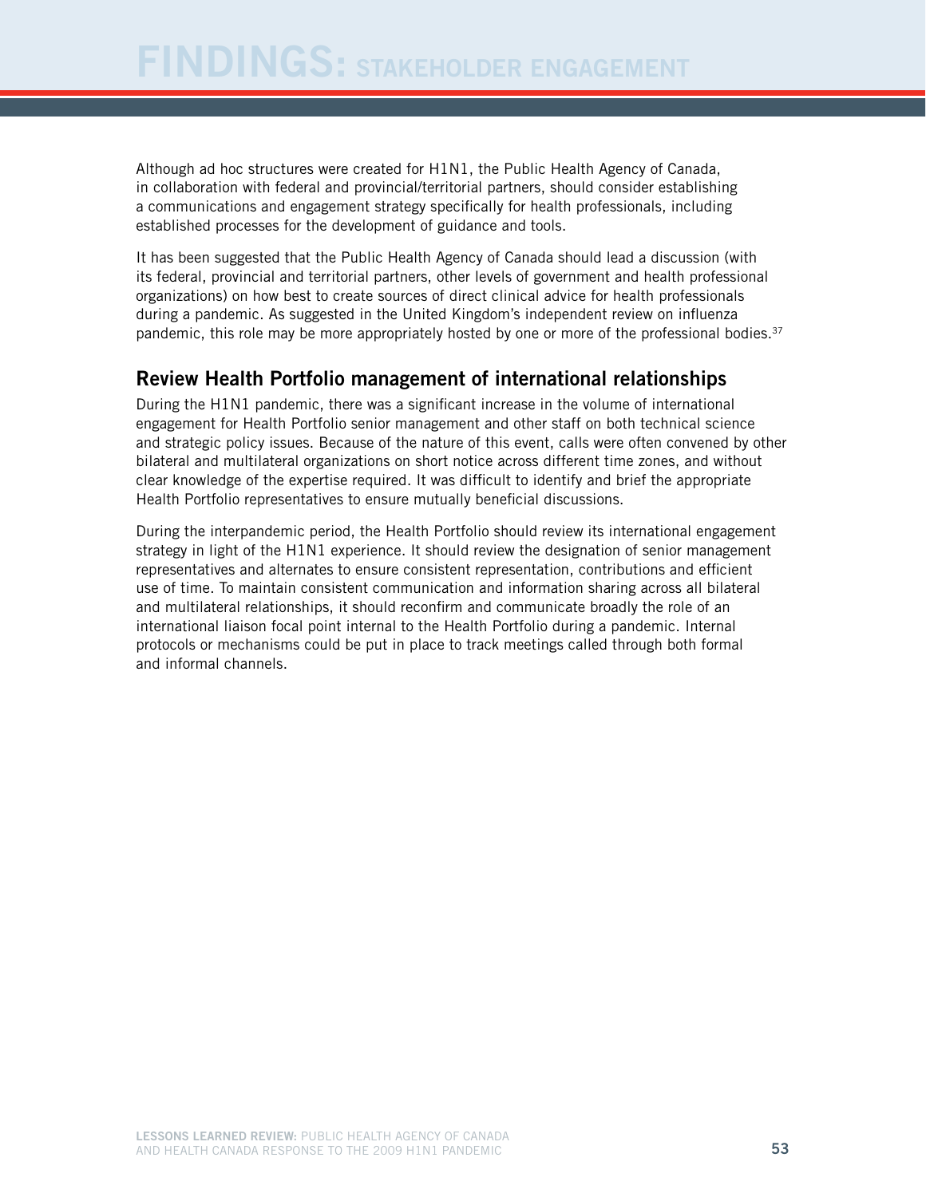Although ad hoc structures were created for H1N1, the Public Health Agency of Canada, in collaboration with federal and provincial/territorial partners, should consider establishing a communications and engagement strategy specifically for health professionals, including established processes for the development of guidance and tools.

It has been suggested that the Public Health Agency of Canada should lead a discussion (with its federal, provincial and territorial partners, other levels of government and health professional organizations) on how best to create sources of direct clinical advice for health professionals during a pandemic. As suggested in the United Kingdom's independent review on influenza pandemic, this role may be more appropriately hosted by one or more of the professional bodies.[37]

## Review Health Portfolio management of international relationships

During the H1N1 pandemic, there was a significant increase in the volume of international engagement for Health Portfolio senior management and other staff on both technical science and strategic policy issues. Because of the nature of this event, calls were often convened by other bilateral and multilateral organizations on short notice across different time zones, and without clear knowledge of the expertise required. It was difficult to identify and brief the appropriate Health Portfolio representatives to ensure mutually beneficial discussions.

During the interpandemic period, the Health Portfolio should review its international engagement strategy in light of the H1N1 experience. It should review the designation of senior management representatives and alternates to ensure consistent representation, contributions and efficient use of time. To maintain consistent communication and information sharing across all bilateral and multilateral relationships, it should reconfirm and communicate broadly the role of an international liaison focal point internal to the Health Portfolio during a pandemic. Internal protocols or mechanisms could be put in place to track meetings called through both formal and informal channels.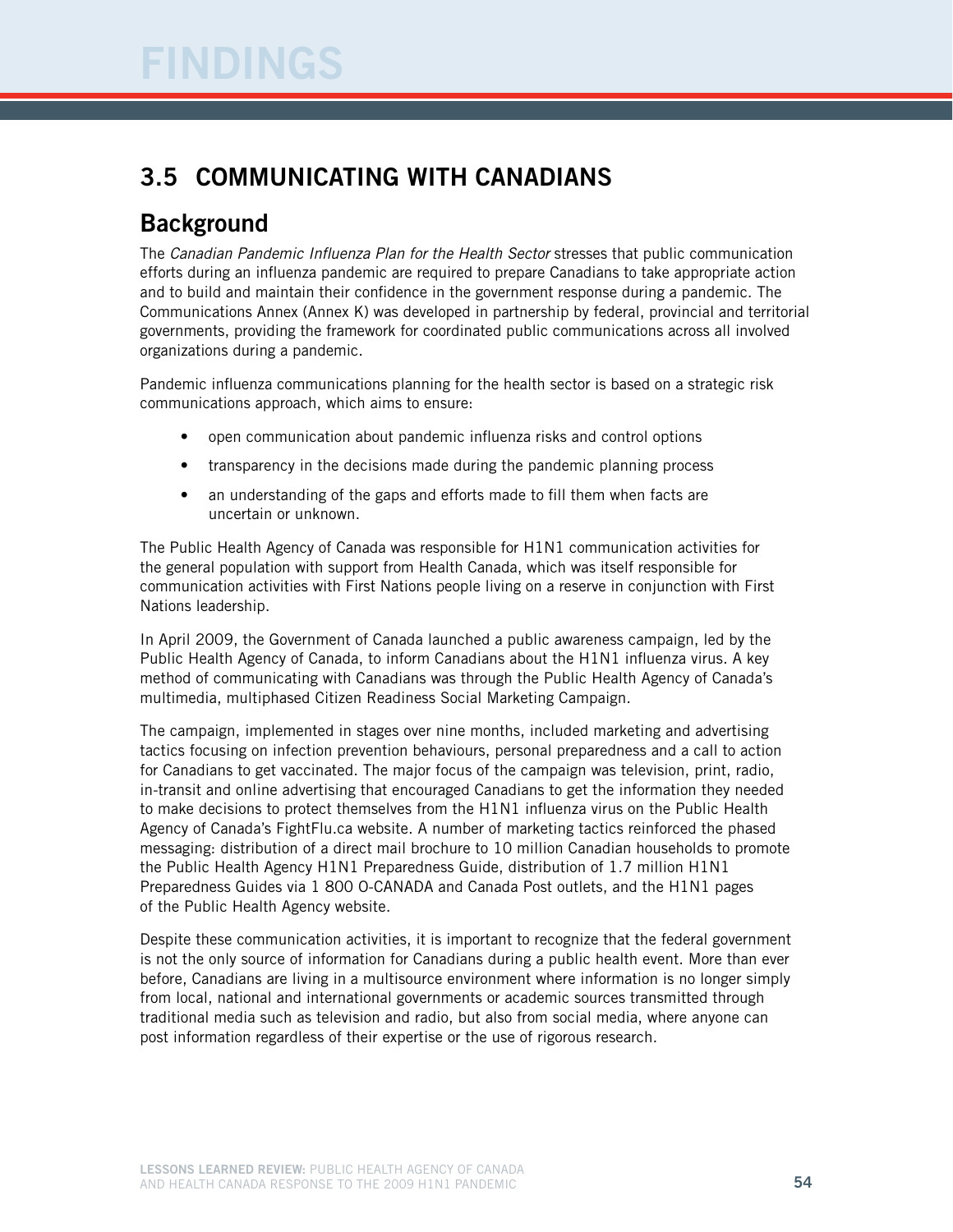# FINDINGS

## 3.5 COMMUNICATING WITH CANADIANS

### Background

The *Canadian Pandemic Influenza Plan for the Health Sector* stresses that public communication efforts during an influenza pandemic are required to prepare Canadians to take appropriate action and to build and maintain their confidence in the government response during a pandemic. The Communications Annex (Annex K) was developed in partnership by federal, provincial and territorial governments, providing the framework for coordinated public communications across all involved organizations during a pandemic.

Pandemic influenza communications planning for the health sector is based on a strategic risk communications approach, which aims to ensure:

- open communication about pandemic influenza risks and control options
- transparency in the decisions made during the pandemic planning process
- an understanding of the gaps and efforts made to fill them when facts are uncertain or unknown.

The Public Health Agency of Canada was responsible for H1N1 communication activities for the general population with support from Health Canada, which was itself responsible for communication activities with First Nations people living on a reserve in conjunction with First Nations leadership.

In April 2009, the Government of Canada launched a public awareness campaign, led by the Public Health Agency of Canada, to inform Canadians about the H1N1 influenza virus. A key method of communicating with Canadians was through the Public Health Agency of Canada's multimedia, multiphased Citizen Readiness Social Marketing Campaign.

The campaign, implemented in stages over nine months, included marketing and advertising tactics focusing on infection prevention behaviours, personal preparedness and a call to action for Canadians to get vaccinated. The major focus of the campaign was television, print, radio, in-transit and online advertising that encouraged Canadians to get the information they needed to make decisions to protect themselves from the H1N1 influenza virus on the Public Health Agency of Canada's FightFlu.ca website. A number of marketing tactics reinforced the phased messaging: distribution of a direct mail brochure to 10 million Canadian households to promote the Public Health Agency H1N1 Preparedness Guide, distribution of 1.7 million H1N1 Preparedness Guides via 1 800 O-CANADA and Canada Post outlets, and the H1N1 pages of the Public Health Agency website.

Despite these communication activities, it is important to recognize that the federal government is not the only source of information for Canadians during a public health event. More than ever before, Canadians are living in a multisource environment where information is no longer simply from local, national and international governments or academic sources transmitted through traditional media such as television and radio, but also from social media, where anyone can post information regardless of their expertise or the use of rigorous research.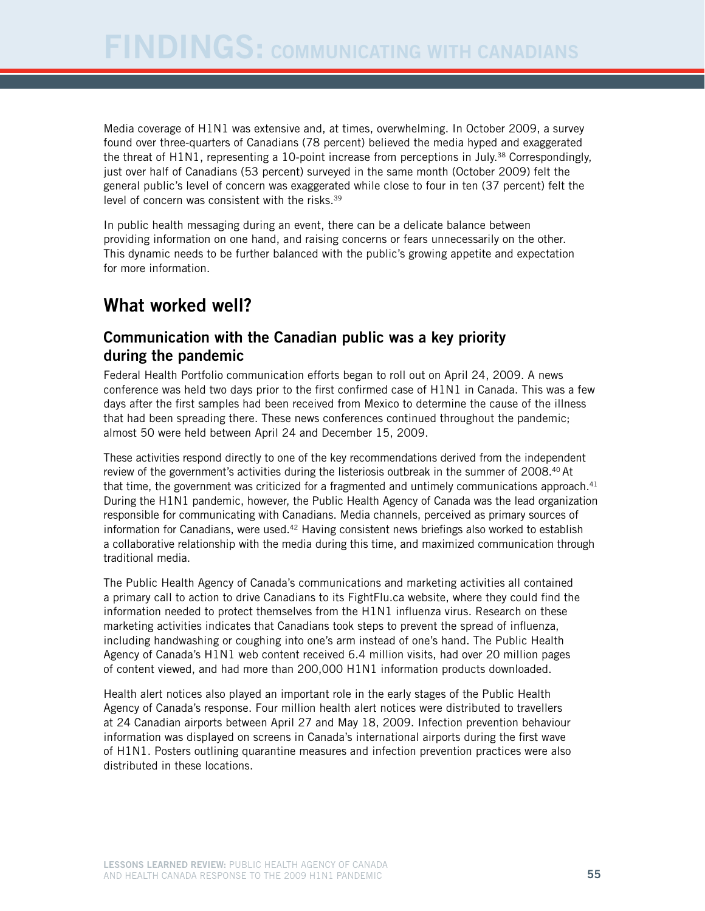Media coverage of H1N1 was extensive and, at times, overwhelming. In October 2009, a survey found over three-quarters of Canadians (78 percent) believed the media hyped and exaggerated the threat of H1N1, representing a 10-point increase from perceptions in July.[38] Correspondingly, just over half of Canadians (53 percent) surveyed in the same month (October 2009) felt the general public's level of concern was exaggerated while close to four in ten (37 percent) felt the level of concern was consistent with the risks.[39]

In public health messaging during an event, there can be a delicate balance between providing information on one hand, and raising concerns or fears unnecessarily on the other. This dynamic needs to be further balanced with the public's growing appetite and expectation for more information.

## What worked well?

### Communication with the Canadian public was a key priority during the pandemic

Federal Health Portfolio communication efforts began to roll out on April 24, 2009. A news conference was held two days prior to the first confirmed case of H1N1 in Canada. This was a few days after the first samples had been received from Mexico to determine the cause of the illness that had been spreading there. These news conferences continued throughout the pandemic; almost 50 were held between April 24 and December 15, 2009.

These activities respond directly to one of the key recommendations derived from the independent review of the government's activities during the listeriosis outbreak in the summer of 2008.[40] At that time, the government was criticized for a fragmented and untimely communications approach.[41] During the H1N1 pandemic, however, the Public Health Agency of Canada was the lead organization responsible for communicating with Canadians. Media channels, perceived as primary sources of information for Canadians, were used.[42] Having consistent news briefings also worked to establish a collaborative relationship with the media during this time, and maximized communication through traditional media.

The Public Health Agency of Canada's communications and marketing activities all contained a primary call to action to drive Canadians to its FightFlu.ca website, where they could find the information needed to protect themselves from the H1N1 influenza virus. Research on these marketing activities indicates that Canadians took steps to prevent the spread of influenza, including handwashing or coughing into one's arm instead of one's hand. The Public Health Agency of Canada's H1N1 web content received 6.4 million visits, had over 20 million pages of content viewed, and had more than 200,000 H1N1 information products downloaded.

Health alert notices also played an important role in the early stages of the Public Health Agency of Canada's response. Four million health alert notices were distributed to travellers at 24 Canadian airports between April 27 and May 18, 2009. Infection prevention behaviour information was displayed on screens in Canada's international airports during the first wave of H1N1. Posters outlining quarantine measures and infection prevention practices were also distributed in these locations.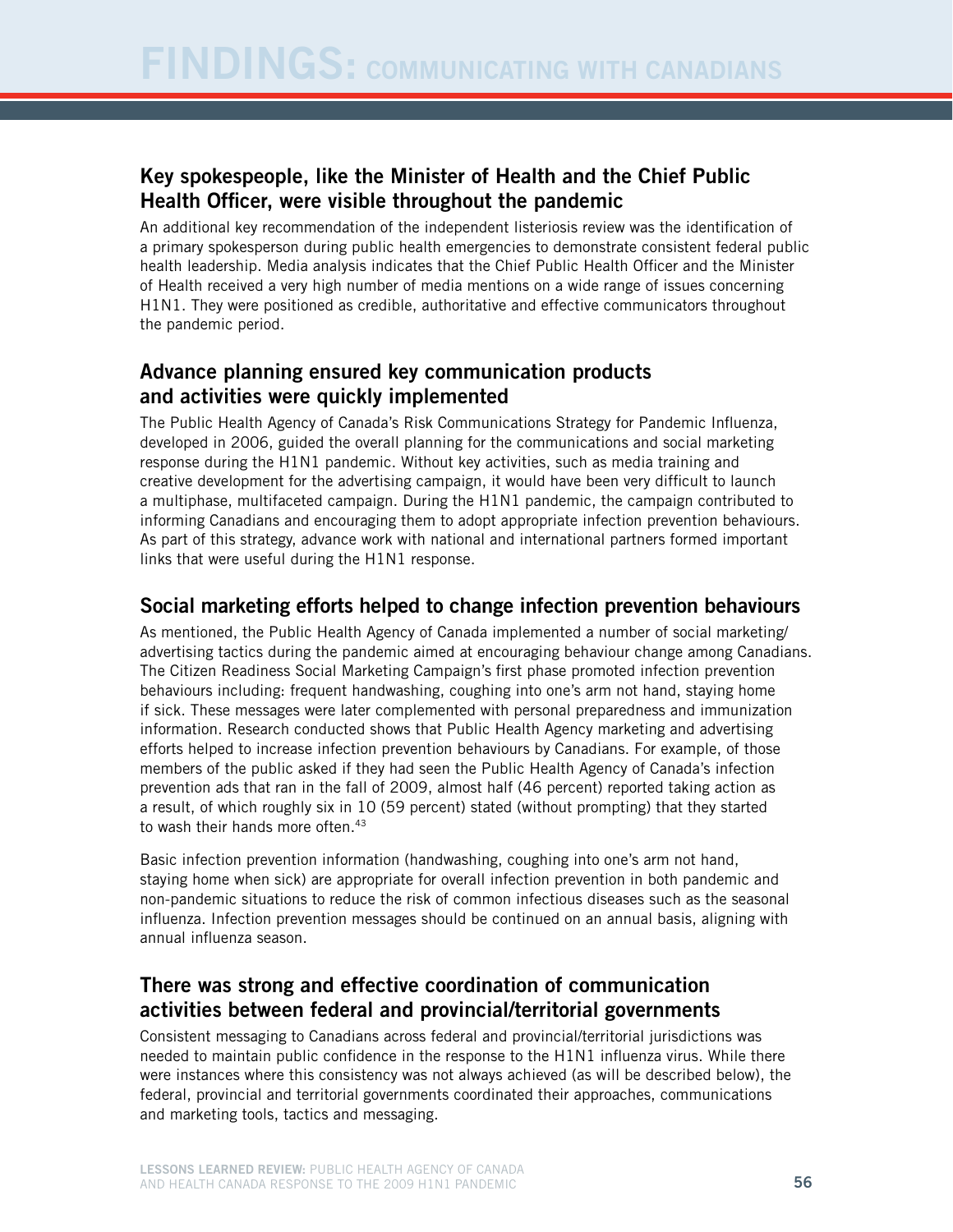# FINDINGS: COMMUNICATING WITH CANADIANS

## Key spokespeople, like the Minister of Health and the Chief Public Health Officer, were visible throughout the pandemic

An additional key recommendation of the independent listeriosis review was the identification of a primary spokesperson during public health emergencies to demonstrate consistent federal public health leadership. Media analysis indicates that the Chief Public Health Officer and the Minister of Health received a very high number of media mentions on a wide range of issues concerning H1N1. They were positioned as credible, authoritative and effective communicators throughout the pandemic period.

## Advance planning ensured key communication products and activities were quickly implemented

The Public Health Agency of Canada's Risk Communications Strategy for Pandemic Influenza, developed in 2006, guided the overall planning for the communications and social marketing response during the H1N1 pandemic. Without key activities, such as media training and creative development for the advertising campaign, it would have been very difficult to launch a multiphase, multifaceted campaign. During the H1N1 pandemic, the campaign contributed to informing Canadians and encouraging them to adopt appropriate infection prevention behaviours. As part of this strategy, advance work with national and international partners formed important links that were useful during the H1N1 response.

## Social marketing efforts helped to change infection prevention behaviours

As mentioned, the Public Health Agency of Canada implemented a number of social marketing/advertising tactics during the pandemic aimed at encouraging behaviour change among Canadians. The Citizen Readiness Social Marketing Campaign's first phase promoted infection prevention behaviours including: frequent handwashing, coughing into one's arm not hand, staying home if sick. These messages were later complemented with personal preparedness and immunization information. Research conducted shows that Public Health Agency marketing and advertising efforts helped to increase infection prevention behaviours by Canadians. For example, of those members of the public asked if they had seen the Public Health Agency of Canada's infection prevention ads that ran in the fall of 2009, almost half (46 percent) reported taking action as a result, of which roughly six in 10 (59 percent) stated (without prompting) that they started to wash their hands more often.[43]

Basic infection prevention information (handwashing, coughing into one's arm not hand, staying home when sick) are appropriate for overall infection prevention in both pandemic and non-pandemic situations to reduce the risk of common infectious diseases such as the seasonal influenza. Infection prevention messages should be continued on an annual basis, aligning with annual influenza season.

## There was strong and effective coordination of communication activities between federal and provincial/territorial governments

Consistent messaging to Canadians across federal and provincial/territorial jurisdictions was needed to maintain public confidence in the response to the H1N1 influenza virus. While there were instances where this consistency was not always achieved (as will be described below), the federal, provincial and territorial governments coordinated their approaches, communications and marketing tools, tactics and messaging.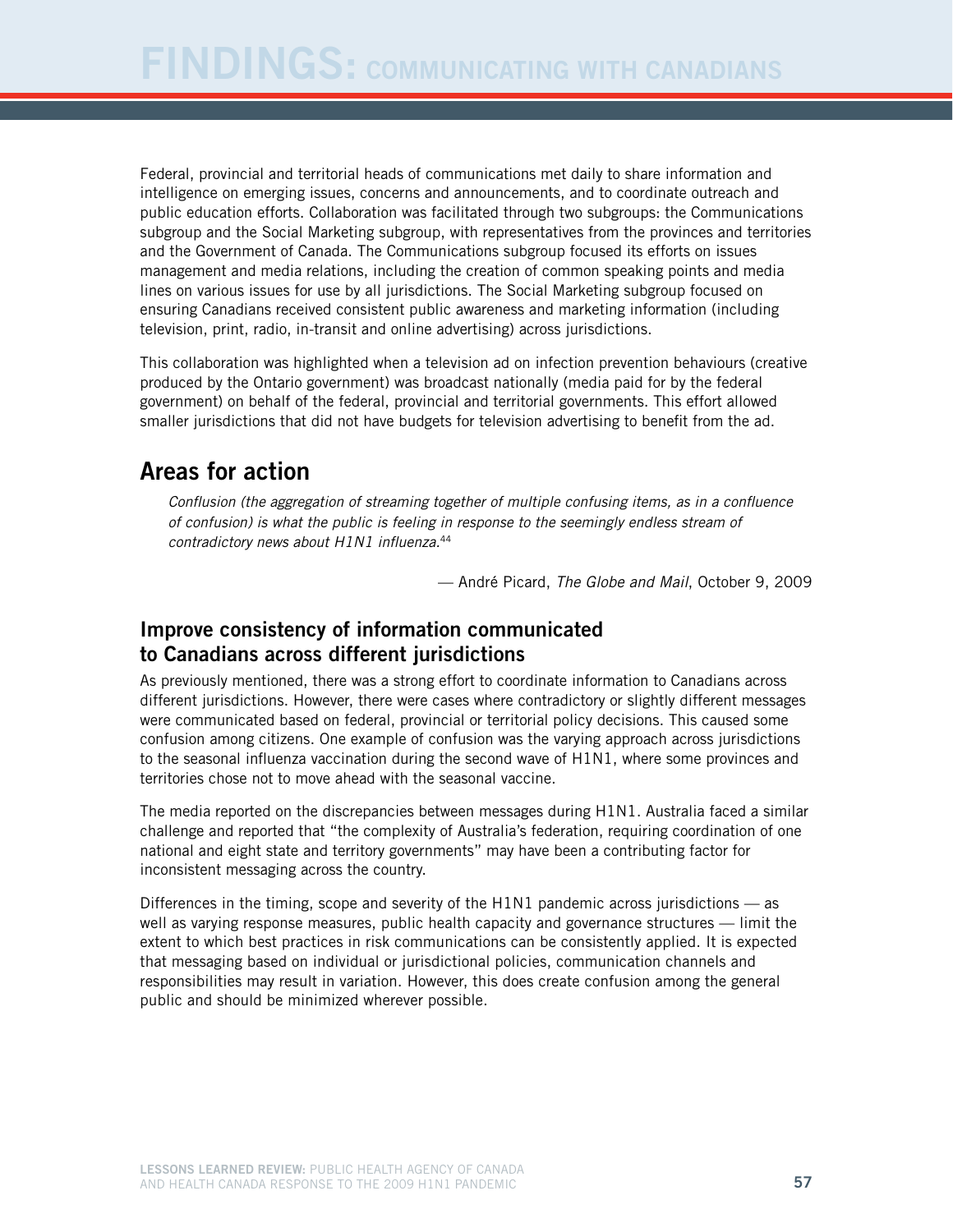Federal, provincial and territorial heads of communications met daily to share information and intelligence on emerging issues, concerns and announcements, and to coordinate outreach and public education efforts. Collaboration was facilitated through two subgroups: the Communications subgroup and the Social Marketing subgroup, with representatives from the provinces and territories and the Government of Canada. The Communications subgroup focused its efforts on issues management and media relations, including the creation of common speaking points and media lines on various issues for use by all jurisdictions. The Social Marketing subgroup focused on ensuring Canadians received consistent public awareness and marketing information (including television, print, radio, in-transit and online advertising) across jurisdictions.

This collaboration was highlighted when a television ad on infection prevention behaviours (creative produced by the Ontario government) was broadcast nationally (media paid for by the federal government) on behalf of the federal, provincial and territorial governments. This effort allowed smaller jurisdictions that did not have budgets for television advertising to benefit from the ad.

## Areas for action

> *Conflusion (the aggregation of streaming together of multiple confusing items, as in a confluence of confusion) is what the public is feeling in response to the seemingly endless stream of contradictory news about H1N1 influenza.*[44]
>
> — André Picard, *The Globe and Mail*, October 9, 2009

### Improve consistency of information communicated to Canadians across different jurisdictions

As previously mentioned, there was a strong effort to coordinate information to Canadians across different jurisdictions. However, there were cases where contradictory or slightly different messages were communicated based on federal, provincial or territorial policy decisions. This caused some confusion among citizens. One example of confusion was the varying approach across jurisdictions to the seasonal influenza vaccination during the second wave of H1N1, where some provinces and territories chose not to move ahead with the seasonal vaccine.

The media reported on the discrepancies between messages during H1N1. Australia faced a similar challenge and reported that "the complexity of Australia's federation, requiring coordination of one national and eight state and territory governments" may have been a contributing factor for inconsistent messaging across the country.

Differences in the timing, scope and severity of the H1N1 pandemic across jurisdictions — as well as varying response measures, public health capacity and governance structures — limit the extent to which best practices in risk communications can be consistently applied. It is expected that messaging based on individual or jurisdictional policies, communication channels and responsibilities may result in variation. However, this does create confusion among the general public and should be minimized wherever possible.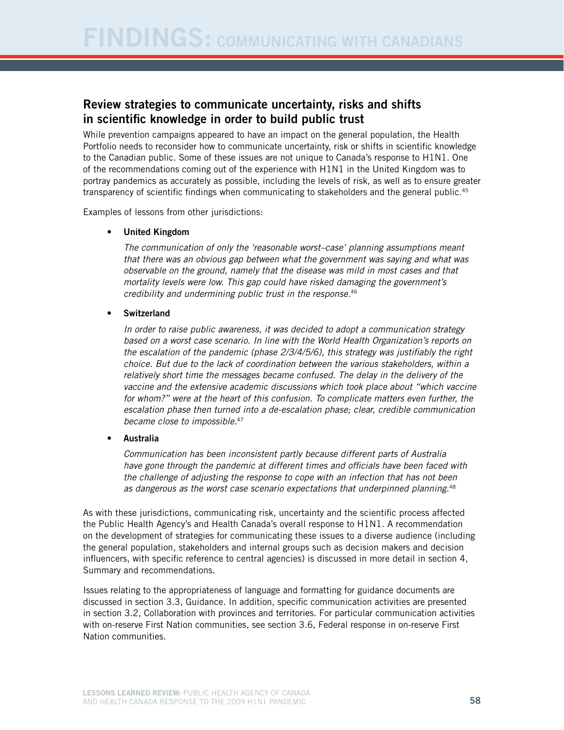## Review strategies to communicate uncertainty, risks and shifts in scientific knowledge in order to build public trust

While prevention campaigns appeared to have an impact on the general population, the Health Portfolio needs to reconsider how to communicate uncertainty, risk or shifts in scientific knowledge to the Canadian public. Some of these issues are not unique to Canada's response to H1N1. One of the recommendations coming out of the experience with H1N1 in the United Kingdom was to portray pandemics as accurately as possible, including the levels of risk, as well as to ensure greater transparency of scientific findings when communicating to stakeholders and the general public.[45]

Examples of lessons from other jurisdictions:

- **United Kingdom**

  *The communication of only the 'reasonable worst–case' planning assumptions meant that there was an obvious gap between what the government was saying and what was observable on the ground, namely that the disease was mild in most cases and that mortality levels were low. This gap could have risked damaging the government's credibility and undermining public trust in the response.*[46]

- **Switzerland**

  *In order to raise public awareness, it was decided to adopt a communication strategy based on a worst case scenario. In line with the World Health Organization's reports on the escalation of the pandemic (phase 2/3/4/5/6), this strategy was justifiably the right choice. But due to the lack of coordination between the various stakeholders, within a relatively short time the messages became confused. The delay in the delivery of the vaccine and the extensive academic discussions which took place about "which vaccine for whom?" were at the heart of this confusion. To complicate matters even further, the escalation phase then turned into a de-escalation phase; clear, credible communication became close to impossible.*[47]

- **Australia**

  *Communication has been inconsistent partly because different parts of Australia have gone through the pandemic at different times and officials have been faced with the challenge of adjusting the response to cope with an infection that has not been as dangerous as the worst case scenario expectations that underpinned planning.*[48]

As with these jurisdictions, communicating risk, uncertainty and the scientific process affected the Public Health Agency's and Health Canada's overall response to H1N1. A recommendation on the development of strategies for communicating these issues to a diverse audience (including the general population, stakeholders and internal groups such as decision makers and decision influencers, with specific reference to central agencies) is discussed in more detail in section 4, Summary and recommendations.

Issues relating to the appropriateness of language and formatting for guidance documents are discussed in section 3.3, Guidance. In addition, specific communication activities are presented in section 3.2, Collaboration with provinces and territories. For particular communication activities with on-reserve First Nation communities, see section 3.6, Federal response in on-reserve First Nation communities.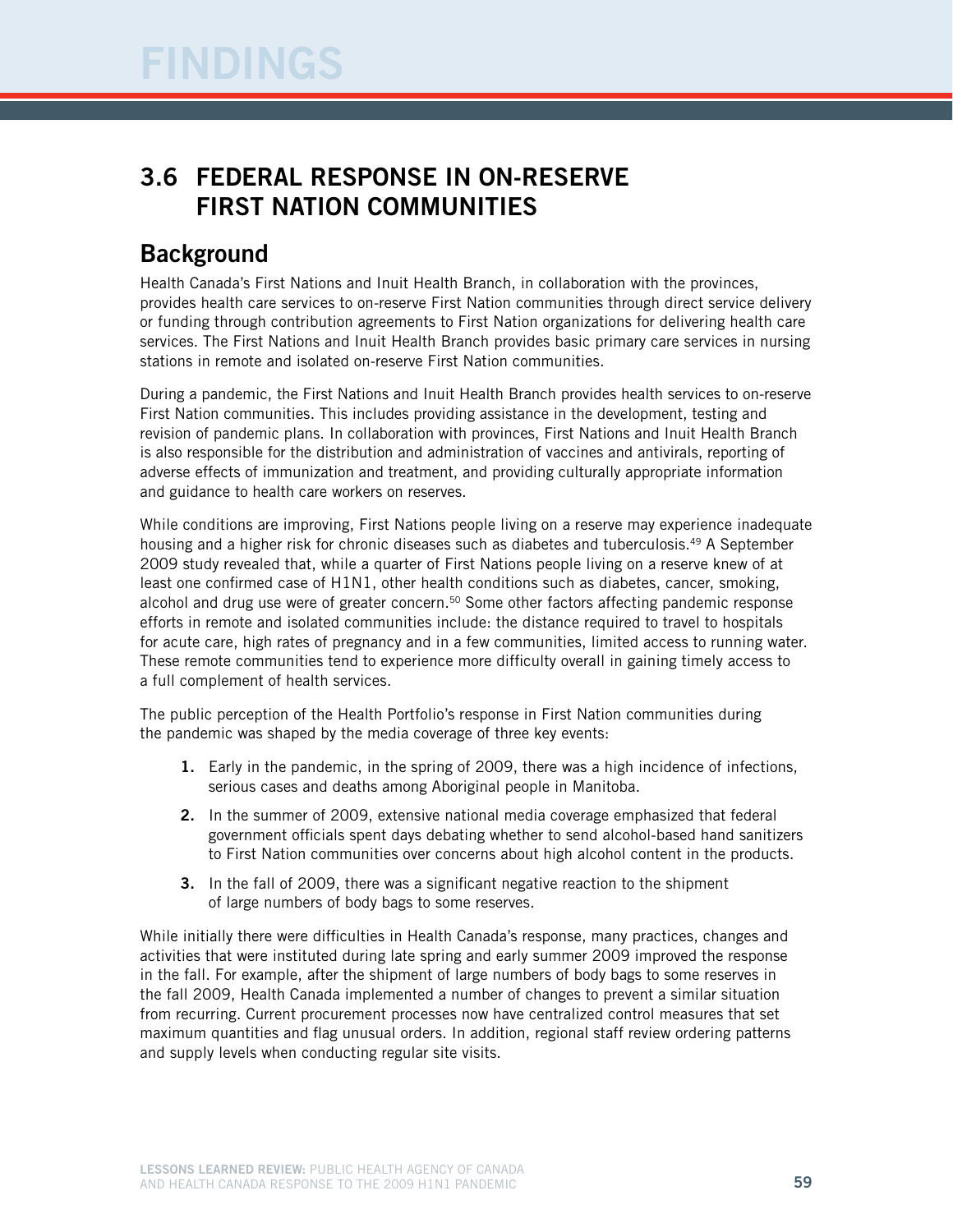# FINDINGS

## 3.6 FEDERAL RESPONSE IN ON-RESERVE FIRST NATION COMMUNITIES

### Background

Health Canada's First Nations and Inuit Health Branch, in collaboration with the provinces, provides health care services to on-reserve First Nation communities through direct service delivery or funding through contribution agreements to First Nation organizations for delivering health care services. The First Nations and Inuit Health Branch provides basic primary care services in nursing stations in remote and isolated on-reserve First Nation communities.

During a pandemic, the First Nations and Inuit Health Branch provides health services to on-reserve First Nation communities. This includes providing assistance in the development, testing and revision of pandemic plans. In collaboration with provinces, First Nations and Inuit Health Branch is also responsible for the distribution and administration of vaccines and antivirals, reporting of adverse effects of immunization and treatment, and providing culturally appropriate information and guidance to health care workers on reserves.

While conditions are improving, First Nations people living on a reserve may experience inadequate housing and a higher risk for chronic diseases such as diabetes and tuberculosis.[49] A September 2009 study revealed that, while a quarter of First Nations people living on a reserve knew of at least one confirmed case of H1N1, other health conditions such as diabetes, cancer, smoking, alcohol and drug use were of greater concern.[50] Some other factors affecting pandemic response efforts in remote and isolated communities include: the distance required to travel to hospitals for acute care, high rates of pregnancy and in a few communities, limited access to running water. These remote communities tend to experience more difficulty overall in gaining timely access to a full complement of health services.

The public perception of the Health Portfolio's response in First Nation communities during the pandemic was shaped by the media coverage of three key events:

1. Early in the pandemic, in the spring of 2009, there was a high incidence of infections, serious cases and deaths among Aboriginal people in Manitoba.
2. In the summer of 2009, extensive national media coverage emphasized that federal government officials spent days debating whether to send alcohol-based hand sanitizers to First Nation communities over concerns about high alcohol content in the products.
3. In the fall of 2009, there was a significant negative reaction to the shipment of large numbers of body bags to some reserves.

While initially there were difficulties in Health Canada's response, many practices, changes and activities that were instituted during late spring and early summer 2009 improved the response in the fall. For example, after the shipment of large numbers of body bags to some reserves in the fall 2009, Health Canada implemented a number of changes to prevent a similar situation from recurring. Current procurement processes now have centralized control measures that set maximum quantities and flag unusual orders. In addition, regional staff review ordering patterns and supply levels when conducting regular site visits.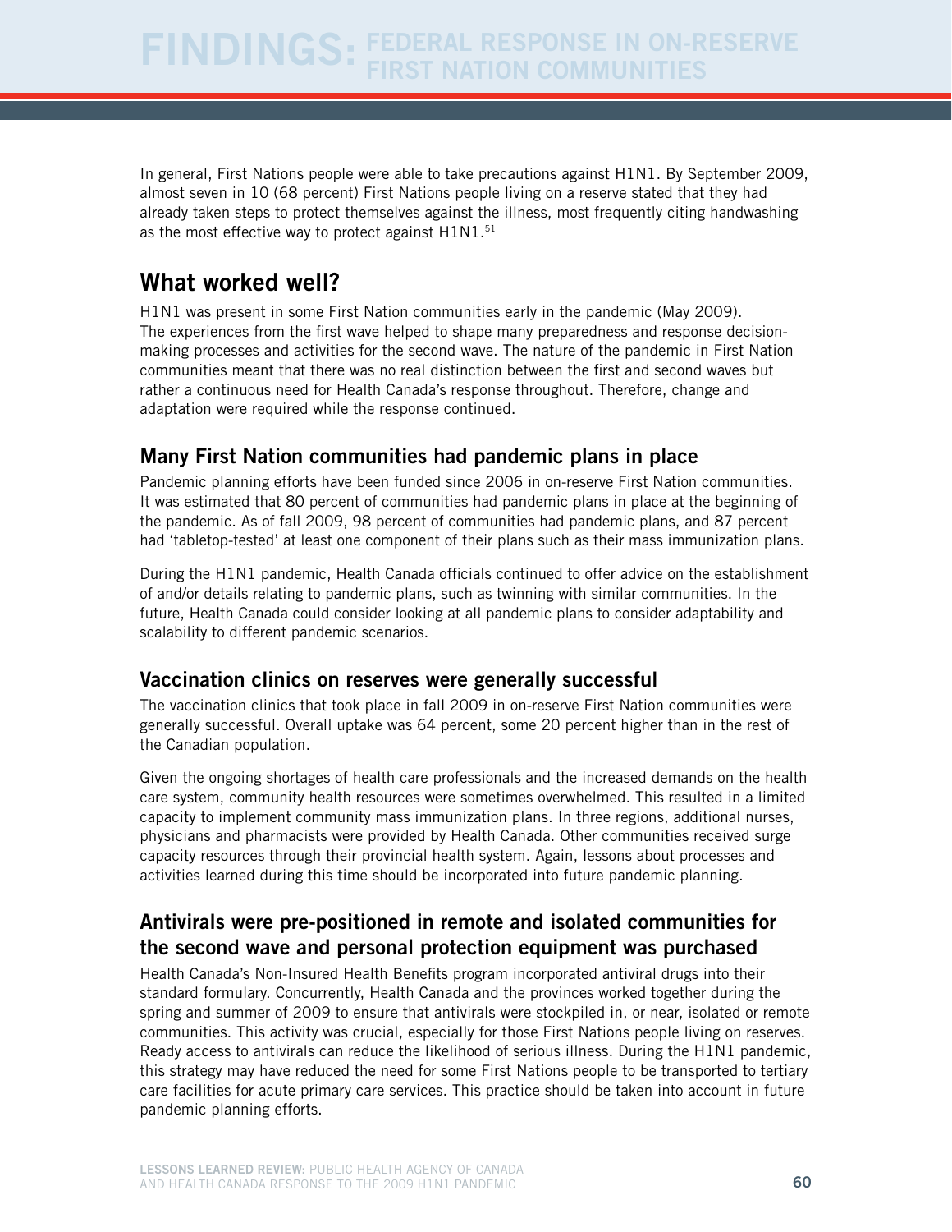In general, First Nations people were able to take precautions against H1N1. By September 2009, almost seven in 10 (68 percent) First Nations people living on a reserve stated that they had already taken steps to protect themselves against the illness, most frequently citing handwashing as the most effective way to protect against H1N1.[51]

## What worked well?

H1N1 was present in some First Nation communities early in the pandemic (May 2009). The experiences from the first wave helped to shape many preparedness and response decision-making processes and activities for the second wave. The nature of the pandemic in First Nation communities meant that there was no real distinction between the first and second waves but rather a continuous need for Health Canada's response throughout. Therefore, change and adaptation were required while the response continued.

### Many First Nation communities had pandemic plans in place

Pandemic planning efforts have been funded since 2006 in on-reserve First Nation communities. It was estimated that 80 percent of communities had pandemic plans in place at the beginning of the pandemic. As of fall 2009, 98 percent of communities had pandemic plans, and 87 percent had 'tabletop-tested' at least one component of their plans such as their mass immunization plans.

During the H1N1 pandemic, Health Canada officials continued to offer advice on the establishment of and/or details relating to pandemic plans, such as twinning with similar communities. In the future, Health Canada could consider looking at all pandemic plans to consider adaptability and scalability to different pandemic scenarios.

### Vaccination clinics on reserves were generally successful

The vaccination clinics that took place in fall 2009 in on-reserve First Nation communities were generally successful. Overall uptake was 64 percent, some 20 percent higher than in the rest of the Canadian population.

Given the ongoing shortages of health care professionals and the increased demands on the health care system, community health resources were sometimes overwhelmed. This resulted in a limited capacity to implement community mass immunization plans. In three regions, additional nurses, physicians and pharmacists were provided by Health Canada. Other communities received surge capacity resources through their provincial health system. Again, lessons about processes and activities learned during this time should be incorporated into future pandemic planning.

### Antivirals were pre-positioned in remote and isolated communities for the second wave and personal protection equipment was purchased

Health Canada's Non-Insured Health Benefits program incorporated antiviral drugs into their standard formulary. Concurrently, Health Canada and the provinces worked together during the spring and summer of 2009 to ensure that antivirals were stockpiled in, or near, isolated or remote communities. This activity was crucial, especially for those First Nations people living on reserves. Ready access to antivirals can reduce the likelihood of serious illness. During the H1N1 pandemic, this strategy may have reduced the need for some First Nations people to be transported to tertiary care facilities for acute primary care services. This practice should be taken into account in future pandemic planning efforts.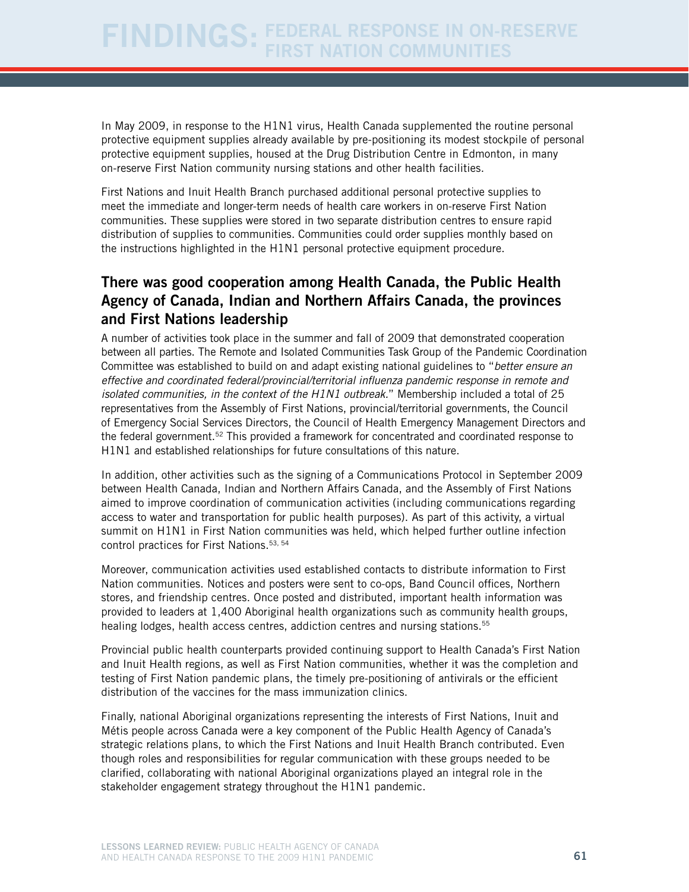In May 2009, in response to the H1N1 virus, Health Canada supplemented the routine personal protective equipment supplies already available by pre-positioning its modest stockpile of personal protective equipment supplies, housed at the Drug Distribution Centre in Edmonton, in many on-reserve First Nation community nursing stations and other health facilities.

First Nations and Inuit Health Branch purchased additional personal protective supplies to meet the immediate and longer-term needs of health care workers in on-reserve First Nation communities. These supplies were stored in two separate distribution centres to ensure rapid distribution of supplies to communities. Communities could order supplies monthly based on the instructions highlighted in the H1N1 personal protective equipment procedure.

## There was good cooperation among Health Canada, the Public Health Agency of Canada, Indian and Northern Affairs Canada, the provinces and First Nations leadership

A number of activities took place in the summer and fall of 2009 that demonstrated cooperation between all parties. The Remote and Isolated Communities Task Group of the Pandemic Coordination Committee was established to build on and adapt existing national guidelines to "*better ensure an effective and coordinated federal/provincial/territorial influenza pandemic response in remote and isolated communities, in the context of the H1N1 outbreak.*" Membership included a total of 25 representatives from the Assembly of First Nations, provincial/territorial governments, the Council of Emergency Social Services Directors, the Council of Health Emergency Management Directors and the federal government.[52] This provided a framework for concentrated and coordinated response to H1N1 and established relationships for future consultations of this nature.

In addition, other activities such as the signing of a Communications Protocol in September 2009 between Health Canada, Indian and Northern Affairs Canada, and the Assembly of First Nations aimed to improve coordination of communication activities (including communications regarding access to water and transportation for public health purposes). As part of this activity, a virtual summit on H1N1 in First Nation communities was held, which helped further outline infection control practices for First Nations.[53, 54]

Moreover, communication activities used established contacts to distribute information to First Nation communities. Notices and posters were sent to co-ops, Band Council offices, Northern stores, and friendship centres. Once posted and distributed, important health information was provided to leaders at 1,400 Aboriginal health organizations such as community health groups, healing lodges, health access centres, addiction centres and nursing stations.[55]

Provincial public health counterparts provided continuing support to Health Canada's First Nation and Inuit Health regions, as well as First Nation communities, whether it was the completion and testing of First Nation pandemic plans, the timely pre-positioning of antivirals or the efficient distribution of the vaccines for the mass immunization clinics.

Finally, national Aboriginal organizations representing the interests of First Nations, Inuit and Métis people across Canada were a key component of the Public Health Agency of Canada's strategic relations plans, to which the First Nations and Inuit Health Branch contributed. Even though roles and responsibilities for regular communication with these groups needed to be clarified, collaborating with national Aboriginal organizations played an integral role in the stakeholder engagement strategy throughout the H1N1 pandemic.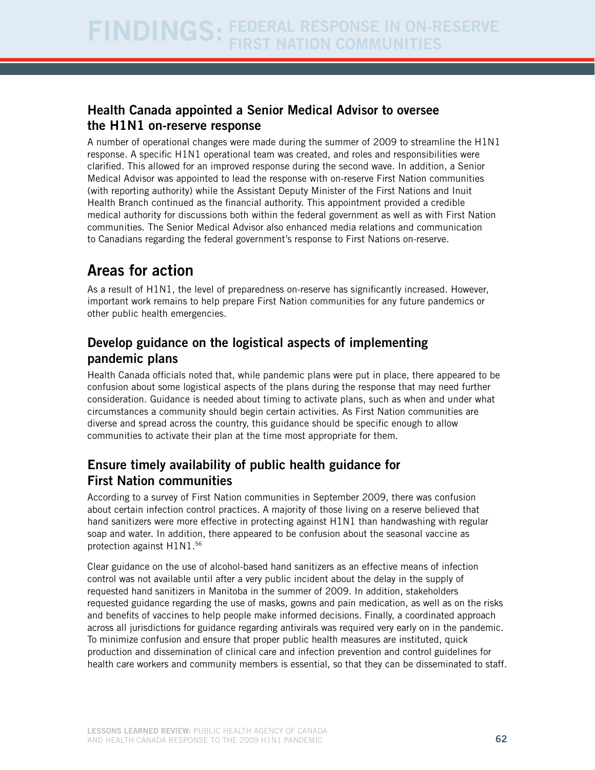### Health Canada appointed a Senior Medical Advisor to oversee the H1N1 on-reserve response

A number of operational changes were made during the summer of 2009 to streamline the H1N1 response. A specific H1N1 operational team was created, and roles and responsibilities were clarified. This allowed for an improved response during the second wave. In addition, a Senior Medical Advisor was appointed to lead the response with on-reserve First Nation communities (with reporting authority) while the Assistant Deputy Minister of the First Nations and Inuit Health Branch continued as the financial authority. This appointment provided a credible medical authority for discussions both within the federal government as well as with First Nation communities. The Senior Medical Advisor also enhanced media relations and communication to Canadians regarding the federal government's response to First Nations on-reserve.

## Areas for action

As a result of H1N1, the level of preparedness on-reserve has significantly increased. However, important work remains to help prepare First Nation communities for any future pandemics or other public health emergencies.

### Develop guidance on the logistical aspects of implementing pandemic plans

Health Canada officials noted that, while pandemic plans were put in place, there appeared to be confusion about some logistical aspects of the plans during the response that may need further consideration. Guidance is needed about timing to activate plans, such as when and under what circumstances a community should begin certain activities. As First Nation communities are diverse and spread across the country, this guidance should be specific enough to allow communities to activate their plan at the time most appropriate for them.

### Ensure timely availability of public health guidance for First Nation communities

According to a survey of First Nation communities in September 2009, there was confusion about certain infection control practices. A majority of those living on a reserve believed that hand sanitizers were more effective in protecting against H1N1 than handwashing with regular soap and water. In addition, there appeared to be confusion about the seasonal vaccine as protection against H1N1.[56]

Clear guidance on the use of alcohol-based hand sanitizers as an effective means of infection control was not available until after a very public incident about the delay in the supply of requested hand sanitizers in Manitoba in the summer of 2009. In addition, stakeholders requested guidance regarding the use of masks, gowns and pain medication, as well as on the risks and benefits of vaccines to help people make informed decisions. Finally, a coordinated approach across all jurisdictions for guidance regarding antivirals was required very early on in the pandemic. To minimize confusion and ensure that proper public health measures are instituted, quick production and dissemination of clinical care and infection prevention and control guidelines for health care workers and community members is essential, so that they can be disseminated to staff.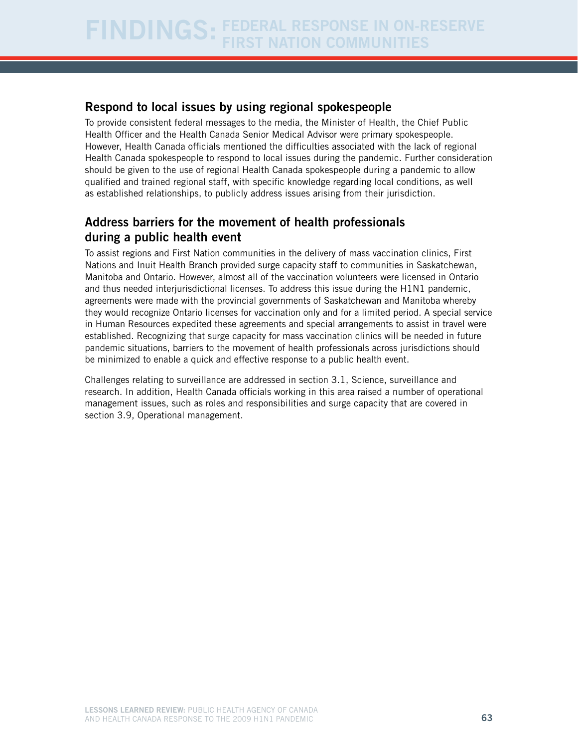### Respond to local issues by using regional spokespeople

To provide consistent federal messages to the media, the Minister of Health, the Chief Public Health Officer and the Health Canada Senior Medical Advisor were primary spokespeople. However, Health Canada officials mentioned the difficulties associated with the lack of regional Health Canada spokespeople to respond to local issues during the pandemic. Further consideration should be given to the use of regional Health Canada spokespeople during a pandemic to allow qualified and trained regional staff, with specific knowledge regarding local conditions, as well as established relationships, to publicly address issues arising from their jurisdiction.

### Address barriers for the movement of health professionals during a public health event

To assist regions and First Nation communities in the delivery of mass vaccination clinics, First Nations and Inuit Health Branch provided surge capacity staff to communities in Saskatchewan, Manitoba and Ontario. However, almost all of the vaccination volunteers were licensed in Ontario and thus needed interjurisdictional licenses. To address this issue during the H1N1 pandemic, agreements were made with the provincial governments of Saskatchewan and Manitoba whereby they would recognize Ontario licenses for vaccination only and for a limited period. A special service in Human Resources expedited these agreements and special arrangements to assist in travel were established. Recognizing that surge capacity for mass vaccination clinics will be needed in future pandemic situations, barriers to the movement of health professionals across jurisdictions should be minimized to enable a quick and effective response to a public health event.

Challenges relating to surveillance are addressed in section 3.1, Science, surveillance and research. In addition, Health Canada officials working in this area raised a number of operational management issues, such as roles and responsibilities and surge capacity that are covered in section 3.9, Operational management.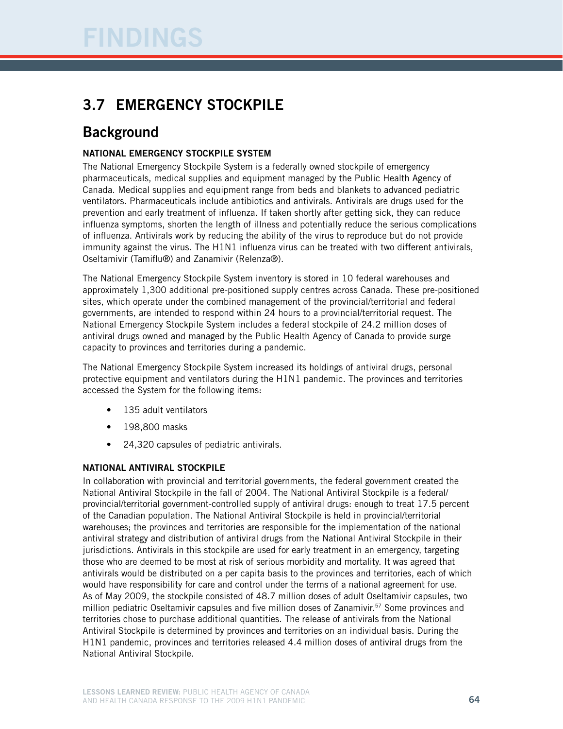# FINDINGS

## 3.7 EMERGENCY STOCKPILE

### Background

#### NATIONAL EMERGENCY STOCKPILE SYSTEM

The National Emergency Stockpile System is a federally owned stockpile of emergency pharmaceuticals, medical supplies and equipment managed by the Public Health Agency of Canada. Medical supplies and equipment range from beds and blankets to advanced pediatric ventilators. Pharmaceuticals include antibiotics and antivirals. Antivirals are drugs used for the prevention and early treatment of influenza. If taken shortly after getting sick, they can reduce influenza symptoms, shorten the length of illness and potentially reduce the serious complications of influenza. Antivirals work by reducing the ability of the virus to reproduce but do not provide immunity against the virus. The H1N1 influenza virus can be treated with two different antivirals, Oseltamivir (Tamiflu®) and Zanamivir (Relenza®).

The National Emergency Stockpile System inventory is stored in 10 federal warehouses and approximately 1,300 additional pre-positioned supply centres across Canada. These pre-positioned sites, which operate under the combined management of the provincial/territorial and federal governments, are intended to respond within 24 hours to a provincial/territorial request. The National Emergency Stockpile System includes a federal stockpile of 24.2 million doses of antiviral drugs owned and managed by the Public Health Agency of Canada to provide surge capacity to provinces and territories during a pandemic.

The National Emergency Stockpile System increased its holdings of antiviral drugs, personal protective equipment and ventilators during the H1N1 pandemic. The provinces and territories accessed the System for the following items:

- 135 adult ventilators
- 198,800 masks
- 24,320 capsules of pediatric antivirals.

#### NATIONAL ANTIVIRAL STOCKPILE

In collaboration with provincial and territorial governments, the federal government created the National Antiviral Stockpile in the fall of 2004. The National Antiviral Stockpile is a federal/provincial/territorial government-controlled supply of antiviral drugs: enough to treat 17.5 percent of the Canadian population. The National Antiviral Stockpile is held in provincial/territorial warehouses; the provinces and territories are responsible for the implementation of the national antiviral strategy and distribution of antiviral drugs from the National Antiviral Stockpile in their jurisdictions. Antivirals in this stockpile are used for early treatment in an emergency, targeting those who are deemed to be most at risk of serious morbidity and mortality. It was agreed that antivirals would be distributed on a per capita basis to the provinces and territories, each of which would have responsibility for care and control under the terms of a national agreement for use. As of May 2009, the stockpile consisted of 48.7 million doses of adult Oseltamivir capsules, two million pediatric Oseltamivir capsules and five million doses of Zanamivir.[57] Some provinces and territories chose to purchase additional quantities. The release of antivirals from the National Antiviral Stockpile is determined by provinces and territories on an individual basis. During the H1N1 pandemic, provinces and territories released 4.4 million doses of antiviral drugs from the National Antiviral Stockpile.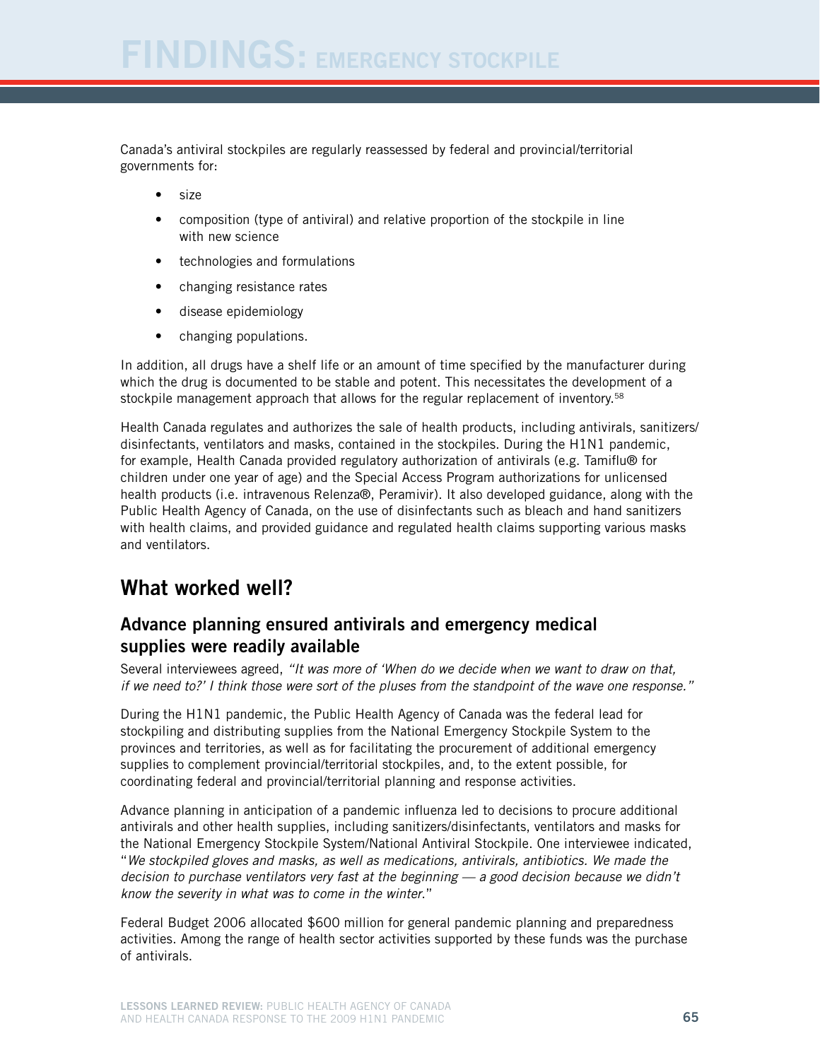Canada's antiviral stockpiles are regularly reassessed by federal and provincial/territorial governments for:

- size
- composition (type of antiviral) and relative proportion of the stockpile in line with new science
- technologies and formulations
- changing resistance rates
- disease epidemiology
- changing populations.

In addition, all drugs have a shelf life or an amount of time specified by the manufacturer during which the drug is documented to be stable and potent. This necessitates the development of a stockpile management approach that allows for the regular replacement of inventory.[58]

Health Canada regulates and authorizes the sale of health products, including antivirals, sanitizers/ disinfectants, ventilators and masks, contained in the stockpiles. During the H1N1 pandemic, for example, Health Canada provided regulatory authorization of antivirals (e.g. Tamiflu® for children under one year of age) and the Special Access Program authorizations for unlicensed health products (i.e. intravenous Relenza®, Peramivir). It also developed guidance, along with the Public Health Agency of Canada, on the use of disinfectants such as bleach and hand sanitizers with health claims, and provided guidance and regulated health claims supporting various masks and ventilators.

## What worked well?

### Advance planning ensured antivirals and emergency medical supplies were readily available

Several interviewees agreed, *"It was more of 'When do we decide when we want to draw on that, if we need to?' I think those were sort of the pluses from the standpoint of the wave one response."*

During the H1N1 pandemic, the Public Health Agency of Canada was the federal lead for stockpiling and distributing supplies from the National Emergency Stockpile System to the provinces and territories, as well as for facilitating the procurement of additional emergency supplies to complement provincial/territorial stockpiles, and, to the extent possible, for coordinating federal and provincial/territorial planning and response activities.

Advance planning in anticipation of a pandemic influenza led to decisions to procure additional antivirals and other health supplies, including sanitizers/disinfectants, ventilators and masks for the National Emergency Stockpile System/National Antiviral Stockpile. One interviewee indicated, "*We stockpiled gloves and masks, as well as medications, antivirals, antibiotics. We made the decision to purchase ventilators very fast at the beginning — a good decision because we didn't know the severity in what was to come in the winter.*"

Federal Budget 2006 allocated $600 million for general pandemic planning and preparedness activities. Among the range of health sector activities supported by these funds was the purchase of antivirals.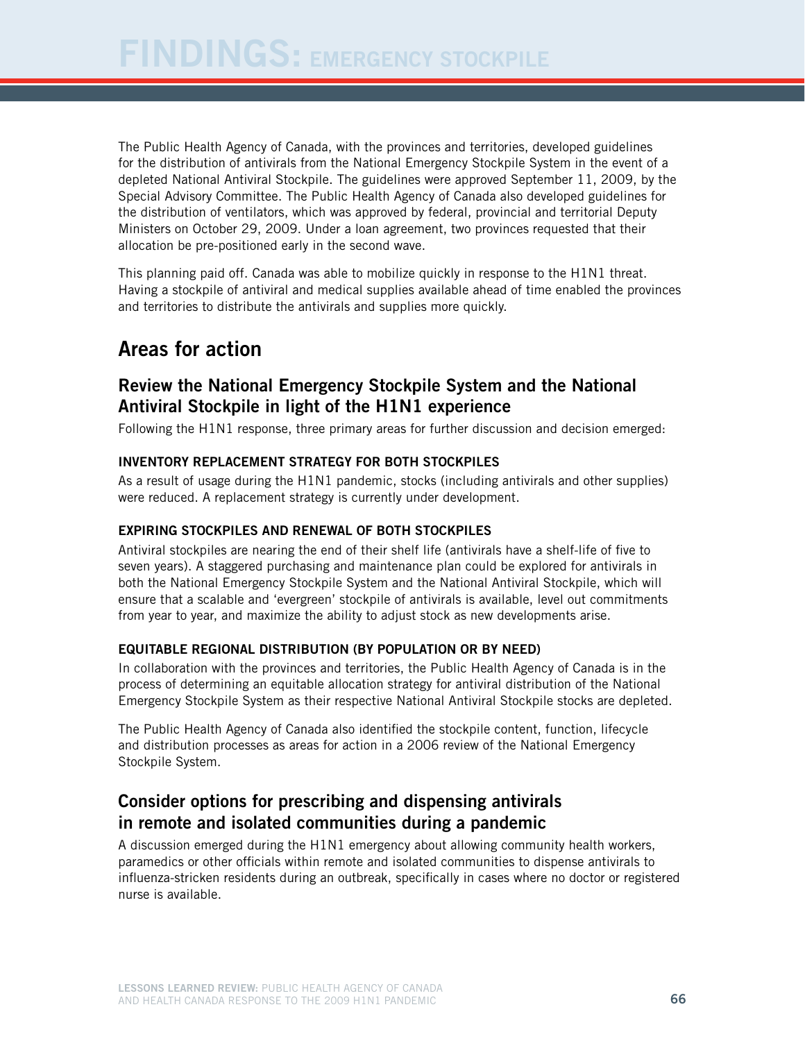The Public Health Agency of Canada, with the provinces and territories, developed guidelines for the distribution of antivirals from the National Emergency Stockpile System in the event of a depleted National Antiviral Stockpile. The guidelines were approved September 11, 2009, by the Special Advisory Committee. The Public Health Agency of Canada also developed guidelines for the distribution of ventilators, which was approved by federal, provincial and territorial Deputy Ministers on October 29, 2009. Under a loan agreement, two provinces requested that their allocation be pre-positioned early in the second wave.

This planning paid off. Canada was able to mobilize quickly in response to the H1N1 threat. Having a stockpile of antiviral and medical supplies available ahead of time enabled the provinces and territories to distribute the antivirals and supplies more quickly.

## Areas for action

### Review the National Emergency Stockpile System and the National Antiviral Stockpile in light of the H1N1 experience

Following the H1N1 response, three primary areas for further discussion and decision emerged:

#### INVENTORY REPLACEMENT STRATEGY FOR BOTH STOCKPILES

As a result of usage during the H1N1 pandemic, stocks (including antivirals and other supplies) were reduced. A replacement strategy is currently under development.

#### EXPIRING STOCKPILES AND RENEWAL OF BOTH STOCKPILES

Antiviral stockpiles are nearing the end of their shelf life (antivirals have a shelf-life of five to seven years). A staggered purchasing and maintenance plan could be explored for antivirals in both the National Emergency Stockpile System and the National Antiviral Stockpile, which will ensure that a scalable and 'evergreen' stockpile of antivirals is available, level out commitments from year to year, and maximize the ability to adjust stock as new developments arise.

#### EQUITABLE REGIONAL DISTRIBUTION (BY POPULATION OR BY NEED)

In collaboration with the provinces and territories, the Public Health Agency of Canada is in the process of determining an equitable allocation strategy for antiviral distribution of the National Emergency Stockpile System as their respective National Antiviral Stockpile stocks are depleted.

The Public Health Agency of Canada also identified the stockpile content, function, lifecycle and distribution processes as areas for action in a 2006 review of the National Emergency Stockpile System.

### Consider options for prescribing and dispensing antivirals in remote and isolated communities during a pandemic

A discussion emerged during the H1N1 emergency about allowing community health workers, paramedics or other officials within remote and isolated communities to dispense antivirals to influenza-stricken residents during an outbreak, specifically in cases where no doctor or registered nurse is available.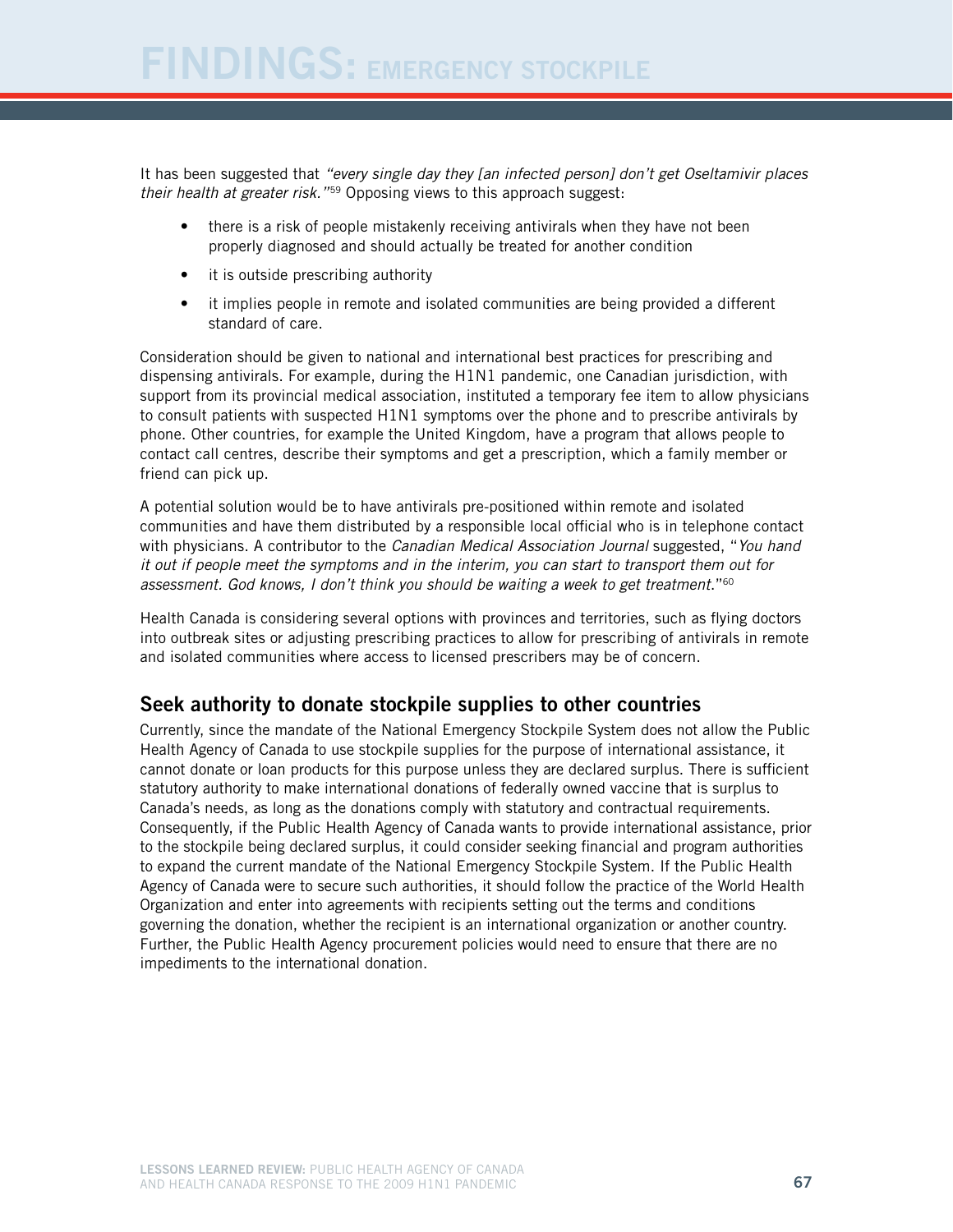It has been suggested that *"every single day they [an infected person] don't get Oseltamivir places their health at greater risk."*[59] Opposing views to this approach suggest:

- there is a risk of people mistakenly receiving antivirals when they have not been properly diagnosed and should actually be treated for another condition
- it is outside prescribing authority
- it implies people in remote and isolated communities are being provided a different standard of care.

Consideration should be given to national and international best practices for prescribing and dispensing antivirals. For example, during the H1N1 pandemic, one Canadian jurisdiction, with support from its provincial medical association, instituted a temporary fee item to allow physicians to consult patients with suspected H1N1 symptoms over the phone and to prescribe antivirals by phone. Other countries, for example the United Kingdom, have a program that allows people to contact call centres, describe their symptoms and get a prescription, which a family member or friend can pick up.

A potential solution would be to have antivirals pre-positioned within remote and isolated communities and have them distributed by a responsible local official who is in telephone contact with physicians. A contributor to the *Canadian Medical Association Journal* suggested, "*You hand it out if people meet the symptoms and in the interim, you can start to transport them out for assessment. God knows, I don't think you should be waiting a week to get treatment.*"[60]

Health Canada is considering several options with provinces and territories, such as flying doctors into outbreak sites or adjusting prescribing practices to allow for prescribing of antivirals in remote and isolated communities where access to licensed prescribers may be of concern.

## Seek authority to donate stockpile supplies to other countries

Currently, since the mandate of the National Emergency Stockpile System does not allow the Public Health Agency of Canada to use stockpile supplies for the purpose of international assistance, it cannot donate or loan products for this purpose unless they are declared surplus. There is sufficient statutory authority to make international donations of federally owned vaccine that is surplus to Canada's needs, as long as the donations comply with statutory and contractual requirements. Consequently, if the Public Health Agency of Canada wants to provide international assistance, prior to the stockpile being declared surplus, it could consider seeking financial and program authorities to expand the current mandate of the National Emergency Stockpile System. If the Public Health Agency of Canada were to secure such authorities, it should follow the practice of the World Health Organization and enter into agreements with recipients setting out the terms and conditions governing the donation, whether the recipient is an international organization or another country. Further, the Public Health Agency procurement policies would need to ensure that there are no impediments to the international donation.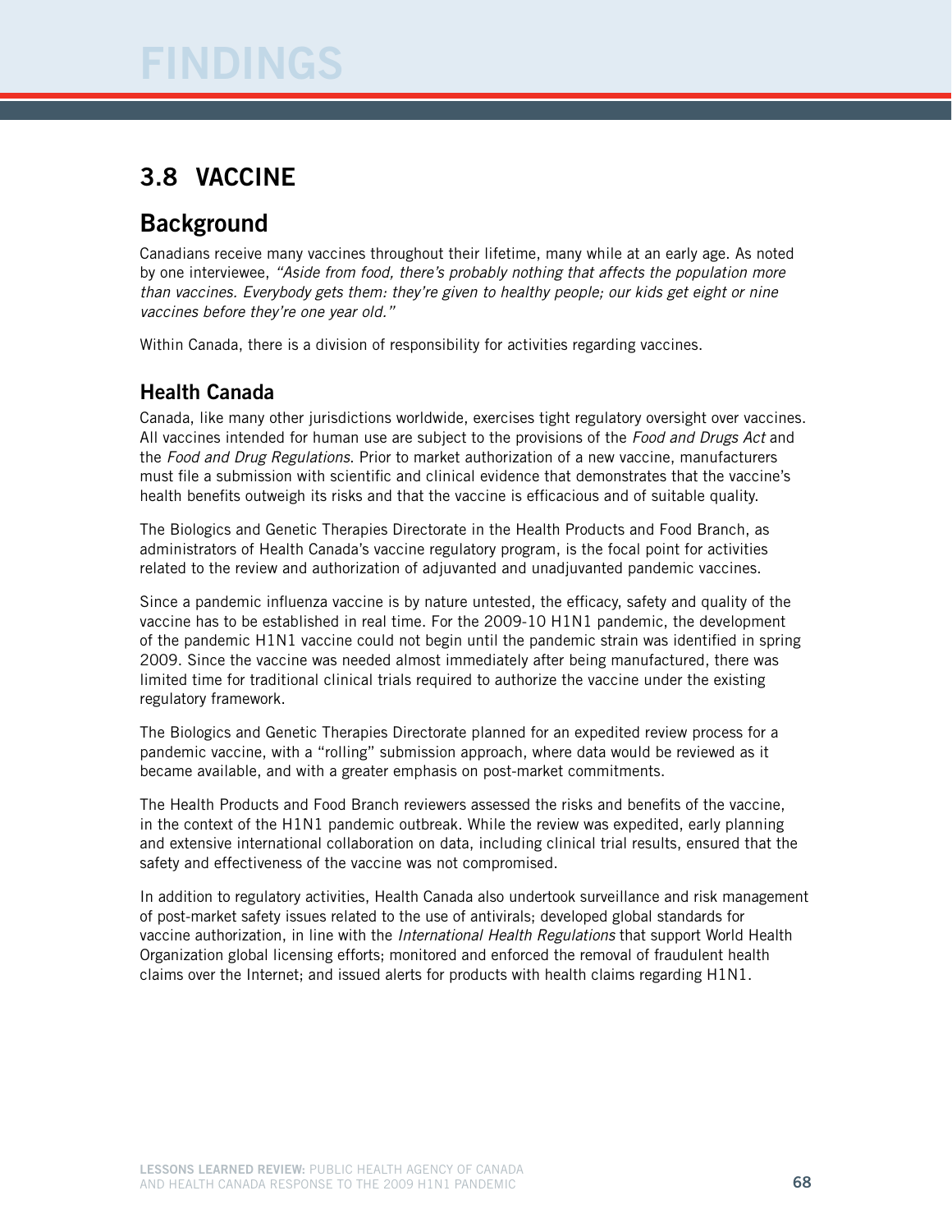# FINDINGS

## 3.8 VACCINE

## Background

Canadians receive many vaccines throughout their lifetime, many while at an early age. As noted by one interviewee, *"Aside from food, there's probably nothing that affects the population more than vaccines. Everybody gets them: they're given to healthy people; our kids get eight or nine vaccines before they're one year old."*

Within Canada, there is a division of responsibility for activities regarding vaccines.

### Health Canada

Canada, like many other jurisdictions worldwide, exercises tight regulatory oversight over vaccines. All vaccines intended for human use are subject to the provisions of the *Food and Drugs Act* and the *Food and Drug Regulations*. Prior to market authorization of a new vaccine, manufacturers must file a submission with scientific and clinical evidence that demonstrates that the vaccine's health benefits outweigh its risks and that the vaccine is efficacious and of suitable quality.

The Biologics and Genetic Therapies Directorate in the Health Products and Food Branch, as administrators of Health Canada's vaccine regulatory program, is the focal point for activities related to the review and authorization of adjuvanted and unadjuvanted pandemic vaccines.

Since a pandemic influenza vaccine is by nature untested, the efficacy, safety and quality of the vaccine has to be established in real time. For the 2009-10 H1N1 pandemic, the development of the pandemic H1N1 vaccine could not begin until the pandemic strain was identified in spring 2009. Since the vaccine was needed almost immediately after being manufactured, there was limited time for traditional clinical trials required to authorize the vaccine under the existing regulatory framework.

The Biologics and Genetic Therapies Directorate planned for an expedited review process for a pandemic vaccine, with a "rolling" submission approach, where data would be reviewed as it became available, and with a greater emphasis on post-market commitments.

The Health Products and Food Branch reviewers assessed the risks and benefits of the vaccine, in the context of the H1N1 pandemic outbreak. While the review was expedited, early planning and extensive international collaboration on data, including clinical trial results, ensured that the safety and effectiveness of the vaccine was not compromised.

In addition to regulatory activities, Health Canada also undertook surveillance and risk management of post-market safety issues related to the use of antivirals; developed global standards for vaccine authorization, in line with the *International Health Regulations* that support World Health Organization global licensing efforts; monitored and enforced the removal of fraudulent health claims over the Internet; and issued alerts for products with health claims regarding H1N1.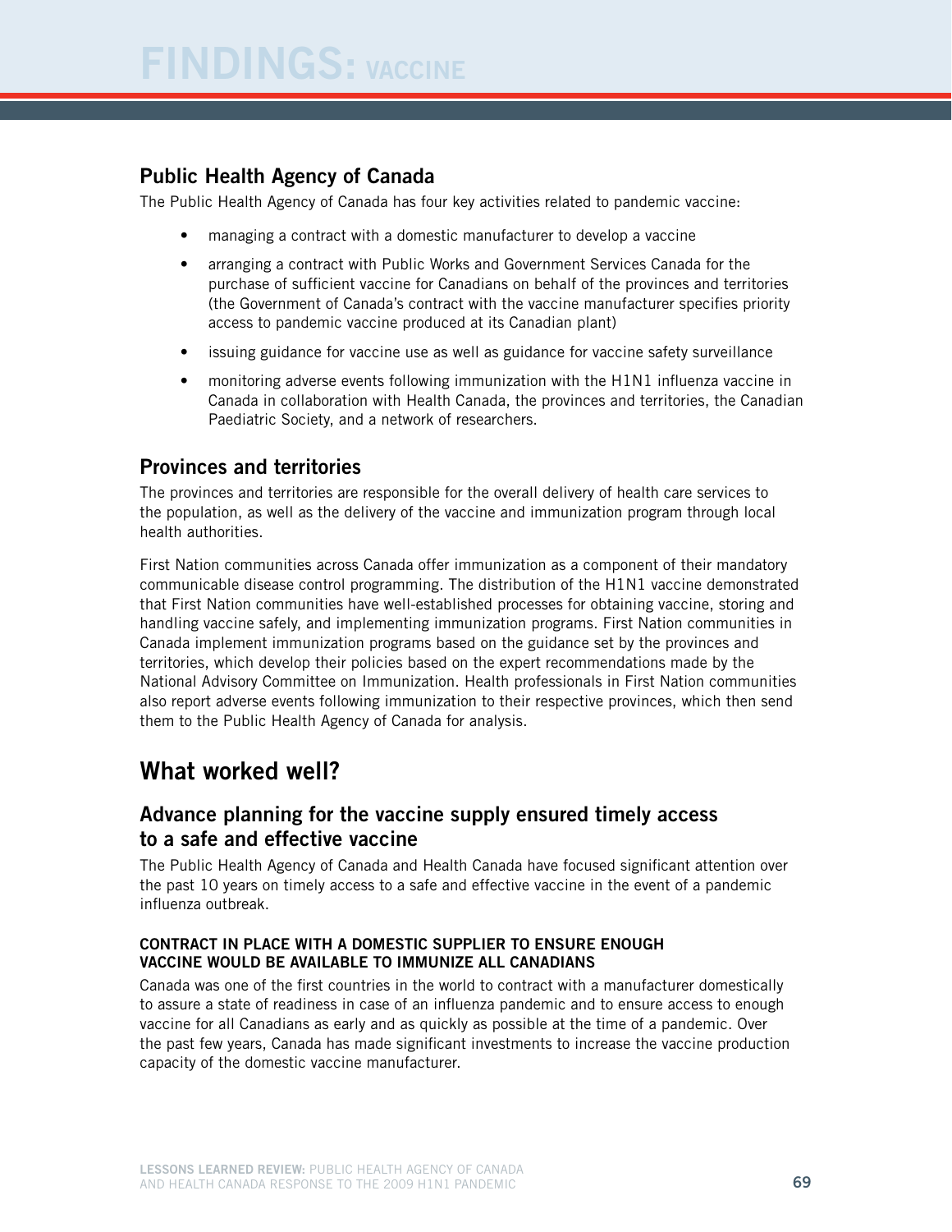## Public Health Agency of Canada

The Public Health Agency of Canada has four key activities related to pandemic vaccine:

- managing a contract with a domestic manufacturer to develop a vaccine
- arranging a contract with Public Works and Government Services Canada for the purchase of sufficient vaccine for Canadians on behalf of the provinces and territories (the Government of Canada's contract with the vaccine manufacturer specifies priority access to pandemic vaccine produced at its Canadian plant)
- issuing guidance for vaccine use as well as guidance for vaccine safety surveillance
- monitoring adverse events following immunization with the H1N1 influenza vaccine in Canada in collaboration with Health Canada, the provinces and territories, the Canadian Paediatric Society, and a network of researchers.

## Provinces and territories

The provinces and territories are responsible for the overall delivery of health care services to the population, as well as the delivery of the vaccine and immunization program through local health authorities.

First Nation communities across Canada offer immunization as a component of their mandatory communicable disease control programming. The distribution of the H1N1 vaccine demonstrated that First Nation communities have well-established processes for obtaining vaccine, storing and handling vaccine safely, and implementing immunization programs. First Nation communities in Canada implement immunization programs based on the guidance set by the provinces and territories, which develop their policies based on the expert recommendations made by the National Advisory Committee on Immunization. Health professionals in First Nation communities also report adverse events following immunization to their respective provinces, which then send them to the Public Health Agency of Canada for analysis.

# What worked well?

## Advance planning for the vaccine supply ensured timely access to a safe and effective vaccine

The Public Health Agency of Canada and Health Canada have focused significant attention over the past 10 years on timely access to a safe and effective vaccine in the event of a pandemic influenza outbreak.

### CONTRACT IN PLACE WITH A DOMESTIC SUPPLIER TO ENSURE ENOUGH VACCINE WOULD BE AVAILABLE TO IMMUNIZE ALL CANADIANS

Canada was one of the first countries in the world to contract with a manufacturer domestically to assure a state of readiness in case of an influenza pandemic and to ensure access to enough vaccine for all Canadians as early and as quickly as possible at the time of a pandemic. Over the past few years, Canada has made significant investments to increase the vaccine production capacity of the domestic vaccine manufacturer.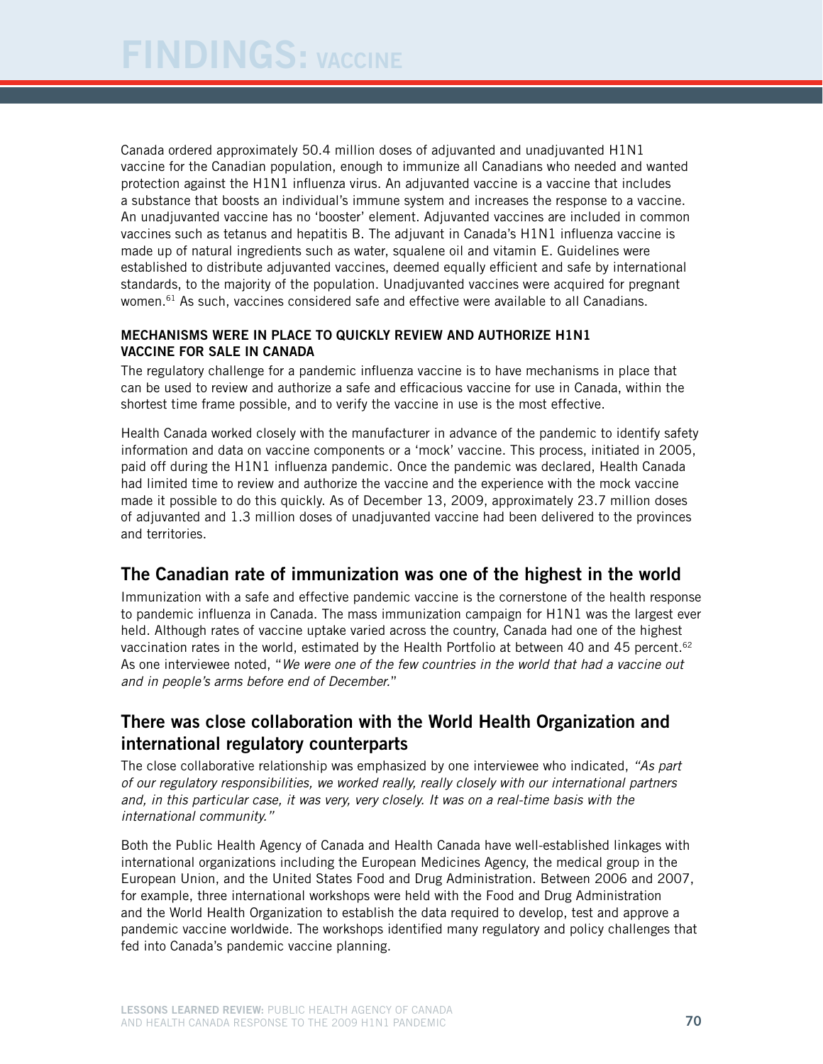Canada ordered approximately 50.4 million doses of adjuvanted and unadjuvanted H1N1 vaccine for the Canadian population, enough to immunize all Canadians who needed and wanted protection against the H1N1 influenza virus. An adjuvanted vaccine is a vaccine that includes a substance that boosts an individual's immune system and increases the response to a vaccine. An unadjuvanted vaccine has no 'booster' element. Adjuvanted vaccines are included in common vaccines such as tetanus and hepatitis B. The adjuvant in Canada's H1N1 influenza vaccine is made up of natural ingredients such as water, squalene oil and vitamin E. Guidelines were established to distribute adjuvanted vaccines, deemed equally efficient and safe by international standards, to the majority of the population. Unadjuvanted vaccines were acquired for pregnant women.[61] As such, vaccines considered safe and effective were available to all Canadians.

#### MECHANISMS WERE IN PLACE TO QUICKLY REVIEW AND AUTHORIZE H1N1 VACCINE FOR SALE IN CANADA

The regulatory challenge for a pandemic influenza vaccine is to have mechanisms in place that can be used to review and authorize a safe and efficacious vaccine for use in Canada, within the shortest time frame possible, and to verify the vaccine in use is the most effective.

Health Canada worked closely with the manufacturer in advance of the pandemic to identify safety information and data on vaccine components or a 'mock' vaccine. This process, initiated in 2005, paid off during the H1N1 influenza pandemic. Once the pandemic was declared, Health Canada had limited time to review and authorize the vaccine and the experience with the mock vaccine made it possible to do this quickly. As of December 13, 2009, approximately 23.7 million doses of adjuvanted and 1.3 million doses of unadjuvanted vaccine had been delivered to the provinces and territories.

### The Canadian rate of immunization was one of the highest in the world

Immunization with a safe and effective pandemic vaccine is the cornerstone of the health response to pandemic influenza in Canada. The mass immunization campaign for H1N1 was the largest ever held. Although rates of vaccine uptake varied across the country, Canada had one of the highest vaccination rates in the world, estimated by the Health Portfolio at between 40 and 45 percent.[62] As one interviewee noted, "*We were one of the few countries in the world that had a vaccine out and in people's arms before end of December.*"

### There was close collaboration with the World Health Organization and international regulatory counterparts

The close collaborative relationship was emphasized by one interviewee who indicated, *"As part of our regulatory responsibilities, we worked really, really closely with our international partners and, in this particular case, it was very, very closely. It was on a real-time basis with the international community."*

Both the Public Health Agency of Canada and Health Canada have well-established linkages with international organizations including the European Medicines Agency, the medical group in the European Union, and the United States Food and Drug Administration. Between 2006 and 2007, for example, three international workshops were held with the Food and Drug Administration and the World Health Organization to establish the data required to develop, test and approve a pandemic vaccine worldwide. The workshops identified many regulatory and policy challenges that fed into Canada's pandemic vaccine planning.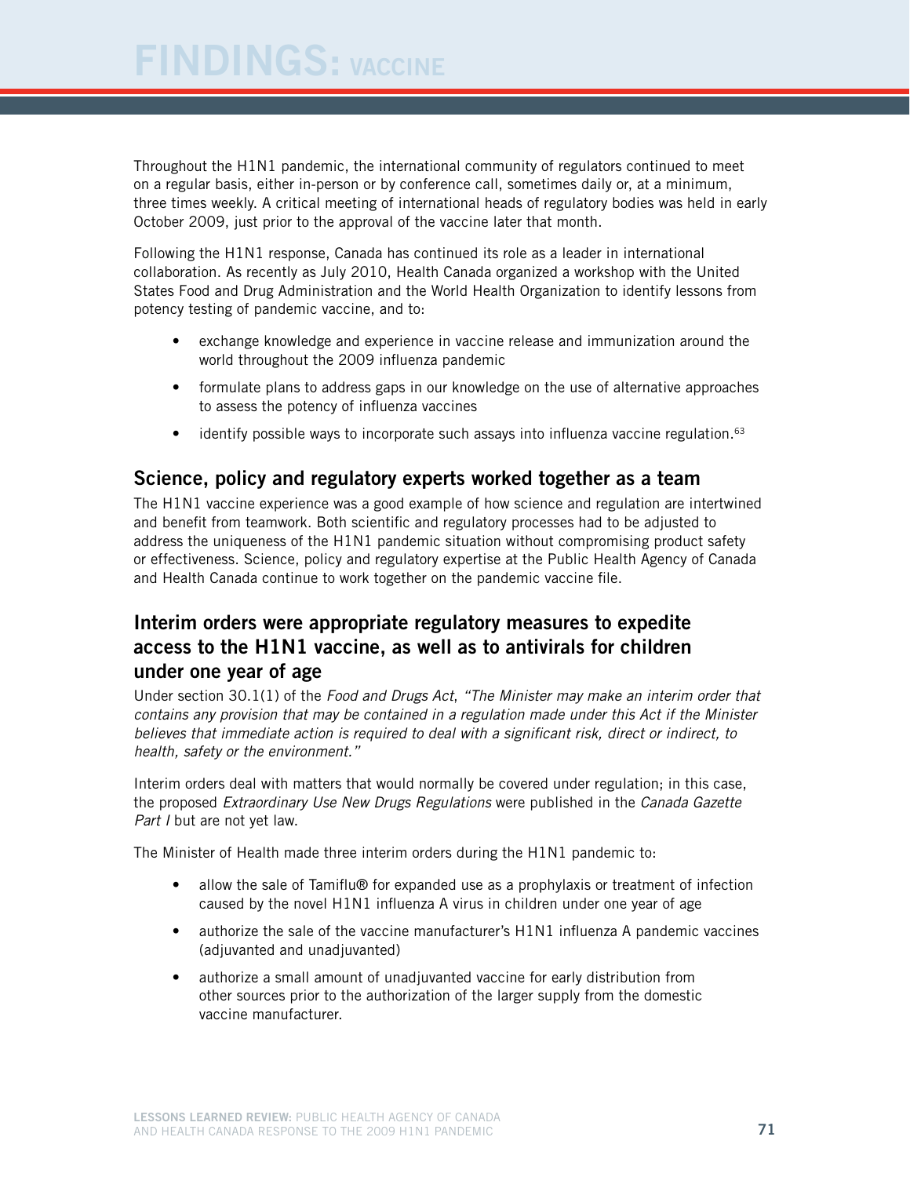Throughout the H1N1 pandemic, the international community of regulators continued to meet on a regular basis, either in-person or by conference call, sometimes daily or, at a minimum, three times weekly. A critical meeting of international heads of regulatory bodies was held in early October 2009, just prior to the approval of the vaccine later that month.

Following the H1N1 response, Canada has continued its role as a leader in international collaboration. As recently as July 2010, Health Canada organized a workshop with the United States Food and Drug Administration and the World Health Organization to identify lessons from potency testing of pandemic vaccine, and to:

- exchange knowledge and experience in vaccine release and immunization around the world throughout the 2009 influenza pandemic
- formulate plans to address gaps in our knowledge on the use of alternative approaches to assess the potency of influenza vaccines
- identify possible ways to incorporate such assays into influenza vaccine regulation.[63]

## Science, policy and regulatory experts worked together as a team

The H1N1 vaccine experience was a good example of how science and regulation are intertwined and benefit from teamwork. Both scientific and regulatory processes had to be adjusted to address the uniqueness of the H1N1 pandemic situation without compromising product safety or effectiveness. Science, policy and regulatory expertise at the Public Health Agency of Canada and Health Canada continue to work together on the pandemic vaccine file.

## Interim orders were appropriate regulatory measures to expedite access to the H1N1 vaccine, as well as to antivirals for children under one year of age

Under section 30.1(1) of the *Food and Drugs Act*, *"The Minister may make an interim order that contains any provision that may be contained in a regulation made under this Act if the Minister believes that immediate action is required to deal with a significant risk, direct or indirect, to health, safety or the environment."*

Interim orders deal with matters that would normally be covered under regulation; in this case, the proposed *Extraordinary Use New Drugs Regulations* were published in the *Canada Gazette Part I* but are not yet law.

The Minister of Health made three interim orders during the H1N1 pandemic to:

- allow the sale of Tamiflu® for expanded use as a prophylaxis or treatment of infection caused by the novel H1N1 influenza A virus in children under one year of age
- authorize the sale of the vaccine manufacturer's H1N1 influenza A pandemic vaccines (adjuvanted and unadjuvanted)
- authorize a small amount of unadjuvanted vaccine for early distribution from other sources prior to the authorization of the larger supply from the domestic vaccine manufacturer.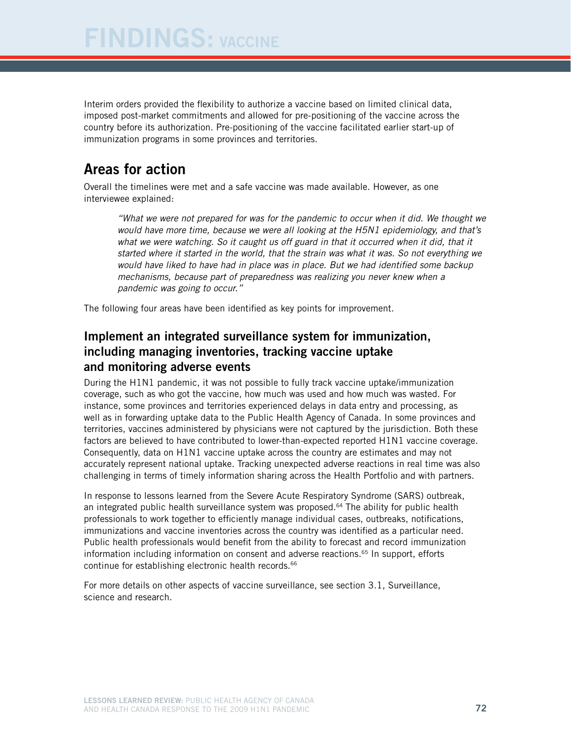Interim orders provided the flexibility to authorize a vaccine based on limited clinical data, imposed post-market commitments and allowed for pre-positioning of the vaccine across the country before its authorization. Pre-positioning of the vaccine facilitated earlier start-up of immunization programs in some provinces and territories.

## Areas for action

Overall the timelines were met and a safe vaccine was made available. However, as one interviewee explained:

> *"What we were not prepared for was for the pandemic to occur when it did. We thought we would have more time, because we were all looking at the H5N1 epidemiology, and that's what we were watching. So it caught us off guard in that it occurred when it did, that it started where it started in the world, that the strain was what it was. So not everything we would have liked to have had in place was in place. But we had identified some backup mechanisms, because part of preparedness was realizing you never knew when a pandemic was going to occur."*

The following four areas have been identified as key points for improvement.

### Implement an integrated surveillance system for immunization, including managing inventories, tracking vaccine uptake and monitoring adverse events

During the H1N1 pandemic, it was not possible to fully track vaccine uptake/immunization coverage, such as who got the vaccine, how much was used and how much was wasted. For instance, some provinces and territories experienced delays in data entry and processing, as well as in forwarding uptake data to the Public Health Agency of Canada. In some provinces and territories, vaccines administered by physicians were not captured by the jurisdiction. Both these factors are believed to have contributed to lower-than-expected reported H1N1 vaccine coverage. Consequently, data on H1N1 vaccine uptake across the country are estimates and may not accurately represent national uptake. Tracking unexpected adverse reactions in real time was also challenging in terms of timely information sharing across the Health Portfolio and with partners.

In response to lessons learned from the Severe Acute Respiratory Syndrome (SARS) outbreak, an integrated public health surveillance system was proposed.[64] The ability for public health professionals to work together to efficiently manage individual cases, outbreaks, notifications, immunizations and vaccine inventories across the country was identified as a particular need. Public health professionals would benefit from the ability to forecast and record immunization information including information on consent and adverse reactions.[65] In support, efforts continue for establishing electronic health records.[66]

For more details on other aspects of vaccine surveillance, see section 3.1, Surveillance, science and research.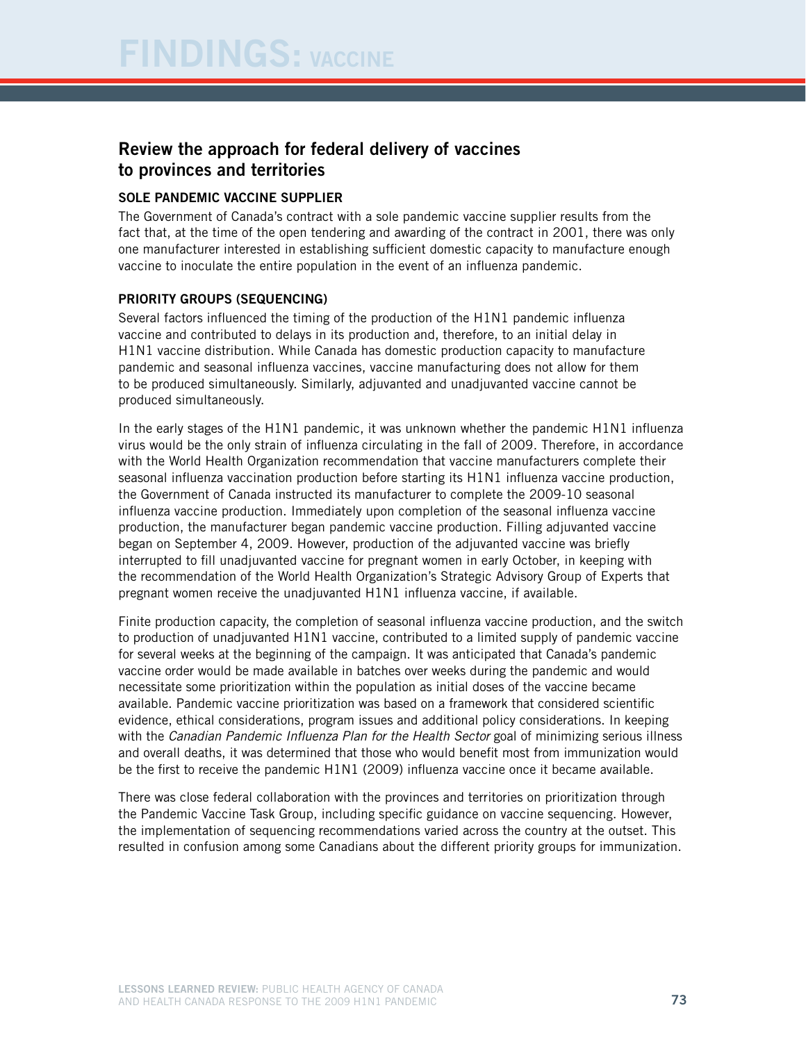# FINDINGS: VACCINE

## Review the approach for federal delivery of vaccines to provinces and territories

### SOLE PANDEMIC VACCINE SUPPLIER

The Government of Canada's contract with a sole pandemic vaccine supplier results from the fact that, at the time of the open tendering and awarding of the contract in 2001, there was only one manufacturer interested in establishing sufficient domestic capacity to manufacture enough vaccine to inoculate the entire population in the event of an influenza pandemic.

### PRIORITY GROUPS (SEQUENCING)

Several factors influenced the timing of the production of the H1N1 pandemic influenza vaccine and contributed to delays in its production and, therefore, to an initial delay in H1N1 vaccine distribution. While Canada has domestic production capacity to manufacture pandemic and seasonal influenza vaccines, vaccine manufacturing does not allow for them to be produced simultaneously. Similarly, adjuvanted and unadjuvanted vaccine cannot be produced simultaneously.

In the early stages of the H1N1 pandemic, it was unknown whether the pandemic H1N1 influenza virus would be the only strain of influenza circulating in the fall of 2009. Therefore, in accordance with the World Health Organization recommendation that vaccine manufacturers complete their seasonal influenza vaccination production before starting its H1N1 influenza vaccine production, the Government of Canada instructed its manufacturer to complete the 2009-10 seasonal influenza vaccine production. Immediately upon completion of the seasonal influenza vaccine production, the manufacturer began pandemic vaccine production. Filling adjuvanted vaccine began on September 4, 2009. However, production of the adjuvanted vaccine was briefly interrupted to fill unadjuvanted vaccine for pregnant women in early October, in keeping with the recommendation of the World Health Organization's Strategic Advisory Group of Experts that pregnant women receive the unadjuvanted H1N1 influenza vaccine, if available.

Finite production capacity, the completion of seasonal influenza vaccine production, and the switch to production of unadjuvanted H1N1 vaccine, contributed to a limited supply of pandemic vaccine for several weeks at the beginning of the campaign. It was anticipated that Canada's pandemic vaccine order would be made available in batches over weeks during the pandemic and would necessitate some prioritization within the population as initial doses of the vaccine became available. Pandemic vaccine prioritization was based on a framework that considered scientific evidence, ethical considerations, program issues and additional policy considerations. In keeping with the *Canadian Pandemic Influenza Plan for the Health Sector* goal of minimizing serious illness and overall deaths, it was determined that those who would benefit most from immunization would be the first to receive the pandemic H1N1 (2009) influenza vaccine once it became available.

There was close federal collaboration with the provinces and territories on prioritization through the Pandemic Vaccine Task Group, including specific guidance on vaccine sequencing. However, the implementation of sequencing recommendations varied across the country at the outset. This resulted in confusion among some Canadians about the different priority groups for immunization.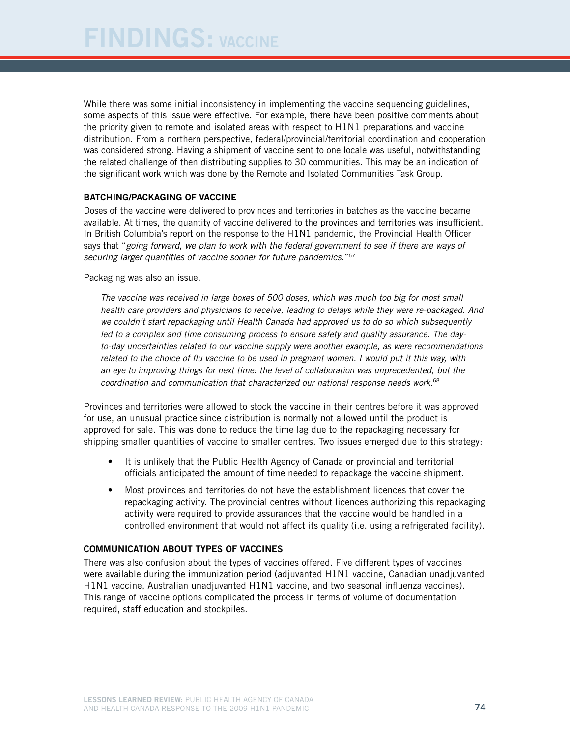While there was some initial inconsistency in implementing the vaccine sequencing guidelines, some aspects of this issue were effective. For example, there have been positive comments about the priority given to remote and isolated areas with respect to H1N1 preparations and vaccine distribution. From a northern perspective, federal/provincial/territorial coordination and cooperation was considered strong. Having a shipment of vaccine sent to one locale was useful, notwithstanding the related challenge of then distributing supplies to 30 communities. This may be an indication of the significant work which was done by the Remote and Isolated Communities Task Group.

### BATCHING/PACKAGING OF VACCINE

Doses of the vaccine were delivered to provinces and territories in batches as the vaccine became available. At times, the quantity of vaccine delivered to the provinces and territories was insufficient. In British Columbia's report on the response to the H1N1 pandemic, the Provincial Health Officer says that "*going forward, we plan to work with the federal government to see if there are ways of securing larger quantities of vaccine sooner for future pandemics.*"[67]

Packaging was also an issue.

> *The vaccine was received in large boxes of 500 doses, which was much too big for most small health care providers and physicians to receive, leading to delays while they were re-packaged. And we couldn't start repackaging until Health Canada had approved us to do so which subsequently led to a complex and time consuming process to ensure safety and quality assurance. The day-to-day uncertainties related to our vaccine supply were another example, as were recommendations related to the choice of flu vaccine to be used in pregnant women. I would put it this way, with an eye to improving things for next time: the level of collaboration was unprecedented, but the coordination and communication that characterized our national response needs work.*[68]

Provinces and territories were allowed to stock the vaccine in their centres before it was approved for use, an unusual practice since distribution is normally not allowed until the product is approved for sale. This was done to reduce the time lag due to the repackaging necessary for shipping smaller quantities of vaccine to smaller centres. Two issues emerged due to this strategy:

- It is unlikely that the Public Health Agency of Canada or provincial and territorial officials anticipated the amount of time needed to repackage the vaccine shipment.
- Most provinces and territories do not have the establishment licences that cover the repackaging activity. The provincial centres without licences authorizing this repackaging activity were required to provide assurances that the vaccine would be handled in a controlled environment that would not affect its quality (i.e. using a refrigerated facility).

### COMMUNICATION ABOUT TYPES OF VACCINES

There was also confusion about the types of vaccines offered. Five different types of vaccines were available during the immunization period (adjuvanted H1N1 vaccine, Canadian unadjuvanted H1N1 vaccine, Australian unadjuvanted H1N1 vaccine, and two seasonal influenza vaccines). This range of vaccine options complicated the process in terms of volume of documentation required, staff education and stockpiles.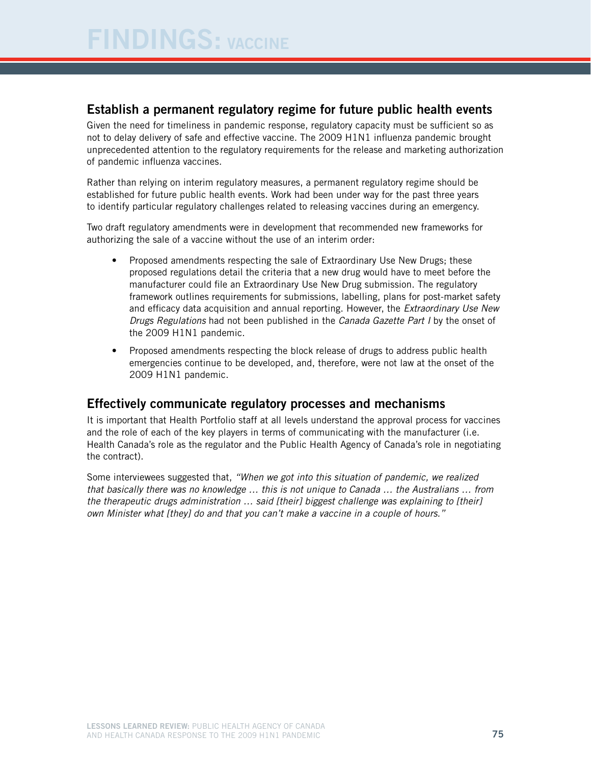## Establish a permanent regulatory regime for future public health events

Given the need for timeliness in pandemic response, regulatory capacity must be sufficient so as not to delay delivery of safe and effective vaccine. The 2009 H1N1 influenza pandemic brought unprecedented attention to the regulatory requirements for the release and marketing authorization of pandemic influenza vaccines.

Rather than relying on interim regulatory measures, a permanent regulatory regime should be established for future public health events. Work had been under way for the past three years to identify particular regulatory challenges related to releasing vaccines during an emergency.

Two draft regulatory amendments were in development that recommended new frameworks for authorizing the sale of a vaccine without the use of an interim order:

- Proposed amendments respecting the sale of Extraordinary Use New Drugs; these proposed regulations detail the criteria that a new drug would have to meet before the manufacturer could file an Extraordinary Use New Drug submission. The regulatory framework outlines requirements for submissions, labelling, plans for post-market safety and efficacy data acquisition and annual reporting. However, the *Extraordinary Use New Drugs Regulations* had not been published in the *Canada Gazette Part I* by the onset of the 2009 H1N1 pandemic.
- Proposed amendments respecting the block release of drugs to address public health emergencies continue to be developed, and, therefore, were not law at the onset of the 2009 H1N1 pandemic.

## Effectively communicate regulatory processes and mechanisms

It is important that Health Portfolio staff at all levels understand the approval process for vaccines and the role of each of the key players in terms of communicating with the manufacturer (i.e. Health Canada's role as the regulator and the Public Health Agency of Canada's role in negotiating the contract).

Some interviewees suggested that, *"When we got into this situation of pandemic, we realized that basically there was no knowledge … this is not unique to Canada … the Australians … from the therapeutic drugs administration … said [their] biggest challenge was explaining to [their] own Minister what [they] do and that you can't make a vaccine in a couple of hours."*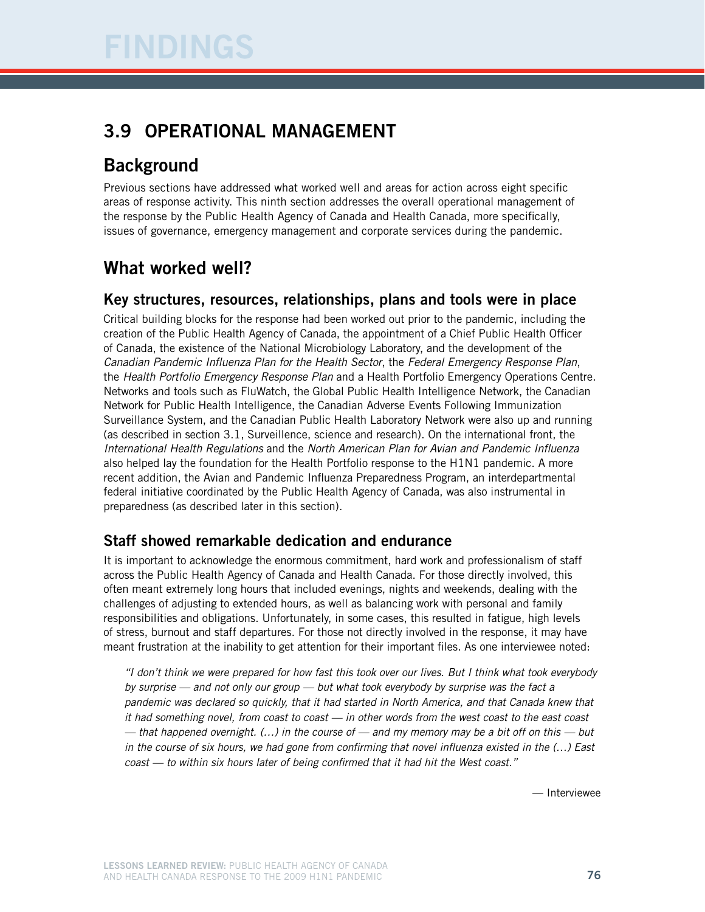# FINDINGS

## 3.9 OPERATIONAL MANAGEMENT

### Background

Previous sections have addressed what worked well and areas for action across eight specific areas of response activity. This ninth section addresses the overall operational management of the response by the Public Health Agency of Canada and Health Canada, more specifically, issues of governance, emergency management and corporate services during the pandemic.

### What worked well?

#### Key structures, resources, relationships, plans and tools were in place

Critical building blocks for the response had been worked out prior to the pandemic, including the creation of the Public Health Agency of Canada, the appointment of a Chief Public Health Officer of Canada, the existence of the National Microbiology Laboratory, and the development of the *Canadian Pandemic Influenza Plan for the Health Sector*, the *Federal Emergency Response Plan*, the *Health Portfolio Emergency Response Plan* and a Health Portfolio Emergency Operations Centre. Networks and tools such as FluWatch, the Global Public Health Intelligence Network, the Canadian Network for Public Health Intelligence, the Canadian Adverse Events Following Immunization Surveillance System, and the Canadian Public Health Laboratory Network were also up and running (as described in section 3.1, Surveillance, science and research). On the international front, the *International Health Regulations* and the *North American Plan for Avian and Pandemic Influenza* also helped lay the foundation for the Health Portfolio response to the H1N1 pandemic. A more recent addition, the Avian and Pandemic Influenza Preparedness Program, an interdepartmental federal initiative coordinated by the Public Health Agency of Canada, was also instrumental in preparedness (as described later in this section).

#### Staff showed remarkable dedication and endurance

It is important to acknowledge the enormous commitment, hard work and professionalism of staff across the Public Health Agency of Canada and Health Canada. For those directly involved, this often meant extremely long hours that included evenings, nights and weekends, dealing with the challenges of adjusting to extended hours, as well as balancing work with personal and family responsibilities and obligations. Unfortunately, in some cases, this resulted in fatigue, high levels of stress, burnout and staff departures. For those not directly involved in the response, it may have meant frustration at the inability to get attention for their important files. As one interviewee noted:

> *"I don't think we were prepared for how fast this took over our lives. But I think what took everybody by surprise — and not only our group — but what took everybody by surprise was the fact a pandemic was declared so quickly, that it had started in North America, and that Canada knew that it had something novel, from coast to coast — in other words from the west coast to the east coast — that happened overnight. (…) in the course of — and my memory may be a bit off on this — but in the course of six hours, we had gone from confirming that novel influenza existed in the (…) East coast — to within six hours later of being confirmed that it had hit the West coast."*
>
> — Interviewee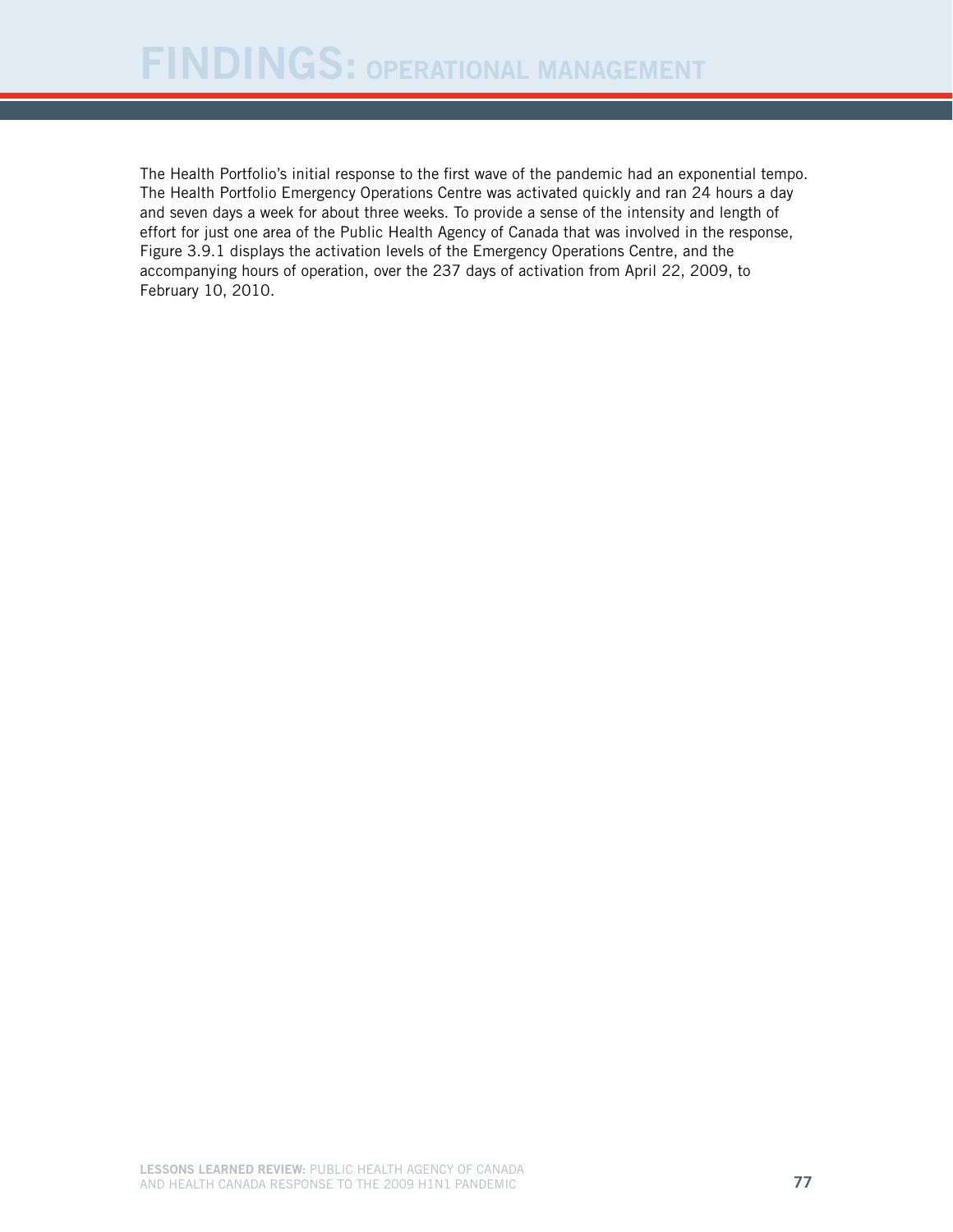# FINDINGS: OPERATIONAL MANAGEMENT

The Health Portfolio's initial response to the first wave of the pandemic had an exponential tempo. The Health Portfolio Emergency Operations Centre was activated quickly and ran 24 hours a day and seven days a week for about three weeks. To provide a sense of the intensity and length of effort for just one area of the Public Health Agency of Canada that was involved in the response, Figure 3.9.1 displays the activation levels of the Emergency Operations Centre, and the accompanying hours of operation, over the 237 days of activation from April 22, 2009, to February 10, 2010.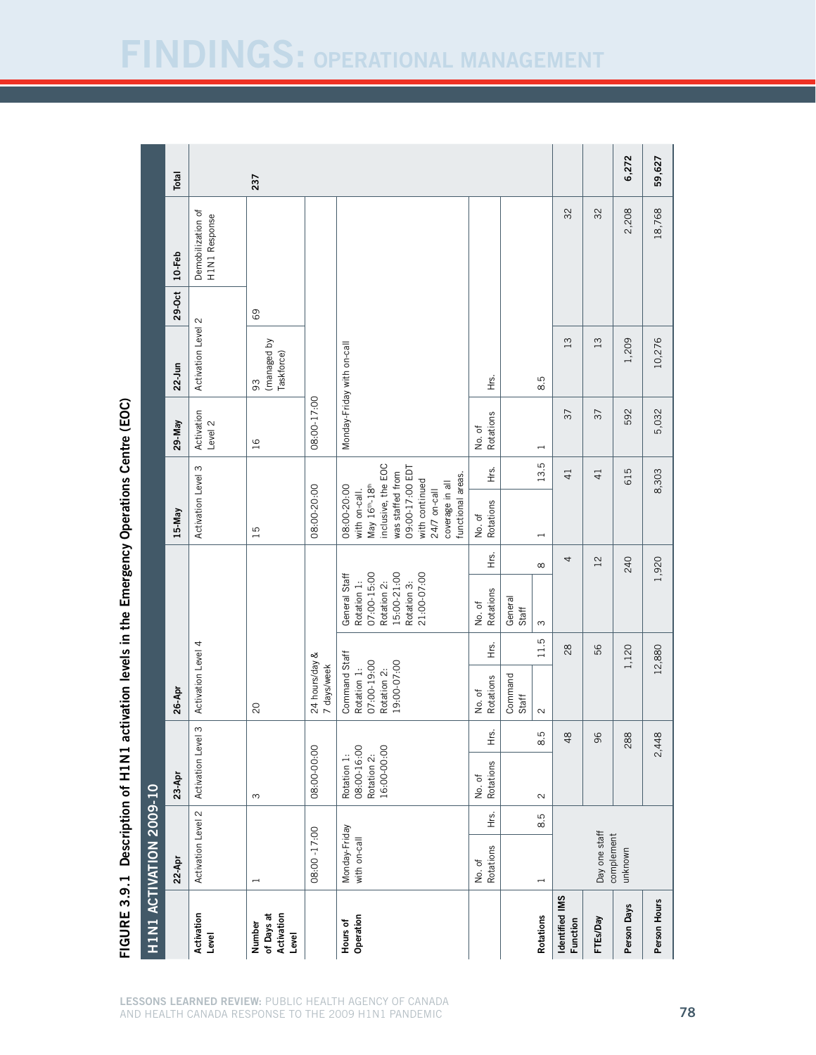# FINDINGS: OPERATIONAL MANAGEMENT

**FIGURE 3.9.1 Description of H1N1 activation levels in the Emergency Operations Centre (EOC)**

**H1N1 ACTIVATION 2009-10**

| | 22-Apr | 23-Apr | 26-Apr | | 15-May | 29-May | 22-Jun | 29-Oct | 10-Feb | Total |
|---|---|---|---|---|---|---|---|---|---|---|
| **Activation Level** | Activation Level 2 | Activation Level 3 | Activation Level 4 | | Activation Level 3 | Activation Level 2 | Activation Level 2 | | Demobilization of H1N1 Response | |
| **Number of Days at Activation Level** | 1 | 3 | 20 | | 15 | 16 | 93 (managed by Taskforce) | 69 | | 237 |
| | 08:00-17:00 | 08:00-00:00 | 24 hours/day & 7 days/week | | 08:00-20:00 | 08:00-17:00 | | | | |
| **Hours of Operation** | Monday-Friday with on-call | Rotation 1: 08:00-16:00 Rotation 2: 16:00-00:00 | Command Staff Rotation 1: 07:00-19:00 Rotation 2: 19:00-07:00 | General Staff Rotation 1: 07:00-15:00 Rotation 2: 15:00-21:00 Rotation 3: 21:00-07:00 | 08:00-20:00 with on-call. May 16th-18th inclusive, the EOC was staffed from 09:00-17:00 EDT with continued 24/7 on-call coverage in all functional areas. | Monday-Friday with on-call | | | | |
| | No. of Rotations / Hrs. | No. of Rotations / Hrs. | No. of Rotations / Hrs. (Command Staff) | No. of Rotations / Hrs. (General Staff) | No. of Rotations / Hrs. | No. of Rotations / Hrs. | | | | |
| **Rotations** | 1 / 8.5 | 2 / 8.5 | 2 / 11.5 | 3 / 8 | 1 / 13.5 | 1 / 8.5 | | | | |
| **Identified IMS Function** | | 48 | 28 | 4 | 41 | 37 | 13 | | 32 | |
| **FTEs/Day** | Day one staff complement unknown | 96 | 56 | 12 | 41 | 37 | 13 | | 32 | |
| **Person Days** | | 288 | 1,120 | 240 | 615 | 592 | 1,209 | | 2,208 | 6,272 |
| **Person Hours** | | 2,448 | 12,880 | 1,920 | 8,303 | 5,032 | 10,276 | | 18,768 | 59,627 |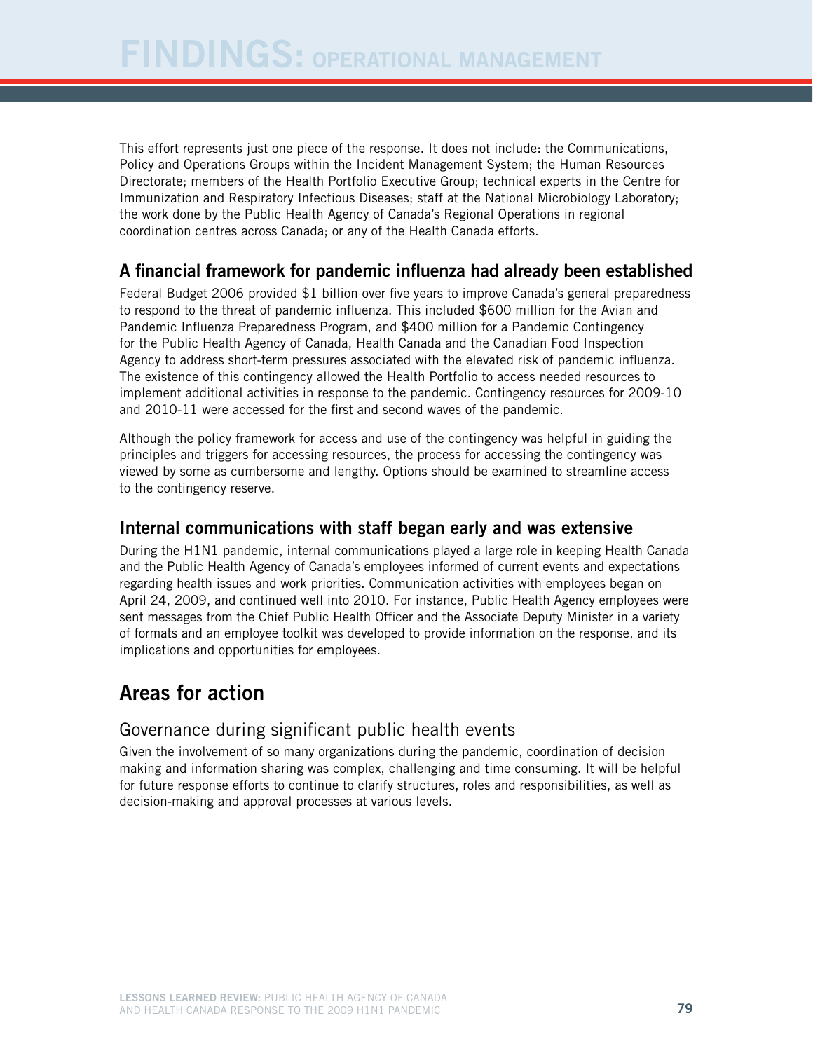This effort represents just one piece of the response. It does not include: the Communications, Policy and Operations Groups within the Incident Management System; the Human Resources Directorate; members of the Health Portfolio Executive Group; technical experts in the Centre for Immunization and Respiratory Infectious Diseases; staff at the National Microbiology Laboratory; the work done by the Public Health Agency of Canada's Regional Operations in regional coordination centres across Canada; or any of the Health Canada efforts.

### A financial framework for pandemic influenza had already been established

Federal Budget 2006 provided $1 billion over five years to improve Canada's general preparedness to respond to the threat of pandemic influenza. This included $600 million for the Avian and Pandemic Influenza Preparedness Program, and $400 million for a Pandemic Contingency for the Public Health Agency of Canada, Health Canada and the Canadian Food Inspection Agency to address short-term pressures associated with the elevated risk of pandemic influenza. The existence of this contingency allowed the Health Portfolio to access needed resources to implement additional activities in response to the pandemic. Contingency resources for 2009-10 and 2010-11 were accessed for the first and second waves of the pandemic.

Although the policy framework for access and use of the contingency was helpful in guiding the principles and triggers for accessing resources, the process for accessing the contingency was viewed by some as cumbersome and lengthy. Options should be examined to streamline access to the contingency reserve.

### Internal communications with staff began early and was extensive

During the H1N1 pandemic, internal communications played a large role in keeping Health Canada and the Public Health Agency of Canada's employees informed of current events and expectations regarding health issues and work priorities. Communication activities with employees began on April 24, 2009, and continued well into 2010. For instance, Public Health Agency employees were sent messages from the Chief Public Health Officer and the Associate Deputy Minister in a variety of formats and an employee toolkit was developed to provide information on the response, and its implications and opportunities for employees.

## Areas for action

### Governance during significant public health events

Given the involvement of so many organizations during the pandemic, coordination of decision making and information sharing was complex, challenging and time consuming. It will be helpful for future response efforts to continue to clarify structures, roles and responsibilities, as well as decision-making and approval processes at various levels.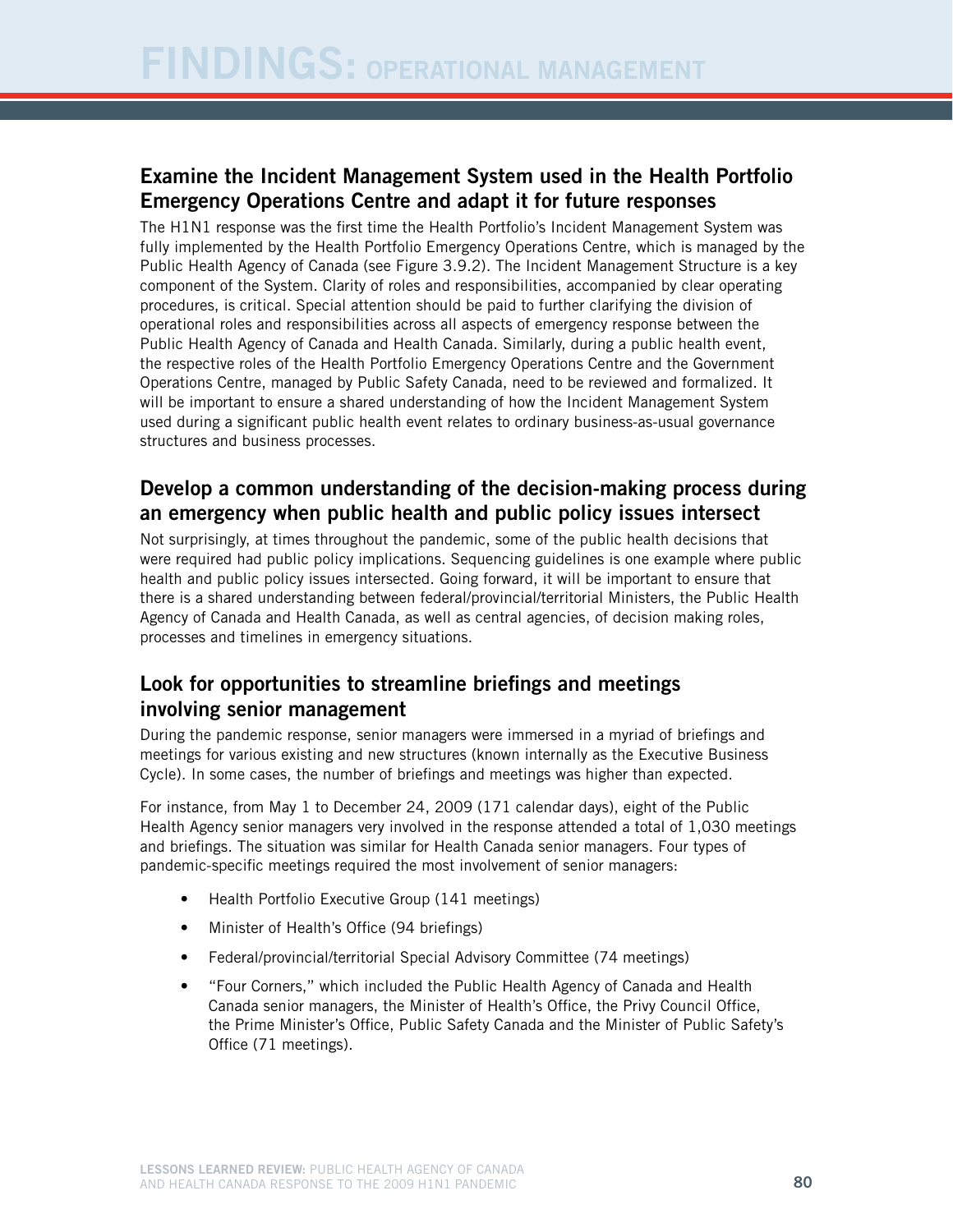## Examine the Incident Management System used in the Health Portfolio Emergency Operations Centre and adapt it for future responses

The H1N1 response was the first time the Health Portfolio's Incident Management System was fully implemented by the Health Portfolio Emergency Operations Centre, which is managed by the Public Health Agency of Canada (see Figure 3.9.2). The Incident Management Structure is a key component of the System. Clarity of roles and responsibilities, accompanied by clear operating procedures, is critical. Special attention should be paid to further clarifying the division of operational roles and responsibilities across all aspects of emergency response between the Public Health Agency of Canada and Health Canada. Similarly, during a public health event, the respective roles of the Health Portfolio Emergency Operations Centre and the Government Operations Centre, managed by Public Safety Canada, need to be reviewed and formalized. It will be important to ensure a shared understanding of how the Incident Management System used during a significant public health event relates to ordinary business-as-usual governance structures and business processes.

## Develop a common understanding of the decision-making process during an emergency when public health and public policy issues intersect

Not surprisingly, at times throughout the pandemic, some of the public health decisions that were required had public policy implications. Sequencing guidelines is one example where public health and public policy issues intersected. Going forward, it will be important to ensure that there is a shared understanding between federal/provincial/territorial Ministers, the Public Health Agency of Canada and Health Canada, as well as central agencies, of decision making roles, processes and timelines in emergency situations.

## Look for opportunities to streamline briefings and meetings involving senior management

During the pandemic response, senior managers were immersed in a myriad of briefings and meetings for various existing and new structures (known internally as the Executive Business Cycle). In some cases, the number of briefings and meetings was higher than expected.

For instance, from May 1 to December 24, 2009 (171 calendar days), eight of the Public Health Agency senior managers very involved in the response attended a total of 1,030 meetings and briefings. The situation was similar for Health Canada senior managers. Four types of pandemic-specific meetings required the most involvement of senior managers:

- Health Portfolio Executive Group (141 meetings)
- Minister of Health's Office (94 briefings)
- Federal/provincial/territorial Special Advisory Committee (74 meetings)
- "Four Corners," which included the Public Health Agency of Canada and Health Canada senior managers, the Minister of Health's Office, the Privy Council Office, the Prime Minister's Office, Public Safety Canada and the Minister of Public Safety's Office (71 meetings).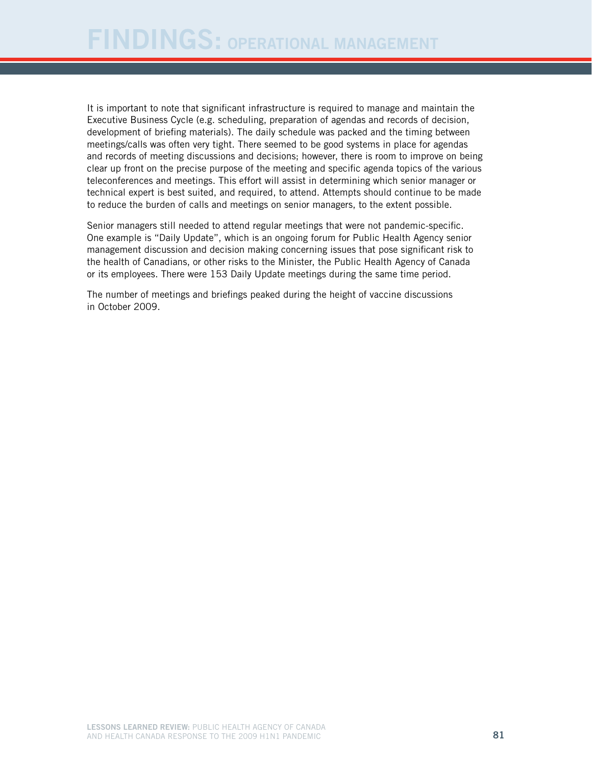# FINDINGS: OPERATIONAL MANAGEMENT

It is important to note that significant infrastructure is required to manage and maintain the Executive Business Cycle (e.g. scheduling, preparation of agendas and records of decision, development of briefing materials). The daily schedule was packed and the timing between meetings/calls was often very tight. There seemed to be good systems in place for agendas and records of meeting discussions and decisions; however, there is room to improve on being clear up front on the precise purpose of the meeting and specific agenda topics of the various teleconferences and meetings. This effort will assist in determining which senior manager or technical expert is best suited, and required, to attend. Attempts should continue to be made to reduce the burden of calls and meetings on senior managers, to the extent possible.

Senior managers still needed to attend regular meetings that were not pandemic-specific. One example is "Daily Update", which is an ongoing forum for Public Health Agency senior management discussion and decision making concerning issues that pose significant risk to the health of Canadians, or other risks to the Minister, the Public Health Agency of Canada or its employees. There were 153 Daily Update meetings during the same time period.

The number of meetings and briefings peaked during the height of vaccine discussions in October 2009.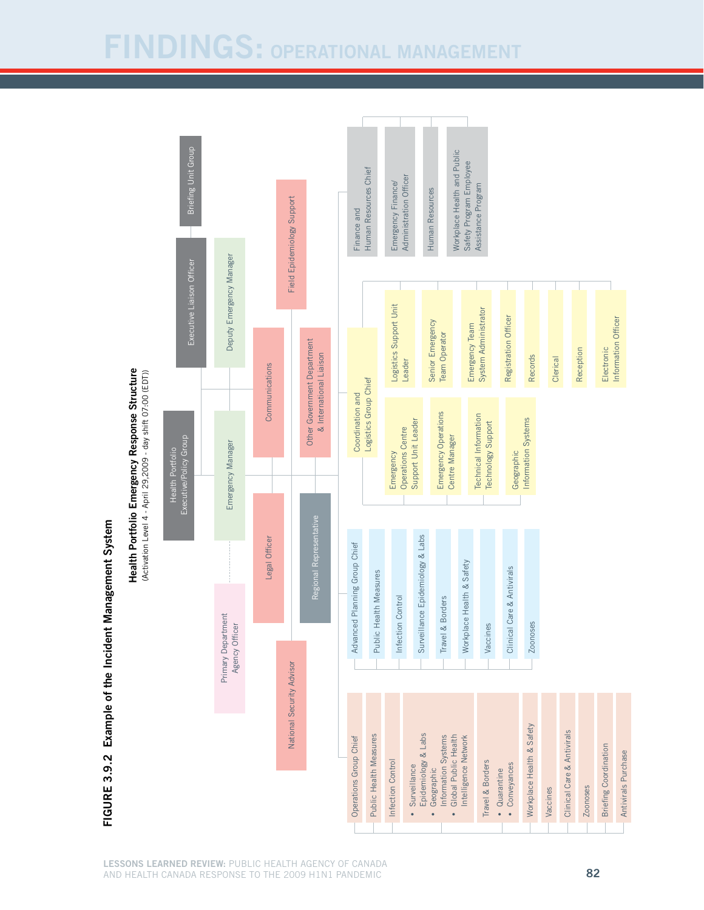# FINDINGS: OPERATIONAL MANAGEMENT

**FIGURE 3.9.2 Example of the Incident Management System**

**Health Portfolio Emergency Response Structure**
(Activation Level 4 - April 29,2009 - day shift 07:00 (EDT))

- Health Portfolio Executive/Policy Group
- Executive Liaison Officer
- Briefing Unit Group
- Emergency Manager
- Deputy Emergency Manager
- Primary Department Agency Officer
- Legal Officer
- Communications
- Regional Representative
- Other Government Department & International Liaison
- National Security Advisor
- Field Epidemiology Support

**Operations Group Chief**
- Public Health Measures
- Infection Control
- Surveillance
  - Epidemiology & Labs
  - Geographic Information Systems
  - Global Public Health Intelligence Network
- Travel & Borders
  - Quarantine
  - Conveyances
- Workplace Health & Safety
- Vaccines
- Clinical Care & Antivirals
- Zoonoses
- Briefing Coordination
- Antivirals Purchase

**Advanced Planning Group Chief**
- Public Health Measures
- Infection Control
- Surveillance Epidemiology & Labs
- Travel & Borders
- Workplace Health & Safety
- Vaccines
- Clinical Care & Antivirals
- Zoonoses

**Coordination and Logistics Group Chief**
- Emergency Operations Centre Support Unit Leader
- Emergency Operations Centre Manager
- Technical Information Technology Support
- Geographic Information Systems
- Logistics Support Unit Leader
- Senior Emergency Team Operator
- Emergency Team System Administrator
- Registration Officer
- Records
- Clerical
- Reception
- Electronic Information Officer

**Finance and Human Resources Chief**
- Emergency Finance/ Administration Officer
- Human Resources
- Workplace Health and Public Safety Program Employee Assistance Program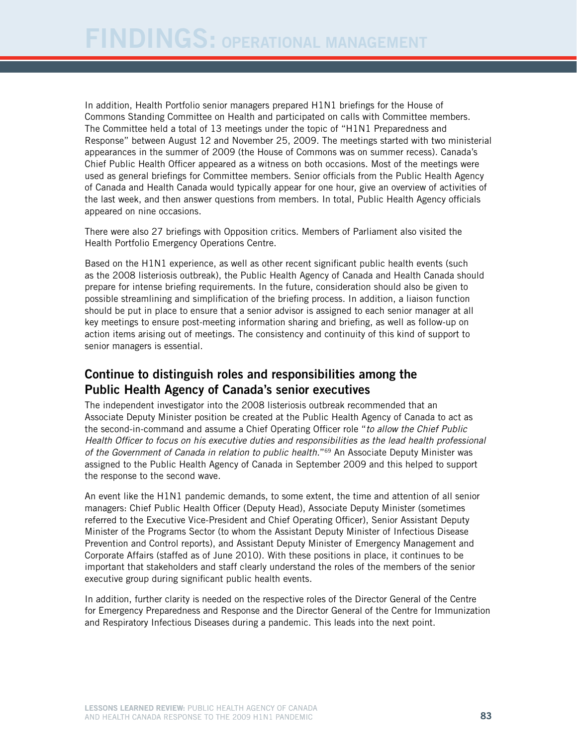In addition, Health Portfolio senior managers prepared H1N1 briefings for the House of Commons Standing Committee on Health and participated on calls with Committee members. The Committee held a total of 13 meetings under the topic of "H1N1 Preparedness and Response" between August 12 and November 25, 2009. The meetings started with two ministerial appearances in the summer of 2009 (the House of Commons was on summer recess). Canada's Chief Public Health Officer appeared as a witness on both occasions. Most of the meetings were used as general briefings for Committee members. Senior officials from the Public Health Agency of Canada and Health Canada would typically appear for one hour, give an overview of activities of the last week, and then answer questions from members. In total, Public Health Agency officials appeared on nine occasions.

There were also 27 briefings with Opposition critics. Members of Parliament also visited the Health Portfolio Emergency Operations Centre.

Based on the H1N1 experience, as well as other recent significant public health events (such as the 2008 listeriosis outbreak), the Public Health Agency of Canada and Health Canada should prepare for intense briefing requirements. In the future, consideration should also be given to possible streamlining and simplification of the briefing process. In addition, a liaison function should be put in place to ensure that a senior advisor is assigned to each senior manager at all key meetings to ensure post-meeting information sharing and briefing, as well as follow-up on action items arising out of meetings. The consistency and continuity of this kind of support to senior managers is essential.

## Continue to distinguish roles and responsibilities among the Public Health Agency of Canada's senior executives

The independent investigator into the 2008 listeriosis outbreak recommended that an Associate Deputy Minister position be created at the Public Health Agency of Canada to act as the second-in-command and assume a Chief Operating Officer role "*to allow the Chief Public Health Officer to focus on his executive duties and responsibilities as the lead health professional of the Government of Canada in relation to public health.*"[69] An Associate Deputy Minister was assigned to the Public Health Agency of Canada in September 2009 and this helped to support the response to the second wave.

An event like the H1N1 pandemic demands, to some extent, the time and attention of all senior managers: Chief Public Health Officer (Deputy Head), Associate Deputy Minister (sometimes referred to the Executive Vice-President and Chief Operating Officer), Senior Assistant Deputy Minister of the Programs Sector (to whom the Assistant Deputy Minister of Infectious Disease Prevention and Control reports), and Assistant Deputy Minister of Emergency Management and Corporate Affairs (staffed as of June 2010). With these positions in place, it continues to be important that stakeholders and staff clearly understand the roles of the members of the senior executive group during significant public health events.

In addition, further clarity is needed on the respective roles of the Director General of the Centre for Emergency Preparedness and Response and the Director General of the Centre for Immunization and Respiratory Infectious Diseases during a pandemic. This leads into the next point.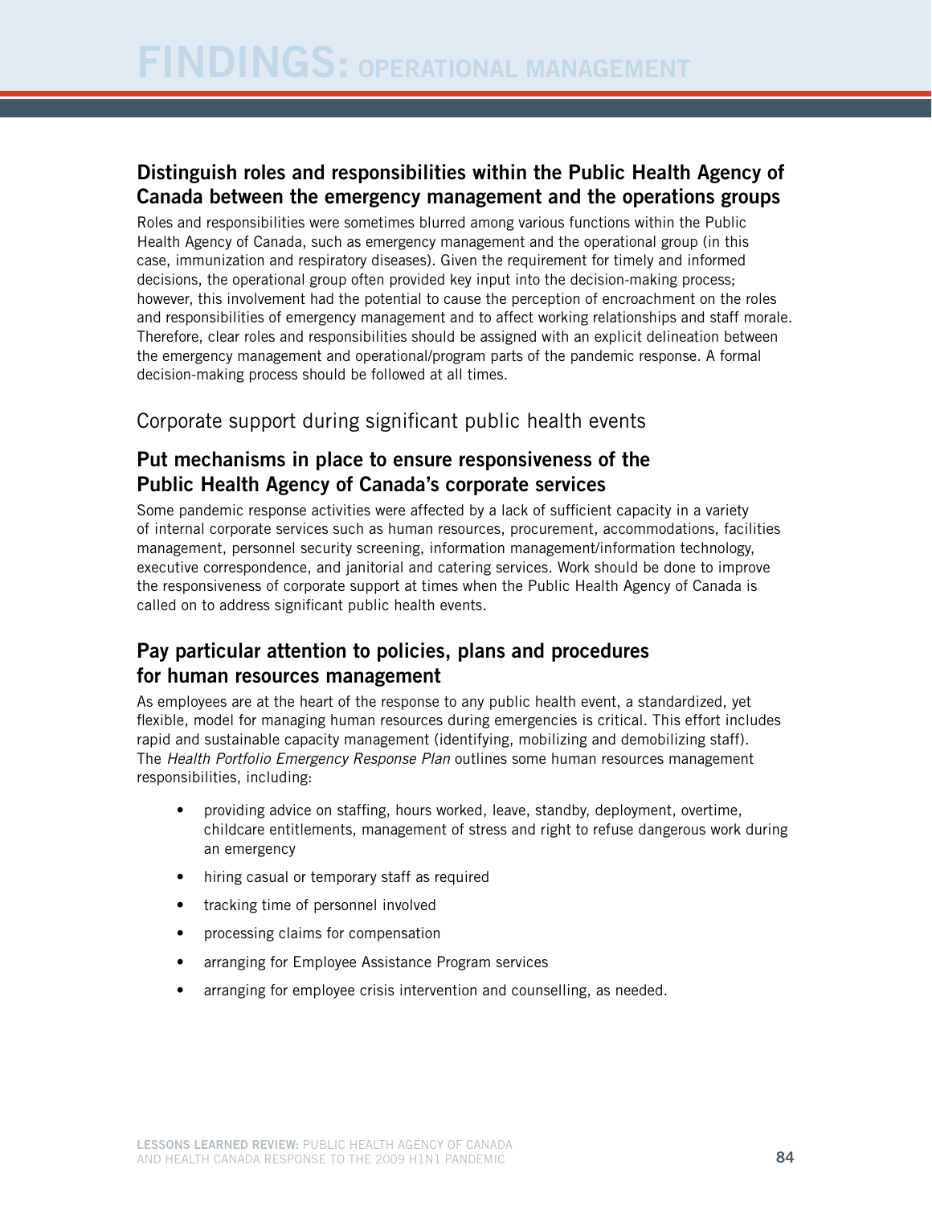### Distinguish roles and responsibilities within the Public Health Agency of Canada between the emergency management and the operations groups

Roles and responsibilities were sometimes blurred among various functions within the Public Health Agency of Canada, such as emergency management and the operational group (in this case, immunization and respiratory diseases). Given the requirement for timely and informed decisions, the operational group often provided key input into the decision-making process; however, this involvement had the potential to cause the perception of encroachment on the roles and responsibilities of emergency management and to affect working relationships and staff morale. Therefore, clear roles and responsibilities should be assigned with an explicit delineation between the emergency management and operational/program parts of the pandemic response. A formal decision-making process should be followed at all times.

## Corporate support during significant public health events

### Put mechanisms in place to ensure responsiveness of the Public Health Agency of Canada's corporate services

Some pandemic response activities were affected by a lack of sufficient capacity in a variety of internal corporate services such as human resources, procurement, accommodations, facilities management, personnel security screening, information management/information technology, executive correspondence, and janitorial and catering services. Work should be done to improve the responsiveness of corporate support at times when the Public Health Agency of Canada is called on to address significant public health events.

### Pay particular attention to policies, plans and procedures for human resources management

As employees are at the heart of the response to any public health event, a standardized, yet flexible, model for managing human resources during emergencies is critical. This effort includes rapid and sustainable capacity management (identifying, mobilizing and demobilizing staff). The *Health Portfolio Emergency Response Plan* outlines some human resources management responsibilities, including:

- providing advice on staffing, hours worked, leave, standby, deployment, overtime, childcare entitlements, management of stress and right to refuse dangerous work during an emergency
- hiring casual or temporary staff as required
- tracking time of personnel involved
- processing claims for compensation
- arranging for Employee Assistance Program services
- arranging for employee crisis intervention and counselling, as needed.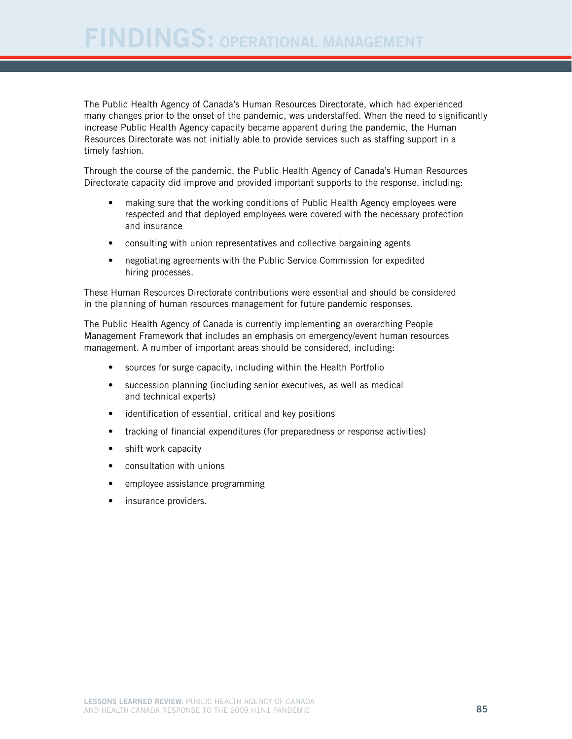The Public Health Agency of Canada's Human Resources Directorate, which had experienced many changes prior to the onset of the pandemic, was understaffed. When the need to significantly increase Public Health Agency capacity became apparent during the pandemic, the Human Resources Directorate was not initially able to provide services such as staffing support in a timely fashion.

Through the course of the pandemic, the Public Health Agency of Canada's Human Resources Directorate capacity did improve and provided important supports to the response, including:

- making sure that the working conditions of Public Health Agency employees were respected and that deployed employees were covered with the necessary protection and insurance
- consulting with union representatives and collective bargaining agents
- negotiating agreements with the Public Service Commission for expedited hiring processes.

These Human Resources Directorate contributions were essential and should be considered in the planning of human resources management for future pandemic responses.

The Public Health Agency of Canada is currently implementing an overarching People Management Framework that includes an emphasis on emergency/event human resources management. A number of important areas should be considered, including:

- sources for surge capacity, including within the Health Portfolio
- succession planning (including senior executives, as well as medical and technical experts)
- identification of essential, critical and key positions
- tracking of financial expenditures (for preparedness or response activities)
- shift work capacity
- consultation with unions
- employee assistance programming
- insurance providers.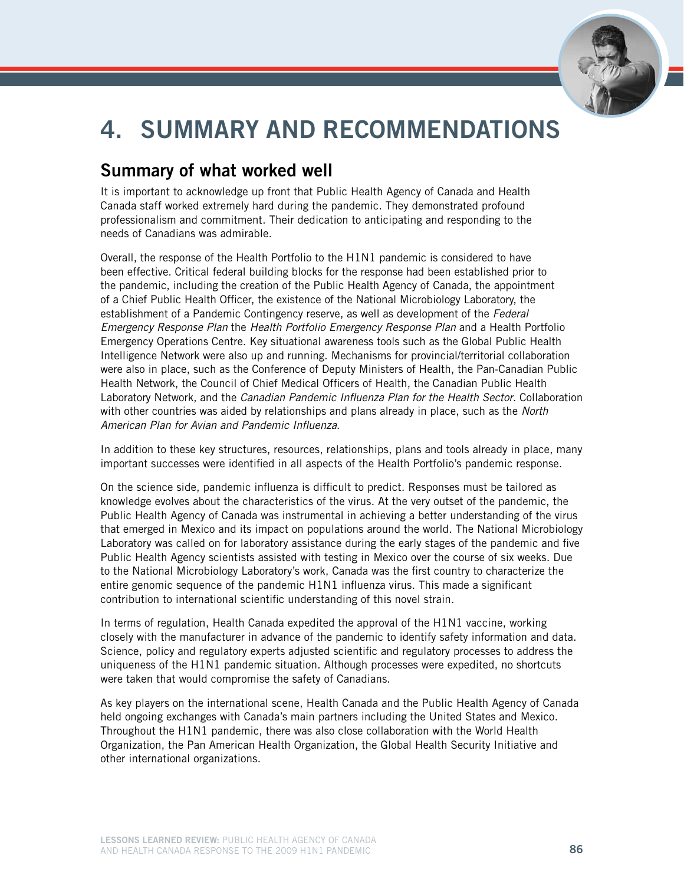# 4. SUMMARY AND RECOMMENDATIONS

## Summary of what worked well

It is important to acknowledge up front that Public Health Agency of Canada and Health Canada staff worked extremely hard during the pandemic. They demonstrated profound professionalism and commitment. Their dedication to anticipating and responding to the needs of Canadians was admirable.

Overall, the response of the Health Portfolio to the H1N1 pandemic is considered to have been effective. Critical federal building blocks for the response had been established prior to the pandemic, including the creation of the Public Health Agency of Canada, the appointment of a Chief Public Health Officer, the existence of the National Microbiology Laboratory, the establishment of a Pandemic Contingency reserve, as well as development of the *Federal Emergency Response Plan* the *Health Portfolio Emergency Response Plan* and a Health Portfolio Emergency Operations Centre. Key situational awareness tools such as the Global Public Health Intelligence Network were also up and running. Mechanisms for provincial/territorial collaboration were also in place, such as the Conference of Deputy Ministers of Health, the Pan-Canadian Public Health Network, the Council of Chief Medical Officers of Health, the Canadian Public Health Laboratory Network, and the *Canadian Pandemic Influenza Plan for the Health Sector*. Collaboration with other countries was aided by relationships and plans already in place, such as the *North American Plan for Avian and Pandemic Influenza*.

In addition to these key structures, resources, relationships, plans and tools already in place, many important successes were identified in all aspects of the Health Portfolio's pandemic response.

On the science side, pandemic influenza is difficult to predict. Responses must be tailored as knowledge evolves about the characteristics of the virus. At the very outset of the pandemic, the Public Health Agency of Canada was instrumental in achieving a better understanding of the virus that emerged in Mexico and its impact on populations around the world. The National Microbiology Laboratory was called on for laboratory assistance during the early stages of the pandemic and five Public Health Agency scientists assisted with testing in Mexico over the course of six weeks. Due to the National Microbiology Laboratory's work, Canada was the first country to characterize the entire genomic sequence of the pandemic H1N1 influenza virus. This made a significant contribution to international scientific understanding of this novel strain.

In terms of regulation, Health Canada expedited the approval of the H1N1 vaccine, working closely with the manufacturer in advance of the pandemic to identify safety information and data. Science, policy and regulatory experts adjusted scientific and regulatory processes to address the uniqueness of the H1N1 pandemic situation. Although processes were expedited, no shortcuts were taken that would compromise the safety of Canadians.

As key players on the international scene, Health Canada and the Public Health Agency of Canada held ongoing exchanges with Canada's main partners including the United States and Mexico. Throughout the H1N1 pandemic, there was also close collaboration with the World Health Organization, the Pan American Health Organization, the Global Health Security Initiative and other international organizations.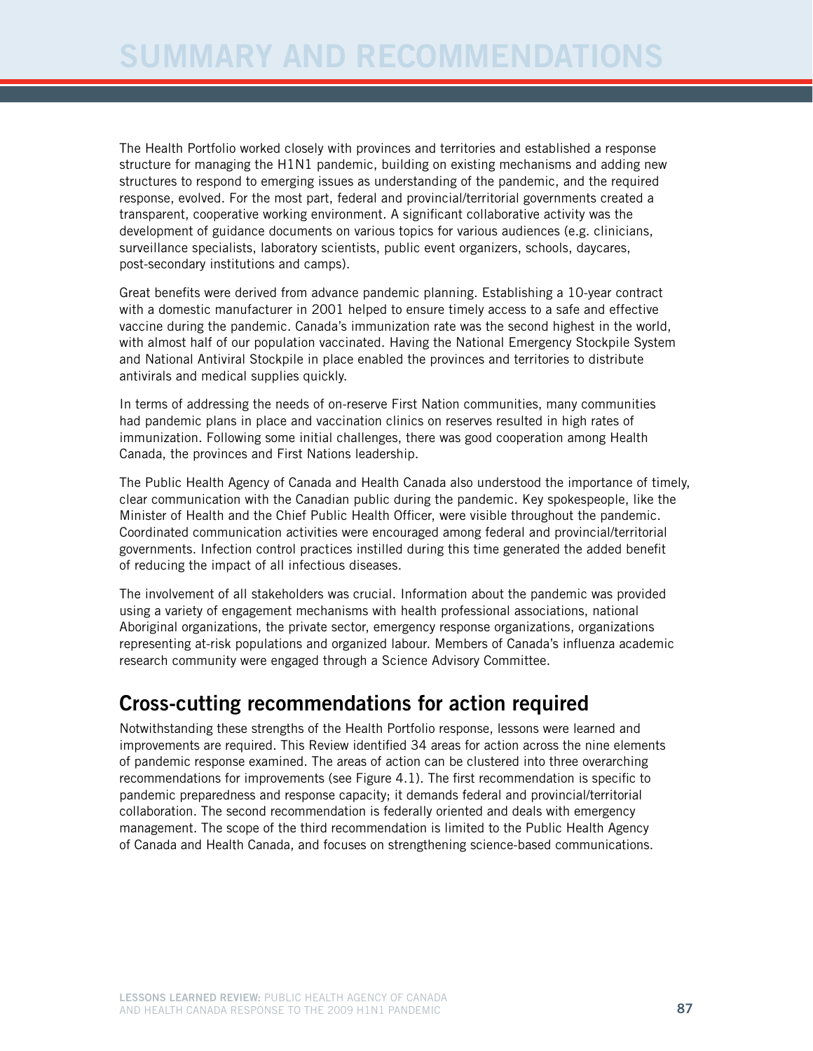# SUMMARY AND RECOMMENDATIONS

The Health Portfolio worked closely with provinces and territories and established a response structure for managing the H1N1 pandemic, building on existing mechanisms and adding new structures to respond to emerging issues as understanding of the pandemic, and the required response, evolved. For the most part, federal and provincial/territorial governments created a transparent, cooperative working environment. A significant collaborative activity was the development of guidance documents on various topics for various audiences (e.g. clinicians, surveillance specialists, laboratory scientists, public event organizers, schools, daycares, post-secondary institutions and camps).

Great benefits were derived from advance pandemic planning. Establishing a 10-year contract with a domestic manufacturer in 2001 helped to ensure timely access to a safe and effective vaccine during the pandemic. Canada's immunization rate was the second highest in the world, with almost half of our population vaccinated. Having the National Emergency Stockpile System and National Antiviral Stockpile in place enabled the provinces and territories to distribute antivirals and medical supplies quickly.

In terms of addressing the needs of on-reserve First Nation communities, many communities had pandemic plans in place and vaccination clinics on reserves resulted in high rates of immunization. Following some initial challenges, there was good cooperation among Health Canada, the provinces and First Nations leadership.

The Public Health Agency of Canada and Health Canada also understood the importance of timely, clear communication with the Canadian public during the pandemic. Key spokespeople, like the Minister of Health and the Chief Public Health Officer, were visible throughout the pandemic. Coordinated communication activities were encouraged among federal and provincial/territorial governments. Infection control practices instilled during this time generated the added benefit of reducing the impact of all infectious diseases.

The involvement of all stakeholders was crucial. Information about the pandemic was provided using a variety of engagement mechanisms with health professional associations, national Aboriginal organizations, the private sector, emergency response organizations, organizations representing at-risk populations and organized labour. Members of Canada's influenza academic research community were engaged through a Science Advisory Committee.

## Cross-cutting recommendations for action required

Notwithstanding these strengths of the Health Portfolio response, lessons were learned and improvements are required. This Review identified 34 areas for action across the nine elements of pandemic response examined. The areas of action can be clustered into three overarching recommendations for improvements (see Figure 4.1). The first recommendation is specific to pandemic preparedness and response capacity; it demands federal and provincial/territorial collaboration. The second recommendation is federally oriented and deals with emergency management. The scope of the third recommendation is limited to the Public Health Agency of Canada and Health Canada, and focuses on strengthening science-based communications.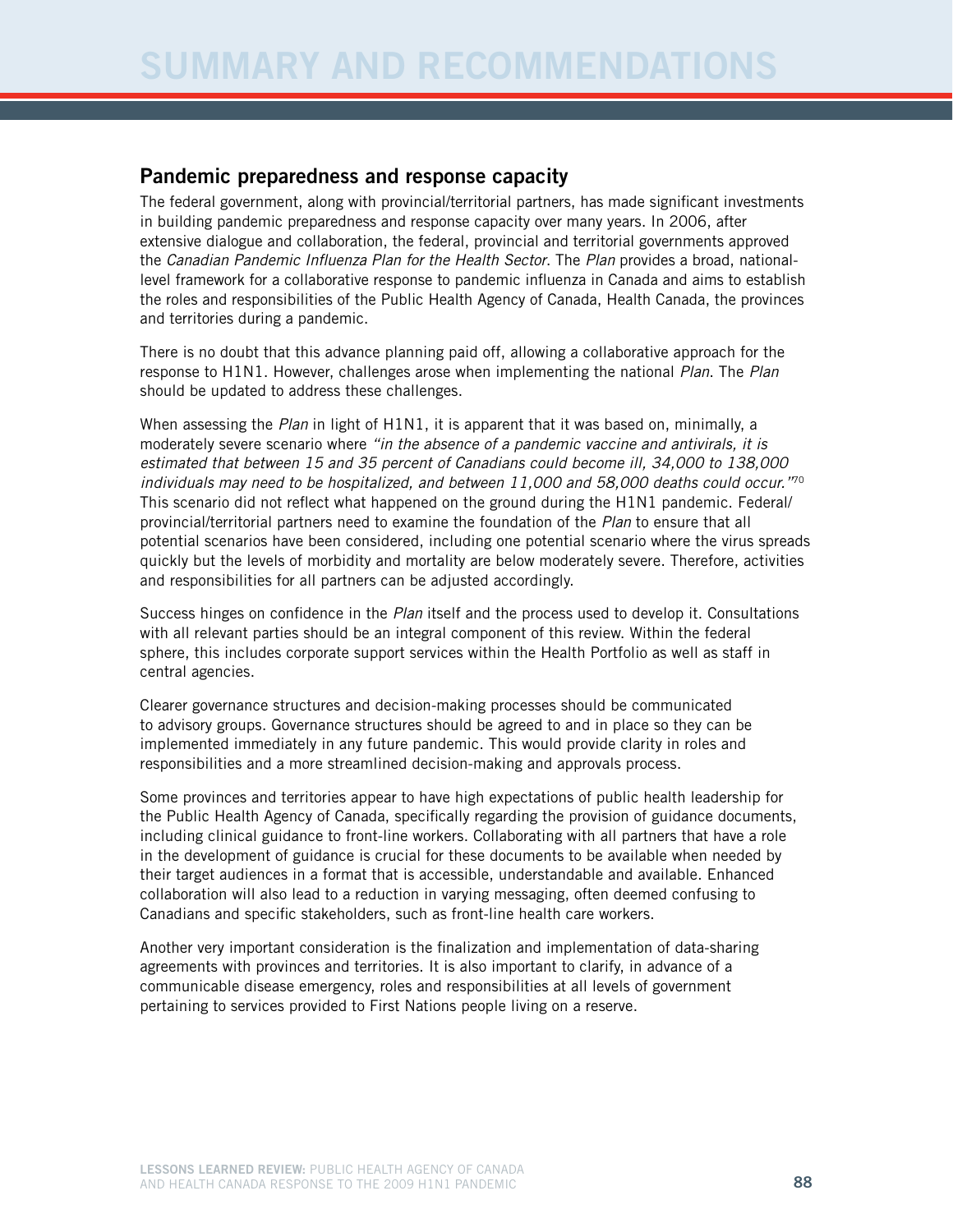# SUMMARY AND RECOMMENDATIONS

## Pandemic preparedness and response capacity

The federal government, along with provincial/territorial partners, has made significant investments in building pandemic preparedness and response capacity over many years. In 2006, after extensive dialogue and collaboration, the federal, provincial and territorial governments approved the *Canadian Pandemic Influenza Plan for the Health Sector*. The *Plan* provides a broad, national-level framework for a collaborative response to pandemic influenza in Canada and aims to establish the roles and responsibilities of the Public Health Agency of Canada, Health Canada, the provinces and territories during a pandemic.

There is no doubt that this advance planning paid off, allowing a collaborative approach for the response to H1N1. However, challenges arose when implementing the national *Plan*. The *Plan* should be updated to address these challenges.

When assessing the *Plan* in light of H1N1, it is apparent that it was based on, minimally, a moderately severe scenario where *"in the absence of a pandemic vaccine and antivirals, it is estimated that between 15 and 35 percent of Canadians could become ill, 34,000 to 138,000 individuals may need to be hospitalized, and between 11,000 and 58,000 deaths could occur."*[70] This scenario did not reflect what happened on the ground during the H1N1 pandemic. Federal/provincial/territorial partners need to examine the foundation of the *Plan* to ensure that all potential scenarios have been considered, including one potential scenario where the virus spreads quickly but the levels of morbidity and mortality are below moderately severe. Therefore, activities and responsibilities for all partners can be adjusted accordingly.

Success hinges on confidence in the *Plan* itself and the process used to develop it. Consultations with all relevant parties should be an integral component of this review. Within the federal sphere, this includes corporate support services within the Health Portfolio as well as staff in central agencies.

Clearer governance structures and decision-making processes should be communicated to advisory groups. Governance structures should be agreed to and in place so they can be implemented immediately in any future pandemic. This would provide clarity in roles and responsibilities and a more streamlined decision-making and approvals process.

Some provinces and territories appear to have high expectations of public health leadership for the Public Health Agency of Canada, specifically regarding the provision of guidance documents, including clinical guidance to front-line workers. Collaborating with all partners that have a role in the development of guidance is crucial for these documents to be available when needed by their target audiences in a format that is accessible, understandable and available. Enhanced collaboration will also lead to a reduction in varying messaging, often deemed confusing to Canadians and specific stakeholders, such as front-line health care workers.

Another very important consideration is the finalization and implementation of data-sharing agreements with provinces and territories. It is also important to clarify, in advance of a communicable disease emergency, roles and responsibilities at all levels of government pertaining to services provided to First Nations people living on a reserve.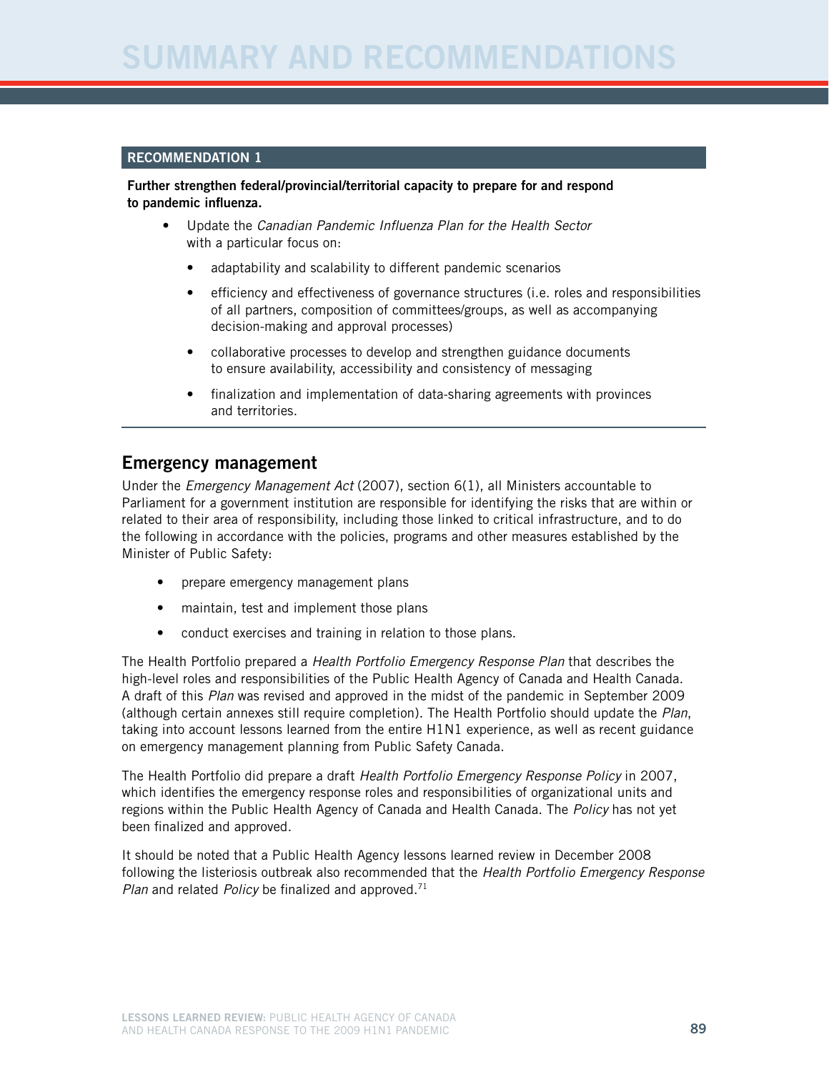# SUMMARY AND RECOMMENDATIONS

**RECOMMENDATION 1**

**Further strengthen federal/provincial/territorial capacity to prepare for and respond to pandemic influenza.**

- Update the *Canadian Pandemic Influenza Plan for the Health Sector* with a particular focus on:
  - adaptability and scalability to different pandemic scenarios
  - efficiency and effectiveness of governance structures (i.e. roles and responsibilities of all partners, composition of committees/groups, as well as accompanying decision-making and approval processes)
  - collaborative processes to develop and strengthen guidance documents to ensure availability, accessibility and consistency of messaging
  - finalization and implementation of data-sharing agreements with provinces and territories.

## Emergency management

Under the *Emergency Management Act* (2007), section 6(1), all Ministers accountable to Parliament for a government institution are responsible for identifying the risks that are within or related to their area of responsibility, including those linked to critical infrastructure, and to do the following in accordance with the policies, programs and other measures established by the Minister of Public Safety:

- prepare emergency management plans
- maintain, test and implement those plans
- conduct exercises and training in relation to those plans.

The Health Portfolio prepared a *Health Portfolio Emergency Response Plan* that describes the high-level roles and responsibilities of the Public Health Agency of Canada and Health Canada. A draft of this *Plan* was revised and approved in the midst of the pandemic in September 2009 (although certain annexes still require completion). The Health Portfolio should update the *Plan*, taking into account lessons learned from the entire H1N1 experience, as well as recent guidance on emergency management planning from Public Safety Canada.

The Health Portfolio did prepare a draft *Health Portfolio Emergency Response Policy* in 2007, which identifies the emergency response roles and responsibilities of organizational units and regions within the Public Health Agency of Canada and Health Canada. The *Policy* has not yet been finalized and approved.

It should be noted that a Public Health Agency lessons learned review in December 2008 following the listeriosis outbreak also recommended that the *Health Portfolio Emergency Response Plan* and related *Policy* be finalized and approved.[71]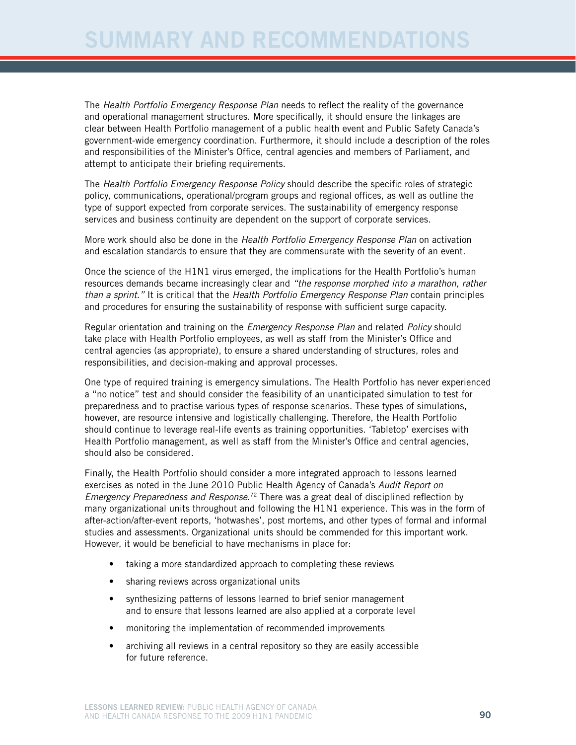# SUMMARY AND RECOMMENDATIONS

The *Health Portfolio Emergency Response Plan* needs to reflect the reality of the governance and operational management structures. More specifically, it should ensure the linkages are clear between Health Portfolio management of a public health event and Public Safety Canada's government-wide emergency coordination. Furthermore, it should include a description of the roles and responsibilities of the Minister's Office, central agencies and members of Parliament, and attempt to anticipate their briefing requirements.

The *Health Portfolio Emergency Response Policy* should describe the specific roles of strategic policy, communications, operational/program groups and regional offices, as well as outline the type of support expected from corporate services. The sustainability of emergency response services and business continuity are dependent on the support of corporate services.

More work should also be done in the *Health Portfolio Emergency Response Plan* on activation and escalation standards to ensure that they are commensurate with the severity of an event.

Once the science of the H1N1 virus emerged, the implications for the Health Portfolio's human resources demands became increasingly clear and *"the response morphed into a marathon, rather than a sprint."* It is critical that the *Health Portfolio Emergency Response Plan* contain principles and procedures for ensuring the sustainability of response with sufficient surge capacity.

Regular orientation and training on the *Emergency Response Plan* and related *Policy* should take place with Health Portfolio employees, as well as staff from the Minister's Office and central agencies (as appropriate), to ensure a shared understanding of structures, roles and responsibilities, and decision-making and approval processes.

One type of required training is emergency simulations. The Health Portfolio has never experienced a "no notice" test and should consider the feasibility of an unanticipated simulation to test for preparedness and to practise various types of response scenarios. These types of simulations, however, are resource intensive and logistically challenging. Therefore, the Health Portfolio should continue to leverage real-life events as training opportunities. 'Tabletop' exercises with Health Portfolio management, as well as staff from the Minister's Office and central agencies, should also be considered.

Finally, the Health Portfolio should consider a more integrated approach to lessons learned exercises as noted in the June 2010 Public Health Agency of Canada's *Audit Report on Emergency Preparedness and Response*.[72] There was a great deal of disciplined reflection by many organizational units throughout and following the H1N1 experience. This was in the form of after-action/after-event reports, 'hotwashes', post mortems, and other types of formal and informal studies and assessments. Organizational units should be commended for this important work. However, it would be beneficial to have mechanisms in place for:

- taking a more standardized approach to completing these reviews
- sharing reviews across organizational units
- synthesizing patterns of lessons learned to brief senior management and to ensure that lessons learned are also applied at a corporate level
- monitoring the implementation of recommended improvements
- archiving all reviews in a central repository so they are easily accessible for future reference.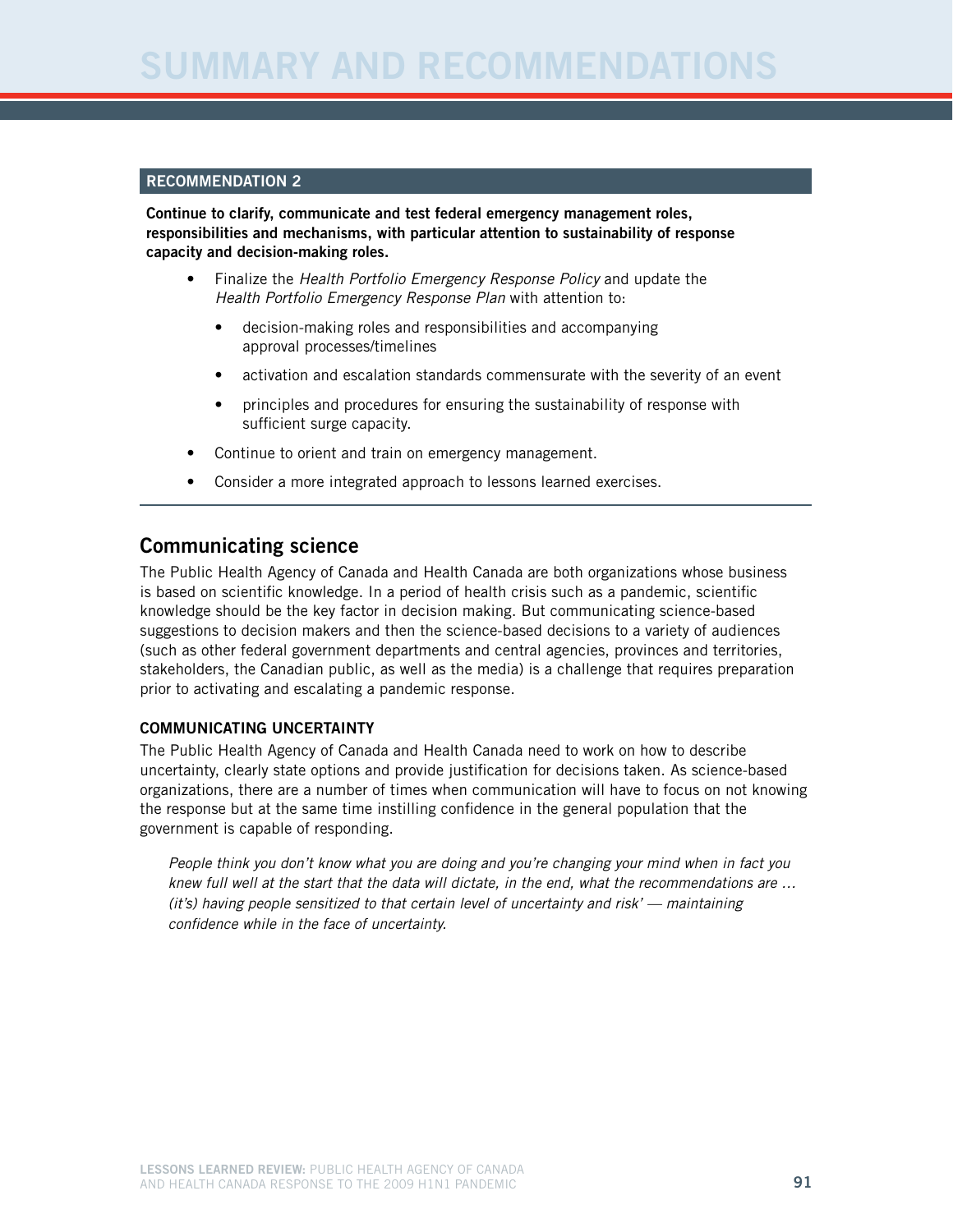### RECOMMENDATION 2

**Continue to clarify, communicate and test federal emergency management roles, responsibilities and mechanisms, with particular attention to sustainability of response capacity and decision-making roles.**

- Finalize the *Health Portfolio Emergency Response Policy* and update the *Health Portfolio Emergency Response Plan* with attention to:
  - decision-making roles and responsibilities and accompanying approval processes/timelines
  - activation and escalation standards commensurate with the severity of an event
  - principles and procedures for ensuring the sustainability of response with sufficient surge capacity.
- Continue to orient and train on emergency management.
- Consider a more integrated approach to lessons learned exercises.

## Communicating science

The Public Health Agency of Canada and Health Canada are both organizations whose business is based on scientific knowledge. In a period of health crisis such as a pandemic, scientific knowledge should be the key factor in decision making. But communicating science-based suggestions to decision makers and then the science-based decisions to a variety of audiences (such as other federal government departments and central agencies, provinces and territories, stakeholders, the Canadian public, as well as the media) is a challenge that requires preparation prior to activating and escalating a pandemic response.

### COMMUNICATING UNCERTAINTY

The Public Health Agency of Canada and Health Canada need to work on how to describe uncertainty, clearly state options and provide justification for decisions taken. As science-based organizations, there are a number of times when communication will have to focus on not knowing the response but at the same time instilling confidence in the general population that the government is capable of responding.

> *People think you don't know what you are doing and you're changing your mind when in fact you knew full well at the start that the data will dictate, in the end, what the recommendations are … (it's) having people sensitized to that certain level of uncertainty and risk' — maintaining confidence while in the face of uncertainty.*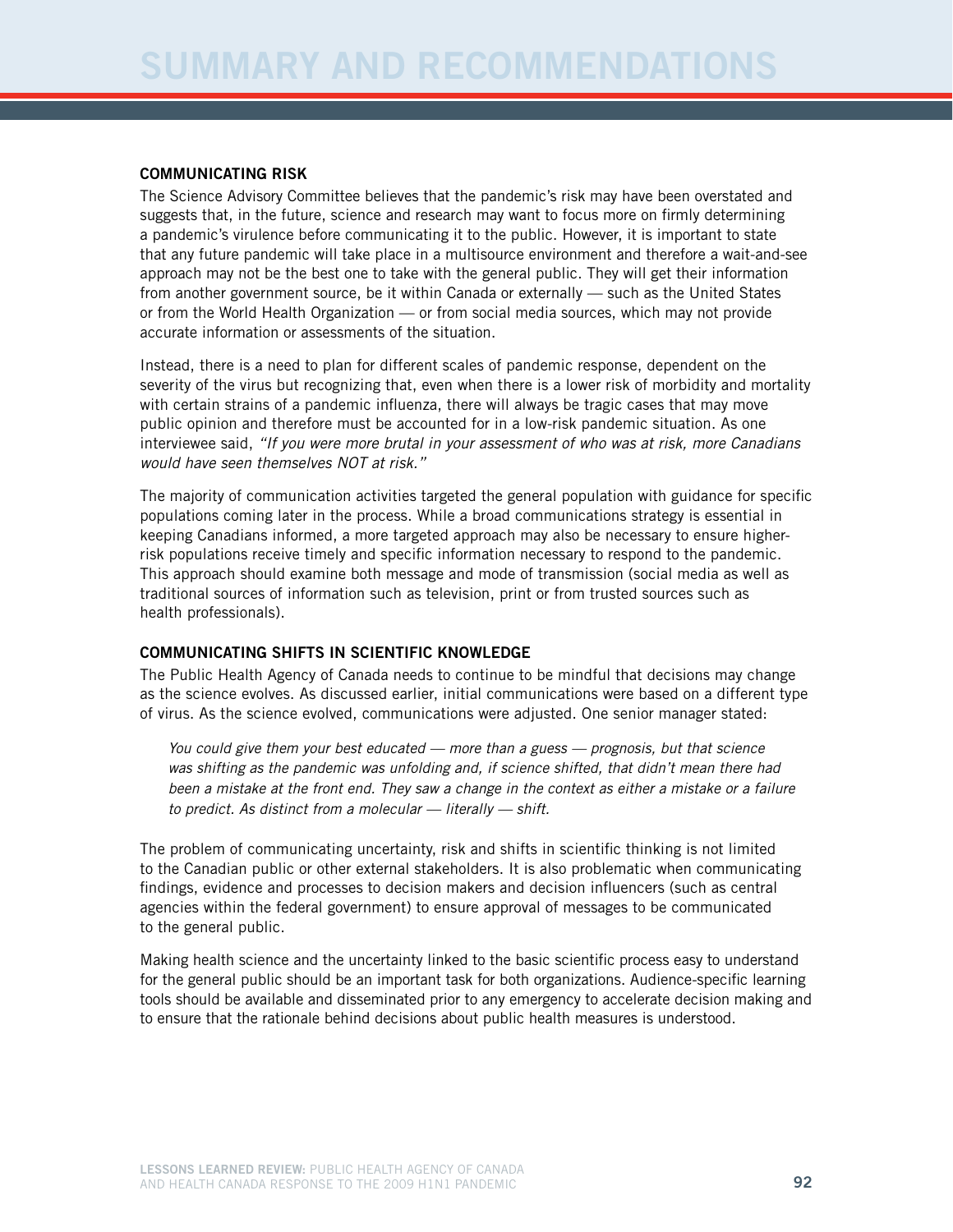# SUMMARY AND RECOMMENDATIONS

### COMMUNICATING RISK

The Science Advisory Committee believes that the pandemic's risk may have been overstated and suggests that, in the future, science and research may want to focus more on firmly determining a pandemic's virulence before communicating it to the public. However, it is important to state that any future pandemic will take place in a multisource environment and therefore a wait-and-see approach may not be the best one to take with the general public. They will get their information from another government source, be it within Canada or externally — such as the United States or from the World Health Organization — or from social media sources, which may not provide accurate information or assessments of the situation.

Instead, there is a need to plan for different scales of pandemic response, dependent on the severity of the virus but recognizing that, even when there is a lower risk of morbidity and mortality with certain strains of a pandemic influenza, there will always be tragic cases that may move public opinion and therefore must be accounted for in a low-risk pandemic situation. As one interviewee said, *"If you were more brutal in your assessment of who was at risk, more Canadians would have seen themselves NOT at risk."*

The majority of communication activities targeted the general population with guidance for specific populations coming later in the process. While a broad communications strategy is essential in keeping Canadians informed, a more targeted approach may also be necessary to ensure higher-risk populations receive timely and specific information necessary to respond to the pandemic. This approach should examine both message and mode of transmission (social media as well as traditional sources of information such as television, print or from trusted sources such as health professionals).

### COMMUNICATING SHIFTS IN SCIENTIFIC KNOWLEDGE

The Public Health Agency of Canada needs to continue to be mindful that decisions may change as the science evolves. As discussed earlier, initial communications were based on a different type of virus. As the science evolved, communications were adjusted. One senior manager stated:

> *You could give them your best educated — more than a guess — prognosis, but that science was shifting as the pandemic was unfolding and, if science shifted, that didn't mean there had been a mistake at the front end. They saw a change in the context as either a mistake or a failure to predict. As distinct from a molecular — literally — shift.*

The problem of communicating uncertainty, risk and shifts in scientific thinking is not limited to the Canadian public or other external stakeholders. It is also problematic when communicating findings, evidence and processes to decision makers and decision influencers (such as central agencies within the federal government) to ensure approval of messages to be communicated to the general public.

Making health science and the uncertainty linked to the basic scientific process easy to understand for the general public should be an important task for both organizations. Audience-specific learning tools should be available and disseminated prior to any emergency to accelerate decision making and to ensure that the rationale behind decisions about public health measures is understood.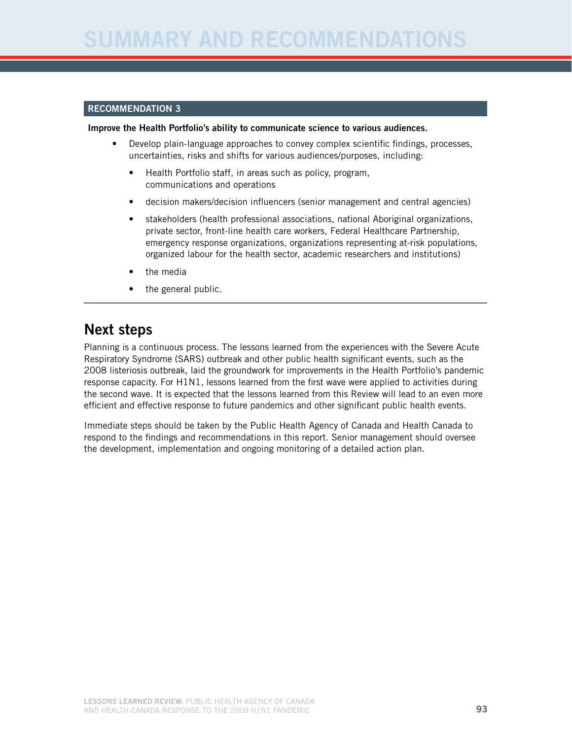## RECOMMENDATION 3

**Improve the Health Portfolio's ability to communicate science to various audiences.**

- Develop plain-language approaches to convey complex scientific findings, processes, uncertainties, risks and shifts for various audiences/purposes, including:
  - Health Portfolio staff, in areas such as policy, program, communications and operations
  - decision makers/decision influencers (senior management and central agencies)
  - stakeholders (health professional associations, national Aboriginal organizations, private sector, front-line health care workers, Federal Healthcare Partnership, emergency response organizations, organizations representing at-risk populations, organized labour for the health sector, academic researchers and institutions)
  - the media
  - the general public.

## Next steps

Planning is a continuous process. The lessons learned from the experiences with the Severe Acute Respiratory Syndrome (SARS) outbreak and other public health significant events, such as the 2008 listeriosis outbreak, laid the groundwork for improvements in the Health Portfolio's pandemic response capacity. For H1N1, lessons learned from the first wave were applied to activities during the second wave. It is expected that the lessons learned from this Review will lead to an even more efficient and effective response to future pandemics and other significant public health events.

Immediate steps should be taken by the Public Health Agency of Canada and Health Canada to respond to the findings and recommendations in this report. Senior management should oversee the development, implementation and ongoing monitoring of a detailed action plan.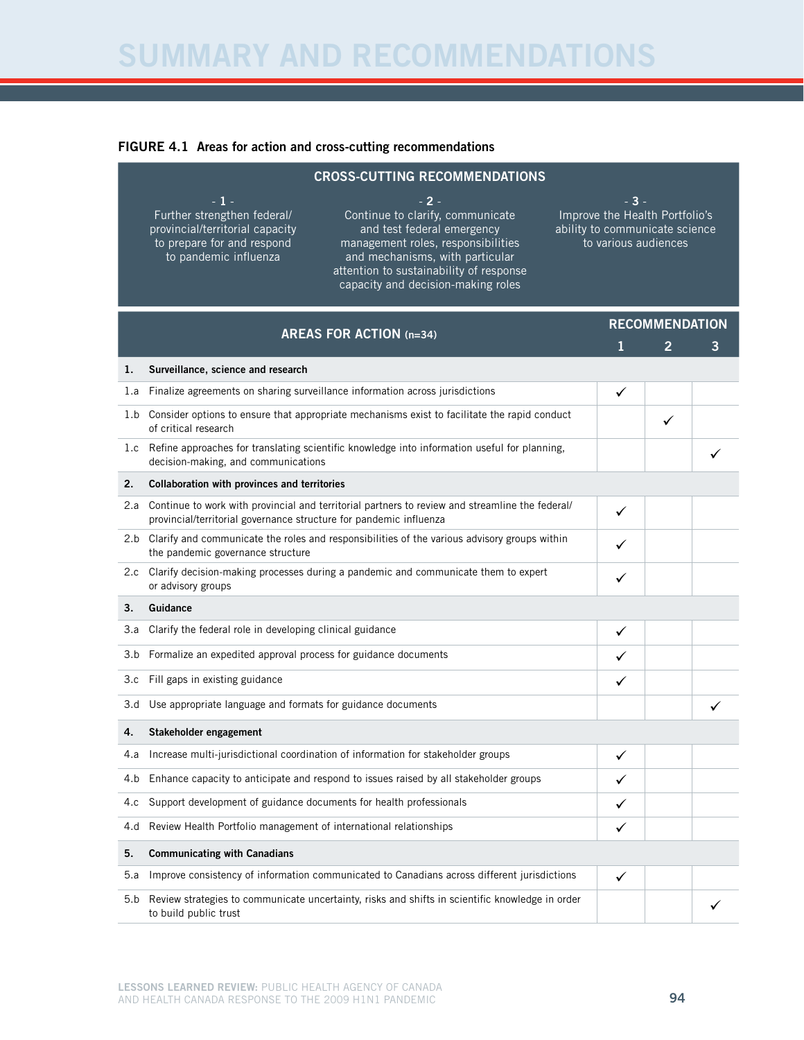# SUMMARY AND RECOMMENDATIONS

**FIGURE 4.1 Areas for action and cross-cutting recommendations**

**CROSS-CUTTING RECOMMENDATIONS**

- **1** - Further strengthen federal/provincial/territorial capacity to prepare for and respond to pandemic influenza
- **2** - Continue to clarify, communicate and test federal emergency management roles, responsibilities and mechanisms, with particular attention to sustainability of response capacity and decision-making roles
- **3** - Improve the Health Portfolio's ability to communicate science to various audiences

| AREAS FOR ACTION (n=34) | RECOMMENDATION 1 | 2 | 3 |
|---|---|---|---|
| **1. Surveillance, science and research** | | | |
| 1.a Finalize agreements on sharing surveillance information across jurisdictions | ✓ | | |
| 1.b Consider options to ensure that appropriate mechanisms exist to facilitate the rapid conduct of critical research | | ✓ | |
| 1.c Refine approaches for translating scientific knowledge into information useful for planning, decision-making, and communications | | | ✓ |
| **2. Collaboration with provinces and territories** | | | |
| 2.a Continue to work with provincial and territorial partners to review and streamline the federal/provincial/territorial governance structure for pandemic influenza | ✓ | | |
| 2.b Clarify and communicate the roles and responsibilities of the various advisory groups within the pandemic governance structure | ✓ | | |
| 2.c Clarify decision-making processes during a pandemic and communicate them to expert or advisory groups | ✓ | | |
| **3. Guidance** | | | |
| 3.a Clarify the federal role in developing clinical guidance | ✓ | | |
| 3.b Formalize an expedited approval process for guidance documents | ✓ | | |
| 3.c Fill gaps in existing guidance | ✓ | | |
| 3.d Use appropriate language and formats for guidance documents | | | ✓ |
| **4. Stakeholder engagement** | | | |
| 4.a Increase multi-jurisdictional coordination of information for stakeholder groups | ✓ | | |
| 4.b Enhance capacity to anticipate and respond to issues raised by all stakeholder groups | ✓ | | |
| 4.c Support development of guidance documents for health professionals | ✓ | | |
| 4.d Review Health Portfolio management of international relationships | ✓ | | |
| **5. Communicating with Canadians** | | | |
| 5.a Improve consistency of information communicated to Canadians across different jurisdictions | ✓ | | |
| 5.b Review strategies to communicate uncertainty, risks and shifts in scientific knowledge in order to build public trust | | | ✓ |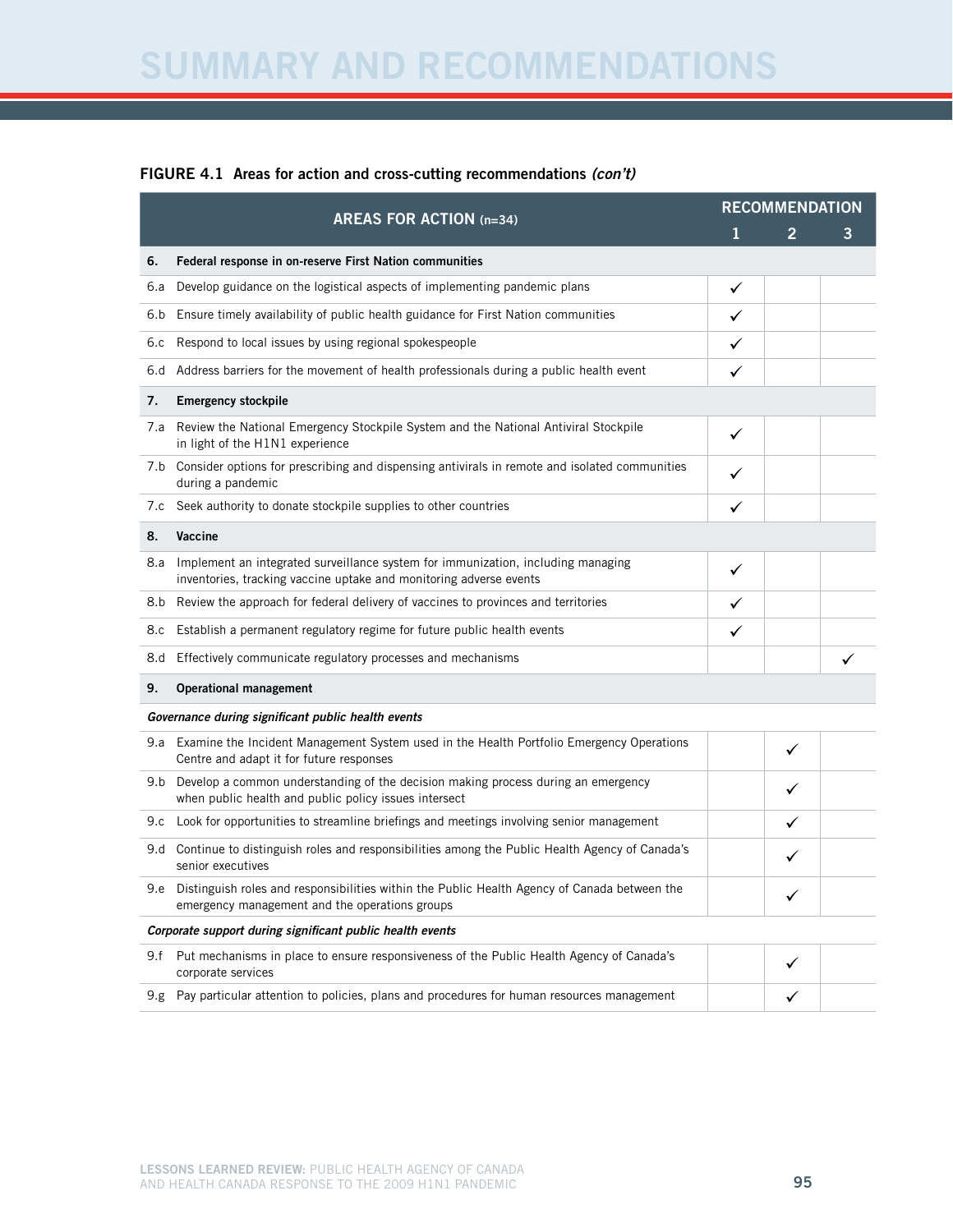**FIGURE 4.1 Areas for action and cross-cutting recommendations *(con't)***

| AREAS FOR ACTION (n=34) | | RECOMMENDATION 1 | RECOMMENDATION 2 | RECOMMENDATION 3 |
|---|---|---|---|---|
| **6.** | **Federal response in on-reserve First Nation communities** | | | |
| 6.a | Develop guidance on the logistical aspects of implementing pandemic plans | ✓ | | |
| 6.b | Ensure timely availability of public health guidance for First Nation communities | ✓ | | |
| 6.c | Respond to local issues by using regional spokespeople | ✓ | | |
| 6.d | Address barriers for the movement of health professionals during a public health event | ✓ | | |
| **7.** | **Emergency stockpile** | | | |
| 7.a | Review the National Emergency Stockpile System and the National Antiviral Stockpile in light of the H1N1 experience | ✓ | | |
| 7.b | Consider options for prescribing and dispensing antivirals in remote and isolated communities during a pandemic | ✓ | | |
| 7.c | Seek authority to donate stockpile supplies to other countries | ✓ | | |
| **8.** | **Vaccine** | | | |
| 8.a | Implement an integrated surveillance system for immunization, including managing inventories, tracking vaccine uptake and monitoring adverse events | ✓ | | |
| 8.b | Review the approach for federal delivery of vaccines to provinces and territories | ✓ | | |
| 8.c | Establish a permanent regulatory regime for future public health events | ✓ | | |
| 8.d | Effectively communicate regulatory processes and mechanisms | | | ✓ |
| **9.** | **Operational management** | | | |
| | ***Governance during significant public health events*** | | | |
| 9.a | Examine the Incident Management System used in the Health Portfolio Emergency Operations Centre and adapt it for future responses | | ✓ | |
| 9.b | Develop a common understanding of the decision making process during an emergency when public health and public policy issues intersect | | ✓ | |
| 9.c | Look for opportunities to streamline briefings and meetings involving senior management | | ✓ | |
| 9.d | Continue to distinguish roles and responsibilities among the Public Health Agency of Canada's senior executives | | ✓ | |
| 9.e | Distinguish roles and responsibilities within the Public Health Agency of Canada between the emergency management and the operations groups | | ✓ | |
| | ***Corporate support during significant public health events*** | | | |
| 9.f | Put mechanisms in place to ensure responsiveness of the Public Health Agency of Canada's corporate services | | ✓ | |
| 9.g | Pay particular attention to policies, plans and procedures for human resources management | | ✓ | |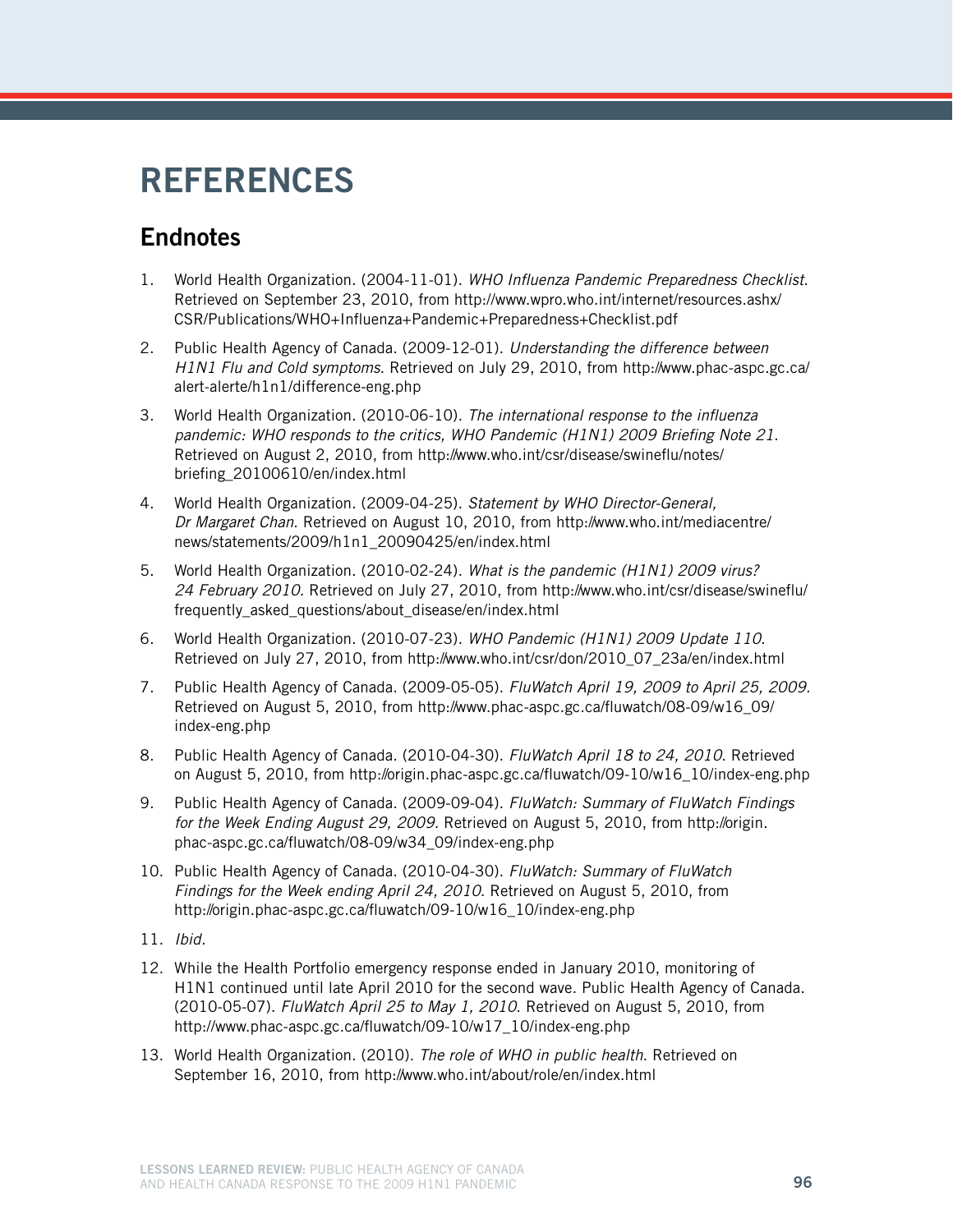# REFERENCES

## Endnotes

1. World Health Organization. (2004-11-01). *WHO Influenza Pandemic Preparedness Checklist*. Retrieved on September 23, 2010, from http://www.wpro.who.int/internet/resources.ashx/CSR/Publications/WHO+Influenza+Pandemic+Preparedness+Checklist.pdf
2. Public Health Agency of Canada. (2009-12-01). *Understanding the difference between H1N1 Flu and Cold symptoms*. Retrieved on July 29, 2010, from http://www.phac-aspc.gc.ca/alert-alerte/h1n1/difference-eng.php
3. World Health Organization. (2010-06-10). *The international response to the influenza pandemic: WHO responds to the critics, WHO Pandemic (H1N1) 2009 Briefing Note 21*. Retrieved on August 2, 2010, from http://www.who.int/csr/disease/swineflu/notes/briefing_20100610/en/index.html
4. World Health Organization. (2009-04-25). *Statement by WHO Director-General, Dr Margaret Chan*. Retrieved on August 10, 2010, from http://www.who.int/mediacentre/news/statements/2009/h1n1_20090425/en/index.html
5. World Health Organization. (2010-02-24). *What is the pandemic (H1N1) 2009 virus? 24 February 2010.* Retrieved on July 27, 2010, from http://www.who.int/csr/disease/swineflu/frequently_asked_questions/about_disease/en/index.html
6. World Health Organization. (2010-07-23). *WHO Pandemic (H1N1) 2009 Update 110*. Retrieved on July 27, 2010, from http://www.who.int/csr/don/2010_07_23a/en/index.html
7. Public Health Agency of Canada. (2009-05-05). *FluWatch April 19, 2009 to April 25, 2009.* Retrieved on August 5, 2010, from http://www.phac-aspc.gc.ca/fluwatch/08-09/w16_09/index-eng.php
8. Public Health Agency of Canada. (2010-04-30). *FluWatch April 18 to 24, 2010*. Retrieved on August 5, 2010, from http://origin.phac-aspc.gc.ca/fluwatch/09-10/w16_10/index-eng.php
9. Public Health Agency of Canada. (2009-09-04). *FluWatch: Summary of FluWatch Findings for the Week Ending August 29, 2009.* Retrieved on August 5, 2010, from http://origin.phac-aspc.gc.ca/fluwatch/08-09/w34_09/index-eng.php
10. Public Health Agency of Canada. (2010-04-30). *FluWatch: Summary of FluWatch Findings for the Week ending April 24, 2010.* Retrieved on August 5, 2010, from http://origin.phac-aspc.gc.ca/fluwatch/09-10/w16_10/index-eng.php
11. *Ibid.*
12. While the Health Portfolio emergency response ended in January 2010, monitoring of H1N1 continued until late April 2010 for the second wave. Public Health Agency of Canada. (2010-05-07). *FluWatch April 25 to May 1, 2010*. Retrieved on August 5, 2010, from http://www.phac-aspc.gc.ca/fluwatch/09-10/w17_10/index-eng.php
13. World Health Organization. (2010). *The role of WHO in public health*. Retrieved on September 16, 2010, from http://www.who.int/about/role/en/index.html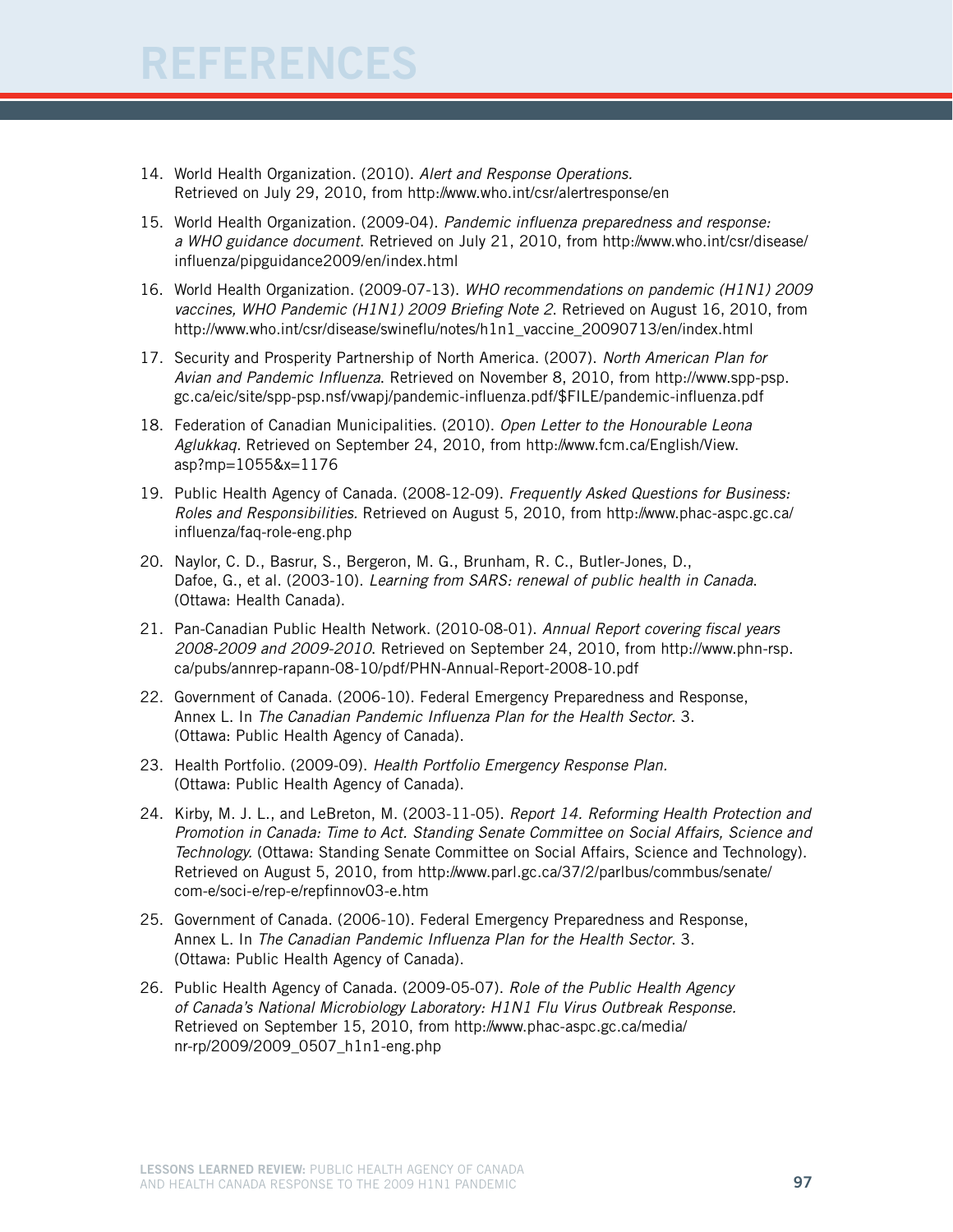# REFERENCES

14. World Health Organization. (2010). *Alert and Response Operations.* Retrieved on July 29, 2010, from http://www.who.int/csr/alertresponse/en

15. World Health Organization. (2009-04). *Pandemic influenza preparedness and response: a WHO guidance document*. Retrieved on July 21, 2010, from http://www.who.int/csr/disease/influenza/pipguidance2009/en/index.html

16. World Health Organization. (2009-07-13). *WHO recommendations on pandemic (H1N1) 2009 vaccines, WHO Pandemic (H1N1) 2009 Briefing Note 2*. Retrieved on August 16, 2010, from http://www.who.int/csr/disease/swineflu/notes/h1n1_vaccine_20090713/en/index.html

17. Security and Prosperity Partnership of North America. (2007). *North American Plan for Avian and Pandemic Influenza*. Retrieved on November 8, 2010, from http://www.spp-psp.gc.ca/eic/site/spp-psp.nsf/vwapj/pandemic-influenza.pdf/$FILE/pandemic-influenza.pdf

18. Federation of Canadian Municipalities. (2010). *Open Letter to the Honourable Leona Aglukkaq*. Retrieved on September 24, 2010, from http://www.fcm.ca/English/View.asp?mp=1055&x=1176

19. Public Health Agency of Canada. (2008-12-09). *Frequently Asked Questions for Business: Roles and Responsibilities.* Retrieved on August 5, 2010, from http://www.phac-aspc.gc.ca/influenza/faq-role-eng.php

20. Naylor, C. D., Basrur, S., Bergeron, M. G., Brunham, R. C., Butler-Jones, D., Dafoe, G., et al. (2003-10). *Learning from SARS: renewal of public health in Canada*. (Ottawa: Health Canada).

21. Pan-Canadian Public Health Network. (2010-08-01). *Annual Report covering fiscal years 2008-2009 and 2009-2010*. Retrieved on September 24, 2010, from http://www.phn-rsp.ca/pubs/annrep-rapann-08-10/pdf/PHN-Annual-Report-2008-10.pdf

22. Government of Canada. (2006-10). Federal Emergency Preparedness and Response, Annex L. In *The Canadian Pandemic Influenza Plan for the Health Sector*. 3. (Ottawa: Public Health Agency of Canada).

23. Health Portfolio. (2009-09). *Health Portfolio Emergency Response Plan.* (Ottawa: Public Health Agency of Canada).

24. Kirby, M. J. L., and LeBreton, M. (2003-11-05). *Report 14. Reforming Health Protection and Promotion in Canada: Time to Act. Standing Senate Committee on Social Affairs, Science and Technology.* (Ottawa: Standing Senate Committee on Social Affairs, Science and Technology). Retrieved on August 5, 2010, from http://www.parl.gc.ca/37/2/parlbus/commbus/senate/com-e/soci-e/rep-e/repfinnov03-e.htm

25. Government of Canada. (2006-10). Federal Emergency Preparedness and Response, Annex L. In *The Canadian Pandemic Influenza Plan for the Health Sector*. 3. (Ottawa: Public Health Agency of Canada).

26. Public Health Agency of Canada. (2009-05-07). *Role of the Public Health Agency of Canada's National Microbiology Laboratory: H1N1 Flu Virus Outbreak Response.* Retrieved on September 15, 2010, from http://www.phac-aspc.gc.ca/media/nr-rp/2009/2009_0507_h1n1-eng.php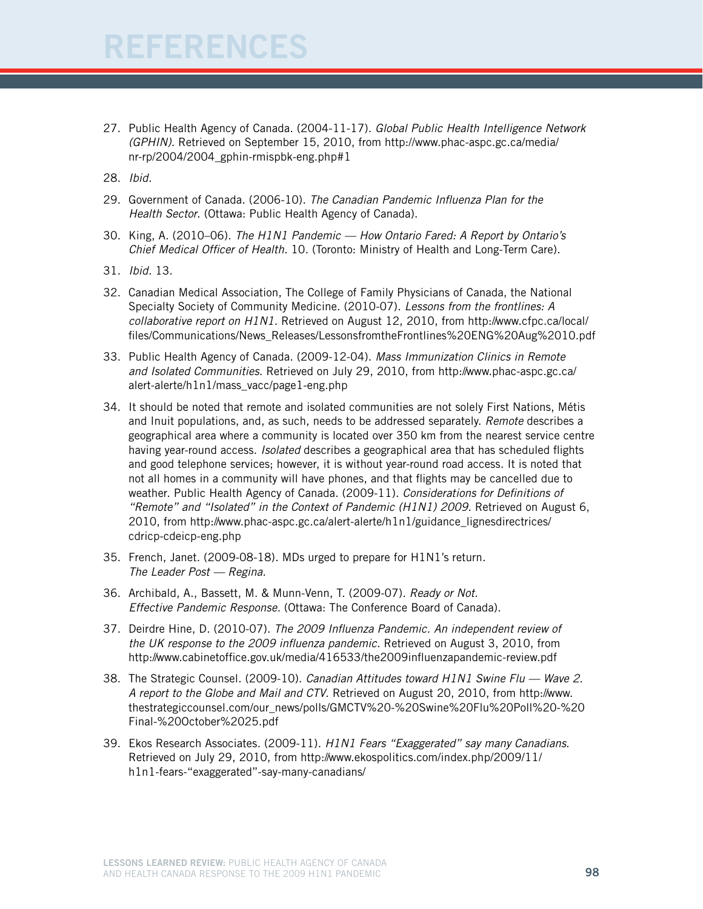# REFERENCES

27. Public Health Agency of Canada. (2004-11-17). *Global Public Health Intelligence Network (GPHIN)*. Retrieved on September 15, 2010, from http://www.phac-aspc.gc.ca/media/nr-rp/2004/2004_gphin-rmispbk-eng.php#1

28. *Ibid.*

29. Government of Canada. (2006-10). *The Canadian Pandemic Influenza Plan for the Health Sector*. (Ottawa: Public Health Agency of Canada).

30. King, A. (2010–06). *The H1N1 Pandemic — How Ontario Fared: A Report by Ontario's Chief Medical Officer of Health.* 10. (Toronto: Ministry of Health and Long-Term Care).

31. *Ibid.* 13.

32. Canadian Medical Association, The College of Family Physicians of Canada, the National Specialty Society of Community Medicine. (2010-07). *Lessons from the frontlines: A collaborative report on H1N1.* Retrieved on August 12, 2010, from http://www.cfpc.ca/local/files/Communications/News_Releases/LessonsfromtheFrontlines%20ENG%20Aug%2010.pdf

33. Public Health Agency of Canada. (2009-12-04). *Mass Immunization Clinics in Remote and Isolated Communities*. Retrieved on July 29, 2010, from http://www.phac-aspc.gc.ca/alert-alerte/h1n1/mass_vacc/page1-eng.php

34. It should be noted that remote and isolated communities are not solely First Nations, Métis and Inuit populations, and, as such, needs to be addressed separately. *Remote* describes a geographical area where a community is located over 350 km from the nearest service centre having year-round access. *Isolated* describes a geographical area that has scheduled flights and good telephone services; however, it is without year-round road access. It is noted that not all homes in a community will have phones, and that flights may be cancelled due to weather. Public Health Agency of Canada. (2009-11). *Considerations for Definitions of "Remote" and "Isolated" in the Context of Pandemic (H1N1) 2009*. Retrieved on August 6, 2010, from http://www.phac-aspc.gc.ca/alert-alerte/h1n1/guidance_lignesdirectrices/cdricp-cdeicp-eng.php

35. French, Janet. (2009-08-18). MDs urged to prepare for H1N1's return. *The Leader Post — Regina.*

36. Archibald, A., Bassett, M. & Munn-Venn, T. (2009-07). *Ready or Not. Effective Pandemic Response.* (Ottawa: The Conference Board of Canada).

37. Deirdre Hine, D. (2010-07). *The 2009 Influenza Pandemic. An independent review of the UK response to the 2009 influenza pandemic.* Retrieved on August 3, 2010, from http://www.cabinetoffice.gov.uk/media/416533/the2009influenzapandemic-review.pdf

38. The Strategic Counsel. (2009-10). *Canadian Attitudes toward H1N1 Swine Flu — Wave 2. A report to the Globe and Mail and CTV*. Retrieved on August 20, 2010, from http://www.thestrategiccounsel.com/our_news/polls/GMCTV%20-%20Swine%20Flu%20Poll%20-%20Final-%20October%2025.pdf

39. Ekos Research Associates. (2009-11). *H1N1 Fears "Exaggerated" say many Canadians*. Retrieved on July 29, 2010, from http://www.ekospolitics.com/index.php/2009/11/h1n1-fears-"exaggerated"-say-many-canadians/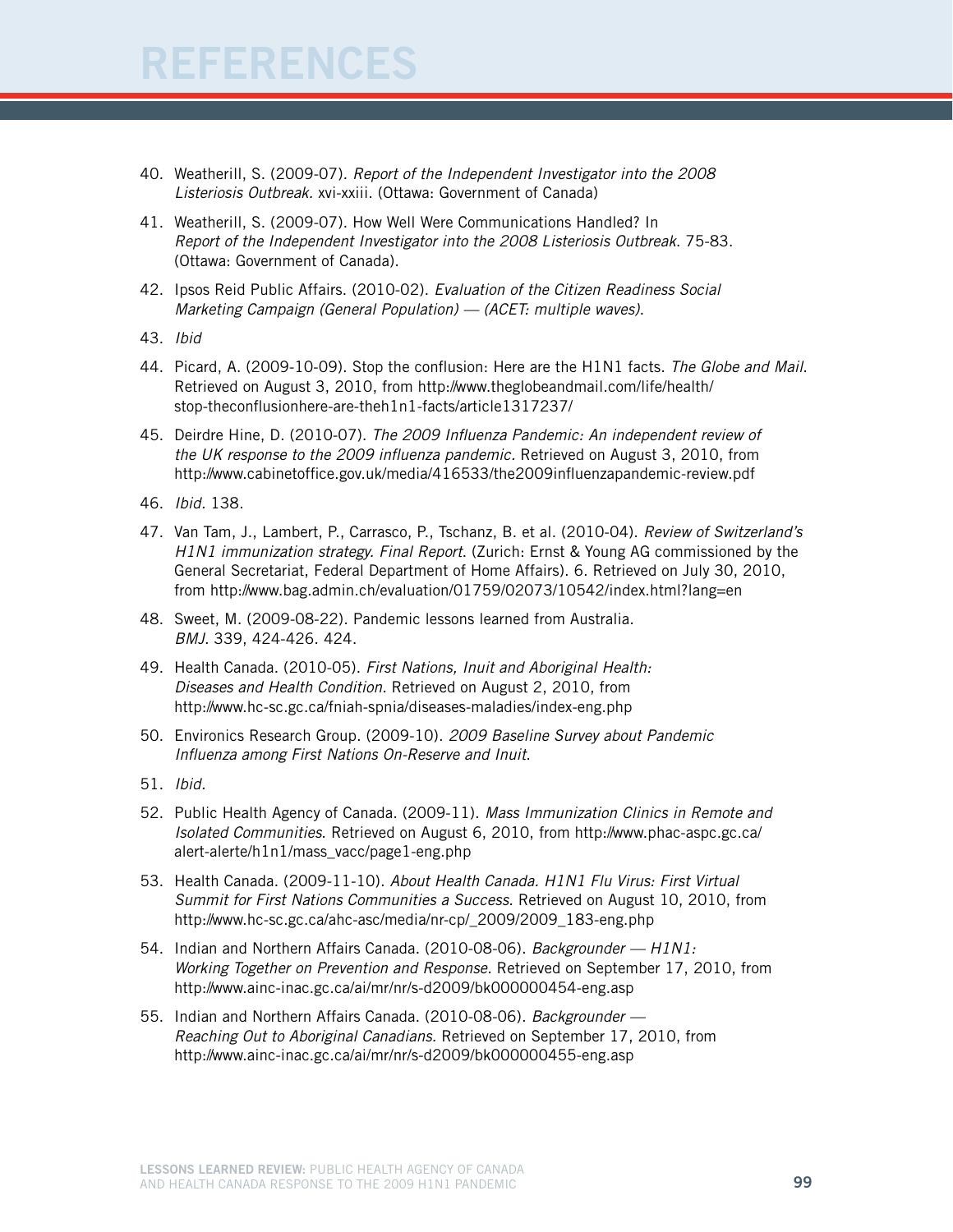# REFERENCES

40. Weatherill, S. (2009-07). *Report of the Independent Investigator into the 2008 Listeriosis Outbreak.* xvi-xxiii. (Ottawa: Government of Canada)

41. Weatherill, S. (2009-07). How Well Were Communications Handled? In *Report of the Independent Investigator into the 2008 Listeriosis Outbreak*. 75-83. (Ottawa: Government of Canada).

42. Ipsos Reid Public Affairs. (2010-02). *Evaluation of the Citizen Readiness Social Marketing Campaign (General Population) — (ACET: multiple waves).*

43. *Ibid*

44. Picard, A. (2009-10-09). Stop the confluion: Here are the H1N1 facts. *The Globe and Mail*. Retrieved on August 3, 2010, from http://www.theglobeandmail.com/life/health/stop-theconfluionhere-are-theh1n1-facts/article1317237/

45. Deirdre Hine, D. (2010-07). *The 2009 Influenza Pandemic: An independent review of the UK response to the 2009 influenza pandemic*. Retrieved on August 3, 2010, from http://www.cabinetoffice.gov.uk/media/416533/the2009influenzapandemic-review.pdf

46. *Ibid.* 138.

47. Van Tam, J., Lambert, P., Carrasco, P., Tschanz, B. et al. (2010-04). *Review of Switzerland's H1N1 immunization strategy. Final Report*. (Zurich: Ernst & Young AG commissioned by the General Secretariat, Federal Department of Home Affairs). 6. Retrieved on July 30, 2010, from http://www.bag.admin.ch/evaluation/01759/02073/10542/index.html?lang=en

48. Sweet, M. (2009-08-22). Pandemic lessons learned from Australia. *BMJ*. 339, 424-426. 424.

49. Health Canada. (2010-05). *First Nations, Inuit and Aboriginal Health: Diseases and Health Condition*. Retrieved on August 2, 2010, from http://www.hc-sc.gc.ca/fniah-spnia/diseases-maladies/index-eng.php

50. Environics Research Group. (2009-10). *2009 Baseline Survey about Pandemic Influenza among First Nations On-Reserve and Inuit*.

51. *Ibid.*

52. Public Health Agency of Canada. (2009-11). *Mass Immunization Clinics in Remote and Isolated Communities.* Retrieved on August 6, 2010, from http://www.phac-aspc.gc.ca/alert-alerte/h1n1/mass_vacc/page1-eng.php

53. Health Canada. (2009-11-10). *About Health Canada. H1N1 Flu Virus: First Virtual Summit for First Nations Communities a Success.* Retrieved on August 10, 2010, from http://www.hc-sc.gc.ca/ahc-asc/media/nr-cp/_2009/2009_183-eng.php

54. Indian and Northern Affairs Canada. (2010-08-06). *Backgrounder — H1N1: Working Together on Prevention and Response.* Retrieved on September 17, 2010, from http://www.ainc-inac.gc.ca/ai/mr/nr/s-d2009/bk000000454-eng.asp

55. Indian and Northern Affairs Canada. (2010-08-06). *Backgrounder — Reaching Out to Aboriginal Canadians.* Retrieved on September 17, 2010, from http://www.ainc-inac.gc.ca/ai/mr/nr/s-d2009/bk000000455-eng.asp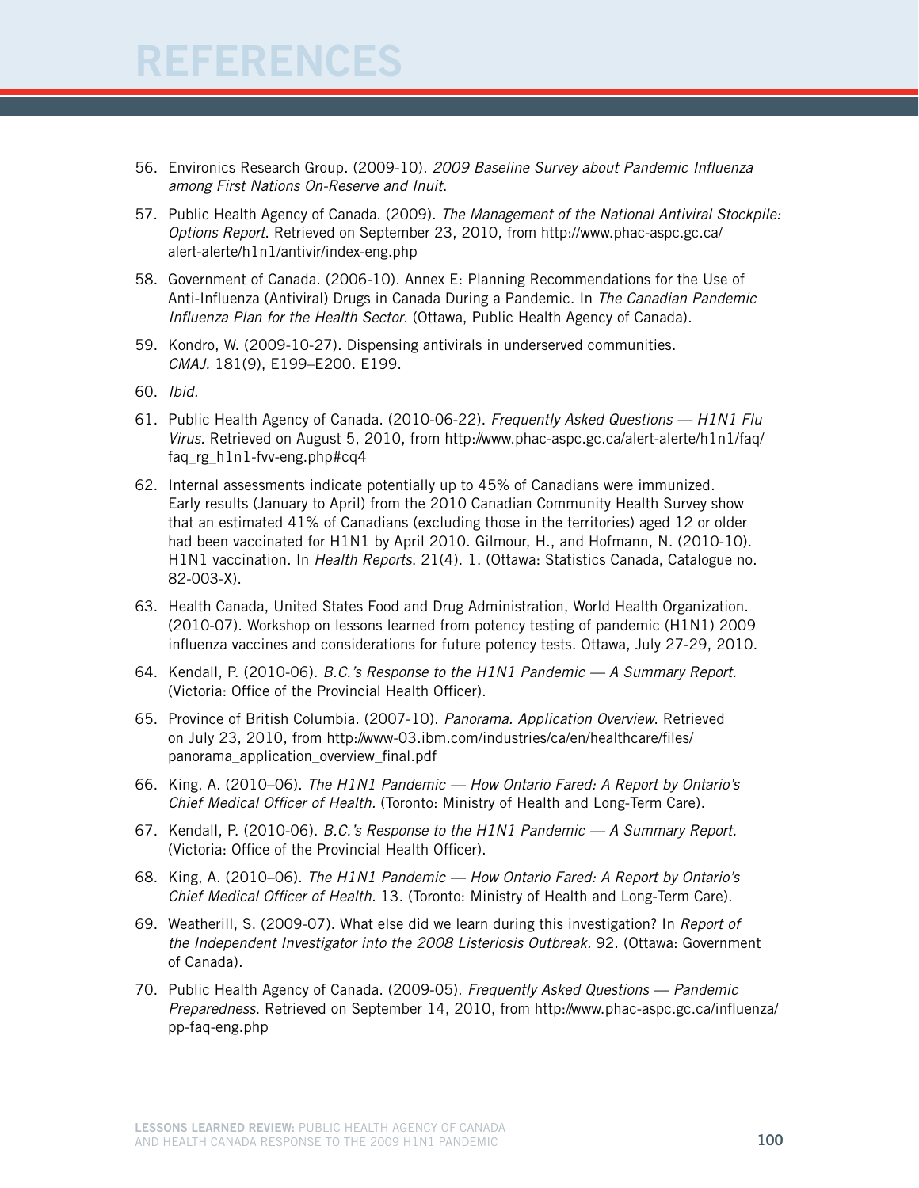# REFERENCES

56. Environics Research Group. (2009-10). *2009 Baseline Survey about Pandemic Influenza among First Nations On-Reserve and Inuit*.

57. Public Health Agency of Canada. (2009). *The Management of the National Antiviral Stockpile: Options Report*. Retrieved on September 23, 2010, from http://www.phac-aspc.gc.ca/alert-alerte/h1n1/antivir/index-eng.php

58. Government of Canada. (2006-10). Annex E: Planning Recommendations for the Use of Anti-Influenza (Antiviral) Drugs in Canada During a Pandemic. In *The Canadian Pandemic Influenza Plan for the Health Sector*. (Ottawa, Public Health Agency of Canada).

59. Kondro, W. (2009-10-27). Dispensing antivirals in underserved communities. *CMAJ*. 181(9), E199–E200. E199.

60. *Ibid.*

61. Public Health Agency of Canada. (2010-06-22). *Frequently Asked Questions — H1N1 Flu Virus*. Retrieved on August 5, 2010, from http://www.phac-aspc.gc.ca/alert-alerte/h1n1/faq/faq_rg_h1n1-fvv-eng.php#cq4

62. Internal assessments indicate potentially up to 45% of Canadians were immunized. Early results (January to April) from the 2010 Canadian Community Health Survey show that an estimated 41% of Canadians (excluding those in the territories) aged 12 or older had been vaccinated for H1N1 by April 2010. Gilmour, H., and Hofmann, N. (2010-10). H1N1 vaccination. In *Health Reports*. 21(4). 1. (Ottawa: Statistics Canada, Catalogue no. 82-003-X).

63. Health Canada, United States Food and Drug Administration, World Health Organization. (2010-07). Workshop on lessons learned from potency testing of pandemic (H1N1) 2009 influenza vaccines and considerations for future potency tests. Ottawa, July 27-29, 2010.

64. Kendall, P. (2010-06). *B.C.'s Response to the H1N1 Pandemic — A Summary Report.* (Victoria: Office of the Provincial Health Officer).

65. Province of British Columbia. (2007-10). *Panorama. Application Overview*. Retrieved on July 23, 2010, from http://www-03.ibm.com/industries/ca/en/healthcare/files/panorama_application_overview_final.pdf

66. King, A. (2010–06). *The H1N1 Pandemic — How Ontario Fared: A Report by Ontario's Chief Medical Officer of Health.* (Toronto: Ministry of Health and Long-Term Care).

67. Kendall, P. (2010-06). *B.C.'s Response to the H1N1 Pandemic — A Summary Report.* (Victoria: Office of the Provincial Health Officer).

68. King, A. (2010–06). *The H1N1 Pandemic — How Ontario Fared: A Report by Ontario's Chief Medical Officer of Health.* 13. (Toronto: Ministry of Health and Long-Term Care).

69. Weatherill, S. (2009-07). What else did we learn during this investigation? In *Report of the Independent Investigator into the 2008 Listeriosis Outbreak*. 92. (Ottawa: Government of Canada).

70. Public Health Agency of Canada. (2009-05). *Frequently Asked Questions — Pandemic Preparedness*. Retrieved on September 14, 2010, from http://www.phac-aspc.gc.ca/influenza/pp-faq-eng.php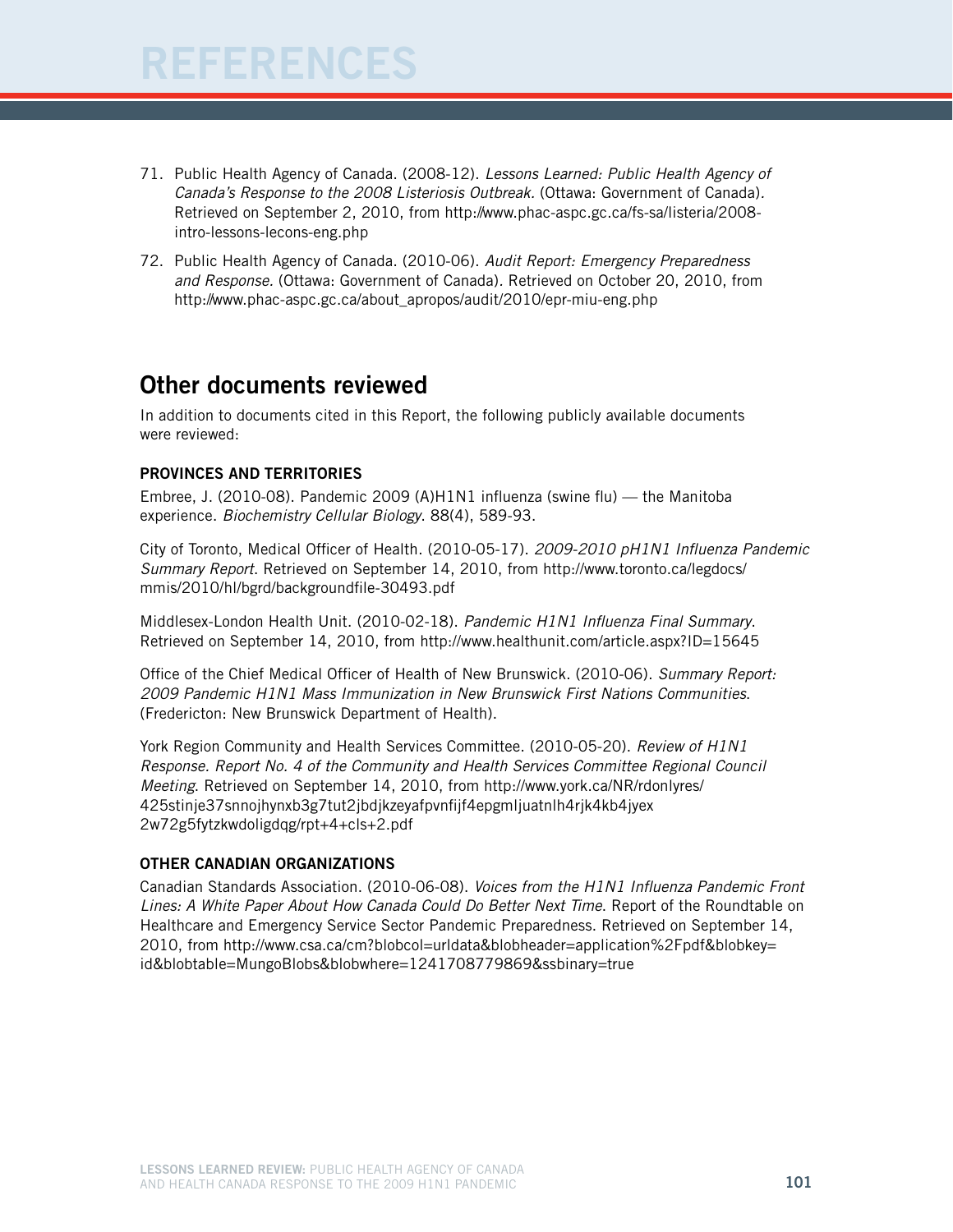# REFERENCES

71. Public Health Agency of Canada. (2008-12). *Lessons Learned: Public Health Agency of Canada's Response to the 2008 Listeriosis Outbreak.* (Ottawa: Government of Canada). Retrieved on September 2, 2010, from http://www.phac-aspc.gc.ca/fs-sa/listeria/2008-intro-lessons-lecons-eng.php

72. Public Health Agency of Canada. (2010-06). *Audit Report: Emergency Preparedness and Response.* (Ottawa: Government of Canada). Retrieved on October 20, 2010, from http://www.phac-aspc.gc.ca/about_apropos/audit/2010/epr-miu-eng.php

## Other documents reviewed

In addition to documents cited in this Report, the following publicly available documents were reviewed:

### PROVINCES AND TERRITORIES

Embree, J. (2010-08). Pandemic 2009 (A)H1N1 influenza (swine flu) — the Manitoba experience. *Biochemistry Cellular Biology*. 88(4), 589-93.

City of Toronto, Medical Officer of Health. (2010-05-17). *2009-2010 pH1N1 Influenza Pandemic Summary Report.* Retrieved on September 14, 2010, from http://www.toronto.ca/legdocs/mmis/2010/hl/bgrd/backgroundfile-30493.pdf

Middlesex-London Health Unit. (2010-02-18). *Pandemic H1N1 Influenza Final Summary*. Retrieved on September 14, 2010, from http://www.healthunit.com/article.aspx?ID=15645

Office of the Chief Medical Officer of Health of New Brunswick. (2010-06). *Summary Report: 2009 Pandemic H1N1 Mass Immunization in New Brunswick First Nations Communities*. (Fredericton: New Brunswick Department of Health).

York Region Community and Health Services Committee. (2010-05-20). *Review of H1N1 Response. Report No. 4 of the Community and Health Services Committee Regional Council Meeting*. Retrieved on September 14, 2010, from http://www.york.ca/NR/rdonlyres/425stinje37snnojhynxb3g7tut2jbdjkzeyafpvnfijf4epgmljuatnlh4rjk4kb4jyex2w72g5fytzkwdoligdqg/rpt+4+cls+2.pdf

### OTHER CANADIAN ORGANIZATIONS

Canadian Standards Association. (2010-06-08). *Voices from the H1N1 Influenza Pandemic Front Lines: A White Paper About How Canada Could Do Better Next Time*. Report of the Roundtable on Healthcare and Emergency Service Sector Pandemic Preparedness. Retrieved on September 14, 2010, from http://www.csa.ca/cm?blobcol=urldata&blobheader=application%2Fpdf&blobkey=id&blobtable=MungoBlobs&blobwhere=1241708779869&ssbinary=true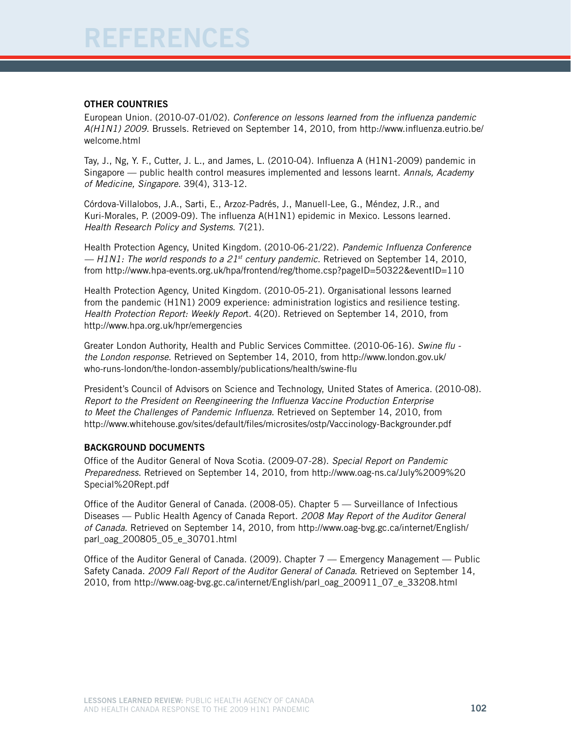# REFERENCES

### OTHER COUNTRIES

European Union. (2010-07-01/02). *Conference on lessons learned from the influenza pandemic A(H1N1) 2009*. Brussels. Retrieved on September 14, 2010, from http://www.influenza.eutrio.be/welcome.html

Tay, J., Ng, Y. F., Cutter, J. L., and James, L. (2010-04). Influenza A (H1N1-2009) pandemic in Singapore — public health control measures implemented and lessons learnt. *Annals, Academy of Medicine, Singapore*. 39(4), 313-12.

Córdova-Villalobos, J.A., Sarti, E., Arzoz-Padrés, J., Manuell-Lee, G., Méndez, J.R., and Kuri-Morales, P. (2009-09). The influenza A(H1N1) epidemic in Mexico. Lessons learned. *Health Research Policy and Systems*. 7(21).

Health Protection Agency, United Kingdom. (2010-06-21/22). *Pandemic Influenza Conference — H1N1: The world responds to a 21st century pandemic*. Retrieved on September 14, 2010, from http://www.hpa-events.org.uk/hpa/frontend/reg/thome.csp?pageID=50322&eventID=110

Health Protection Agency, United Kingdom. (2010-05-21). Organisational lessons learned from the pandemic (H1N1) 2009 experience: administration logistics and resilience testing. *Health Protection Report: Weekly Report*. 4(20). Retrieved on September 14, 2010, from http://www.hpa.org.uk/hpr/emergencies

Greater London Authority, Health and Public Services Committee. (2010-06-16). *Swine flu - the London response*. Retrieved on September 14, 2010, from http://www.london.gov.uk/who-runs-london/the-london-assembly/publications/health/swine-flu

President's Council of Advisors on Science and Technology, United States of America. (2010-08). *Report to the President on Reengineering the Influenza Vaccine Production Enterprise to Meet the Challenges of Pandemic Influenza*. Retrieved on September 14, 2010, from http://www.whitehouse.gov/sites/default/files/microsites/ostp/Vaccinology-Backgrounder.pdf

### BACKGROUND DOCUMENTS

Office of the Auditor General of Nova Scotia. (2009-07-28). *Special Report on Pandemic Preparedness*. Retrieved on September 14, 2010, from http://www.oag-ns.ca/July%2009%20Special%20Rept.pdf

Office of the Auditor General of Canada. (2008-05). Chapter 5 — Surveillance of Infectious Diseases — Public Health Agency of Canada Report. *2008 May Report of the Auditor General of Canada*. Retrieved on September 14, 2010, from http://www.oag-bvg.gc.ca/internet/English/parl_oag_200805_05_e_30701.html

Office of the Auditor General of Canada. (2009). Chapter 7 — Emergency Management — Public Safety Canada. *2009 Fall Report of the Auditor General of Canada*. Retrieved on September 14, 2010, from http://www.oag-bvg.gc.ca/internet/English/parl_oag_200911_07_e_33208.html